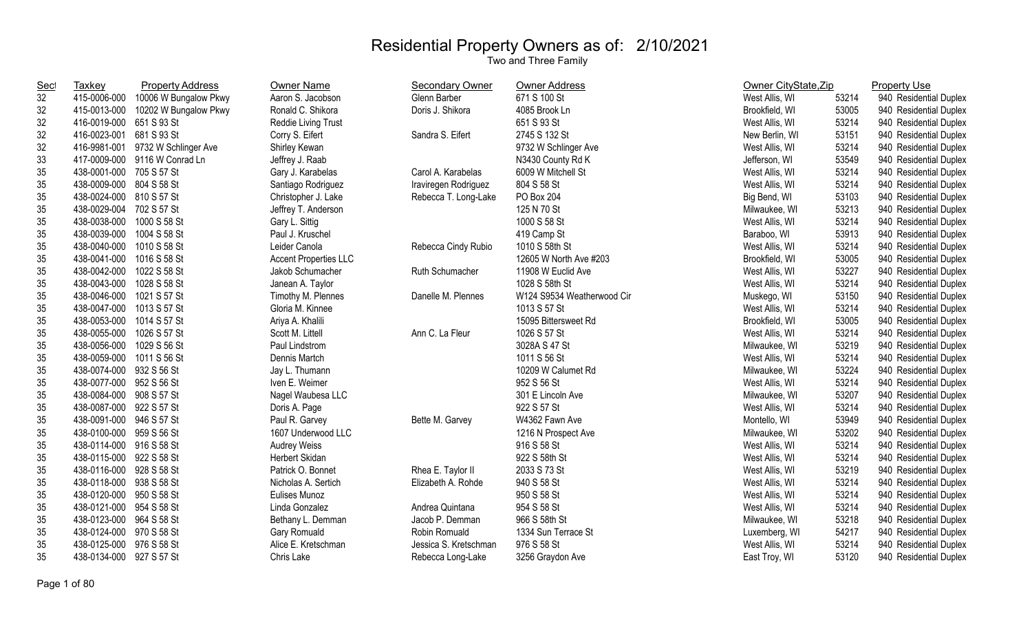# Residential Property Owners as of: 2/10/2021

Two and Three Family

| Sect | Taxkey | Property Address | Owner Name | Secondary Owner | Owner Address | Owner CityState,Zip | | Property Use |
|---|---|---|---|---|---|---|---|---|
| 32 | 415-0006-000 | 10006 W Bungalow Pkwy | Aaron S. Jacobson | Glenn Barber | 671 S 100 St | West Allis, WI | 53214 | 940 Residential Duplex |
| 32 | 415-0013-000 | 10202 W Bungalow Pkwy | Ronald C. Shikora | Doris J. Shikora | 4085 Brook Ln | Brookfield, WI | 53005 | 940 Residential Duplex |
| 32 | 416-0019-000 | 651 S 93 St | Reddie Living Trust | | 651 S 93 St | West Allis, WI | 53214 | 940 Residential Duplex |
| 32 | 416-0023-001 | 681 S 93 St | Corry S. Eifert | Sandra S. Eifert | 2745 S 132 St | New Berlin, WI | 53151 | 940 Residential Duplex |
| 32 | 416-9981-001 | 9732 W Schlinger Ave | Shirley Kewan | | 9732 W Schlinger Ave | West Allis, WI | 53214 | 940 Residential Duplex |
| 33 | 417-0009-000 | 9116 W Conrad Ln | Jeffrey J. Raab | | N3430 County Rd K | Jefferson, WI | 53549 | 940 Residential Duplex |
| 35 | 438-0001-000 | 705 S 57 St | Gary J. Karabelas | Carol A. Karabelas | 6009 W Mitchell St | West Allis, WI | 53214 | 940 Residential Duplex |
| 35 | 438-0009-000 | 804 S 58 St | Santiago Rodriguez | Iraviregen Rodriguez | 804 S 58 St | West Allis, WI | 53214 | 940 Residential Duplex |
| 35 | 438-0024-000 | 810 S 57 St | Christopher J. Lake | Rebecca T. Long-Lake | PO Box 204 | Big Bend, WI | 53103 | 940 Residential Duplex |
| 35 | 438-0029-004 | 702 S 57 St | Jeffrey T. Anderson | | 125 N 70 St | Milwaukee, WI | 53213 | 940 Residential Duplex |
| 35 | 438-0038-000 | 1000 S 58 St | Gary L. Sittig | | 1000 S 58 St | West Allis, WI | 53214 | 940 Residential Duplex |
| 35 | 438-0039-000 | 1004 S 58 St | Paul J. Kruschel | | 419 Camp St | Baraboo, WI | 53913 | 940 Residential Duplex |
| 35 | 438-0040-000 | 1010 S 58 St | Leider Canola | Rebecca Cindy Rubio | 1010 S 58th St | West Allis, WI | 53214 | 940 Residential Duplex |
| 35 | 438-0041-000 | 1016 S 58 St | Accent Properties LLC | | 12605 W North Ave #203 | Brookfield, WI | 53005 | 940 Residential Duplex |
| 35 | 438-0042-000 | 1022 S 58 St | Jakob Schumacher | Ruth Schumacher | 11908 W Euclid Ave | West Allis, WI | 53227 | 940 Residential Duplex |
| 35 | 438-0043-000 | 1028 S 58 St | Janean A. Taylor | | 1028 S 58th St | West Allis, WI | 53214 | 940 Residential Duplex |
| 35 | 438-0046-000 | 1021 S 57 St | Timothy M. Plennes | Danelle M. Plennes | W124 S9534 Weatherwood Cir | Muskego, WI | 53150 | 940 Residential Duplex |
| 35 | 438-0047-000 | 1013 S 57 St | Gloria M. Kinnee | | 1013 S 57 St | West Allis, WI | 53214 | 940 Residential Duplex |
| 35 | 438-0053-000 | 1014 S 57 St | Ariya A. Khalili | | 15095 Bittersweet Rd | Brookfield, WI | 53005 | 940 Residential Duplex |
| 35 | 438-0055-000 | 1026 S 57 St | Scott M. Littell | Ann C. La Fleur | 1026 S 57 St | West Allis, WI | 53214 | 940 Residential Duplex |
| 35 | 438-0056-000 | 1029 S 56 St | Paul Lindstrom | | 3028A S 47 St | Milwaukee, WI | 53219 | 940 Residential Duplex |
| 35 | 438-0059-000 | 1011 S 56 St | Dennis Martch | | 1011 S 56 St | West Allis, WI | 53214 | 940 Residential Duplex |
| 35 | 438-0074-000 | 932 S 56 St | Jay L. Thumann | | 10209 W Calumet Rd | Milwaukee, WI | 53224 | 940 Residential Duplex |
| 35 | 438-0077-000 | 952 S 56 St | Iven E. Weimer | | 952 S 56 St | West Allis, WI | 53214 | 940 Residential Duplex |
| 35 | 438-0084-000 | 908 S 57 St | Nagel Waubesa LLC | | 301 E Lincoln Ave | Milwaukee, WI | 53207 | 940 Residential Duplex |
| 35 | 438-0087-000 | 922 S 57 St | Doris A. Page | | 922 S 57 St | West Allis, WI | 53214 | 940 Residential Duplex |
| 35 | 438-0091-000 | 946 S 57 St | Paul R. Garvey | Bette M. Garvey | W4362 Fawn Ave | Montello, WI | 53949 | 940 Residential Duplex |
| 35 | 438-0100-000 | 959 S 56 St | 1607 Underwood LLC | | 1216 N Prospect Ave | Milwaukee, WI | 53202 | 940 Residential Duplex |
| 35 | 438-0114-000 | 916 S 58 St | Audrey Weiss | | 916 S 58 St | West Allis, WI | 53214 | 940 Residential Duplex |
| 35 | 438-0115-000 | 922 S 58 St | Herbert Skidan | | 922 S 58th St | West Allis, WI | 53214 | 940 Residential Duplex |
| 35 | 438-0116-000 | 928 S 58 St | Patrick O. Bonnet | Rhea E. Taylor II | 2033 S 73 St | West Allis, WI | 53219 | 940 Residential Duplex |
| 35 | 438-0118-000 | 938 S 58 St | Nicholas A. Sertich | Elizabeth A. Rohde | 940 S 58 St | West Allis, WI | 53214 | 940 Residential Duplex |
| 35 | 438-0120-000 | 950 S 58 St | Eulises Munoz | | 950 S 58 St | West Allis, WI | 53214 | 940 Residential Duplex |
| 35 | 438-0121-000 | 954 S 58 St | Linda Gonzalez | Andrea Quintana | 954 S 58 St | West Allis, WI | 53214 | 940 Residential Duplex |
| 35 | 438-0123-000 | 964 S 58 St | Bethany L. Demman | Jacob P. Demman | 966 S 58th St | Milwaukee, WI | 53218 | 940 Residential Duplex |
| 35 | 438-0124-000 | 970 S 58 St | Gary Romuald | Robin Romuald | 1334 Sun Terrace St | Luxemberg, WI | 54217 | 940 Residential Duplex |
| 35 | 438-0125-000 | 976 S 58 St | Alice E. Kretschman | Jessica S. Kretschman | 976 S 58 St | West Allis, WI | 53214 | 940 Residential Duplex |
| 35 | 438-0134-000 | 927 S 57 St | Chris Lake | Rebecca Long-Lake | 3256 Graydon Ave | East Troy, WI | 53120 | 940 Residential Duplex |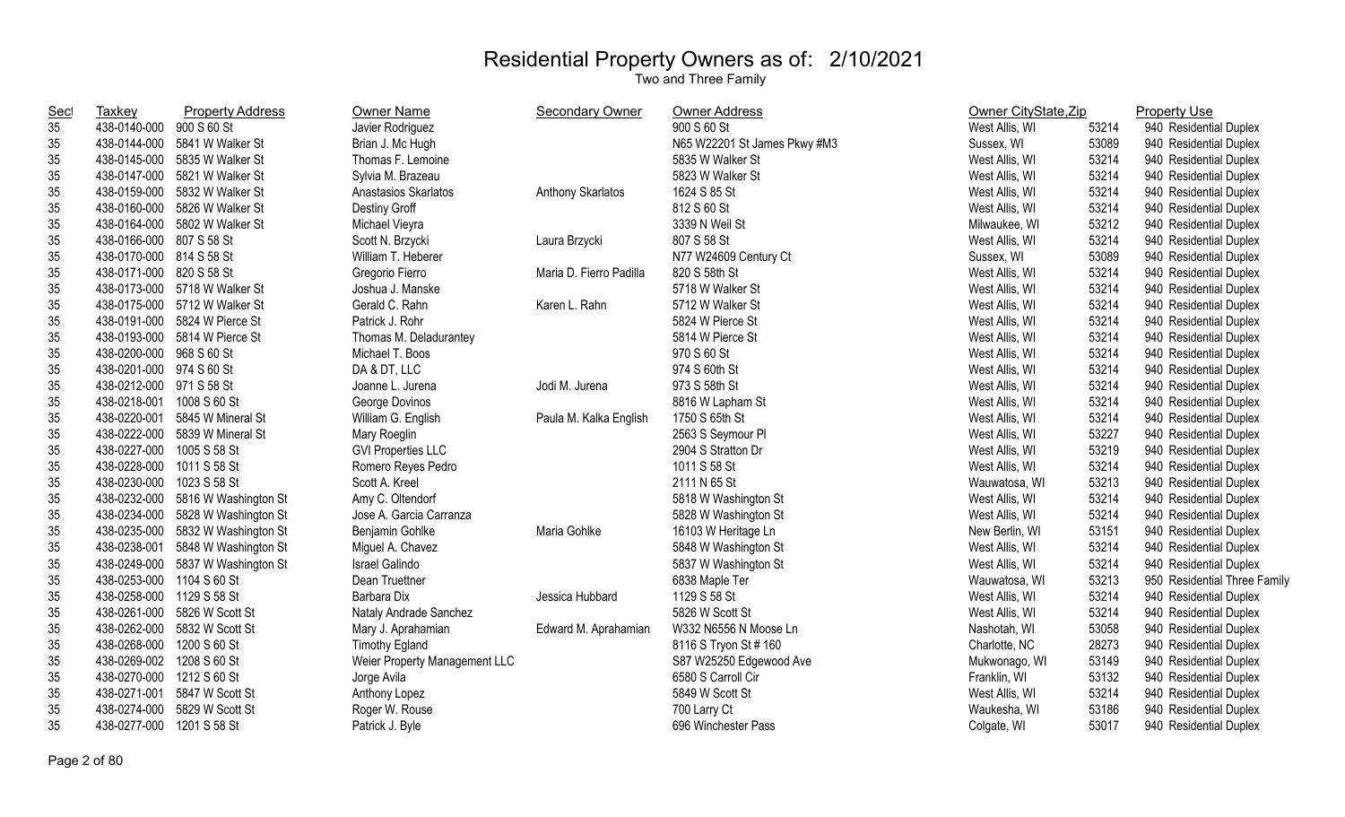# Residential Property Owners as of: 2/10/2021

Two and Three Family

| Sect | Taxkey | Property Address | Owner Name | Secondary Owner | Owner Address | Owner CityState,Zip | | Property Use |
|---|---|---|---|---|---|---|---|---|
| 35 | 438-0140-000 | 900 S 60 St | Javier Rodriguez | | 900 S 60 St | West Allis, WI | 53214 | 940 Residential Duplex |
| 35 | 438-0144-000 | 5841 W Walker St | Brian J. Mc Hugh | | N65 W22201 St James Pkwy #M3 | Sussex, WI | 53089 | 940 Residential Duplex |
| 35 | 438-0145-000 | 5835 W Walker St | Thomas F. Lemoine | | 5835 W Walker St | West Allis, WI | 53214 | 940 Residential Duplex |
| 35 | 438-0147-000 | 5821 W Walker St | Sylvia M. Brazeau | | 5823 W Walker St | West Allis, WI | 53214 | 940 Residential Duplex |
| 35 | 438-0159-000 | 5832 W Walker St | Anastasios Skarlatos | Anthony Skarlatos | 1624 S 85 St | West Allis, WI | 53214 | 940 Residential Duplex |
| 35 | 438-0160-000 | 5826 W Walker St | Destiny Groff | | 812 S 60 St | West Allis, WI | 53214 | 940 Residential Duplex |
| 35 | 438-0164-000 | 5802 W Walker St | Michael Vieyra | | 3339 N Weil St | Milwaukee, WI | 53212 | 940 Residential Duplex |
| 35 | 438-0166-000 | 807 S 58 St | Scott N. Brzycki | Laura Brzycki | 807 S 58 St | West Allis, WI | 53214 | 940 Residential Duplex |
| 35 | 438-0170-000 | 814 S 58 St | William T. Heberer | | N77 W24609 Century Ct | Sussex, WI | 53089 | 940 Residential Duplex |
| 35 | 438-0171-000 | 820 S 58 St | Gregorio Fierro | Maria D. Fierro Padilla | 820 S 58th St | West Allis, WI | 53214 | 940 Residential Duplex |
| 35 | 438-0173-000 | 5718 W Walker St | Joshua J. Manske | | 5718 W Walker St | West Allis, WI | 53214 | 940 Residential Duplex |
| 35 | 438-0175-000 | 5712 W Walker St | Gerald C. Rahn | Karen L. Rahn | 5712 W Walker St | West Allis, WI | 53214 | 940 Residential Duplex |
| 35 | 438-0191-000 | 5824 W Pierce St | Patrick J. Rohr | | 5824 W Pierce St | West Allis, WI | 53214 | 940 Residential Duplex |
| 35 | 438-0193-000 | 5814 W Pierce St | Thomas M. Deladurantey | | 5814 W Pierce St | West Allis, WI | 53214 | 940 Residential Duplex |
| 35 | 438-0200-000 | 968 S 60 St | Michael T. Boos | | 970 S 60 St | West Allis, WI | 53214 | 940 Residential Duplex |
| 35 | 438-0201-000 | 974 S 60 St | DA & DT, LLC | | 974 S 60th St | West Allis, WI | 53214 | 940 Residential Duplex |
| 35 | 438-0212-000 | 971 S 58 St | Joanne L. Jurena | Jodi M. Jurena | 973 S 58th St | West Allis, WI | 53214 | 940 Residential Duplex |
| 35 | 438-0218-001 | 1008 S 60 St | George Dovinos | | 8816 W Lapham St | West Allis, WI | 53214 | 940 Residential Duplex |
| 35 | 438-0220-001 | 5845 W Mineral St | William G. English | Paula M. Kalka English | 1750 S 65th St | West Allis, WI | 53214 | 940 Residential Duplex |
| 35 | 438-0222-000 | 5839 W Mineral St | Mary Roeglin | | 2563 S Seymour Pl | West Allis, WI | 53227 | 940 Residential Duplex |
| 35 | 438-0227-000 | 1005 S 58 St | GVI Properties LLC | | 2904 S Stratton Dr | West Allis, WI | 53219 | 940 Residential Duplex |
| 35 | 438-0228-000 | 1011 S 58 St | Romero Reyes Pedro | | 1011 S 58 St | West Allis, WI | 53214 | 940 Residential Duplex |
| 35 | 438-0230-000 | 1023 S 58 St | Scott A. Kreel | | 2111 N 65 St | Wauwatosa, WI | 53213 | 940 Residential Duplex |
| 35 | 438-0232-000 | 5816 W Washington St | Amy C. Oltendorf | | 5818 W Washington St | West Allis, WI | 53214 | 940 Residential Duplex |
| 35 | 438-0234-000 | 5828 W Washington St | Jose A. Garcia Carranza | | 5828 W Washington St | West Allis, WI | 53214 | 940 Residential Duplex |
| 35 | 438-0235-000 | 5832 W Washington St | Benjamin Gohlke | Maria Gohlke | 16103 W Heritage Ln | New Berlin, WI | 53151 | 940 Residential Duplex |
| 35 | 438-0238-001 | 5848 W Washington St | Miguel A. Chavez | | 5848 W Washington St | West Allis, WI | 53214 | 940 Residential Duplex |
| 35 | 438-0249-000 | 5837 W Washington St | Israel Galindo | | 5837 W Washington St | West Allis, WI | 53214 | 940 Residential Duplex |
| 35 | 438-0253-000 | 1104 S 60 St | Dean Truettner | | 6838 Maple Ter | Wauwatosa, WI | 53213 | 950 Residential Three Family |
| 35 | 438-0258-000 | 1129 S 58 St | Barbara Dix | Jessica Hubbard | 1129 S 58 St | West Allis, WI | 53214 | 940 Residential Duplex |
| 35 | 438-0261-000 | 5826 W Scott St | Nataly Andrade Sanchez | | 5826 W Scott St | West Allis, WI | 53214 | 940 Residential Duplex |
| 35 | 438-0262-000 | 5832 W Scott St | Mary J. Aprahamian | Edward M. Aprahamian | W332 N6556 N Moose Ln | Nashotah, WI | 53058 | 940 Residential Duplex |
| 35 | 438-0268-000 | 1200 S 60 St | Timothy Egland | | 8116 S Tryon St # 160 | Charlotte, NC | 28273 | 940 Residential Duplex |
| 35 | 438-0269-002 | 1208 S 60 St | Weier Property Management LLC | | S87 W25250 Edgewood Ave | Mukwonago, WI | 53149 | 940 Residential Duplex |
| 35 | 438-0270-000 | 1212 S 60 St | Jorge Avila | | 6580 S Carroll Cir | Franklin, WI | 53132 | 940 Residential Duplex |
| 35 | 438-0271-001 | 5847 W Scott St | Anthony Lopez | | 5849 W Scott St | West Allis, WI | 53214 | 940 Residential Duplex |
| 35 | 438-0274-000 | 5829 W Scott St | Roger W. Rouse | | 700 Larry Ct | Waukesha, WI | 53186 | 940 Residential Duplex |
| 35 | 438-0277-000 | 1201 S 58 St | Patrick J. Byle | | 696 Winchester Pass | Colgate, WI | 53017 | 940 Residential Duplex |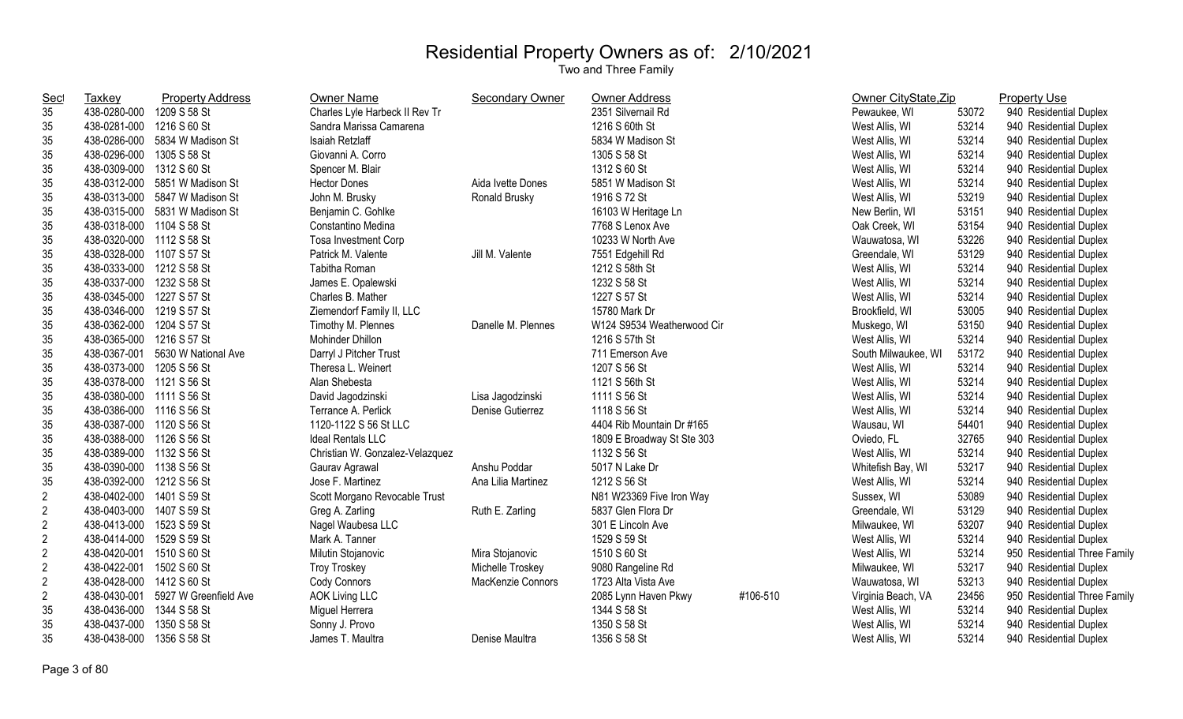# Residential Property Owners as of: 2/10/2021

Two and Three Family

| Sect | Taxkey | Property Address | Owner Name | Secondary Owner | Owner Address | | Owner CityState,Zip | | Property Use |
|---|---|---|---|---|---|---|---|---|---|
| 35 | 438-0280-000 | 1209 S 58 St | Charles Lyle Harbeck II Rev Tr | | 2351 Silvernail Rd | | Pewaukee, WI | 53072 | 940 Residential Duplex |
| 35 | 438-0281-000 | 1216 S 60 St | Sandra Marissa Camarena | | 1216 S 60th St | | West Allis, WI | 53214 | 940 Residential Duplex |
| 35 | 438-0286-000 | 5834 W Madison St | Isaiah Retzlaff | | 5834 W Madison St | | West Allis, WI | 53214 | 940 Residential Duplex |
| 35 | 438-0296-000 | 1305 S 58 St | Giovanni A. Corro | | 1305 S 58 St | | West Allis, WI | 53214 | 940 Residential Duplex |
| 35 | 438-0309-000 | 1312 S 60 St | Spencer M. Blair | | 1312 S 60 St | | West Allis, WI | 53214 | 940 Residential Duplex |
| 35 | 438-0312-000 | 5851 W Madison St | Hector Dones | Aida Ivette Dones | 5851 W Madison St | | West Allis, WI | 53214 | 940 Residential Duplex |
| 35 | 438-0313-000 | 5847 W Madison St | John M. Brusky | Ronald Brusky | 1916 S 72 St | | West Allis, WI | 53219 | 940 Residential Duplex |
| 35 | 438-0315-000 | 5831 W Madison St | Benjamin C. Gohlke | | 16103 W Heritage Ln | | New Berlin, WI | 53151 | 940 Residential Duplex |
| 35 | 438-0318-000 | 1104 S 58 St | Constantino Medina | | 7768 S Lenox Ave | | Oak Creek, WI | 53154 | 940 Residential Duplex |
| 35 | 438-0320-000 | 1112 S 58 St | Tosa Investment Corp | | 10233 W North Ave | | Wauwatosa, WI | 53226 | 940 Residential Duplex |
| 35 | 438-0328-000 | 1107 S 57 St | Patrick M. Valente | Jill M. Valente | 7551 Edgehill Rd | | Greendale, WI | 53129 | 940 Residential Duplex |
| 35 | 438-0333-000 | 1212 S 58 St | Tabitha Roman | | 1212 S 58th St | | West Allis, WI | 53214 | 940 Residential Duplex |
| 35 | 438-0337-000 | 1232 S 58 St | James E. Opalewski | | 1232 S 58 St | | West Allis, WI | 53214 | 940 Residential Duplex |
| 35 | 438-0345-000 | 1227 S 57 St | Charles B. Mather | | 1227 S 57 St | | West Allis, WI | 53214 | 940 Residential Duplex |
| 35 | 438-0346-000 | 1219 S 57 St | Ziemendorf Family II, LLC | | 15780 Mark Dr | | Brookfield, WI | 53005 | 940 Residential Duplex |
| 35 | 438-0362-000 | 1204 S 57 St | Timothy M. Plennes | Danelle M. Plennes | W124 S9534 Weatherwood Cir | | Muskego, WI | 53150 | 940 Residential Duplex |
| 35 | 438-0365-000 | 1216 S 57 St | Mohinder Dhillon | | 1216 S 57th St | | West Allis, WI | 53214 | 940 Residential Duplex |
| 35 | 438-0367-001 | 5630 W National Ave | Darryl J Pitcher Trust | | 711 Emerson Ave | | South Milwaukee, WI | 53172 | 940 Residential Duplex |
| 35 | 438-0373-000 | 1205 S 56 St | Theresa L. Weinert | | 1207 S 56 St | | West Allis, WI | 53214 | 940 Residential Duplex |
| 35 | 438-0378-000 | 1121 S 56 St | Alan Shebesta | | 1121 S 56th St | | West Allis, WI | 53214 | 940 Residential Duplex |
| 35 | 438-0380-000 | 1111 S 56 St | David Jagodzinski | Lisa Jagodzinski | 1111 S 56 St | | West Allis, WI | 53214 | 940 Residential Duplex |
| 35 | 438-0386-000 | 1116 S 56 St | Terrance A. Perlick | Denise Gutierrez | 1118 S 56 St | | West Allis, WI | 53214 | 940 Residential Duplex |
| 35 | 438-0387-000 | 1120 S 56 St | 1120-1122 S 56 St LLC | | 4404 Rib Mountain Dr #165 | | Wausau, WI | 54401 | 940 Residential Duplex |
| 35 | 438-0388-000 | 1126 S 56 St | Ideal Rentals LLC | | 1809 E Broadway St Ste 303 | | Oviedo, FL | 32765 | 940 Residential Duplex |
| 35 | 438-0389-000 | 1132 S 56 St | Christian W. Gonzalez-Velazquez | | 1132 S 56 St | | West Allis, WI | 53214 | 940 Residential Duplex |
| 35 | 438-0390-000 | 1138 S 56 St | Gaurav Agrawal | Anshu Poddar | 5017 N Lake Dr | | Whitefish Bay, WI | 53217 | 940 Residential Duplex |
| 35 | 438-0392-000 | 1212 S 56 St | Jose F. Martinez | Ana Lilia Martinez | 1212 S 56 St | | West Allis, WI | 53214 | 940 Residential Duplex |
| 2 | 438-0402-000 | 1401 S 59 St | Scott Morgano Revocable Trust | | N81 W23369 Five Iron Way | | Sussex, WI | 53089 | 940 Residential Duplex |
| 2 | 438-0403-000 | 1407 S 59 St | Greg A. Zarling | Ruth E. Zarling | 5837 Glen Flora Dr | | Greendale, WI | 53129 | 940 Residential Duplex |
| 2 | 438-0413-000 | 1523 S 59 St | Nagel Waubesa LLC | | 301 E Lincoln Ave | | Milwaukee, WI | 53207 | 940 Residential Duplex |
| 2 | 438-0414-000 | 1529 S 59 St | Mark A. Tanner | | 1529 S 59 St | | West Allis, WI | 53214 | 940 Residential Duplex |
| 2 | 438-0420-001 | 1510 S 60 St | Milutin Stojanovic | Mira Stojanovic | 1510 S 60 St | | West Allis, WI | 53214 | 950 Residential Three Family |
| 2 | 438-0422-001 | 1502 S 60 St | Troy Troskey | Michelle Troskey | 9080 Rangeline Rd | | Milwaukee, WI | 53217 | 940 Residential Duplex |
| 2 | 438-0428-000 | 1412 S 60 St | Cody Connors | MacKenzie Connors | 1723 Alta Vista Ave | | Wauwatosa, WI | 53213 | 940 Residential Duplex |
| 2 | 438-0430-001 | 5927 W Greenfield Ave | AOK Living LLC | | 2085 Lynn Haven Pkwy | #106-510 | Virginia Beach, VA | 23456 | 950 Residential Three Family |
| 35 | 438-0436-000 | 1344 S 58 St | Miguel Herrera | | 1344 S 58 St | | West Allis, WI | 53214 | 940 Residential Duplex |
| 35 | 438-0437-000 | 1350 S 58 St | Sonny J. Provo | | 1350 S 58 St | | West Allis, WI | 53214 | 940 Residential Duplex |
| 35 | 438-0438-000 | 1356 S 58 St | James T. Maultra | Denise Maultra | 1356 S 58 St | | West Allis, WI | 53214 | 940 Residential Duplex |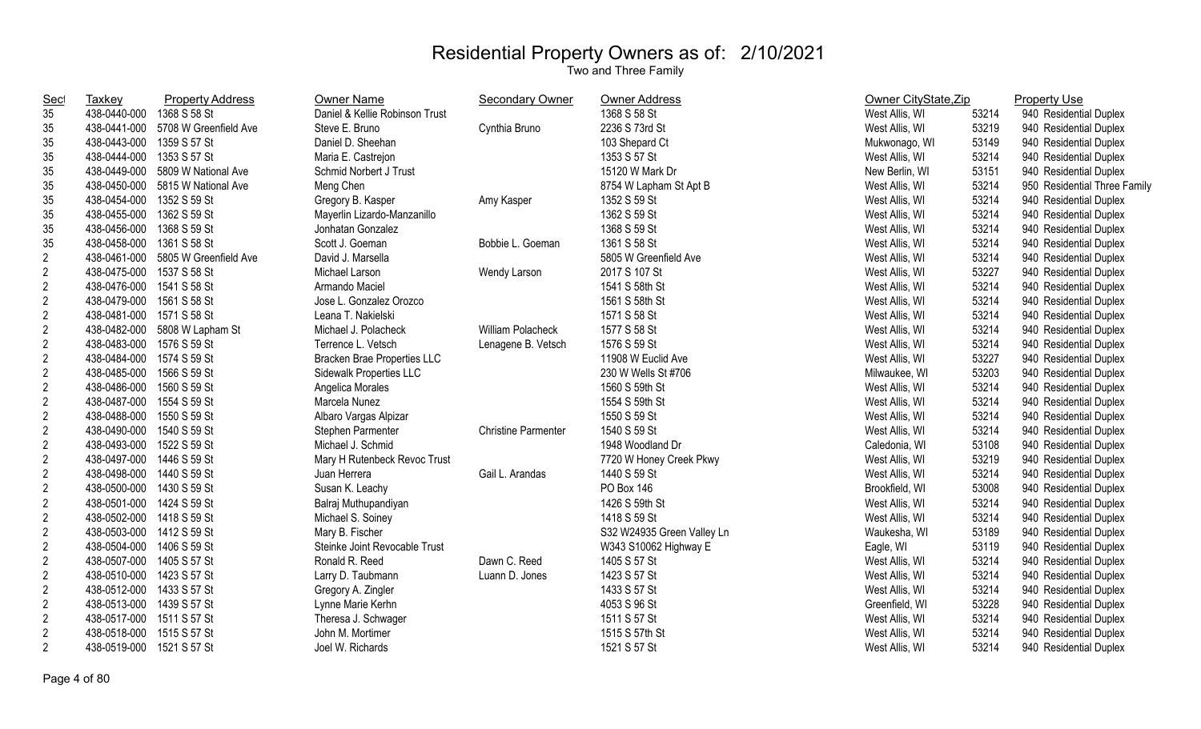# Residential Property Owners as of: 2/10/2021

Two and Three Family

| Sect | Taxkey | Property Address | Owner Name | Secondary Owner | Owner Address | Owner CityState,Zip | | Property Use |
|---|---|---|---|---|---|---|---|---|
| 35 | 438-0440-000 | 1368 S 58 St | Daniel & Kellie Robinson Trust | | 1368 S 58 St | West Allis, WI | 53214 | 940 Residential Duplex |
| 35 | 438-0441-000 | 5708 W Greenfield Ave | Steve E. Bruno | Cynthia Bruno | 2236 S 73rd St | West Allis, WI | 53219 | 940 Residential Duplex |
| 35 | 438-0443-000 | 1359 S 57 St | Daniel D. Sheehan | | 103 Shepard Ct | Mukwonago, WI | 53149 | 940 Residential Duplex |
| 35 | 438-0444-000 | 1353 S 57 St | Maria E. Castrejon | | 1353 S 57 St | West Allis, WI | 53214 | 940 Residential Duplex |
| 35 | 438-0449-000 | 5809 W National Ave | Schmid Norbert J Trust | | 15120 W Mark Dr | New Berlin, WI | 53151 | 940 Residential Duplex |
| 35 | 438-0450-000 | 5815 W National Ave | Meng Chen | | 8754 W Lapham St Apt B | West Allis, WI | 53214 | 950 Residential Three Family |
| 35 | 438-0454-000 | 1352 S 59 St | Gregory B. Kasper | Amy Kasper | 1352 S 59 St | West Allis, WI | 53214 | 940 Residential Duplex |
| 35 | 438-0455-000 | 1362 S 59 St | Mayerlin Lizardo-Manzanillo | | 1362 S 59 St | West Allis, WI | 53214 | 940 Residential Duplex |
| 35 | 438-0456-000 | 1368 S 59 St | Jonhatan Gonzalez | | 1368 S 59 St | West Allis, WI | 53214 | 940 Residential Duplex |
| 35 | 438-0458-000 | 1361 S 58 St | Scott J. Goeman | Bobbie L. Goeman | 1361 S 58 St | West Allis, WI | 53214 | 940 Residential Duplex |
| 2 | 438-0461-000 | 5805 W Greenfield Ave | David J. Marsella | | 5805 W Greenfield Ave | West Allis, WI | 53214 | 940 Residential Duplex |
| 2 | 438-0475-000 | 1537 S 58 St | Michael Larson | Wendy Larson | 2017 S 107 St | West Allis, WI | 53227 | 940 Residential Duplex |
| 2 | 438-0476-000 | 1541 S 58 St | Armando Maciel | | 1541 S 58th St | West Allis, WI | 53214 | 940 Residential Duplex |
| 2 | 438-0479-000 | 1561 S 58 St | Jose L. Gonzalez Orozco | | 1561 S 58th St | West Allis, WI | 53214 | 940 Residential Duplex |
| 2 | 438-0481-000 | 1571 S 58 St | Leana T. Nakielski | | 1571 S 58 St | West Allis, WI | 53214 | 940 Residential Duplex |
| 2 | 438-0482-000 | 5808 W Lapham St | Michael J. Polacheck | William Polacheck | 1577 S 58 St | West Allis, WI | 53214 | 940 Residential Duplex |
| 2 | 438-0483-000 | 1576 S 59 St | Terrence L. Vetsch | Lenagene B. Vetsch | 1576 S 59 St | West Allis, WI | 53214 | 940 Residential Duplex |
| 2 | 438-0484-000 | 1574 S 59 St | Bracken Brae Properties LLC | | 11908 W Euclid Ave | West Allis, WI | 53227 | 940 Residential Duplex |
| 2 | 438-0485-000 | 1566 S 59 St | Sidewalk Properties LLC | | 230 W Wells St #706 | Milwaukee, WI | 53203 | 940 Residential Duplex |
| 2 | 438-0486-000 | 1560 S 59 St | Angelica Morales | | 1560 S 59th St | West Allis, WI | 53214 | 940 Residential Duplex |
| 2 | 438-0487-000 | 1554 S 59 St | Marcela Nunez | | 1554 S 59th St | West Allis, WI | 53214 | 940 Residential Duplex |
| 2 | 438-0488-000 | 1550 S 59 St | Albaro Vargas Alpizar | | 1550 S 59 St | West Allis, WI | 53214 | 940 Residential Duplex |
| 2 | 438-0490-000 | 1540 S 59 St | Stephen Parmenter | Christine Parmenter | 1540 S 59 St | West Allis, WI | 53214 | 940 Residential Duplex |
| 2 | 438-0493-000 | 1522 S 59 St | Michael J. Schmid | | 1948 Woodland Dr | Caledonia, WI | 53108 | 940 Residential Duplex |
| 2 | 438-0497-000 | 1446 S 59 St | Mary H Rutenbeck Revoc Trust | | 7720 W Honey Creek Pkwy | West Allis, WI | 53219 | 940 Residential Duplex |
| 2 | 438-0498-000 | 1440 S 59 St | Juan Herrera | Gail L. Arandas | 1440 S 59 St | West Allis, WI | 53214 | 940 Residential Duplex |
| 2 | 438-0500-000 | 1430 S 59 St | Susan K. Leachy | | PO Box 146 | Brookfield, WI | 53008 | 940 Residential Duplex |
| 2 | 438-0501-000 | 1424 S 59 St | Balraj Muthupandiyan | | 1426 S 59th St | West Allis, WI | 53214 | 940 Residential Duplex |
| 2 | 438-0502-000 | 1418 S 59 St | Michael S. Soiney | | 1418 S 59 St | West Allis, WI | 53214 | 940 Residential Duplex |
| 2 | 438-0503-000 | 1412 S 59 St | Mary B. Fischer | | S32 W24935 Green Valley Ln | Waukesha, WI | 53189 | 940 Residential Duplex |
| 2 | 438-0504-000 | 1406 S 59 St | Steinke Joint Revocable Trust | | W343 S10062 Highway E | Eagle, WI | 53119 | 940 Residential Duplex |
| 2 | 438-0507-000 | 1405 S 57 St | Ronald R. Reed | Dawn C. Reed | 1405 S 57 St | West Allis, WI | 53214 | 940 Residential Duplex |
| 2 | 438-0510-000 | 1423 S 57 St | Larry D. Taubmann | Luann D. Jones | 1423 S 57 St | West Allis, WI | 53214 | 940 Residential Duplex |
| 2 | 438-0512-000 | 1433 S 57 St | Gregory A. Zingler | | 1433 S 57 St | West Allis, WI | 53214 | 940 Residential Duplex |
| 2 | 438-0513-000 | 1439 S 57 St | Lynne Marie Kerhn | | 4053 S 96 St | Greenfield, WI | 53228 | 940 Residential Duplex |
| 2 | 438-0517-000 | 1511 S 57 St | Theresa J. Schwager | | 1511 S 57 St | West Allis, WI | 53214 | 940 Residential Duplex |
| 2 | 438-0518-000 | 1515 S 57 St | John M. Mortimer | | 1515 S 57th St | West Allis, WI | 53214 | 940 Residential Duplex |
| 2 | 438-0519-000 | 1521 S 57 St | Joel W. Richards | | 1521 S 57 St | West Allis, WI | 53214 | 940 Residential Duplex |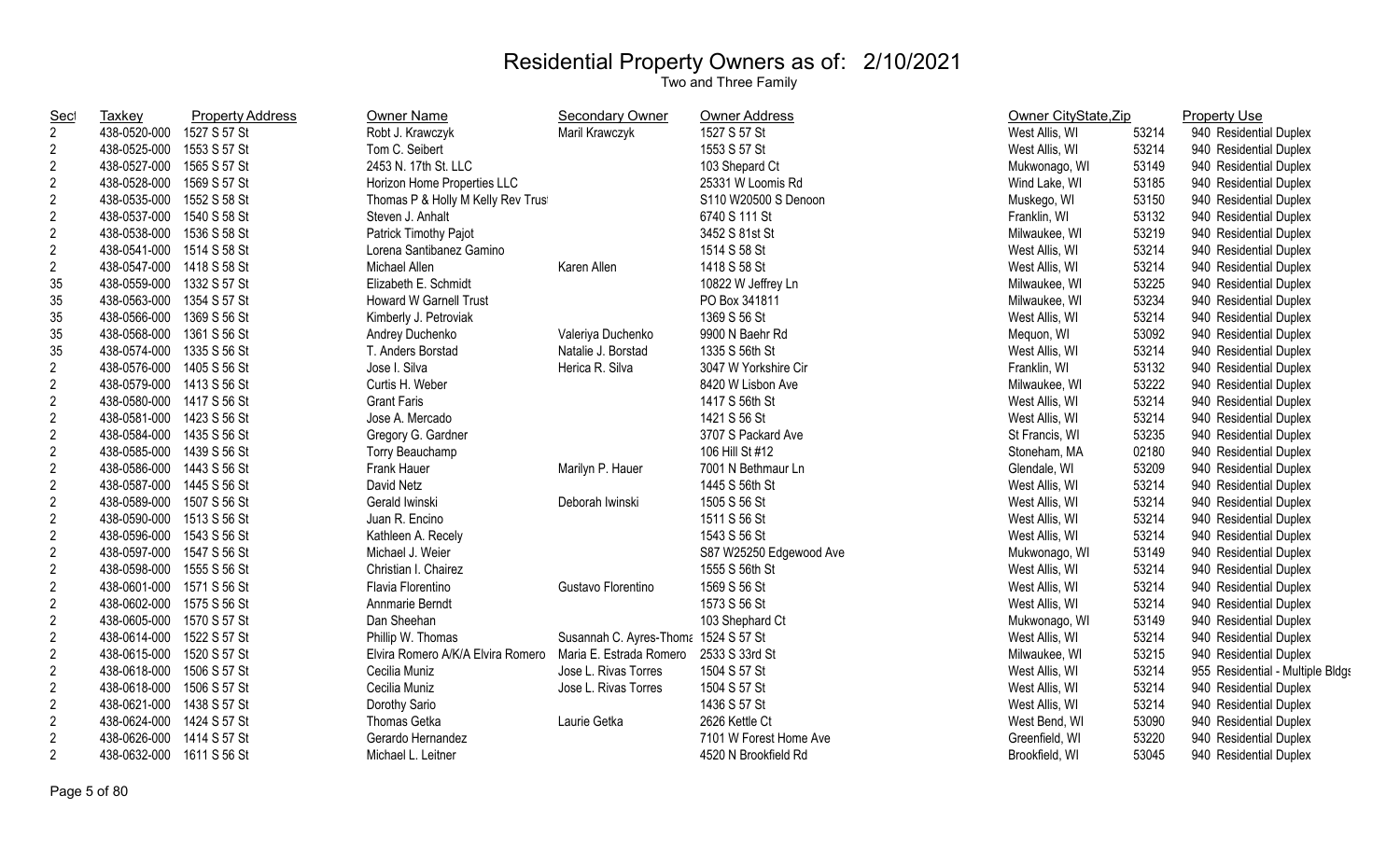# Residential Property Owners as of: 2/10/2021

Two and Three Family

| Sect | Taxkey | Property Address | Owner Name | Secondary Owner | Owner Address | Owner CityState,Zip | | Property Use |
|---|---|---|---|---|---|---|---|---|
| 2 | 438-0520-000 | 1527 S 57 St | Robt J. Krawczyk | Maril Krawczyk | 1527 S 57 St | West Allis, WI | 53214 | 940 Residential Duplex |
| 2 | 438-0525-000 | 1553 S 57 St | Tom C. Seibert | | 1553 S 57 St | West Allis, WI | 53214 | 940 Residential Duplex |
| 2 | 438-0527-000 | 1565 S 57 St | 2453 N. 17th St. LLC | | 103 Shepard Ct | Mukwonago, WI | 53149 | 940 Residential Duplex |
| 2 | 438-0528-000 | 1569 S 57 St | Horizon Home Properties LLC | | 25331 W Loomis Rd | Wind Lake, WI | 53185 | 940 Residential Duplex |
| 2 | 438-0535-000 | 1552 S 58 St | Thomas P & Holly M Kelly Rev Trust | | S110 W20500 S Denoon | Muskego, WI | 53150 | 940 Residential Duplex |
| 2 | 438-0537-000 | 1540 S 58 St | Steven J. Anhalt | | 6740 S 111 St | Franklin, WI | 53132 | 940 Residential Duplex |
| 2 | 438-0538-000 | 1536 S 58 St | Patrick Timothy Pajot | | 3452 S 81st St | Milwaukee, WI | 53219 | 940 Residential Duplex |
| 2 | 438-0541-000 | 1514 S 58 St | Lorena Santibanez Gamino | | 1514 S 58 St | West Allis, WI | 53214 | 940 Residential Duplex |
| 2 | 438-0547-000 | 1418 S 58 St | Michael Allen | Karen Allen | 1418 S 58 St | West Allis, WI | 53214 | 940 Residential Duplex |
| 35 | 438-0559-000 | 1332 S 57 St | Elizabeth E. Schmidt | | 10822 W Jeffrey Ln | Milwaukee, WI | 53225 | 940 Residential Duplex |
| 35 | 438-0563-000 | 1354 S 57 St | Howard W Garnell Trust | | PO Box 341811 | Milwaukee, WI | 53234 | 940 Residential Duplex |
| 35 | 438-0566-000 | 1369 S 56 St | Kimberly J. Petroviak | | 1369 S 56 St | West Allis, WI | 53214 | 940 Residential Duplex |
| 35 | 438-0568-000 | 1361 S 56 St | Andrey Duchenko | Valeriya Duchenko | 9900 N Baehr Rd | Mequon, WI | 53092 | 940 Residential Duplex |
| 35 | 438-0574-000 | 1335 S 56 St | T. Anders Borstad | Natalie J. Borstad | 1335 S 56th St | West Allis, WI | 53214 | 940 Residential Duplex |
| 2 | 438-0576-000 | 1405 S 56 St | Jose I. Silva | Herica R. Silva | 3047 W Yorkshire Cir | Franklin, WI | 53132 | 940 Residential Duplex |
| 2 | 438-0579-000 | 1413 S 56 St | Curtis H. Weber | | 8420 W Lisbon Ave | Milwaukee, WI | 53222 | 940 Residential Duplex |
| 2 | 438-0580-000 | 1417 S 56 St | Grant Faris | | 1417 S 56th St | West Allis, WI | 53214 | 940 Residential Duplex |
| 2 | 438-0581-000 | 1423 S 56 St | Jose A. Mercado | | 1421 S 56 St | West Allis, WI | 53214 | 940 Residential Duplex |
| 2 | 438-0584-000 | 1435 S 56 St | Gregory G. Gardner | | 3707 S Packard Ave | St Francis, WI | 53235 | 940 Residential Duplex |
| 2 | 438-0585-000 | 1439 S 56 St | Torry Beauchamp | | 106 Hill St #12 | Stoneham, MA | 02180 | 940 Residential Duplex |
| 2 | 438-0586-000 | 1443 S 56 St | Frank Hauer | Marilyn P. Hauer | 7001 N Bethmaur Ln | Glendale, WI | 53209 | 940 Residential Duplex |
| 2 | 438-0587-000 | 1445 S 56 St | David Netz | | 1445 S 56th St | West Allis, WI | 53214 | 940 Residential Duplex |
| 2 | 438-0589-000 | 1507 S 56 St | Gerald Iwinski | Deborah Iwinski | 1505 S 56 St | West Allis, WI | 53214 | 940 Residential Duplex |
| 2 | 438-0590-000 | 1513 S 56 St | Juan R. Encino | | 1511 S 56 St | West Allis, WI | 53214 | 940 Residential Duplex |
| 2 | 438-0596-000 | 1543 S 56 St | Kathleen A. Recely | | 1543 S 56 St | West Allis, WI | 53214 | 940 Residential Duplex |
| 2 | 438-0597-000 | 1547 S 56 St | Michael J. Weier | | S87 W25250 Edgewood Ave | Mukwonago, WI | 53149 | 940 Residential Duplex |
| 2 | 438-0598-000 | 1555 S 56 St | Christian I. Chairez | | 1555 S 56th St | West Allis, WI | 53214 | 940 Residential Duplex |
| 2 | 438-0601-000 | 1571 S 56 St | Flavia Florentino | Gustavo Florentino | 1569 S 56 St | West Allis, WI | 53214 | 940 Residential Duplex |
| 2 | 438-0602-000 | 1575 S 56 St | Annmarie Berndt | | 1573 S 56 St | West Allis, WI | 53214 | 940 Residential Duplex |
| 2 | 438-0605-000 | 1570 S 57 St | Dan Sheehan | | 103 Shephard Ct | Mukwonago, WI | 53149 | 940 Residential Duplex |
| 2 | 438-0614-000 | 1522 S 57 St | Phillip W. Thomas | Susannah C. Ayres-Thoma | 1524 S 57 St | West Allis, WI | 53214 | 940 Residential Duplex |
| 2 | 438-0615-000 | 1520 S 57 St | Elvira Romero A/K/A Elvira Romero | Maria E. Estrada Romero | 2533 S 33rd St | Milwaukee, WI | 53215 | 940 Residential Duplex |
| 2 | 438-0618-000 | 1506 S 57 St | Cecilia Muniz | Jose L. Rivas Torres | 1504 S 57 St | West Allis, WI | 53214 | 955 Residential - Multiple Bldgs |
| 2 | 438-0618-000 | 1506 S 57 St | Cecilia Muniz | Jose L. Rivas Torres | 1504 S 57 St | West Allis, WI | 53214 | 940 Residential Duplex |
| 2 | 438-0621-000 | 1438 S 57 St | Dorothy Sario | | 1436 S 57 St | West Allis, WI | 53214 | 940 Residential Duplex |
| 2 | 438-0624-000 | 1424 S 57 St | Thomas Getka | Laurie Getka | 2626 Kettle Ct | West Bend, WI | 53090 | 940 Residential Duplex |
| 2 | 438-0626-000 | 1414 S 57 St | Gerardo Hernandez | | 7101 W Forest Home Ave | Greenfield, WI | 53220 | 940 Residential Duplex |
| 2 | 438-0632-000 | 1611 S 56 St | Michael L. Leitner | | 4520 N Brookfield Rd | Brookfield, WI | 53045 | 940 Residential Duplex |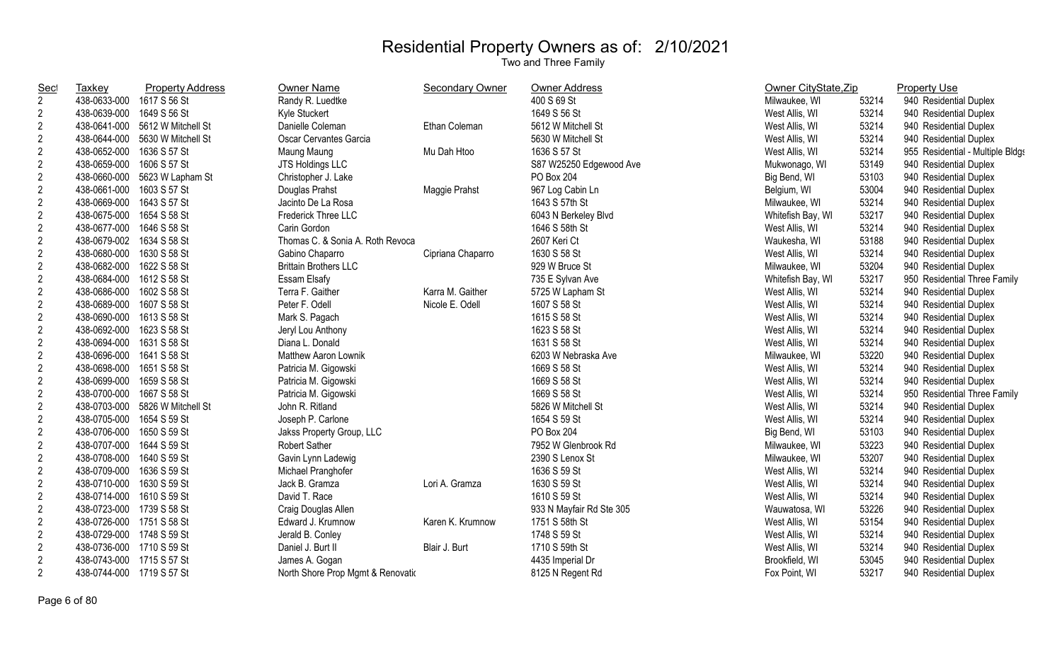# Residential Property Owners as of: 2/10/2021

Two and Three Family

| Sect | Taxkey | Property Address | Owner Name | Secondary Owner | Owner Address | Owner CityState,Zip | | Property Use |
|---|---|---|---|---|---|---|---|---|
| 2 | 438-0633-000 | 1617 S 56 St | Randy R. Luedtke | | 400 S 69 St | Milwaukee, WI | 53214 | 940 Residential Duplex |
| 2 | 438-0639-000 | 1649 S 56 St | Kyle Stuckert | | 1649 S 56 St | West Allis, WI | 53214 | 940 Residential Duplex |
| 2 | 438-0641-000 | 5612 W Mitchell St | Danielle Coleman | Ethan Coleman | 5612 W Mitchell St | West Allis, WI | 53214 | 940 Residential Duplex |
| 2 | 438-0644-000 | 5630 W Mitchell St | Oscar Cervantes Garcia | | 5630 W Mitchell St | West Allis, WI | 53214 | 940 Residential Duplex |
| 2 | 438-0652-000 | 1636 S 57 St | Maung Maung | Mu Dah Htoo | 1636 S 57 St | West Allis, WI | 53214 | 955 Residential - Multiple Bldgs |
| 2 | 438-0659-000 | 1606 S 57 St | JTS Holdings LLC | | S87 W25250 Edgewood Ave | Mukwonago, WI | 53149 | 940 Residential Duplex |
| 2 | 438-0660-000 | 5623 W Lapham St | Christopher J. Lake | | PO Box 204 | Big Bend, WI | 53103 | 940 Residential Duplex |
| 2 | 438-0661-000 | 1603 S 57 St | Douglas Prahst | Maggie Prahst | 967 Log Cabin Ln | Belgium, WI | 53004 | 940 Residential Duplex |
| 2 | 438-0669-000 | 1643 S 57 St | Jacinto De La Rosa | | 1643 S 57th St | Milwaukee, WI | 53214 | 940 Residential Duplex |
| 2 | 438-0675-000 | 1654 S 58 St | Frederick Three LLC | | 6043 N Berkeley Blvd | Whitefish Bay, WI | 53217 | 940 Residential Duplex |
| 2 | 438-0677-000 | 1646 S 58 St | Carin Gordon | | 1646 S 58th St | West Allis, WI | 53214 | 940 Residential Duplex |
| 2 | 438-0679-002 | 1634 S 58 St | Thomas C. & Sonia A. Roth Revoca | | 2607 Keri Ct | Waukesha, WI | 53188 | 940 Residential Duplex |
| 2 | 438-0680-000 | 1630 S 58 St | Gabino Chaparro | Cipriana Chaparro | 1630 S 58 St | West Allis, WI | 53214 | 940 Residential Duplex |
| 2 | 438-0682-000 | 1622 S 58 St | Brittain Brothers LLC | | 929 W Bruce St | Milwaukee, WI | 53204 | 940 Residential Duplex |
| 2 | 438-0684-000 | 1612 S 58 St | Essam Elsafy | | 735 E Sylvan Ave | Whitefish Bay, WI | 53217 | 950 Residential Three Family |
| 2 | 438-0686-000 | 1602 S 58 St | Terra F. Gaither | Karra M. Gaither | 5725 W Lapham St | West Allis, WI | 53214 | 940 Residential Duplex |
| 2 | 438-0689-000 | 1607 S 58 St | Peter F. Odell | Nicole E. Odell | 1607 S 58 St | West Allis, WI | 53214 | 940 Residential Duplex |
| 2 | 438-0690-000 | 1613 S 58 St | Mark S. Pagach | | 1615 S 58 St | West Allis, WI | 53214 | 940 Residential Duplex |
| 2 | 438-0692-000 | 1623 S 58 St | Jeryl Lou Anthony | | 1623 S 58 St | West Allis, WI | 53214 | 940 Residential Duplex |
| 2 | 438-0694-000 | 1631 S 58 St | Diana L. Donald | | 1631 S 58 St | West Allis, WI | 53214 | 940 Residential Duplex |
| 2 | 438-0696-000 | 1641 S 58 St | Matthew Aaron Lownik | | 6203 W Nebraska Ave | Milwaukee, WI | 53220 | 940 Residential Duplex |
| 2 | 438-0698-000 | 1651 S 58 St | Patricia M. Gigowski | | 1669 S 58 St | West Allis, WI | 53214 | 940 Residential Duplex |
| 2 | 438-0699-000 | 1659 S 58 St | Patricia M. Gigowski | | 1669 S 58 St | West Allis, WI | 53214 | 940 Residential Duplex |
| 2 | 438-0700-000 | 1667 S 58 St | Patricia M. Gigowski | | 1669 S 58 St | West Allis, WI | 53214 | 950 Residential Three Family |
| 2 | 438-0703-000 | 5826 W Mitchell St | John R. Ritland | | 5826 W Mitchell St | West Allis, WI | 53214 | 940 Residential Duplex |
| 2 | 438-0705-000 | 1654 S 59 St | Joseph P. Carlone | | 1654 S 59 St | West Allis, WI | 53214 | 940 Residential Duplex |
| 2 | 438-0706-000 | 1650 S 59 St | Jakss Property Group, LLC | | PO Box 204 | Big Bend, WI | 53103 | 940 Residential Duplex |
| 2 | 438-0707-000 | 1644 S 59 St | Robert Sather | | 7952 W Glenbrook Rd | Milwaukee, WI | 53223 | 940 Residential Duplex |
| 2 | 438-0708-000 | 1640 S 59 St | Gavin Lynn Ladewig | | 2390 S Lenox St | Milwaukee, WI | 53207 | 940 Residential Duplex |
| 2 | 438-0709-000 | 1636 S 59 St | Michael Pranghofer | | 1636 S 59 St | West Allis, WI | 53214 | 940 Residential Duplex |
| 2 | 438-0710-000 | 1630 S 59 St | Jack B. Gramza | Lori A. Gramza | 1630 S 59 St | West Allis, WI | 53214 | 940 Residential Duplex |
| 2 | 438-0714-000 | 1610 S 59 St | David T. Race | | 1610 S 59 St | West Allis, WI | 53214 | 940 Residential Duplex |
| 2 | 438-0723-000 | 1739 S 58 St | Craig Douglas Allen | | 933 N Mayfair Rd Ste 305 | Wauwatosa, WI | 53226 | 940 Residential Duplex |
| 2 | 438-0726-000 | 1751 S 58 St | Edward J. Krumnow | Karen K. Krumnow | 1751 S 58th St | West Allis, WI | 53154 | 940 Residential Duplex |
| 2 | 438-0729-000 | 1748 S 59 St | Jerald B. Conley | | 1748 S 59 St | West Allis, WI | 53214 | 940 Residential Duplex |
| 2 | 438-0736-000 | 1710 S 59 St | Daniel J. Burt II | Blair J. Burt | 1710 S 59th St | West Allis, WI | 53214 | 940 Residential Duplex |
| 2 | 438-0743-000 | 1715 S 57 St | James A. Gogan | | 4435 Imperial Dr | Brookfield, WI | 53045 | 940 Residential Duplex |
| 2 | 438-0744-000 | 1719 S 57 St | North Shore Prop Mgmt & Renovatio | | 8125 N Regent Rd | Fox Point, WI | 53217 | 940 Residential Duplex |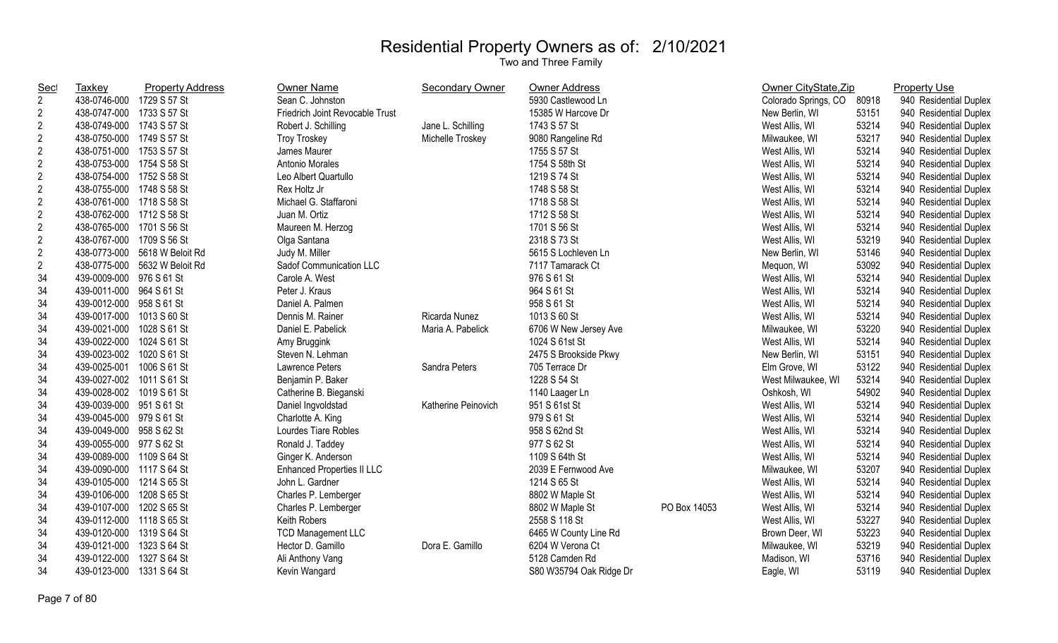# Residential Property Owners as of: 2/10/2021

Two and Three Family

| Sect | Taxkey | Property Address | Owner Name | Secondary Owner | Owner Address | | Owner CityState,Zip | | Property Use |
|---|---|---|---|---|---|---|---|---|---|
| 2 | 438-0746-000 | 1729 S 57 St | Sean C. Johnston | | 5930 Castlewood Ln | | Colorado Springs, CO | 80918 | 940 Residential Duplex |
| 2 | 438-0747-000 | 1733 S 57 St | Friedrich Joint Revocable Trust | | 15385 W Harcove Dr | | New Berlin, WI | 53151 | 940 Residential Duplex |
| 2 | 438-0749-000 | 1743 S 57 St | Robert J. Schilling | Jane L. Schilling | 1743 S 57 St | | West Allis, WI | 53214 | 940 Residential Duplex |
| 2 | 438-0750-000 | 1749 S 57 St | Troy Troskey | Michelle Troskey | 9080 Rangeline Rd | | Milwaukee, WI | 53217 | 940 Residential Duplex |
| 2 | 438-0751-000 | 1753 S 57 St | James Maurer | | 1755 S 57 St | | West Allis, WI | 53214 | 940 Residential Duplex |
| 2 | 438-0753-000 | 1754 S 58 St | Antonio Morales | | 1754 S 58th St | | West Allis, WI | 53214 | 940 Residential Duplex |
| 2 | 438-0754-000 | 1752 S 58 St | Leo Albert Quartullo | | 1219 S 74 St | | West Allis, WI | 53214 | 940 Residential Duplex |
| 2 | 438-0755-000 | 1748 S 58 St | Rex Holtz Jr | | 1748 S 58 St | | West Allis, WI | 53214 | 940 Residential Duplex |
| 2 | 438-0761-000 | 1718 S 58 St | Michael G. Staffaroni | | 1718 S 58 St | | West Allis, WI | 53214 | 940 Residential Duplex |
| 2 | 438-0762-000 | 1712 S 58 St | Juan M. Ortiz | | 1712 S 58 St | | West Allis, WI | 53214 | 940 Residential Duplex |
| 2 | 438-0765-000 | 1701 S 56 St | Maureen M. Herzog | | 1701 S 56 St | | West Allis, WI | 53214 | 940 Residential Duplex |
| 2 | 438-0767-000 | 1709 S 56 St | Olga Santana | | 2318 S 73 St | | West Allis, WI | 53219 | 940 Residential Duplex |
| 2 | 438-0773-000 | 5618 W Beloit Rd | Judy M. Miller | | 5615 S Lochleven Ln | | New Berlin, WI | 53146 | 940 Residential Duplex |
| 2 | 438-0775-000 | 5632 W Beloit Rd | Sadof Communication LLC | | 7117 Tamarack Ct | | Mequon, WI | 53092 | 940 Residential Duplex |
| 34 | 439-0009-000 | 976 S 61 St | Carole A. West | | 976 S 61 St | | West Allis, WI | 53214 | 940 Residential Duplex |
| 34 | 439-0011-000 | 964 S 61 St | Peter J. Kraus | | 964 S 61 St | | West Allis, WI | 53214 | 940 Residential Duplex |
| 34 | 439-0012-000 | 958 S 61 St | Daniel A. Palmen | | 958 S 61 St | | West Allis, WI | 53214 | 940 Residential Duplex |
| 34 | 439-0017-000 | 1013 S 60 St | Dennis M. Rainer | Ricarda Nunez | 1013 S 60 St | | West Allis, WI | 53214 | 940 Residential Duplex |
| 34 | 439-0021-000 | 1028 S 61 St | Daniel E. Pabelick | Maria A. Pabelick | 6706 W New Jersey Ave | | Milwaukee, WI | 53220 | 940 Residential Duplex |
| 34 | 439-0022-000 | 1024 S 61 St | Amy Bruggink | | 1024 S 61st St | | West Allis, WI | 53214 | 940 Residential Duplex |
| 34 | 439-0023-002 | 1020 S 61 St | Steven N. Lehman | | 2475 S Brookside Pkwy | | New Berlin, WI | 53151 | 940 Residential Duplex |
| 34 | 439-0025-001 | 1006 S 61 St | Lawrence Peters | Sandra Peters | 705 Terrace Dr | | Elm Grove, WI | 53122 | 940 Residential Duplex |
| 34 | 439-0027-002 | 1011 S 61 St | Benjamin P. Baker | | 1228 S 54 St | | West Milwaukee, WI | 53214 | 940 Residential Duplex |
| 34 | 439-0028-002 | 1019 S 61 St | Catherine B. Bieganski | | 1140 Laager Ln | | Oshkosh, WI | 54902 | 940 Residential Duplex |
| 34 | 439-0039-000 | 951 S 61 St | Daniel Ingvoldstad | Katherine Peinovich | 951 S 61st St | | West Allis, WI | 53214 | 940 Residential Duplex |
| 34 | 439-0045-000 | 979 S 61 St | Charlotte A. King | | 979 S 61 St | | West Allis, WI | 53214 | 940 Residential Duplex |
| 34 | 439-0049-000 | 958 S 62 St | Lourdes Tiare Robles | | 958 S 62nd St | | West Allis, WI | 53214 | 940 Residential Duplex |
| 34 | 439-0055-000 | 977 S 62 St | Ronald J. Taddey | | 977 S 62 St | | West Allis, WI | 53214 | 940 Residential Duplex |
| 34 | 439-0089-000 | 1109 S 64 St | Ginger K. Anderson | | 1109 S 64th St | | West Allis, WI | 53214 | 940 Residential Duplex |
| 34 | 439-0090-000 | 1117 S 64 St | Enhanced Properties II LLC | | 2039 E Fernwood Ave | | Milwaukee, WI | 53207 | 940 Residential Duplex |
| 34 | 439-0105-000 | 1214 S 65 St | John L. Gardner | | 1214 S 65 St | | West Allis, WI | 53214 | 940 Residential Duplex |
| 34 | 439-0106-000 | 1208 S 65 St | Charles P. Lemberger | | 8802 W Maple St | | West Allis, WI | 53214 | 940 Residential Duplex |
| 34 | 439-0107-000 | 1202 S 65 St | Charles P. Lemberger | | 8802 W Maple St | PO Box 14053 | West Allis, WI | 53214 | 940 Residential Duplex |
| 34 | 439-0112-000 | 1118 S 65 St | Keith Robers | | 2558 S 118 St | | West Allis, WI | 53227 | 940 Residential Duplex |
| 34 | 439-0120-000 | 1319 S 64 St | TCD Management LLC | | 6465 W County Line Rd | | Brown Deer, WI | 53223 | 940 Residential Duplex |
| 34 | 439-0121-000 | 1323 S 64 St | Hector D. Gamillo | Dora E. Gamillo | 6204 W Verona Ct | | Milwaukee, WI | 53219 | 940 Residential Duplex |
| 34 | 439-0122-000 | 1327 S 64 St | Ali Anthony Vang | | 5128 Camden Rd | | Madison, WI | 53716 | 940 Residential Duplex |
| 34 | 439-0123-000 | 1331 S 64 St | Kevin Wangard | | S80 W35794 Oak Ridge Dr | | Eagle, WI | 53119 | 940 Residential Duplex |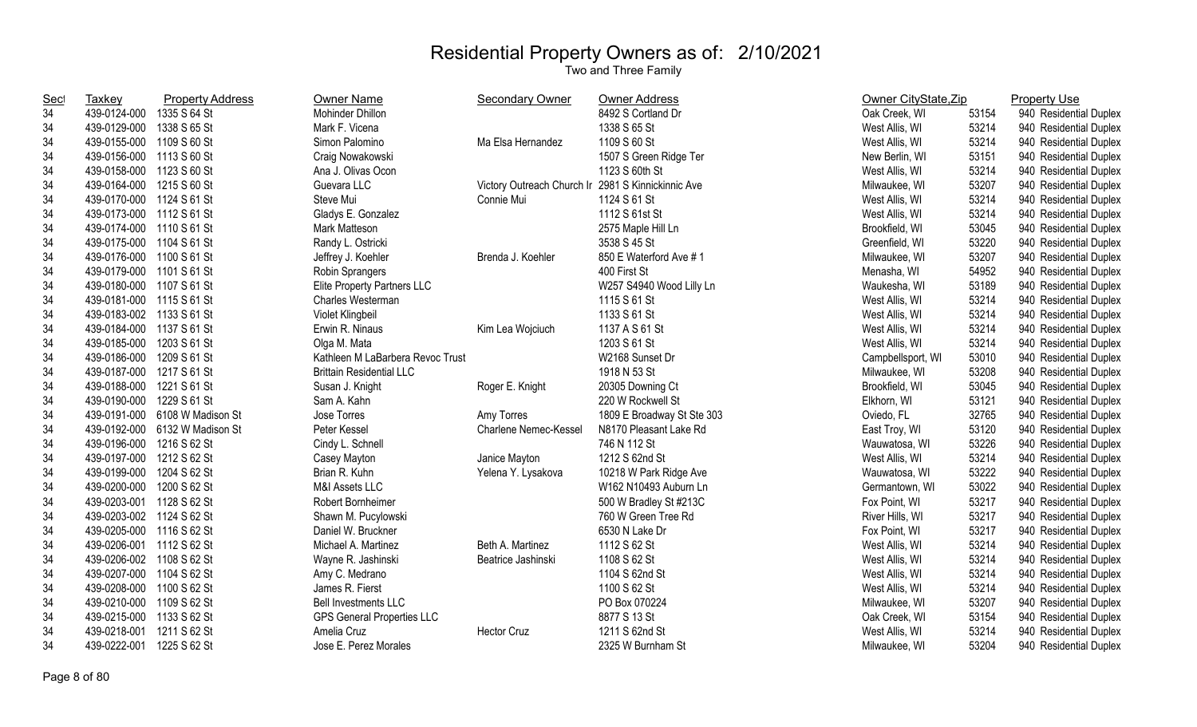# Residential Property Owners as of: 2/10/2021

Two and Three Family

| Sect | Taxkey | Property Address | Owner Name | Secondary Owner | Owner Address | Owner CityState,Zip | | Property Use |
|---|---|---|---|---|---|---|---|---|
| 34 | 439-0124-000 | 1335 S 64 St | Mohinder Dhillon | | 8492 S Cortland Dr | Oak Creek, WI | 53154 | 940 Residential Duplex |
| 34 | 439-0129-000 | 1338 S 65 St | Mark F. Vicena | | 1338 S 65 St | West Allis, WI | 53214 | 940 Residential Duplex |
| 34 | 439-0155-000 | 1109 S 60 St | Simon Palomino | Ma Elsa Hernandez | 1109 S 60 St | West Allis, WI | 53214 | 940 Residential Duplex |
| 34 | 439-0156-000 | 1113 S 60 St | Craig Nowakowski | | 1507 S Green Ridge Ter | New Berlin, WI | 53151 | 940 Residential Duplex |
| 34 | 439-0158-000 | 1123 S 60 St | Ana J. Olivas Ocon | | 1123 S 60th St | West Allis, WI | 53214 | 940 Residential Duplex |
| 34 | 439-0164-000 | 1215 S 60 St | Guevara LLC | Victory Outreach Church Ir | 2981 S Kinnickinnic Ave | Milwaukee, WI | 53207 | 940 Residential Duplex |
| 34 | 439-0170-000 | 1124 S 61 St | Steve Mui | Connie Mui | 1124 S 61 St | West Allis, WI | 53214 | 940 Residential Duplex |
| 34 | 439-0173-000 | 1112 S 61 St | Gladys E. Gonzalez | | 1112 S 61st St | West Allis, WI | 53214 | 940 Residential Duplex |
| 34 | 439-0174-000 | 1110 S 61 St | Mark Matteson | | 2575 Maple Hill Ln | Brookfield, WI | 53045 | 940 Residential Duplex |
| 34 | 439-0175-000 | 1104 S 61 St | Randy L. Ostricki | | 3538 S 45 St | Greenfield, WI | 53220 | 940 Residential Duplex |
| 34 | 439-0176-000 | 1100 S 61 St | Jeffrey J. Koehler | Brenda J. Koehler | 850 E Waterford Ave # 1 | Milwaukee, WI | 53207 | 940 Residential Duplex |
| 34 | 439-0179-000 | 1101 S 61 St | Robin Sprangers | | 400 First St | Menasha, WI | 54952 | 940 Residential Duplex |
| 34 | 439-0180-000 | 1107 S 61 St | Elite Property Partners LLC | | W257 S4940 Wood Lilly Ln | Waukesha, WI | 53189 | 940 Residential Duplex |
| 34 | 439-0181-000 | 1115 S 61 St | Charles Westerman | | 1115 S 61 St | West Allis, WI | 53214 | 940 Residential Duplex |
| 34 | 439-0183-002 | 1133 S 61 St | Violet Klingbeil | | 1133 S 61 St | West Allis, WI | 53214 | 940 Residential Duplex |
| 34 | 439-0184-000 | 1137 S 61 St | Erwin R. Ninaus | Kim Lea Wojciuch | 1137 A S 61 St | West Allis, WI | 53214 | 940 Residential Duplex |
| 34 | 439-0185-000 | 1203 S 61 St | Olga M. Mata | | 1203 S 61 St | West Allis, WI | 53214 | 940 Residential Duplex |
| 34 | 439-0186-000 | 1209 S 61 St | Kathleen M LaBarbera Revoc Trust | | W2168 Sunset Dr | Campbellsport, WI | 53010 | 940 Residential Duplex |
| 34 | 439-0187-000 | 1217 S 61 St | Brittain Residential LLC | | 1918 N 53 St | Milwaukee, WI | 53208 | 940 Residential Duplex |
| 34 | 439-0188-000 | 1221 S 61 St | Susan J. Knight | Roger E. Knight | 20305 Downing Ct | Brookfield, WI | 53045 | 940 Residential Duplex |
| 34 | 439-0190-000 | 1229 S 61 St | Sam A. Kahn | | 220 W Rockwell St | Elkhorn, WI | 53121 | 940 Residential Duplex |
| 34 | 439-0191-000 | 6108 W Madison St | Jose Torres | Amy Torres | 1809 E Broadway St Ste 303 | Oviedo, FL | 32765 | 940 Residential Duplex |
| 34 | 439-0192-000 | 6132 W Madison St | Peter Kessel | Charlene Nemec-Kessel | N8170 Pleasant Lake Rd | East Troy, WI | 53120 | 940 Residential Duplex |
| 34 | 439-0196-000 | 1216 S 62 St | Cindy L. Schnell | | 746 N 112 St | Wauwatosa, WI | 53226 | 940 Residential Duplex |
| 34 | 439-0197-000 | 1212 S 62 St | Casey Mayton | Janice Mayton | 1212 S 62nd St | West Allis, WI | 53214 | 940 Residential Duplex |
| 34 | 439-0199-000 | 1204 S 62 St | Brian R. Kuhn | Yelena Y. Lysakova | 10218 W Park Ridge Ave | Wauwatosa, WI | 53222 | 940 Residential Duplex |
| 34 | 439-0200-000 | 1200 S 62 St | M&I Assets LLC | | W162 N10493 Auburn Ln | Germantown, WI | 53022 | 940 Residential Duplex |
| 34 | 439-0203-001 | 1128 S 62 St | Robert Bornheimer | | 500 W Bradley St #213C | Fox Point, WI | 53217 | 940 Residential Duplex |
| 34 | 439-0203-002 | 1124 S 62 St | Shawn M. Pucylowski | | 760 W Green Tree Rd | River Hills, WI | 53217 | 940 Residential Duplex |
| 34 | 439-0205-000 | 1116 S 62 St | Daniel W. Bruckner | | 6530 N Lake Dr | Fox Point, WI | 53217 | 940 Residential Duplex |
| 34 | 439-0206-001 | 1112 S 62 St | Michael A. Martinez | Beth A. Martinez | 1112 S 62 St | West Allis, WI | 53214 | 940 Residential Duplex |
| 34 | 439-0206-002 | 1108 S 62 St | Wayne R. Jashinski | Beatrice Jashinski | 1108 S 62 St | West Allis, WI | 53214 | 940 Residential Duplex |
| 34 | 439-0207-000 | 1104 S 62 St | Amy C. Medrano | | 1104 S 62nd St | West Allis, WI | 53214 | 940 Residential Duplex |
| 34 | 439-0208-000 | 1100 S 62 St | James R. Fierst | | 1100 S 62 St | West Allis, WI | 53214 | 940 Residential Duplex |
| 34 | 439-0210-000 | 1109 S 62 St | Bell Investments LLC | | PO Box 070224 | Milwaukee, WI | 53207 | 940 Residential Duplex |
| 34 | 439-0215-000 | 1133 S 62 St | GPS General Properties LLC | | 8877 S 13 St | Oak Creek, WI | 53154 | 940 Residential Duplex |
| 34 | 439-0218-001 | 1211 S 62 St | Amelia Cruz | Hector Cruz | 1211 S 62nd St | West Allis, WI | 53214 | 940 Residential Duplex |
| 34 | 439-0222-001 | 1225 S 62 St | Jose E. Perez Morales | | 2325 W Burnham St | Milwaukee, WI | 53204 | 940 Residential Duplex |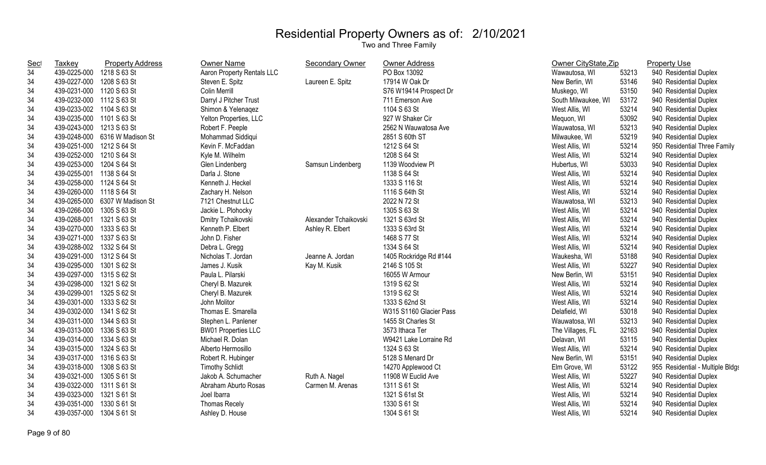# Residential Property Owners as of: 2/10/2021

Two and Three Family

| Sect | Taxkey | Property Address | Owner Name | Secondary Owner | Owner Address | Owner CityState,Zip | | Property Use |
|---|---|---|---|---|---|---|---|---|
| 34 | 439-0225-000 | 1218 S 63 St | Aaron Property Rentals LLC | | PO Box 13092 | Wawautosa, WI | 53213 | 940 Residential Duplex |
| 34 | 439-0227-000 | 1208 S 63 St | Steven E. Spitz | Laureen E. Spitz | 17914 W Oak Dr | New Berlin, WI | 53146 | 940 Residential Duplex |
| 34 | 439-0231-000 | 1120 S 63 St | Colin Merrill | | S76 W19414 Prospect Dr | Muskego, WI | 53150 | 940 Residential Duplex |
| 34 | 439-0232-000 | 1112 S 63 St | Darryl J Pitcher Trust | | 711 Emerson Ave | South Milwaukee, WI | 53172 | 940 Residential Duplex |
| 34 | 439-0233-002 | 1104 S 63 St | Shimon & Yelenaqez | | 1104 S 63 St | West Allis, WI | 53214 | 940 Residential Duplex |
| 34 | 439-0235-000 | 1101 S 63 St | Yelton Properties, LLC | | 927 W Shaker Cir | Mequon, WI | 53092 | 940 Residential Duplex |
| 34 | 439-0243-000 | 1213 S 63 St | Robert F. Peeple | | 2562 N Wauwatosa Ave | Wauwatosa, WI | 53213 | 940 Residential Duplex |
| 34 | 439-0248-000 | 6316 W Madison St | Mohammad Siddiqui | | 2851 S 60th ST | Milwaukee, WI | 53219 | 940 Residential Duplex |
| 34 | 439-0251-000 | 1212 S 64 St | Kevin F. McFaddan | | 1212 S 64 St | West Allis, WI | 53214 | 950 Residential Three Family |
| 34 | 439-0252-000 | 1210 S 64 St | Kyle M. Wilhelm | | 1208 S 64 St | West Allis, WI | 53214 | 940 Residential Duplex |
| 34 | 439-0253-000 | 1204 S 64 St | Glen Lindenberg | Samsun Lindenberg | 1139 Woodview Pl | Hubertus, WI | 53033 | 940 Residential Duplex |
| 34 | 439-0255-001 | 1138 S 64 St | Darla J. Stone | | 1138 S 64 St | West Allis, WI | 53214 | 940 Residential Duplex |
| 34 | 439-0258-000 | 1124 S 64 St | Kenneth J. Heckel | | 1333 S 116 St | West Allis, WI | 53214 | 940 Residential Duplex |
| 34 | 439-0260-000 | 1118 S 64 St | Zachary H. Nelson | | 1116 S 64th St | West Allis, WI | 53214 | 940 Residential Duplex |
| 34 | 439-0265-000 | 6307 W Madison St | 7121 Chestnut LLC | | 2022 N 72 St | Wauwatosa, WI | 53213 | 940 Residential Duplex |
| 34 | 439-0266-000 | 1305 S 63 St | Jackie L. Plohocky | | 1305 S 63 St | West Allis, WI | 53214 | 940 Residential Duplex |
| 34 | 439-0268-001 | 1321 S 63 St | Dmitry Tchaikovski | Alexander Tchaikovski | 1321 S 63rd St | West Allis, WI | 53214 | 940 Residential Duplex |
| 34 | 439-0270-000 | 1333 S 63 St | Kenneth P. Elbert | Ashley R. Elbert | 1333 S 63rd St | West Allis, WI | 53214 | 940 Residential Duplex |
| 34 | 439-0271-000 | 1337 S 63 St | John D. Fisher | | 1468 S 77 St | West Allis, WI | 53214 | 940 Residential Duplex |
| 34 | 439-0288-002 | 1332 S 64 St | Debra L. Gregg | | 1334 S 64 St | West Allis, WI | 53214 | 940 Residential Duplex |
| 34 | 439-0291-000 | 1312 S 64 St | Nicholas T. Jordan | Jeanne A. Jordan | 1405 Rockridge Rd #144 | Waukesha, WI | 53188 | 940 Residential Duplex |
| 34 | 439-0295-000 | 1301 S 62 St | James J. Kusik | Kay M. Kusik | 2146 S 105 St | West Allis, WI | 53227 | 940 Residential Duplex |
| 34 | 439-0297-000 | 1315 S 62 St | Paula L. Pilarski | | 16055 W Armour | New Berlin, WI | 53151 | 940 Residential Duplex |
| 34 | 439-0298-000 | 1321 S 62 St | Cheryl B. Mazurek | | 1319 S 62 St | West Allis, WI | 53214 | 940 Residential Duplex |
| 34 | 439-0299-001 | 1325 S 62 St | Cheryl B. Mazurek | | 1319 S 62 St | West Allis, WI | 53214 | 940 Residential Duplex |
| 34 | 439-0301-000 | 1333 S 62 St | John Molitor | | 1333 S 62nd St | West Allis, WI | 53214 | 940 Residential Duplex |
| 34 | 439-0302-000 | 1341 S 62 St | Thomas E. Smarella | | W315 S1160 Glacier Pass | Delafield, WI | 53018 | 940 Residential Duplex |
| 34 | 439-0311-000 | 1344 S 63 St | Stephen L. Panlener | | 1455 St Charles St | Wauwatosa, WI | 53213 | 940 Residential Duplex |
| 34 | 439-0313-000 | 1336 S 63 St | BW01 Properties LLC | | 3573 Ithaca Ter | The Villages, FL | 32163 | 940 Residential Duplex |
| 34 | 439-0314-000 | 1334 S 63 St | Michael R. Dolan | | W9421 Lake Lorraine Rd | Delavan, WI | 53115 | 940 Residential Duplex |
| 34 | 439-0315-000 | 1324 S 63 St | Alberto Hermosillo | | 1324 S 63 St | West Allis, WI | 53214 | 940 Residential Duplex |
| 34 | 439-0317-000 | 1316 S 63 St | Robert R. Hubinger | | 5128 S Menard Dr | New Berlin, WI | 53151 | 940 Residential Duplex |
| 34 | 439-0318-000 | 1308 S 63 St | Timothy Schlidt | | 14270 Applewood Ct | Elm Grove, WI | 53122 | 955 Residential - Multiple Bldgs |
| 34 | 439-0321-000 | 1305 S 61 St | Jakob A. Schumacher | Ruth A. Nagel | 11908 W Euclid Ave | West Allis, WI | 53227 | 940 Residential Duplex |
| 34 | 439-0322-000 | 1311 S 61 St | Abraham Aburto Rosas | Carmen M. Arenas | 1311 S 61 St | West Allis, WI | 53214 | 940 Residential Duplex |
| 34 | 439-0323-000 | 1321 S 61 St | Joel Ibarra | | 1321 S 61st St | West Allis, WI | 53214 | 940 Residential Duplex |
| 34 | 439-0351-000 | 1330 S 61 St | Thomas Recely | | 1330 S 61 St | West Allis, WI | 53214 | 940 Residential Duplex |
| 34 | 439-0357-000 | 1304 S 61 St | Ashley D. House | | 1304 S 61 St | West Allis, WI | 53214 | 940 Residential Duplex |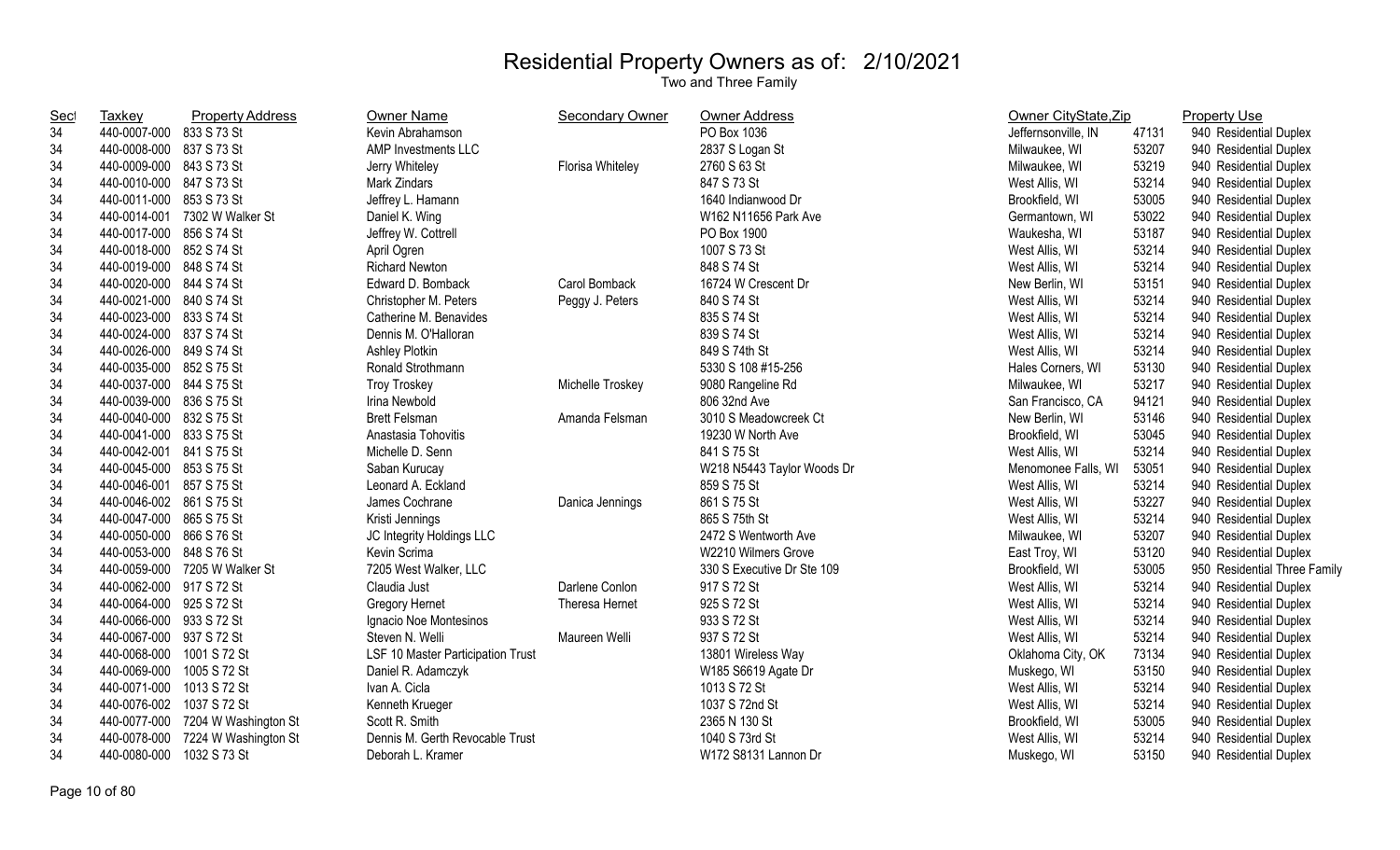# Residential Property Owners as of: 2/10/2021

Two and Three Family

| Sect | Taxkey | Property Address | Owner Name | Secondary Owner | Owner Address | Owner CityState,Zip | | Property Use |
|---|---|---|---|---|---|---|---|---|
| 34 | 440-0007-000 | 833 S 73 St | Kevin Abrahamson | | PO Box 1036 | Jeffernsonville, IN | 47131 | 940 Residential Duplex |
| 34 | 440-0008-000 | 837 S 73 St | AMP Investments LLC | | 2837 S Logan St | Milwaukee, WI | 53207 | 940 Residential Duplex |
| 34 | 440-0009-000 | 843 S 73 St | Jerry Whiteley | Florisa Whiteley | 2760 S 63 St | Milwaukee, WI | 53219 | 940 Residential Duplex |
| 34 | 440-0010-000 | 847 S 73 St | Mark Zindars | | 847 S 73 St | West Allis, WI | 53214 | 940 Residential Duplex |
| 34 | 440-0011-000 | 853 S 73 St | Jeffrey L. Hamann | | 1640 Indianwood Dr | Brookfield, WI | 53005 | 940 Residential Duplex |
| 34 | 440-0014-001 | 7302 W Walker St | Daniel K. Wing | | W162 N11656 Park Ave | Germantown, WI | 53022 | 940 Residential Duplex |
| 34 | 440-0017-000 | 856 S 74 St | Jeffrey W. Cottrell | | PO Box 1900 | Waukesha, WI | 53187 | 940 Residential Duplex |
| 34 | 440-0018-000 | 852 S 74 St | April Ogren | | 1007 S 73 St | West Allis, WI | 53214 | 940 Residential Duplex |
| 34 | 440-0019-000 | 848 S 74 St | Richard Newton | | 848 S 74 St | West Allis, WI | 53214 | 940 Residential Duplex |
| 34 | 440-0020-000 | 844 S 74 St | Edward D. Bomback | Carol Bomback | 16724 W Crescent Dr | New Berlin, WI | 53151 | 940 Residential Duplex |
| 34 | 440-0021-000 | 840 S 74 St | Christopher M. Peters | Peggy J. Peters | 840 S 74 St | West Allis, WI | 53214 | 940 Residential Duplex |
| 34 | 440-0023-000 | 833 S 74 St | Catherine M. Benavides | | 835 S 74 St | West Allis, WI | 53214 | 940 Residential Duplex |
| 34 | 440-0024-000 | 837 S 74 St | Dennis M. O'Halloran | | 839 S 74 St | West Allis, WI | 53214 | 940 Residential Duplex |
| 34 | 440-0026-000 | 849 S 74 St | Ashley Plotkin | | 849 S 74th St | West Allis, WI | 53214 | 940 Residential Duplex |
| 34 | 440-0035-000 | 852 S 75 St | Ronald Strothmann | | 5330 S 108 #15-256 | Hales Corners, WI | 53130 | 940 Residential Duplex |
| 34 | 440-0037-000 | 844 S 75 St | Troy Troskey | Michelle Troskey | 9080 Rangeline Rd | Milwaukee, WI | 53217 | 940 Residential Duplex |
| 34 | 440-0039-000 | 836 S 75 St | Irina Newbold | | 806 32nd Ave | San Francisco, CA | 94121 | 940 Residential Duplex |
| 34 | 440-0040-000 | 832 S 75 St | Brett Felsman | Amanda Felsman | 3010 S Meadowcreek Ct | New Berlin, WI | 53146 | 940 Residential Duplex |
| 34 | 440-0041-000 | 833 S 75 St | Anastasia Tohovitis | | 19230 W North Ave | Brookfield, WI | 53045 | 940 Residential Duplex |
| 34 | 440-0042-001 | 841 S 75 St | Michelle D. Senn | | 841 S 75 St | West Allis, WI | 53214 | 940 Residential Duplex |
| 34 | 440-0045-000 | 853 S 75 St | Saban Kurucay | | W218 N5443 Taylor Woods Dr | Menomonee Falls, WI | 53051 | 940 Residential Duplex |
| 34 | 440-0046-001 | 857 S 75 St | Leonard A. Eckland | | 859 S 75 St | West Allis, WI | 53214 | 940 Residential Duplex |
| 34 | 440-0046-002 | 861 S 75 St | James Cochrane | Danica Jennings | 861 S 75 St | West Allis, WI | 53227 | 940 Residential Duplex |
| 34 | 440-0047-000 | 865 S 75 St | Kristi Jennings | | 865 S 75th St | West Allis, WI | 53214 | 940 Residential Duplex |
| 34 | 440-0050-000 | 866 S 76 St | JC Integrity Holdings LLC | | 2472 S Wentworth Ave | Milwaukee, WI | 53207 | 940 Residential Duplex |
| 34 | 440-0053-000 | 848 S 76 St | Kevin Scrima | | W2210 Wilmers Grove | East Troy, WI | 53120 | 940 Residential Duplex |
| 34 | 440-0059-000 | 7205 W Walker St | 7205 West Walker, LLC | | 330 S Executive Dr Ste 109 | Brookfield, WI | 53005 | 950 Residential Three Family |
| 34 | 440-0062-000 | 917 S 72 St | Claudia Just | Darlene Conlon | 917 S 72 St | West Allis, WI | 53214 | 940 Residential Duplex |
| 34 | 440-0064-000 | 925 S 72 St | Gregory Hernet | Theresa Hernet | 925 S 72 St | West Allis, WI | 53214 | 940 Residential Duplex |
| 34 | 440-0066-000 | 933 S 72 St | Ignacio Noe Montesinos | | 933 S 72 St | West Allis, WI | 53214 | 940 Residential Duplex |
| 34 | 440-0067-000 | 937 S 72 St | Steven N. Welli | Maureen Welli | 937 S 72 St | West Allis, WI | 53214 | 940 Residential Duplex |
| 34 | 440-0068-000 | 1001 S 72 St | LSF 10 Master Participation Trust | | 13801 Wireless Way | Oklahoma City, OK | 73134 | 940 Residential Duplex |
| 34 | 440-0069-000 | 1005 S 72 St | Daniel R. Adamczyk | | W185 S6619 Agate Dr | Muskego, WI | 53150 | 940 Residential Duplex |
| 34 | 440-0071-000 | 1013 S 72 St | Ivan A. Cicla | | 1013 S 72 St | West Allis, WI | 53214 | 940 Residential Duplex |
| 34 | 440-0076-002 | 1037 S 72 St | Kenneth Krueger | | 1037 S 72nd St | West Allis, WI | 53214 | 940 Residential Duplex |
| 34 | 440-0077-000 | 7204 W Washington St | Scott R. Smith | | 2365 N 130 St | Brookfield, WI | 53005 | 940 Residential Duplex |
| 34 | 440-0078-000 | 7224 W Washington St | Dennis M. Gerth Revocable Trust | | 1040 S 73rd St | West Allis, WI | 53214 | 940 Residential Duplex |
| 34 | 440-0080-000 | 1032 S 73 St | Deborah L. Kramer | | W172 S8131 Lannon Dr | Muskego, WI | 53150 | 940 Residential Duplex |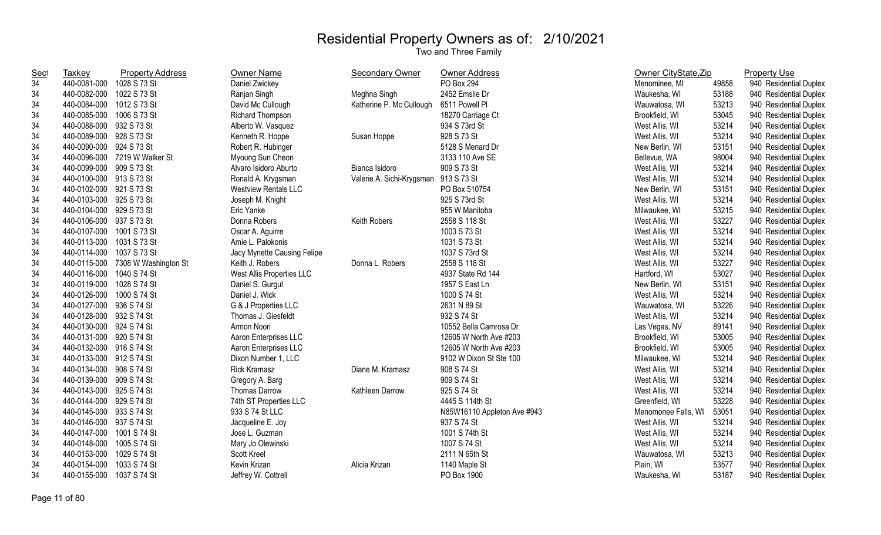# Residential Property Owners as of: 2/10/2021

Two and Three Family

| Sect | Taxkey | Property Address | Owner Name | Secondary Owner | Owner Address | Owner CityState,Zip | | Property Use |
|---|---|---|---|---|---|---|---|---|
| 34 | 440-0081-000 | 1028 S 73 St | Daniel Zwickey | | PO Box 294 | Menominee, MI | 49858 | 940 Residential Duplex |
| 34 | 440-0082-000 | 1022 S 73 St | Ranjan Singh | Meghna Singh | 2452 Emslie Dr | Waukesha, WI | 53188 | 940 Residential Duplex |
| 34 | 440-0084-000 | 1012 S 73 St | David Mc Cullough | Katherine P. Mc Cullough | 6511 Powell Pl | Wauwatosa, WI | 53213 | 940 Residential Duplex |
| 34 | 440-0085-000 | 1006 S 73 St | Richard Thompson | | 18270 Carriage Ct | Brookfield, WI | 53045 | 940 Residential Duplex |
| 34 | 440-0088-000 | 932 S 73 St | Alberto W. Vasquez | | 934 S 73rd St | West Allis, WI | 53214 | 940 Residential Duplex |
| 34 | 440-0089-000 | 928 S 73 St | Kenneth R. Hoppe | Susan Hoppe | 928 S 73 St | West Allis, WI | 53214 | 940 Residential Duplex |
| 34 | 440-0090-000 | 924 S 73 St | Robert R. Hubinger | | 5128 S Menard Dr | New Berlin, WI | 53151 | 940 Residential Duplex |
| 34 | 440-0096-000 | 7219 W Walker St | Myoung Sun Cheon | | 3133 110 Ave SE | Bellevue, WA | 98004 | 940 Residential Duplex |
| 34 | 440-0099-000 | 909 S 73 St | Alvaro Isidoro Aburto | Bianca Isidoro | 909 S 73 St | West Allis, WI | 53214 | 940 Residential Duplex |
| 34 | 440-0100-000 | 913 S 73 St | Ronald A. Krygsman | Valerie A. Sichi-Krygsman | 913 S 73 St | West Allis, WI | 53214 | 940 Residential Duplex |
| 34 | 440-0102-000 | 921 S 73 St | Westview Rentals LLC | | PO Box 510754 | New Berlin, WI | 53151 | 940 Residential Duplex |
| 34 | 440-0103-000 | 925 S 73 St | Joseph M. Knight | | 925 S 73rd St | West Allis, WI | 53214 | 940 Residential Duplex |
| 34 | 440-0104-000 | 929 S 73 St | Eric Yanke | | 955 W Manitoba | Milwaukee, WI | 53215 | 940 Residential Duplex |
| 34 | 440-0106-000 | 937 S 73 St | Donna Robers | Keith Robers | 2558 S 118 St | West Allis, WI | 53227 | 940 Residential Duplex |
| 34 | 440-0107-000 | 1001 S 73 St | Oscar A. Aguirre | | 1003 S 73 St | West Allis, WI | 53214 | 940 Residential Duplex |
| 34 | 440-0113-000 | 1031 S 73 St | Amie L. Palokonis | | 1031 S 73 St | West Allis, WI | 53214 | 940 Residential Duplex |
| 34 | 440-0114-000 | 1037 S 73 St | Jacy Mynette Causing Felipe | | 1037 S 73rd St | West Allis, WI | 53214 | 940 Residential Duplex |
| 34 | 440-0115-000 | 7308 W Washington St | Keith J. Robers | Donna L. Robers | 2558 S 118 St | West Allis, WI | 53227 | 940 Residential Duplex |
| 34 | 440-0116-000 | 1040 S 74 St | West Allis Properties LLC | | 4937 State Rd 144 | Hartford, WI | 53027 | 940 Residential Duplex |
| 34 | 440-0119-000 | 1028 S 74 St | Daniel S. Gurgul | | 1957 S East Ln | New Berlin, WI | 53151 | 940 Residential Duplex |
| 34 | 440-0126-000 | 1000 S 74 St | Daniel J. Wick | | 1000 S 74 St | West Allis, WI | 53214 | 940 Residential Duplex |
| 34 | 440-0127-000 | 936 S 74 St | G & J Properties LLC | | 2631 N 89 St | Wauwatosa, WI | 53226 | 940 Residential Duplex |
| 34 | 440-0128-000 | 932 S 74 St | Thomas J. Giesfeldt | | 932 S 74 St | West Allis, WI | 53214 | 940 Residential Duplex |
| 34 | 440-0130-000 | 924 S 74 St | Armon Noori | | 10552 Bella Camrosa Dr | Las Vegas, NV | 89141 | 940 Residential Duplex |
| 34 | 440-0131-000 | 920 S 74 St | Aaron Enterprises LLC | | 12605 W North Ave #203 | Brookfield, WI | 53005 | 940 Residential Duplex |
| 34 | 440-0132-000 | 916 S 74 St | Aaron Enterprises LLC | | 12605 W North Ave #203 | Brookfield, WI | 53005 | 940 Residential Duplex |
| 34 | 440-0133-000 | 912 S 74 St | Dixon Number 1, LLC | | 9102 W Dixon St Ste 100 | Milwaukee, WI | 53214 | 940 Residential Duplex |
| 34 | 440-0134-000 | 908 S 74 St | Rick Kramasz | Diane M. Kramasz | 908 S 74 St | West Allis, WI | 53214 | 940 Residential Duplex |
| 34 | 440-0139-000 | 909 S 74 St | Gregory A. Barg | | 909 S 74 St | West Allis, WI | 53214 | 940 Residential Duplex |
| 34 | 440-0143-000 | 925 S 74 St | Thomas Darrow | Kathleen Darrow | 925 S 74 St | West Allis, WI | 53214 | 940 Residential Duplex |
| 34 | 440-0144-000 | 929 S 74 St | 74th ST Properties LLC | | 4445 S 114th St | Greenfield, WI | 53228 | 940 Residential Duplex |
| 34 | 440-0145-000 | 933 S 74 St | 933 S 74 St LLC | | N85W16110 Appleton Ave #943 | Menomonee Falls, WI | 53051 | 940 Residential Duplex |
| 34 | 440-0146-000 | 937 S 74 St | Jacqueline E. Joy | | 937 S 74 St | West Allis, WI | 53214 | 940 Residential Duplex |
| 34 | 440-0147-000 | 1001 S 74 St | Jose L. Guzman | | 1001 S 74th St | West Allis, WI | 53214 | 940 Residential Duplex |
| 34 | 440-0148-000 | 1005 S 74 St | Mary Jo Olewinski | | 1007 S 74 St | West Allis, WI | 53214 | 940 Residential Duplex |
| 34 | 440-0153-000 | 1029 S 74 St | Scott Kreel | | 2111 N 65th St | Wauwatosa, WI | 53213 | 940 Residential Duplex |
| 34 | 440-0154-000 | 1033 S 74 St | Kevin Krizan | Alicia Krizan | 1140 Maple St | Plain, WI | 53577 | 940 Residential Duplex |
| 34 | 440-0155-000 | 1037 S 74 St | Jeffrey W. Cottrell | | PO Box 1900 | Waukesha, WI | 53187 | 940 Residential Duplex |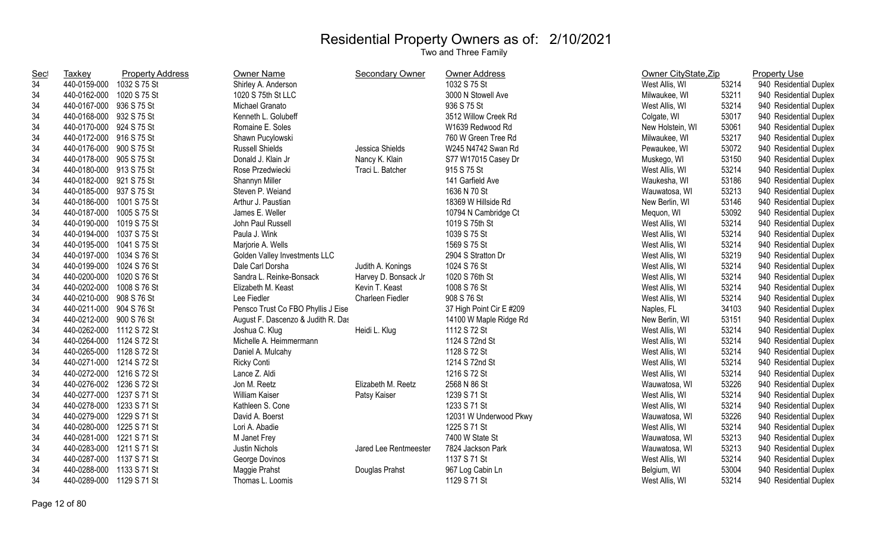# Residential Property Owners as of: 2/10/2021

Two and Three Family

| Sect | Taxkey | Property Address | Owner Name | Secondary Owner | Owner Address | Owner CityState,Zip | | Property Use |
|---|---|---|---|---|---|---|---|---|
| 34 | 440-0159-000 | 1032 S 75 St | Shirley A. Anderson | | 1032 S 75 St | West Allis, WI | 53214 | 940 Residential Duplex |
| 34 | 440-0162-000 | 1020 S 75 St | 1020 S 75th St LLC | | 3000 N Stowell Ave | Milwaukee, WI | 53211 | 940 Residential Duplex |
| 34 | 440-0167-000 | 936 S 75 St | Michael Granato | | 936 S 75 St | West Allis, WI | 53214 | 940 Residential Duplex |
| 34 | 440-0168-000 | 932 S 75 St | Kenneth L. Golubeff | | 3512 Willow Creek Rd | Colgate, WI | 53017 | 940 Residential Duplex |
| 34 | 440-0170-000 | 924 S 75 St | Romaine E. Soles | | W1639 Redwood Rd | New Holstein, WI | 53061 | 940 Residential Duplex |
| 34 | 440-0172-000 | 916 S 75 St | Shawn Pucylowski | | 760 W Green Tree Rd | Milwaukee, WI | 53217 | 940 Residential Duplex |
| 34 | 440-0176-000 | 900 S 75 St | Russell Shields | Jessica Shields | W245 N4742 Swan Rd | Pewaukee, WI | 53072 | 940 Residential Duplex |
| 34 | 440-0178-000 | 905 S 75 St | Donald J. Klain Jr | Nancy K. Klain | S77 W17015 Casey Dr | Muskego, WI | 53150 | 940 Residential Duplex |
| 34 | 440-0180-000 | 913 S 75 St | Rose Przedwiecki | Traci L. Batcher | 915 S 75 St | West Allis, WI | 53214 | 940 Residential Duplex |
| 34 | 440-0182-000 | 921 S 75 St | Shannyn Miller | | 141 Garfield Ave | Waukesha, WI | 53186 | 940 Residential Duplex |
| 34 | 440-0185-000 | 937 S 75 St | Steven P. Weiand | | 1636 N 70 St | Wauwatosa, WI | 53213 | 940 Residential Duplex |
| 34 | 440-0186-000 | 1001 S 75 St | Arthur J. Paustian | | 18369 W Hillside Rd | New Berlin, WI | 53146 | 940 Residential Duplex |
| 34 | 440-0187-000 | 1005 S 75 St | James E. Weller | | 10794 N Cambridge Ct | Mequon, WI | 53092 | 940 Residential Duplex |
| 34 | 440-0190-000 | 1019 S 75 St | John Paul Russell | | 1019 S 75th St | West Allis, WI | 53214 | 940 Residential Duplex |
| 34 | 440-0194-000 | 1037 S 75 St | Paula J. Wink | | 1039 S 75 St | West Allis, WI | 53214 | 940 Residential Duplex |
| 34 | 440-0195-000 | 1041 S 75 St | Marjorie A. Wells | | 1569 S 75 St | West Allis, WI | 53214 | 940 Residential Duplex |
| 34 | 440-0197-000 | 1034 S 76 St | Golden Valley Investments LLC | | 2904 S Stratton Dr | West Allis, WI | 53219 | 940 Residential Duplex |
| 34 | 440-0199-000 | 1024 S 76 St | Dale Carl Dorsha | Judith A. Konings | 1024 S 76 St | West Allis, WI | 53214 | 940 Residential Duplex |
| 34 | 440-0200-000 | 1020 S 76 St | Sandra L. Reinke-Bonsack | Harvey D. Bonsack Jr | 1020 S 76th St | West Allis, WI | 53214 | 940 Residential Duplex |
| 34 | 440-0202-000 | 1008 S 76 St | Elizabeth M. Keast | Kevin T. Keast | 1008 S 76 St | West Allis, WI | 53214 | 940 Residential Duplex |
| 34 | 440-0210-000 | 908 S 76 St | Lee Fiedler | Charleen Fiedler | 908 S 76 St | West Allis, WI | 53214 | 940 Residential Duplex |
| 34 | 440-0211-000 | 904 S 76 St | Pensco Trust Co FBO Phyllis J Eise | | 37 High Point Cir E #209 | Naples, FL | 34103 | 940 Residential Duplex |
| 34 | 440-0212-000 | 900 S 76 St | August F. Dascenzo & Judith R. Das | | 14100 W Maple Ridge Rd | New Berlin, WI | 53151 | 940 Residential Duplex |
| 34 | 440-0262-000 | 1112 S 72 St | Joshua C. Klug | Heidi L. Klug | 1112 S 72 St | West Allis, WI | 53214 | 940 Residential Duplex |
| 34 | 440-0264-000 | 1124 S 72 St | Michelle A. Heimmermann | | 1124 S 72nd St | West Allis, WI | 53214 | 940 Residential Duplex |
| 34 | 440-0265-000 | 1128 S 72 St | Daniel A. Mulcahy | | 1128 S 72 St | West Allis, WI | 53214 | 940 Residential Duplex |
| 34 | 440-0271-000 | 1214 S 72 St | Ricky Conti | | 1214 S 72nd St | West Allis, WI | 53214 | 940 Residential Duplex |
| 34 | 440-0272-000 | 1216 S 72 St | Lance Z. Aldi | | 1216 S 72 St | West Allis, WI | 53214 | 940 Residential Duplex |
| 34 | 440-0276-002 | 1236 S 72 St | Jon M. Reetz | Elizabeth M. Reetz | 2568 N 86 St | Wauwatosa, WI | 53226 | 940 Residential Duplex |
| 34 | 440-0277-000 | 1237 S 71 St | William Kaiser | Patsy Kaiser | 1239 S 71 St | West Allis, WI | 53214 | 940 Residential Duplex |
| 34 | 440-0278-000 | 1233 S 71 St | Kathleen S. Cone | | 1233 S 71 St | West Allis, WI | 53214 | 940 Residential Duplex |
| 34 | 440-0279-000 | 1229 S 71 St | David A. Boerst | | 12031 W Underwood Pkwy | Wauwatosa, WI | 53226 | 940 Residential Duplex |
| 34 | 440-0280-000 | 1225 S 71 St | Lori A. Abadie | | 1225 S 71 St | West Allis, WI | 53214 | 940 Residential Duplex |
| 34 | 440-0281-000 | 1221 S 71 St | M Janet Frey | | 7400 W State St | Wauwatosa, WI | 53213 | 940 Residential Duplex |
| 34 | 440-0283-000 | 1211 S 71 St | Justin Nichols | Jared Lee Rentmeester | 7824 Jackson Park | Wauwatosa, WI | 53213 | 940 Residential Duplex |
| 34 | 440-0287-000 | 1137 S 71 St | George Dovinos | | 1137 S 71 St | West Allis, WI | 53214 | 940 Residential Duplex |
| 34 | 440-0288-000 | 1133 S 71 St | Maggie Prahst | Douglas Prahst | 967 Log Cabin Ln | Belgium, WI | 53004 | 940 Residential Duplex |
| 34 | 440-0289-000 | 1129 S 71 St | Thomas L. Loomis | | 1129 S 71 St | West Allis, WI | 53214 | 940 Residential Duplex |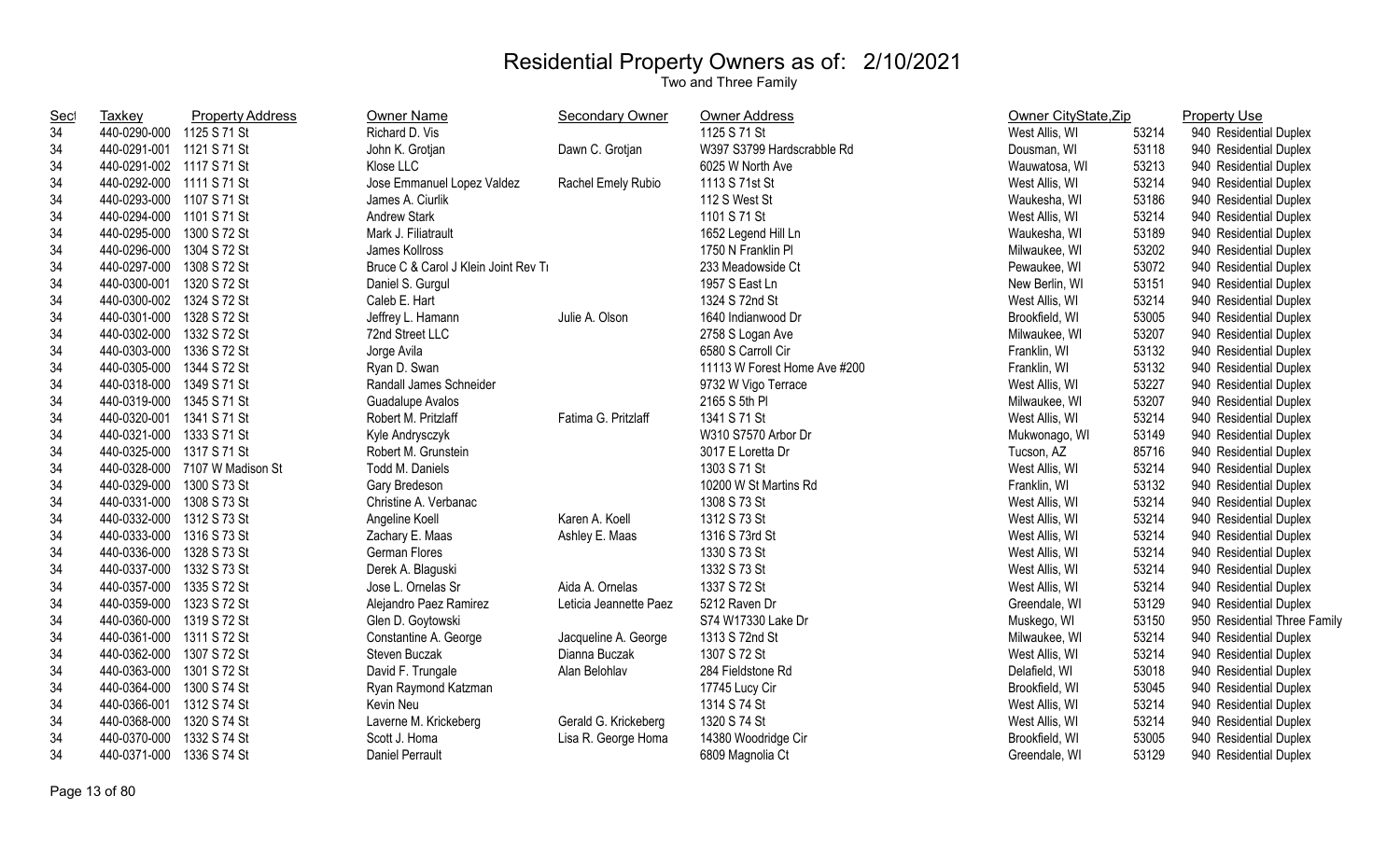# Residential Property Owners as of: 2/10/2021

Two and Three Family

| Sect | Taxkey | Property Address | Owner Name | Secondary Owner | Owner Address | Owner CityState,Zip | | Property Use |
|---|---|---|---|---|---|---|---|---|
| 34 | 440-0290-000 | 1125 S 71 St | Richard D. Vis | | 1125 S 71 St | West Allis, WI | 53214 | 940 Residential Duplex |
| 34 | 440-0291-001 | 1121 S 71 St | John K. Grotjan | Dawn C. Grotjan | W397 S3799 Hardscrabble Rd | Dousman, WI | 53118 | 940 Residential Duplex |
| 34 | 440-0291-002 | 1117 S 71 St | Klose LLC | | 6025 W North Ave | Wauwatosa, WI | 53213 | 940 Residential Duplex |
| 34 | 440-0292-000 | 1111 S 71 St | Jose Emmanuel Lopez Valdez | Rachel Emely Rubio | 1113 S 71st St | West Allis, WI | 53214 | 940 Residential Duplex |
| 34 | 440-0293-000 | 1107 S 71 St | James A. Ciurlik | | 112 S West St | Waukesha, WI | 53186 | 940 Residential Duplex |
| 34 | 440-0294-000 | 1101 S 71 St | Andrew Stark | | 1101 S 71 St | West Allis, WI | 53214 | 940 Residential Duplex |
| 34 | 440-0295-000 | 1300 S 72 St | Mark J. Filiatrault | | 1652 Legend Hill Ln | Waukesha, WI | 53189 | 940 Residential Duplex |
| 34 | 440-0296-000 | 1304 S 72 St | James Kollross | | 1750 N Franklin Pl | Milwaukee, WI | 53202 | 940 Residential Duplex |
| 34 | 440-0297-000 | 1308 S 72 St | Bruce C & Carol J Klein Joint Rev Tr | | 233 Meadowside Ct | Pewaukee, WI | 53072 | 940 Residential Duplex |
| 34 | 440-0300-001 | 1320 S 72 St | Daniel S. Gurgul | | 1957 S East Ln | New Berlin, WI | 53151 | 940 Residential Duplex |
| 34 | 440-0300-002 | 1324 S 72 St | Caleb E. Hart | | 1324 S 72nd St | West Allis, WI | 53214 | 940 Residential Duplex |
| 34 | 440-0301-000 | 1328 S 72 St | Jeffrey L. Hamann | Julie A. Olson | 1640 Indianwood Dr | Brookfield, WI | 53005 | 940 Residential Duplex |
| 34 | 440-0302-000 | 1332 S 72 St | 72nd Street LLC | | 2758 S Logan Ave | Milwaukee, WI | 53207 | 940 Residential Duplex |
| 34 | 440-0303-000 | 1336 S 72 St | Jorge Avila | | 6580 S Carroll Cir | Franklin, WI | 53132 | 940 Residential Duplex |
| 34 | 440-0305-000 | 1344 S 72 St | Ryan D. Swan | | 11113 W Forest Home Ave #200 | Franklin, WI | 53132 | 940 Residential Duplex |
| 34 | 440-0318-000 | 1349 S 71 St | Randall James Schneider | | 9732 W Vigo Terrace | West Allis, WI | 53227 | 940 Residential Duplex |
| 34 | 440-0319-000 | 1345 S 71 St | Guadalupe Avalos | | 2165 S 5th Pl | Milwaukee, WI | 53207 | 940 Residential Duplex |
| 34 | 440-0320-001 | 1341 S 71 St | Robert M. Pritzlaff | Fatima G. Pritzlaff | 1341 S 71 St | West Allis, WI | 53214 | 940 Residential Duplex |
| 34 | 440-0321-000 | 1333 S 71 St | Kyle Andrysczyk | | W310 S7570 Arbor Dr | Mukwonago, WI | 53149 | 940 Residential Duplex |
| 34 | 440-0325-000 | 1317 S 71 St | Robert M. Grunstein | | 3017 E Loretta Dr | Tucson, AZ | 85716 | 940 Residential Duplex |
| 34 | 440-0328-000 | 7107 W Madison St | Todd M. Daniels | | 1303 S 71 St | West Allis, WI | 53214 | 940 Residential Duplex |
| 34 | 440-0329-000 | 1300 S 73 St | Gary Bredeson | | 10200 W St Martins Rd | Franklin, WI | 53132 | 940 Residential Duplex |
| 34 | 440-0331-000 | 1308 S 73 St | Christine A. Verbanac | | 1308 S 73 St | West Allis, WI | 53214 | 940 Residential Duplex |
| 34 | 440-0332-000 | 1312 S 73 St | Angeline Koell | Karen A. Koell | 1312 S 73 St | West Allis, WI | 53214 | 940 Residential Duplex |
| 34 | 440-0333-000 | 1316 S 73 St | Zachary E. Maas | Ashley E. Maas | 1316 S 73rd St | West Allis, WI | 53214 | 940 Residential Duplex |
| 34 | 440-0336-000 | 1328 S 73 St | German Flores | | 1330 S 73 St | West Allis, WI | 53214 | 940 Residential Duplex |
| 34 | 440-0337-000 | 1332 S 73 St | Derek A. Blaguski | | 1332 S 73 St | West Allis, WI | 53214 | 940 Residential Duplex |
| 34 | 440-0357-000 | 1335 S 72 St | Jose L. Ornelas Sr | Aida A. Ornelas | 1337 S 72 St | West Allis, WI | 53214 | 940 Residential Duplex |
| 34 | 440-0359-000 | 1323 S 72 St | Alejandro Paez Ramirez | Leticia Jeannette Paez | 5212 Raven Dr | Greendale, WI | 53129 | 940 Residential Duplex |
| 34 | 440-0360-000 | 1319 S 72 St | Glen D. Goytowski | | S74 W17330 Lake Dr | Muskego, WI | 53150 | 950 Residential Three Family |
| 34 | 440-0361-000 | 1311 S 72 St | Constantine A. George | Jacqueline A. George | 1313 S 72nd St | Milwaukee, WI | 53214 | 940 Residential Duplex |
| 34 | 440-0362-000 | 1307 S 72 St | Steven Buczak | Dianna Buczak | 1307 S 72 St | West Allis, WI | 53214 | 940 Residential Duplex |
| 34 | 440-0363-000 | 1301 S 72 St | David F. Trungale | Alan Belohlav | 284 Fieldstone Rd | Delafield, WI | 53018 | 940 Residential Duplex |
| 34 | 440-0364-000 | 1300 S 74 St | Ryan Raymond Katzman | | 17745 Lucy Cir | Brookfield, WI | 53045 | 940 Residential Duplex |
| 34 | 440-0366-001 | 1312 S 74 St | Kevin Neu | | 1314 S 74 St | West Allis, WI | 53214 | 940 Residential Duplex |
| 34 | 440-0368-000 | 1320 S 74 St | Laverne M. Krickeberg | Gerald G. Krickeberg | 1320 S 74 St | West Allis, WI | 53214 | 940 Residential Duplex |
| 34 | 440-0370-000 | 1332 S 74 St | Scott J. Homa | Lisa R. George Homa | 14380 Woodridge Cir | Brookfield, WI | 53005 | 940 Residential Duplex |
| 34 | 440-0371-000 | 1336 S 74 St | Daniel Perrault | | 6809 Magnolia Ct | Greendale, WI | 53129 | 940 Residential Duplex |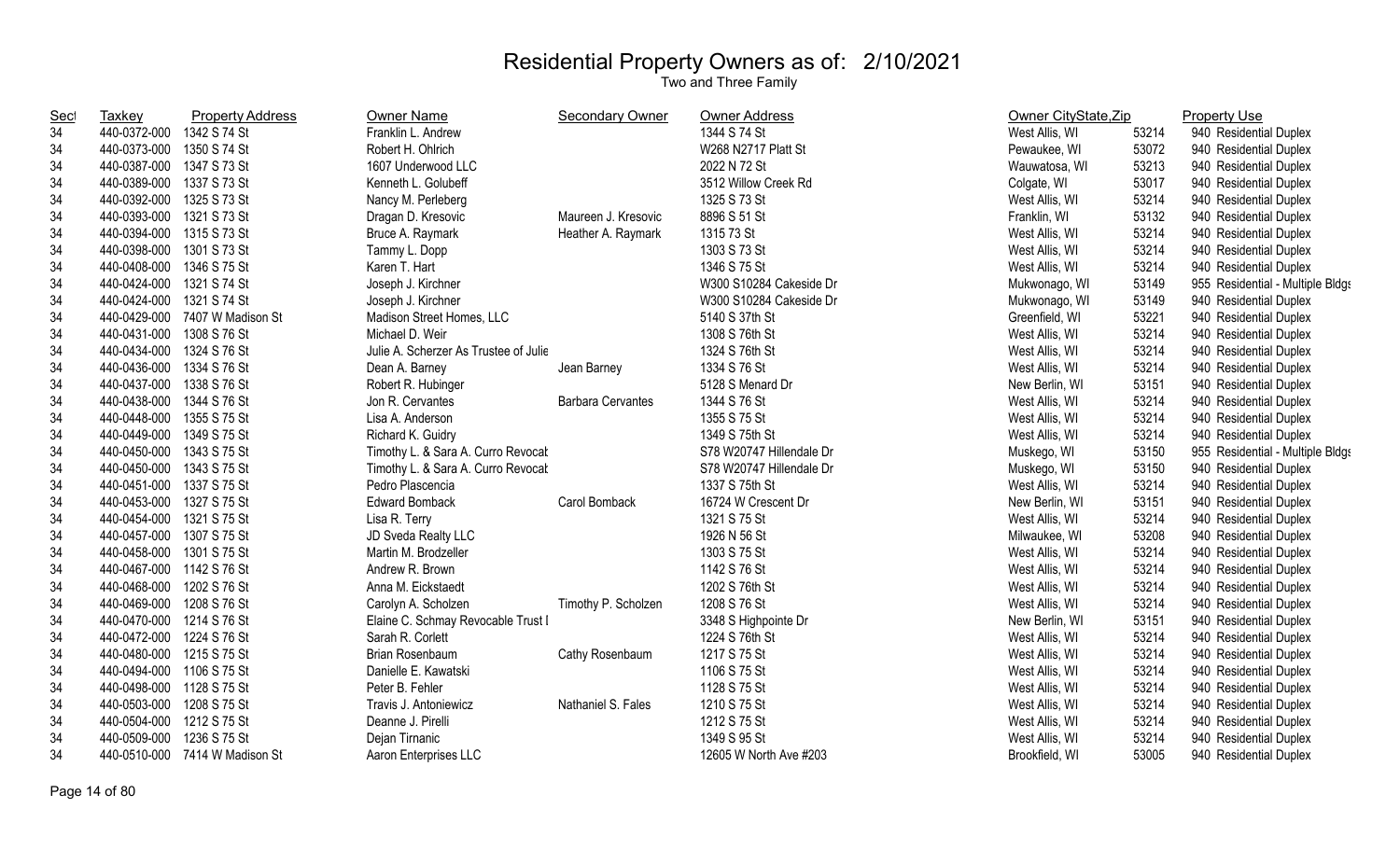# Residential Property Owners as of: 2/10/2021

Two and Three Family

| Sect | Taxkey | Property Address | Owner Name | Secondary Owner | Owner Address | Owner CityState,Zip | | Property Use |
|---|---|---|---|---|---|---|---|---|
| 34 | 440-0372-000 | 1342 S 74 St | Franklin L. Andrew | | 1344 S 74 St | West Allis, WI | 53214 | 940 Residential Duplex |
| 34 | 440-0373-000 | 1350 S 74 St | Robert H. Ohlrich | | W268 N2717 Platt St | Pewaukee, WI | 53072 | 940 Residential Duplex |
| 34 | 440-0387-000 | 1347 S 73 St | 1607 Underwood LLC | | 2022 N 72 St | Wauwatosa, WI | 53213 | 940 Residential Duplex |
| 34 | 440-0389-000 | 1337 S 73 St | Kenneth L. Golubeff | | 3512 Willow Creek Rd | Colgate, WI | 53017 | 940 Residential Duplex |
| 34 | 440-0392-000 | 1325 S 73 St | Nancy M. Perleberg | | 1325 S 73 St | West Allis, WI | 53214 | 940 Residential Duplex |
| 34 | 440-0393-000 | 1321 S 73 St | Dragan D. Kresovic | Maureen J. Kresovic | 8896 S 51 St | Franklin, WI | 53132 | 940 Residential Duplex |
| 34 | 440-0394-000 | 1315 S 73 St | Bruce A. Raymark | Heather A. Raymark | 1315 73 St | West Allis, WI | 53214 | 940 Residential Duplex |
| 34 | 440-0398-000 | 1301 S 73 St | Tammy L. Dopp | | 1303 S 73 St | West Allis, WI | 53214 | 940 Residential Duplex |
| 34 | 440-0408-000 | 1346 S 75 St | Karen T. Hart | | 1346 S 75 St | West Allis, WI | 53214 | 940 Residential Duplex |
| 34 | 440-0424-000 | 1321 S 74 St | Joseph J. Kirchner | | W300 S10284 Cakeside Dr | Mukwonago, WI | 53149 | 955 Residential - Multiple Bldgs |
| 34 | 440-0424-000 | 1321 S 74 St | Joseph J. Kirchner | | W300 S10284 Cakeside Dr | Mukwonago, WI | 53149 | 940 Residential Duplex |
| 34 | 440-0429-000 | 7407 W Madison St | Madison Street Homes, LLC | | 5140 S 37th St | Greenfield, WI | 53221 | 940 Residential Duplex |
| 34 | 440-0431-000 | 1308 S 76 St | Michael D. Weir | | 1308 S 76th St | West Allis, WI | 53214 | 940 Residential Duplex |
| 34 | 440-0434-000 | 1324 S 76 St | Julie A. Scherzer As Trustee of Julie | | 1324 S 76th St | West Allis, WI | 53214 | 940 Residential Duplex |
| 34 | 440-0436-000 | 1334 S 76 St | Dean A. Barney | Jean Barney | 1334 S 76 St | West Allis, WI | 53214 | 940 Residential Duplex |
| 34 | 440-0437-000 | 1338 S 76 St | Robert R. Hubinger | | 5128 S Menard Dr | New Berlin, WI | 53151 | 940 Residential Duplex |
| 34 | 440-0438-000 | 1344 S 76 St | Jon R. Cervantes | Barbara Cervantes | 1344 S 76 St | West Allis, WI | 53214 | 940 Residential Duplex |
| 34 | 440-0448-000 | 1355 S 75 St | Lisa A. Anderson | | 1355 S 75 St | West Allis, WI | 53214 | 940 Residential Duplex |
| 34 | 440-0449-000 | 1349 S 75 St | Richard K. Guidry | | 1349 S 75th St | West Allis, WI | 53214 | 940 Residential Duplex |
| 34 | 440-0450-000 | 1343 S 75 St | Timothy L. & Sara A. Curro Revocat | | S78 W20747 Hillendale Dr | Muskego, WI | 53150 | 955 Residential - Multiple Bldgs |
| 34 | 440-0450-000 | 1343 S 75 St | Timothy L. & Sara A. Curro Revocat | | S78 W20747 Hillendale Dr | Muskego, WI | 53150 | 940 Residential Duplex |
| 34 | 440-0451-000 | 1337 S 75 St | Pedro Plascencia | | 1337 S 75th St | West Allis, WI | 53214 | 940 Residential Duplex |
| 34 | 440-0453-000 | 1327 S 75 St | Edward Bomback | Carol Bomback | 16724 W Crescent Dr | New Berlin, WI | 53151 | 940 Residential Duplex |
| 34 | 440-0454-000 | 1321 S 75 St | Lisa R. Terry | | 1321 S 75 St | West Allis, WI | 53214 | 940 Residential Duplex |
| 34 | 440-0457-000 | 1307 S 75 St | JD Sveda Realty LLC | | 1926 N 56 St | Milwaukee, WI | 53208 | 940 Residential Duplex |
| 34 | 440-0458-000 | 1301 S 75 St | Martin M. Brodzeller | | 1303 S 75 St | West Allis, WI | 53214 | 940 Residential Duplex |
| 34 | 440-0467-000 | 1142 S 76 St | Andrew R. Brown | | 1142 S 76 St | West Allis, WI | 53214 | 940 Residential Duplex |
| 34 | 440-0468-000 | 1202 S 76 St | Anna M. Eickstaedt | | 1202 S 76th St | West Allis, WI | 53214 | 940 Residential Duplex |
| 34 | 440-0469-000 | 1208 S 76 St | Carolyn A. Scholzen | Timothy P. Scholzen | 1208 S 76 St | West Allis, WI | 53214 | 940 Residential Duplex |
| 34 | 440-0470-000 | 1214 S 76 St | Elaine C. Schmay Revocable Trust I | | 3348 S Highpointe Dr | New Berlin, WI | 53151 | 940 Residential Duplex |
| 34 | 440-0472-000 | 1224 S 76 St | Sarah R. Corlett | | 1224 S 76th St | West Allis, WI | 53214 | 940 Residential Duplex |
| 34 | 440-0480-000 | 1215 S 75 St | Brian Rosenbaum | Cathy Rosenbaum | 1217 S 75 St | West Allis, WI | 53214 | 940 Residential Duplex |
| 34 | 440-0494-000 | 1106 S 75 St | Danielle E. Kawatski | | 1106 S 75 St | West Allis, WI | 53214 | 940 Residential Duplex |
| 34 | 440-0498-000 | 1128 S 75 St | Peter B. Fehler | | 1128 S 75 St | West Allis, WI | 53214 | 940 Residential Duplex |
| 34 | 440-0503-000 | 1208 S 75 St | Travis J. Antoniewicz | Nathaniel S. Fales | 1210 S 75 St | West Allis, WI | 53214 | 940 Residential Duplex |
| 34 | 440-0504-000 | 1212 S 75 St | Deanne J. Pirelli | | 1212 S 75 St | West Allis, WI | 53214 | 940 Residential Duplex |
| 34 | 440-0509-000 | 1236 S 75 St | Dejan Tirnanic | | 1349 S 95 St | West Allis, WI | 53214 | 940 Residential Duplex |
| 34 | 440-0510-000 | 7414 W Madison St | Aaron Enterprises LLC | | 12605 W North Ave #203 | Brookfield, WI | 53005 | 940 Residential Duplex |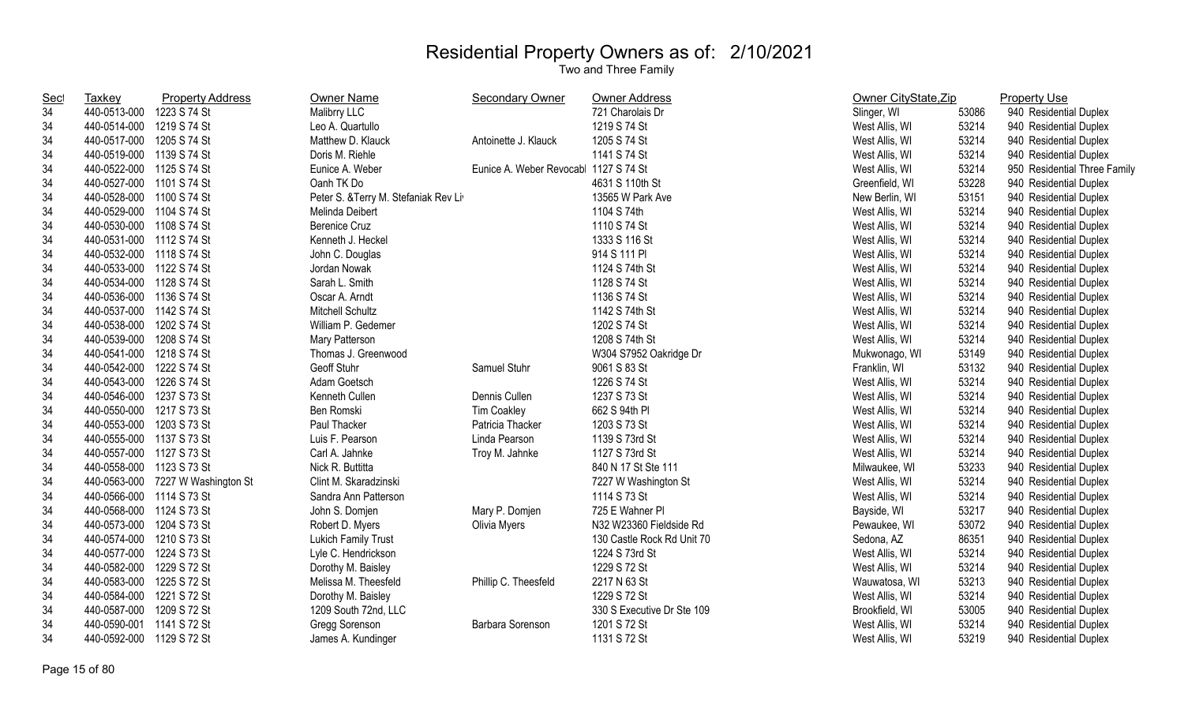# Residential Property Owners as of: 2/10/2021

Two and Three Family

| Sect | Taxkey | Property Address | Owner Name | Secondary Owner | Owner Address | Owner CityState,Zip | | Property Use |
|---|---|---|---|---|---|---|---|---|
| 34 | 440-0513-000 | 1223 S 74 St | Malibrry LLC | | 721 Charolais Dr | Slinger, WI | 53086 | 940 Residential Duplex |
| 34 | 440-0514-000 | 1219 S 74 St | Leo A. Quartullo | | 1219 S 74 St | West Allis, WI | 53214 | 940 Residential Duplex |
| 34 | 440-0517-000 | 1205 S 74 St | Matthew D. Klauck | Antoinette J. Klauck | 1205 S 74 St | West Allis, WI | 53214 | 940 Residential Duplex |
| 34 | 440-0519-000 | 1139 S 74 St | Doris M. Riehle | | 1141 S 74 St | West Allis, WI | 53214 | 940 Residential Duplex |
| 34 | 440-0522-000 | 1125 S 74 St | Eunice A. Weber | Eunice A. Weber Revocabl | 1127 S 74 St | West Allis, WI | 53214 | 950 Residential Three Family |
| 34 | 440-0527-000 | 1101 S 74 St | Oanh TK Do | | 4631 S 110th St | Greenfield, WI | 53228 | 940 Residential Duplex |
| 34 | 440-0528-000 | 1100 S 74 St | Peter S. &Terry M. Stefaniak Rev Li | | 13565 W Park Ave | New Berlin, WI | 53151 | 940 Residential Duplex |
| 34 | 440-0529-000 | 1104 S 74 St | Melinda Deibert | | 1104 S 74th | West Allis, WI | 53214 | 940 Residential Duplex |
| 34 | 440-0530-000 | 1108 S 74 St | Berenice Cruz | | 1110 S 74 St | West Allis, WI | 53214 | 940 Residential Duplex |
| 34 | 440-0531-000 | 1112 S 74 St | Kenneth J. Heckel | | 1333 S 116 St | West Allis, WI | 53214 | 940 Residential Duplex |
| 34 | 440-0532-000 | 1118 S 74 St | John C. Douglas | | 914 S 111 Pl | West Allis, WI | 53214 | 940 Residential Duplex |
| 34 | 440-0533-000 | 1122 S 74 St | Jordan Nowak | | 1124 S 74th St | West Allis, WI | 53214 | 940 Residential Duplex |
| 34 | 440-0534-000 | 1128 S 74 St | Sarah L. Smith | | 1128 S 74 St | West Allis, WI | 53214 | 940 Residential Duplex |
| 34 | 440-0536-000 | 1136 S 74 St | Oscar A. Arndt | | 1136 S 74 St | West Allis, WI | 53214 | 940 Residential Duplex |
| 34 | 440-0537-000 | 1142 S 74 St | Mitchell Schultz | | 1142 S 74th St | West Allis, WI | 53214 | 940 Residential Duplex |
| 34 | 440-0538-000 | 1202 S 74 St | William P. Gedemer | | 1202 S 74 St | West Allis, WI | 53214 | 940 Residential Duplex |
| 34 | 440-0539-000 | 1208 S 74 St | Mary Patterson | | 1208 S 74th St | West Allis, WI | 53214 | 940 Residential Duplex |
| 34 | 440-0541-000 | 1218 S 74 St | Thomas J. Greenwood | | W304 S7952 Oakridge Dr | Mukwonago, WI | 53149 | 940 Residential Duplex |
| 34 | 440-0542-000 | 1222 S 74 St | Geoff Stuhr | Samuel Stuhr | 9061 S 83 St | Franklin, WI | 53132 | 940 Residential Duplex |
| 34 | 440-0543-000 | 1226 S 74 St | Adam Goetsch | | 1226 S 74 St | West Allis, WI | 53214 | 940 Residential Duplex |
| 34 | 440-0546-000 | 1237 S 73 St | Kenneth Cullen | Dennis Cullen | 1237 S 73 St | West Allis, WI | 53214 | 940 Residential Duplex |
| 34 | 440-0550-000 | 1217 S 73 St | Ben Romski | Tim Coakley | 662 S 94th Pl | West Allis, WI | 53214 | 940 Residential Duplex |
| 34 | 440-0553-000 | 1203 S 73 St | Paul Thacker | Patricia Thacker | 1203 S 73 St | West Allis, WI | 53214 | 940 Residential Duplex |
| 34 | 440-0555-000 | 1137 S 73 St | Luis F. Pearson | Linda Pearson | 1139 S 73rd St | West Allis, WI | 53214 | 940 Residential Duplex |
| 34 | 440-0557-000 | 1127 S 73 St | Carl A. Jahnke | Troy M. Jahnke | 1127 S 73rd St | West Allis, WI | 53214 | 940 Residential Duplex |
| 34 | 440-0558-000 | 1123 S 73 St | Nick R. Buttitta | | 840 N 17 St Ste 111 | Milwaukee, WI | 53233 | 940 Residential Duplex |
| 34 | 440-0563-000 | 7227 W Washington St | Clint M. Skaradzinski | | 7227 W Washington St | West Allis, WI | 53214 | 940 Residential Duplex |
| 34 | 440-0566-000 | 1114 S 73 St | Sandra Ann Patterson | | 1114 S 73 St | West Allis, WI | 53214 | 940 Residential Duplex |
| 34 | 440-0568-000 | 1124 S 73 St | John S. Domjen | Mary P. Domjen | 725 E Wahner Pl | Bayside, WI | 53217 | 940 Residential Duplex |
| 34 | 440-0573-000 | 1204 S 73 St | Robert D. Myers | Olivia Myers | N32 W23360 Fieldside Rd | Pewaukee, WI | 53072 | 940 Residential Duplex |
| 34 | 440-0574-000 | 1210 S 73 St | Lukich Family Trust | | 130 Castle Rock Rd Unit 70 | Sedona, AZ | 86351 | 940 Residential Duplex |
| 34 | 440-0577-000 | 1224 S 73 St | Lyle C. Hendrickson | | 1224 S 73rd St | West Allis, WI | 53214 | 940 Residential Duplex |
| 34 | 440-0582-000 | 1229 S 72 St | Dorothy M. Baisley | | 1229 S 72 St | West Allis, WI | 53214 | 940 Residential Duplex |
| 34 | 440-0583-000 | 1225 S 72 St | Melissa M. Theesfeld | Phillip C. Theesfeld | 2217 N 63 St | Wauwatosa, WI | 53213 | 940 Residential Duplex |
| 34 | 440-0584-000 | 1221 S 72 St | Dorothy M. Baisley | | 1229 S 72 St | West Allis, WI | 53214 | 940 Residential Duplex |
| 34 | 440-0587-000 | 1209 S 72 St | 1209 South 72nd, LLC | | 330 S Executive Dr Ste 109 | Brookfield, WI | 53005 | 940 Residential Duplex |
| 34 | 440-0590-001 | 1141 S 72 St | Gregg Sorenson | Barbara Sorenson | 1201 S 72 St | West Allis, WI | 53214 | 940 Residential Duplex |
| 34 | 440-0592-000 | 1129 S 72 St | James A. Kundinger | | 1131 S 72 St | West Allis, WI | 53219 | 940 Residential Duplex |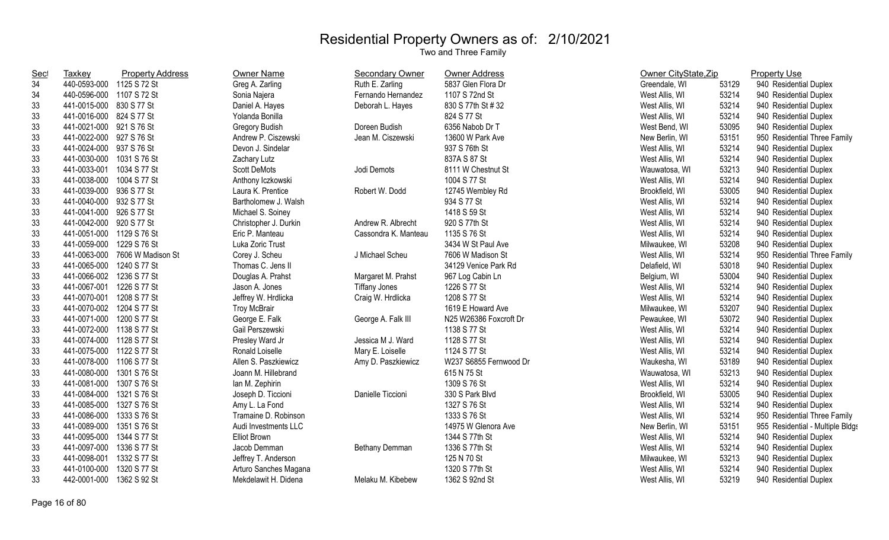# Residential Property Owners as of: 2/10/2021

Two and Three Family

| Sect | Taxkey | Property Address | Owner Name | Secondary Owner | Owner Address | Owner CityState,Zip | | Property Use |
|---|---|---|---|---|---|---|---|---|
| 34 | 440-0593-000 | 1125 S 72 St | Greg A. Zarling | Ruth E. Zarling | 5837 Glen Flora Dr | Greendale, WI | 53129 | 940 Residential Duplex |
| 34 | 440-0596-000 | 1107 S 72 St | Sonia Najera | Fernando Hernandez | 1107 S 72nd St | West Allis, WI | 53214 | 940 Residential Duplex |
| 33 | 441-0015-000 | 830 S 77 St | Daniel A. Hayes | Deborah L. Hayes | 830 S 77th St # 32 | West Allis, WI | 53214 | 940 Residential Duplex |
| 33 | 441-0016-000 | 824 S 77 St | Yolanda Bonilla | | 824 S 77 St | West Allis, WI | 53214 | 940 Residential Duplex |
| 33 | 441-0021-000 | 921 S 76 St | Gregory Budish | Doreen Budish | 6356 Nabob Dr T | West Bend, WI | 53095 | 940 Residential Duplex |
| 33 | 441-0022-000 | 927 S 76 St | Andrew P. Ciszewski | Jean M. Ciszewski | 13600 W Park Ave | New Berlin, WI | 53151 | 950 Residential Three Family |
| 33 | 441-0024-000 | 937 S 76 St | Devon J. Sindelar | | 937 S 76th St | West Allis, WI | 53214 | 940 Residential Duplex |
| 33 | 441-0030-000 | 1031 S 76 St | Zachary Lutz | | 837A S 87 St | West Allis, WI | 53214 | 940 Residential Duplex |
| 33 | 441-0033-001 | 1034 S 77 St | Scott DeMots | Jodi Demots | 8111 W Chestnut St | Wauwatosa, WI | 53213 | 940 Residential Duplex |
| 33 | 441-0038-000 | 1004 S 77 St | Anthony Iczkowski | | 1004 S 77 St | West Allis, WI | 53214 | 940 Residential Duplex |
| 33 | 441-0039-000 | 936 S 77 St | Laura K. Prentice | Robert W. Dodd | 12745 Wembley Rd | Brookfield, WI | 53005 | 940 Residential Duplex |
| 33 | 441-0040-000 | 932 S 77 St | Bartholomew J. Walsh | | 934 S 77 St | West Allis, WI | 53214 | 940 Residential Duplex |
| 33 | 441-0041-000 | 926 S 77 St | Michael S. Soiney | | 1418 S 59 St | West Allis, WI | 53214 | 940 Residential Duplex |
| 33 | 441-0042-000 | 920 S 77 St | Christopher J. Durkin | Andrew R. Albrecht | 920 S 77th St | West Allis, WI | 53214 | 940 Residential Duplex |
| 33 | 441-0051-000 | 1129 S 76 St | Eric P. Manteau | Cassondra K. Manteau | 1135 S 76 St | West Allis, WI | 53214 | 940 Residential Duplex |
| 33 | 441-0059-000 | 1229 S 76 St | Luka Zoric Trust | | 3434 W St Paul Ave | Milwaukee, WI | 53208 | 940 Residential Duplex |
| 33 | 441-0063-000 | 7606 W Madison St | Corey J. Scheu | J Michael Scheu | 7606 W Madison St | West Allis, WI | 53214 | 950 Residential Three Family |
| 33 | 441-0065-000 | 1240 S 77 St | Thomas C. Jens II | | 34129 Venice Park Rd | Delafield, WI | 53018 | 940 Residential Duplex |
| 33 | 441-0066-002 | 1236 S 77 St | Douglas A. Prahst | Margaret M. Prahst | 967 Log Cabin Ln | Belgium, WI | 53004 | 940 Residential Duplex |
| 33 | 441-0067-001 | 1226 S 77 St | Jason A. Jones | Tiffany Jones | 1226 S 77 St | West Allis, WI | 53214 | 940 Residential Duplex |
| 33 | 441-0070-001 | 1208 S 77 St | Jeffrey W. Hrdlicka | Craig W. Hrdlicka | 1208 S 77 St | West Allis, WI | 53214 | 940 Residential Duplex |
| 33 | 441-0070-002 | 1204 S 77 St | Troy McBrair | | 1619 E Howard Ave | Milwaukee, WI | 53207 | 940 Residential Duplex |
| 33 | 441-0071-000 | 1200 S 77 St | George E. Falk | George A. Falk III | N25 W26386 Foxcroft Dr | Pewaukee, WI | 53072 | 940 Residential Duplex |
| 33 | 441-0072-000 | 1138 S 77 St | Gail Perszewski | | 1138 S 77 St | West Allis, WI | 53214 | 940 Residential Duplex |
| 33 | 441-0074-000 | 1128 S 77 St | Presley Ward Jr | Jessica M J. Ward | 1128 S 77 St | West Allis, WI | 53214 | 940 Residential Duplex |
| 33 | 441-0075-000 | 1122 S 77 St | Ronald Loiselle | Mary E. Loiselle | 1124 S 77 St | West Allis, WI | 53214 | 940 Residential Duplex |
| 33 | 441-0078-000 | 1106 S 77 St | Allen S. Paszkiewicz | Amy D. Paszkiewicz | W237 S6855 Fernwood Dr | Waukesha, WI | 53189 | 940 Residential Duplex |
| 33 | 441-0080-000 | 1301 S 76 St | Joann M. Hillebrand | | 615 N 75 St | Wauwatosa, WI | 53213 | 940 Residential Duplex |
| 33 | 441-0081-000 | 1307 S 76 St | Ian M. Zephirin | | 1309 S 76 St | West Allis, WI | 53214 | 940 Residential Duplex |
| 33 | 441-0084-000 | 1321 S 76 St | Joseph D. Ticcioni | Danielle Ticcioni | 330 S Park Blvd | Brookfield, WI | 53005 | 940 Residential Duplex |
| 33 | 441-0085-000 | 1327 S 76 St | Amy L. La Fond | | 1327 S 76 St | West Allis, WI | 53214 | 940 Residential Duplex |
| 33 | 441-0086-000 | 1333 S 76 St | Tramaine D. Robinson | | 1333 S 76 St | West Allis, WI | 53214 | 950 Residential Three Family |
| 33 | 441-0089-000 | 1351 S 76 St | Audi Investments LLC | | 14975 W Glenora Ave | New Berlin, WI | 53151 | 955 Residential - Multiple Bldgs |
| 33 | 441-0095-000 | 1344 S 77 St | Elliot Brown | | 1344 S 77th St | West Allis, WI | 53214 | 940 Residential Duplex |
| 33 | 441-0097-000 | 1336 S 77 St | Jacob Demman | Bethany Demman | 1336 S 77th St | West Allis, WI | 53214 | 940 Residential Duplex |
| 33 | 441-0098-001 | 1332 S 77 St | Jeffrey T. Anderson | | 125 N 70 St | Milwaukee, WI | 53213 | 940 Residential Duplex |
| 33 | 441-0100-000 | 1320 S 77 St | Arturo Sanches Magana | | 1320 S 77th St | West Allis, WI | 53214 | 940 Residential Duplex |
| 33 | 442-0001-000 | 1362 S 92 St | Mekdelawit H. Didena | Melaku M. Kibebew | 1362 S 92nd St | West Allis, WI | 53219 | 940 Residential Duplex |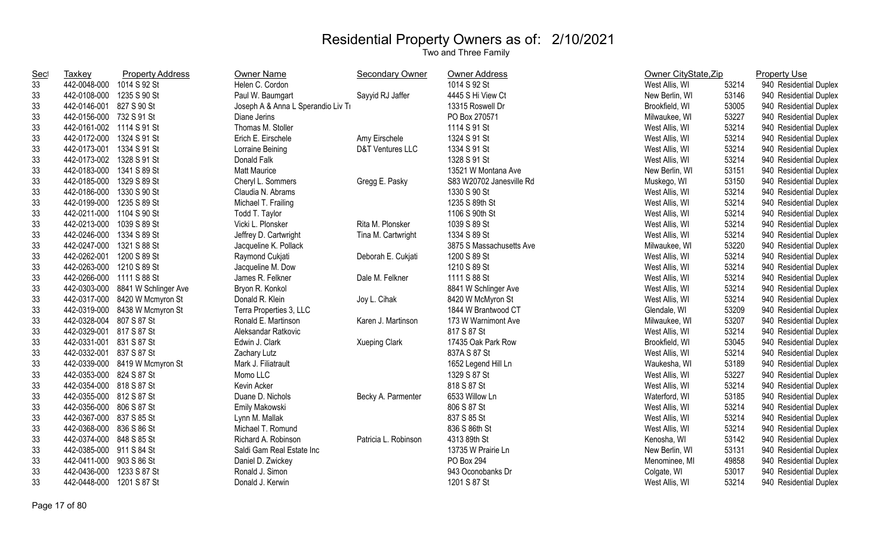# Residential Property Owners as of: 2/10/2021

Two and Three Family

| Sect | Taxkey | Property Address | Owner Name | Secondary Owner | Owner Address | Owner CityState,Zip | | Property Use |
|---|---|---|---|---|---|---|---|---|
| 33 | 442-0048-000 | 1014 S 92 St | Helen C. Cordon | | 1014 S 92 St | West Allis, WI | 53214 | 940 Residential Duplex |
| 33 | 442-0108-000 | 1235 S 90 St | Paul W. Baumgart | Sayyid RJ Jaffer | 4445 S Hi View Ct | New Berlin, WI | 53146 | 940 Residential Duplex |
| 33 | 442-0146-001 | 827 S 90 St | Joseph A & Anna L Sperandio Liv Tr | | 13315 Roswell Dr | Brookfield, WI | 53005 | 940 Residential Duplex |
| 33 | 442-0156-000 | 732 S 91 St | Diane Jerins | | PO Box 270571 | Milwaukee, WI | 53227 | 940 Residential Duplex |
| 33 | 442-0161-002 | 1114 S 91 St | Thomas M. Stoller | | 1114 S 91 St | West Allis, WI | 53214 | 940 Residential Duplex |
| 33 | 442-0172-000 | 1324 S 91 St | Erich E. Eirschele | Amy Eirschele | 1324 S 91 St | West Allis, WI | 53214 | 940 Residential Duplex |
| 33 | 442-0173-001 | 1334 S 91 St | Lorraine Beining | D&T Ventures LLC | 1334 S 91 St | West Allis, WI | 53214 | 940 Residential Duplex |
| 33 | 442-0173-002 | 1328 S 91 St | Donald Falk | | 1328 S 91 St | West Allis, WI | 53214 | 940 Residential Duplex |
| 33 | 442-0183-000 | 1341 S 89 St | Matt Maurice | | 13521 W Montana Ave | New Berlin, WI | 53151 | 940 Residential Duplex |
| 33 | 442-0185-000 | 1329 S 89 St | Cheryl L. Sommers | Gregg E. Pasky | S83 W20702 Janesville Rd | Muskego, WI | 53150 | 940 Residential Duplex |
| 33 | 442-0186-000 | 1330 S 90 St | Claudia N. Abrams | | 1330 S 90 St | West Allis, WI | 53214 | 940 Residential Duplex |
| 33 | 442-0199-000 | 1235 S 89 St | Michael T. Frailing | | 1235 S 89th St | West Allis, WI | 53214 | 940 Residential Duplex |
| 33 | 442-0211-000 | 1104 S 90 St | Todd T. Taylor | | 1106 S 90th St | West Allis, WI | 53214 | 940 Residential Duplex |
| 33 | 442-0213-000 | 1039 S 89 St | Vicki L. Plonsker | Rita M. Plonsker | 1039 S 89 St | West Allis, WI | 53214 | 940 Residential Duplex |
| 33 | 442-0246-000 | 1334 S 89 St | Jeffrey D. Cartwright | Tina M. Cartwright | 1334 S 89 St | West Allis, WI | 53214 | 940 Residential Duplex |
| 33 | 442-0247-000 | 1321 S 88 St | Jacqueline K. Pollack | | 3875 S Massachusetts Ave | Milwaukee, WI | 53220 | 940 Residential Duplex |
| 33 | 442-0262-001 | 1200 S 89 St | Raymond Cukjati | Deborah E. Cukjati | 1200 S 89 St | West Allis, WI | 53214 | 940 Residential Duplex |
| 33 | 442-0263-000 | 1210 S 89 St | Jacqueline M. Dow | | 1210 S 89 St | West Allis, WI | 53214 | 940 Residential Duplex |
| 33 | 442-0266-000 | 1111 S 88 St | James R. Felkner | Dale M. Felkner | 1111 S 88 St | West Allis, WI | 53214 | 940 Residential Duplex |
| 33 | 442-0303-000 | 8841 W Schlinger Ave | Bryon R. Konkol | | 8841 W Schlinger Ave | West Allis, WI | 53214 | 940 Residential Duplex |
| 33 | 442-0317-000 | 8420 W Mcmyron St | Donald R. Klein | Joy L. Cihak | 8420 W McMyron St | West Allis, WI | 53214 | 940 Residential Duplex |
| 33 | 442-0319-000 | 8438 W Mcmyron St | Terra Properties 3, LLC | | 1844 W Brantwood CT | Glendale, WI | 53209 | 940 Residential Duplex |
| 33 | 442-0328-004 | 807 S 87 St | Ronald E. Martinson | Karen J. Martinson | 173 W Warnimont Ave | Milwaukee, WI | 53207 | 940 Residential Duplex |
| 33 | 442-0329-001 | 817 S 87 St | Aleksandar Ratkovic | | 817 S 87 St | West Allis, WI | 53214 | 940 Residential Duplex |
| 33 | 442-0331-001 | 831 S 87 St | Edwin J. Clark | Xueping Clark | 17435 Oak Park Row | Brookfield, WI | 53045 | 940 Residential Duplex |
| 33 | 442-0332-001 | 837 S 87 St | Zachary Lutz | | 837A S 87 St | West Allis, WI | 53214 | 940 Residential Duplex |
| 33 | 442-0339-000 | 8419 W Mcmyron St | Mark J. Filiatrault | | 1652 Legend Hill Ln | Waukesha, WI | 53189 | 940 Residential Duplex |
| 33 | 442-0353-000 | 824 S 87 St | Momo LLC | | 1329 S 87 St | West Allis, WI | 53227 | 940 Residential Duplex |
| 33 | 442-0354-000 | 818 S 87 St | Kevin Acker | | 818 S 87 St | West Allis, WI | 53214 | 940 Residential Duplex |
| 33 | 442-0355-000 | 812 S 87 St | Duane D. Nichols | Becky A. Parmenter | 6533 Willow Ln | Waterford, WI | 53185 | 940 Residential Duplex |
| 33 | 442-0356-000 | 806 S 87 St | Emily Makowski | | 806 S 87 St | West Allis, WI | 53214 | 940 Residential Duplex |
| 33 | 442-0367-000 | 837 S 85 St | Lynn M. Mallak | | 837 S 85 St | West Allis, WI | 53214 | 940 Residential Duplex |
| 33 | 442-0368-000 | 836 S 86 St | Michael T. Romund | | 836 S 86th St | West Allis, WI | 53214 | 940 Residential Duplex |
| 33 | 442-0374-000 | 848 S 85 St | Richard A. Robinson | Patricia L. Robinson | 4313 89th St | Kenosha, WI | 53142 | 940 Residential Duplex |
| 33 | 442-0385-000 | 911 S 84 St | Saldi Gam Real Estate Inc | | 13735 W Prairie Ln | New Berlin, WI | 53131 | 940 Residential Duplex |
| 33 | 442-0411-000 | 903 S 86 St | Daniel D. Zwickey | | PO Box 294 | Menominee, MI | 49858 | 940 Residential Duplex |
| 33 | 442-0436-000 | 1233 S 87 St | Ronald J. Simon | | 943 Oconobanks Dr | Colgate, WI | 53017 | 940 Residential Duplex |
| 33 | 442-0448-000 | 1201 S 87 St | Donald J. Kerwin | | 1201 S 87 St | West Allis, WI | 53214 | 940 Residential Duplex |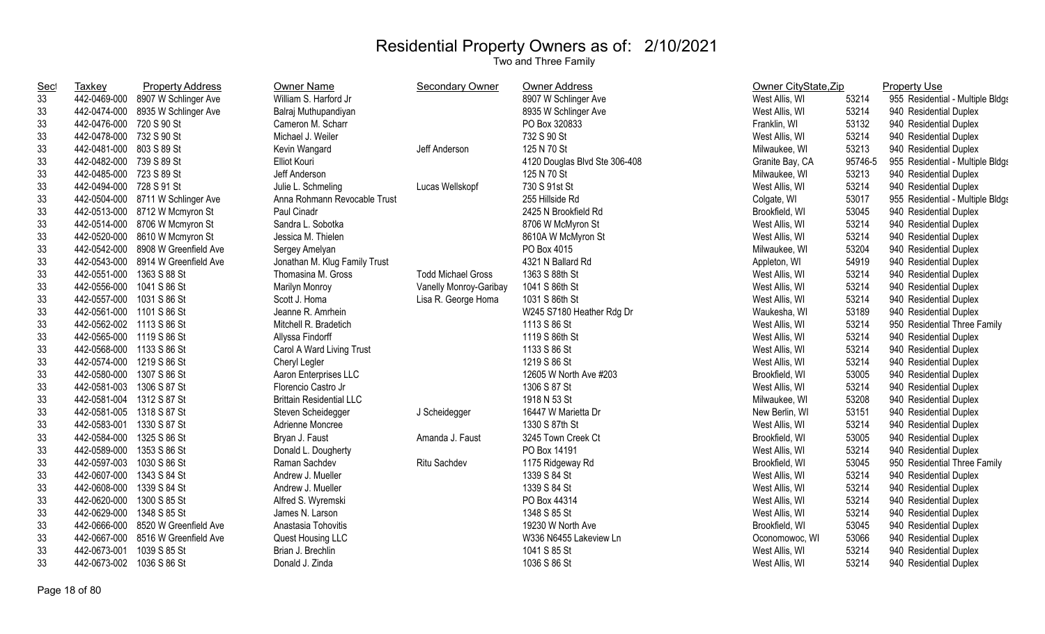# Residential Property Owners as of: 2/10/2021

Two and Three Family

| Sect | Taxkey | Property Address | Owner Name | Secondary Owner | Owner Address | Owner CityState,Zip | | Property Use |
|---|---|---|---|---|---|---|---|---|
| 33 | 442-0469-000 | 8907 W Schlinger Ave | William S. Harford Jr | | 8907 W Schlinger Ave | West Allis, WI | 53214 | 955 Residential - Multiple Bldgs |
| 33 | 442-0474-000 | 8935 W Schlinger Ave | Balraj Muthupandiyan | | 8935 W Schlinger Ave | West Allis, WI | 53214 | 940 Residential Duplex |
| 33 | 442-0476-000 | 720 S 90 St | Cameron M. Scharr | | PO Box 320833 | Franklin, WI | 53132 | 940 Residential Duplex |
| 33 | 442-0478-000 | 732 S 90 St | Michael J. Weiler | | 732 S 90 St | West Allis, WI | 53214 | 940 Residential Duplex |
| 33 | 442-0481-000 | 803 S 89 St | Kevin Wangard | Jeff Anderson | 125 N 70 St | Milwaukee, WI | 53213 | 940 Residential Duplex |
| 33 | 442-0482-000 | 739 S 89 St | Elliot Kouri | | 4120 Douglas Blvd Ste 306-408 | Granite Bay, CA | 95746-5 | 955 Residential - Multiple Bldgs |
| 33 | 442-0485-000 | 723 S 89 St | Jeff Anderson | | 125 N 70 St | Milwaukee, WI | 53213 | 940 Residential Duplex |
| 33 | 442-0494-000 | 728 S 91 St | Julie L. Schmeling | Lucas Wellskopf | 730 S 91st St | West Allis, WI | 53214 | 940 Residential Duplex |
| 33 | 442-0504-000 | 8711 W Schlinger Ave | Anna Rohmann Revocable Trust | | 255 Hillside Rd | Colgate, WI | 53017 | 955 Residential - Multiple Bldgs |
| 33 | 442-0513-000 | 8712 W Mcmyron St | Paul Cinadr | | 2425 N Brookfield Rd | Brookfield, WI | 53045 | 940 Residential Duplex |
| 33 | 442-0514-000 | 8706 W Mcmyron St | Sandra L. Sobotka | | 8706 W McMyron St | West Allis, WI | 53214 | 940 Residential Duplex |
| 33 | 442-0520-000 | 8610 W Mcmyron St | Jessica M. Thielen | | 8610A W McMyron St | West Allis, WI | 53214 | 940 Residential Duplex |
| 33 | 442-0542-000 | 8908 W Greenfield Ave | Sergey Amelyan | | PO Box 4015 | Milwaukee, WI | 53204 | 940 Residential Duplex |
| 33 | 442-0543-000 | 8914 W Greenfield Ave | Jonathan M. Klug Family Trust | | 4321 N Ballard Rd | Appleton, WI | 54919 | 940 Residential Duplex |
| 33 | 442-0551-000 | 1363 S 88 St | Thomasina M. Gross | Todd Michael Gross | 1363 S 88th St | West Allis, WI | 53214 | 940 Residential Duplex |
| 33 | 442-0556-000 | 1041 S 86 St | Marilyn Monroy | Vanelly Monroy-Garibay | 1041 S 86th St | West Allis, WI | 53214 | 940 Residential Duplex |
| 33 | 442-0557-000 | 1031 S 86 St | Scott J. Homa | Lisa R. George Homa | 1031 S 86th St | West Allis, WI | 53214 | 940 Residential Duplex |
| 33 | 442-0561-000 | 1101 S 86 St | Jeanne R. Amrhein | | W245 S7180 Heather Rdg Dr | Waukesha, WI | 53189 | 940 Residential Duplex |
| 33 | 442-0562-002 | 1113 S 86 St | Mitchell R. Bradetich | | 1113 S 86 St | West Allis, WI | 53214 | 950 Residential Three Family |
| 33 | 442-0565-000 | 1119 S 86 St | Allyssa Findorff | | 1119 S 86th St | West Allis, WI | 53214 | 940 Residential Duplex |
| 33 | 442-0568-000 | 1133 S 86 St | Carol A Ward Living Trust | | 1133 S 86 St | West Allis, WI | 53214 | 940 Residential Duplex |
| 33 | 442-0574-000 | 1219 S 86 St | Cheryl Legler | | 1219 S 86 St | West Allis, WI | 53214 | 940 Residential Duplex |
| 33 | 442-0580-000 | 1307 S 86 St | Aaron Enterprises LLC | | 12605 W North Ave #203 | Brookfield, WI | 53005 | 940 Residential Duplex |
| 33 | 442-0581-003 | 1306 S 87 St | Florencio Castro Jr | | 1306 S 87 St | West Allis, WI | 53214 | 940 Residential Duplex |
| 33 | 442-0581-004 | 1312 S 87 St | Brittain Residential LLC | | 1918 N 53 St | Milwaukee, WI | 53208 | 940 Residential Duplex |
| 33 | 442-0581-005 | 1318 S 87 St | Steven Scheidegger | J Scheidegger | 16447 W Marietta Dr | New Berlin, WI | 53151 | 940 Residential Duplex |
| 33 | 442-0583-001 | 1330 S 87 St | Adrienne Moncree | | 1330 S 87th St | West Allis, WI | 53214 | 940 Residential Duplex |
| 33 | 442-0584-000 | 1325 S 86 St | Bryan J. Faust | Amanda J. Faust | 3245 Town Creek Ct | Brookfield, WI | 53005 | 940 Residential Duplex |
| 33 | 442-0589-000 | 1353 S 86 St | Donald L. Dougherty | | PO Box 14191 | West Allis, WI | 53214 | 940 Residential Duplex |
| 33 | 442-0597-003 | 1030 S 86 St | Raman Sachdev | Ritu Sachdev | 1175 Ridgeway Rd | Brookfield, WI | 53045 | 950 Residential Three Family |
| 33 | 442-0607-000 | 1343 S 84 St | Andrew J. Mueller | | 1339 S 84 St | West Allis, WI | 53214 | 940 Residential Duplex |
| 33 | 442-0608-000 | 1339 S 84 St | Andrew J. Mueller | | 1339 S 84 St | West Allis, WI | 53214 | 940 Residential Duplex |
| 33 | 442-0620-000 | 1300 S 85 St | Alfred S. Wyremski | | PO Box 44314 | West Allis, WI | 53214 | 940 Residential Duplex |
| 33 | 442-0629-000 | 1348 S 85 St | James N. Larson | | 1348 S 85 St | West Allis, WI | 53214 | 940 Residential Duplex |
| 33 | 442-0666-000 | 8520 W Greenfield Ave | Anastasia Tohovitis | | 19230 W North Ave | Brookfield, WI | 53045 | 940 Residential Duplex |
| 33 | 442-0667-000 | 8516 W Greenfield Ave | Quest Housing LLC | | W336 N6455 Lakeview Ln | Oconomowoc, WI | 53066 | 940 Residential Duplex |
| 33 | 442-0673-001 | 1039 S 85 St | Brian J. Brechlin | | 1041 S 85 St | West Allis, WI | 53214 | 940 Residential Duplex |
| 33 | 442-0673-002 | 1036 S 86 St | Donald J. Zinda | | 1036 S 86 St | West Allis, WI | 53214 | 940 Residential Duplex |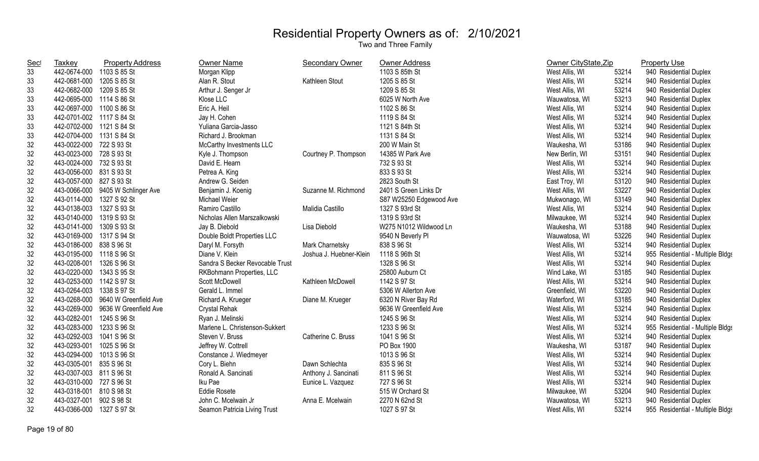# Residential Property Owners as of: 2/10/2021

Two and Three Family

| Sect | Taxkey | Property Address | Owner Name | Secondary Owner | Owner Address | Owner CityState,Zip | | Property Use |
|---|---|---|---|---|---|---|---|---|
| 33 | 442-0674-000 | 1103 S 85 St | Morgan Klipp | | 1103 S 85th St | West Allis, WI | 53214 | 940 Residential Duplex |
| 33 | 442-0681-000 | 1205 S 85 St | Alan R. Stout | Kathleen Stout | 1205 S 85 St | West Allis, WI | 53214 | 940 Residential Duplex |
| 33 | 442-0682-000 | 1209 S 85 St | Arthur J. Senger Jr | | 1209 S 85 St | West Allis, WI | 53214 | 940 Residential Duplex |
| 33 | 442-0695-000 | 1114 S 86 St | Klose LLC | | 6025 W North Ave | Wauwatosa, WI | 53213 | 940 Residential Duplex |
| 33 | 442-0697-000 | 1100 S 86 St | Eric A. Heil | | 1102 S 86 St | West Allis, WI | 53214 | 940 Residential Duplex |
| 33 | 442-0701-002 | 1117 S 84 St | Jay H. Cohen | | 1119 S 84 St | West Allis, WI | 53214 | 940 Residential Duplex |
| 33 | 442-0702-000 | 1121 S 84 St | Yuliana Garcia-Jasso | | 1121 S 84th St | West Allis, WI | 53214 | 940 Residential Duplex |
| 33 | 442-0704-000 | 1131 S 84 St | Richard J. Brookman | | 1131 S 84 St | West Allis, WI | 53214 | 940 Residential Duplex |
| 32 | 443-0022-000 | 722 S 93 St | McCarthy Investments LLC | | 200 W Main St | Waukesha, WI | 53186 | 940 Residential Duplex |
| 32 | 443-0023-000 | 728 S 93 St | Kyle J. Thompson | Courtney P. Thompson | 14385 W Park Ave | New Berlin, WI | 53151 | 940 Residential Duplex |
| 32 | 443-0024-000 | 732 S 93 St | David E. Hearn | | 732 S 93 St | West Allis, WI | 53214 | 940 Residential Duplex |
| 32 | 443-0056-000 | 831 S 93 St | Petrea A. King | | 833 S 93 St | West Allis, WI | 53214 | 940 Residential Duplex |
| 32 | 443-0057-000 | 827 S 93 St | Andrew G. Seiden | | 2823 South St | East Troy, WI | 53120 | 940 Residential Duplex |
| 32 | 443-0066-000 | 9405 W Schlinger Ave | Benjamin J. Koenig | Suzanne M. Richmond | 2401 S Green Links Dr | West Allis, WI | 53227 | 940 Residential Duplex |
| 32 | 443-0114-000 | 1327 S 92 St | Michael Weier | | S87 W25250 Edgewood Ave | Mukwonago, WI | 53149 | 940 Residential Duplex |
| 32 | 443-0138-003 | 1327 S 93 St | Ramiro Castillo | Malidia Castillo | 1327 S 93rd St | West Allis, WI | 53214 | 940 Residential Duplex |
| 32 | 443-0140-000 | 1319 S 93 St | Nicholas Allen Marszalkowski | | 1319 S 93rd St | Milwaukee, WI | 53214 | 940 Residential Duplex |
| 32 | 443-0141-000 | 1309 S 93 St | Jay B. Diebold | Lisa Diebold | W275 N1012 Wildwood Ln | Waukesha, WI | 53188 | 940 Residential Duplex |
| 32 | 443-0169-000 | 1317 S 94 St | Double Boldt Properties LLC | | 9540 N Beverly Pl | Wauwatosa, WI | 53226 | 940 Residential Duplex |
| 32 | 443-0186-000 | 838 S 96 St | Daryl M. Forsyth | Mark Charnetsky | 838 S 96 St | West Allis, WI | 53214 | 940 Residential Duplex |
| 32 | 443-0195-000 | 1118 S 96 St | Diane V. Klein | Joshua J. Huebner-Klein | 1118 S 96th St | West Allis, WI | 53214 | 955 Residential - Multiple Bldgs |
| 32 | 443-0208-001 | 1326 S 96 St | Sandra S Becker Revocable Trust | | 1328 S 96 St | West Allis, WI | 53214 | 940 Residential Duplex |
| 32 | 443-0220-000 | 1343 S 95 St | RKBohmann Properties, LLC | | 25800 Auburn Ct | Wind Lake, WI | 53185 | 940 Residential Duplex |
| 32 | 443-0253-000 | 1142 S 97 St | Scott McDowell | Kathleen McDowell | 1142 S 97 St | West Allis, WI | 53214 | 940 Residential Duplex |
| 32 | 443-0264-003 | 1338 S 97 St | Gerald L. Immel | | 5306 W Allerton Ave | Greenfield, WI | 53220 | 940 Residential Duplex |
| 32 | 443-0268-000 | 9640 W Greenfield Ave | Richard A. Krueger | Diane M. Krueger | 6320 N River Bay Rd | Waterford, WI | 53185 | 940 Residential Duplex |
| 32 | 443-0269-000 | 9636 W Greenfield Ave | Crystal Rehak | | 9636 W Greenfield Ave | West Allis, WI | 53214 | 940 Residential Duplex |
| 32 | 443-0282-001 | 1245 S 96 St | Ryan J. Melinski | | 1245 S 96 St | West Allis, WI | 53214 | 940 Residential Duplex |
| 32 | 443-0283-000 | 1233 S 96 St | Marlene L. Christenson-Sukkert | | 1233 S 96 St | West Allis, WI | 53214 | 955 Residential - Multiple Bldgs |
| 32 | 443-0292-003 | 1041 S 96 St | Steven V. Bruss | Catherine C. Bruss | 1041 S 96 St | West Allis, WI | 53214 | 940 Residential Duplex |
| 32 | 443-0293-001 | 1025 S 96 St | Jeffrey W. Cottrell | | PO Box 1900 | Waukesha, WI | 53187 | 940 Residential Duplex |
| 32 | 443-0294-000 | 1013 S 96 St | Constance J. Wiedmeyer | | 1013 S 96 St | West Allis, WI | 53214 | 940 Residential Duplex |
| 32 | 443-0305-001 | 835 S 96 St | Cory L. Biehn | Dawn Schlechta | 835 S 96 St | West Allis, WI | 53214 | 940 Residential Duplex |
| 32 | 443-0307-003 | 811 S 96 St | Ronald A. Sancinati | Anthony J. Sancinati | 811 S 96 St | West Allis, WI | 53214 | 940 Residential Duplex |
| 32 | 443-0310-000 | 727 S 96 St | Iku Pae | Eunice L. Vazquez | 727 S 96 St | West Allis, WI | 53214 | 940 Residential Duplex |
| 32 | 443-0318-001 | 810 S 98 St | Eddie Rosete | | 515 W Orchard St | Milwaukee, WI | 53204 | 940 Residential Duplex |
| 32 | 443-0327-001 | 902 S 98 St | John C. Mcelwain Jr | Anna E. Mcelwain | 2270 N 62nd St | Wauwatosa, WI | 53213 | 940 Residential Duplex |
| 32 | 443-0366-000 | 1327 S 97 St | Seamon Patricia Living Trust | | 1027 S 97 St | West Allis, WI | 53214 | 955 Residential - Multiple Bldgs |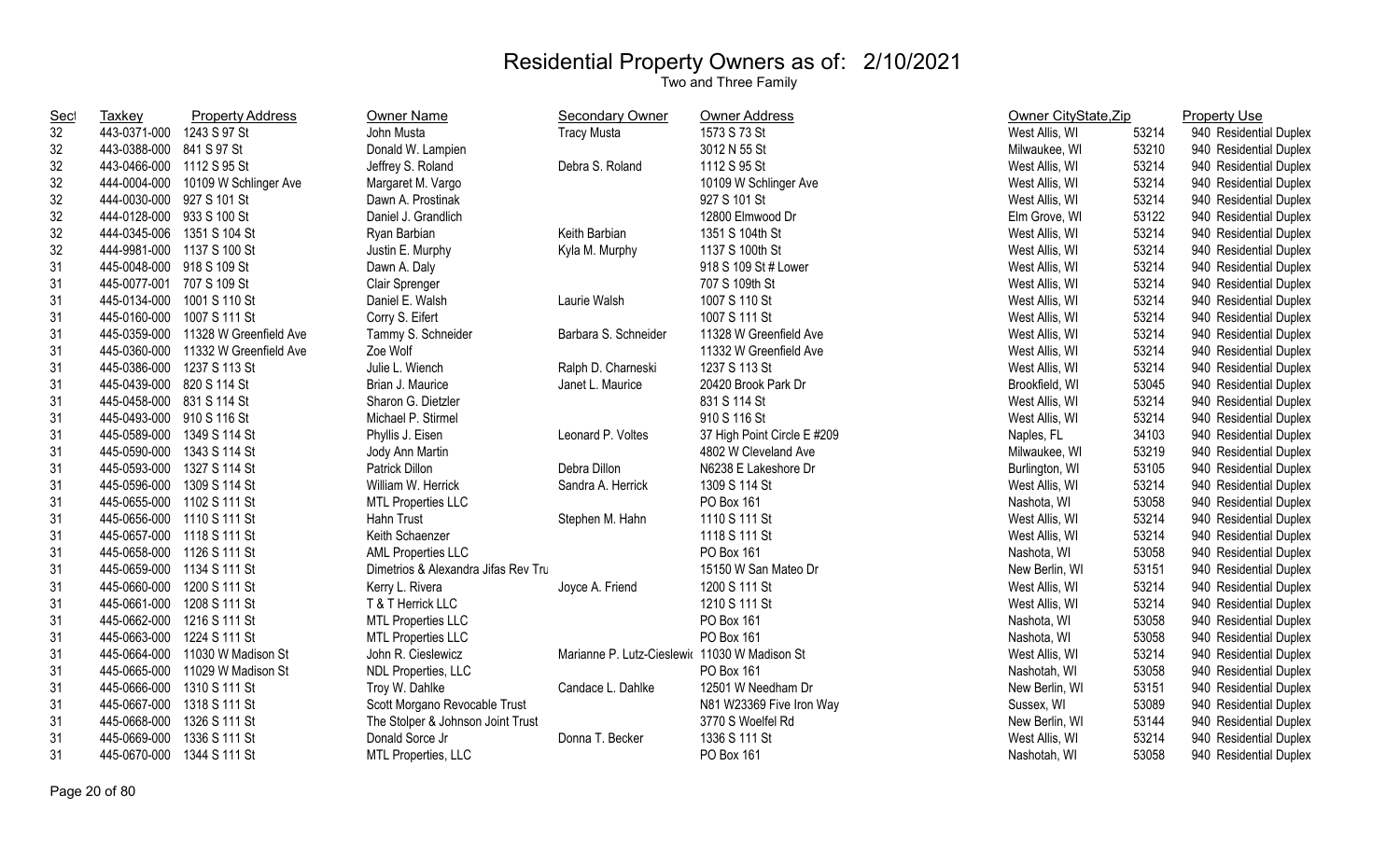# Residential Property Owners as of: 2/10/2021

Two and Three Family

| Sect | Taxkey | Property Address | Owner Name | Secondary Owner | Owner Address | Owner CityState,Zip | | Property Use |
|---|---|---|---|---|---|---|---|---|
| 32 | 443-0371-000 | 1243 S 97 St | John Musta | Tracy Musta | 1573 S 73 St | West Allis, WI | 53214 | 940 Residential Duplex |
| 32 | 443-0388-000 | 841 S 97 St | Donald W. Lampien | | 3012 N 55 St | Milwaukee, WI | 53210 | 940 Residential Duplex |
| 32 | 443-0466-000 | 1112 S 95 St | Jeffrey S. Roland | Debra S. Roland | 1112 S 95 St | West Allis, WI | 53214 | 940 Residential Duplex |
| 32 | 444-0004-000 | 10109 W Schlinger Ave | Margaret M. Vargo | | 10109 W Schlinger Ave | West Allis, WI | 53214 | 940 Residential Duplex |
| 32 | 444-0030-000 | 927 S 101 St | Dawn A. Prostinak | | 927 S 101 St | West Allis, WI | 53214 | 940 Residential Duplex |
| 32 | 444-0128-000 | 933 S 100 St | Daniel J. Grandlich | | 12800 Elmwood Dr | Elm Grove, WI | 53122 | 940 Residential Duplex |
| 32 | 444-0345-006 | 1351 S 104 St | Ryan Barbian | Keith Barbian | 1351 S 104th St | West Allis, WI | 53214 | 940 Residential Duplex |
| 32 | 444-9981-000 | 1137 S 100 St | Justin E. Murphy | Kyla M. Murphy | 1137 S 100th St | West Allis, WI | 53214 | 940 Residential Duplex |
| 31 | 445-0048-000 | 918 S 109 St | Dawn A. Daly | | 918 S 109 St # Lower | West Allis, WI | 53214 | 940 Residential Duplex |
| 31 | 445-0077-001 | 707 S 109 St | Clair Sprenger | | 707 S 109th St | West Allis, WI | 53214 | 940 Residential Duplex |
| 31 | 445-0134-000 | 1001 S 110 St | Daniel E. Walsh | Laurie Walsh | 1007 S 110 St | West Allis, WI | 53214 | 940 Residential Duplex |
| 31 | 445-0160-000 | 1007 S 111 St | Corry S. Eifert | | 1007 S 111 St | West Allis, WI | 53214 | 940 Residential Duplex |
| 31 | 445-0359-000 | 11328 W Greenfield Ave | Tammy S. Schneider | Barbara S. Schneider | 11328 W Greenfield Ave | West Allis, WI | 53214 | 940 Residential Duplex |
| 31 | 445-0360-000 | 11332 W Greenfield Ave | Zoe Wolf | | 11332 W Greenfield Ave | West Allis, WI | 53214 | 940 Residential Duplex |
| 31 | 445-0386-000 | 1237 S 113 St | Julie L. Wiench | Ralph D. Charneski | 1237 S 113 St | West Allis, WI | 53214 | 940 Residential Duplex |
| 31 | 445-0439-000 | 820 S 114 St | Brian J. Maurice | Janet L. Maurice | 20420 Brook Park Dr | Brookfield, WI | 53045 | 940 Residential Duplex |
| 31 | 445-0458-000 | 831 S 114 St | Sharon G. Dietzler | | 831 S 114 St | West Allis, WI | 53214 | 940 Residential Duplex |
| 31 | 445-0493-000 | 910 S 116 St | Michael P. Stirmel | | 910 S 116 St | West Allis, WI | 53214 | 940 Residential Duplex |
| 31 | 445-0589-000 | 1349 S 114 St | Phyllis J. Eisen | Leonard P. Voltes | 37 High Point Circle E #209 | Naples, FL | 34103 | 940 Residential Duplex |
| 31 | 445-0590-000 | 1343 S 114 St | Jody Ann Martin | | 4802 W Cleveland Ave | Milwaukee, WI | 53219 | 940 Residential Duplex |
| 31 | 445-0593-000 | 1327 S 114 St | Patrick Dillon | Debra Dillon | N6238 E Lakeshore Dr | Burlington, WI | 53105 | 940 Residential Duplex |
| 31 | 445-0596-000 | 1309 S 114 St | William W. Herrick | Sandra A. Herrick | 1309 S 114 St | West Allis, WI | 53214 | 940 Residential Duplex |
| 31 | 445-0655-000 | 1102 S 111 St | MTL Properties LLC | | PO Box 161 | Nashota, WI | 53058 | 940 Residential Duplex |
| 31 | 445-0656-000 | 1110 S 111 St | Hahn Trust | Stephen M. Hahn | 1110 S 111 St | West Allis, WI | 53214 | 940 Residential Duplex |
| 31 | 445-0657-000 | 1118 S 111 St | Keith Schaenzer | | 1118 S 111 St | West Allis, WI | 53214 | 940 Residential Duplex |
| 31 | 445-0658-000 | 1126 S 111 St | AML Properties LLC | | PO Box 161 | Nashota, WI | 53058 | 940 Residential Duplex |
| 31 | 445-0659-000 | 1134 S 111 St | Dimetrios & Alexandra Jifas Rev Tru | | 15150 W San Mateo Dr | New Berlin, WI | 53151 | 940 Residential Duplex |
| 31 | 445-0660-000 | 1200 S 111 St | Kerry L. Rivera | Joyce A. Friend | 1200 S 111 St | West Allis, WI | 53214 | 940 Residential Duplex |
| 31 | 445-0661-000 | 1208 S 111 St | T & T Herrick LLC | | 1210 S 111 St | West Allis, WI | 53214 | 940 Residential Duplex |
| 31 | 445-0662-000 | 1216 S 111 St | MTL Properties LLC | | PO Box 161 | Nashota, WI | 53058 | 940 Residential Duplex |
| 31 | 445-0663-000 | 1224 S 111 St | MTL Properties LLC | | PO Box 161 | Nashota, WI | 53058 | 940 Residential Duplex |
| 31 | 445-0664-000 | 11030 W Madison St | John R. Cieslewicz | Marianne P. Lutz-Cieslewic | 11030 W Madison St | West Allis, WI | 53214 | 940 Residential Duplex |
| 31 | 445-0665-000 | 11029 W Madison St | NDL Properties, LLC | | PO Box 161 | Nashotah, WI | 53058 | 940 Residential Duplex |
| 31 | 445-0666-000 | 1310 S 111 St | Troy W. Dahlke | Candace L. Dahlke | 12501 W Needham Dr | New Berlin, WI | 53151 | 940 Residential Duplex |
| 31 | 445-0667-000 | 1318 S 111 St | Scott Morgano Revocable Trust | | N81 W23369 Five Iron Way | Sussex, WI | 53089 | 940 Residential Duplex |
| 31 | 445-0668-000 | 1326 S 111 St | The Stolper & Johnson Joint Trust | | 3770 S Woelfel Rd | New Berlin, WI | 53144 | 940 Residential Duplex |
| 31 | 445-0669-000 | 1336 S 111 St | Donald Sorce Jr | Donna T. Becker | 1336 S 111 St | West Allis, WI | 53214 | 940 Residential Duplex |
| 31 | 445-0670-000 | 1344 S 111 St | MTL Properties, LLC | | PO Box 161 | Nashotah, WI | 53058 | 940 Residential Duplex |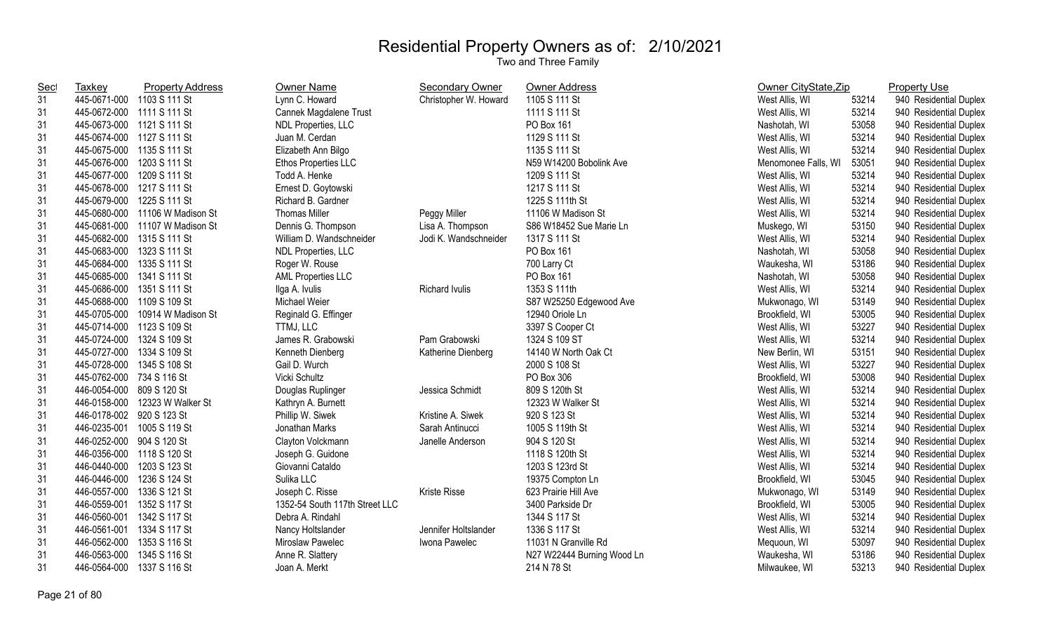# Residential Property Owners as of: 2/10/2021

Two and Three Family

| Sect | Taxkey | Property Address | Owner Name | Secondary Owner | Owner Address | Owner CityState,Zip | | Property Use |
|---|---|---|---|---|---|---|---|---|
| 31 | 445-0671-000 | 1103 S 111 St | Lynn C. Howard | Christopher W. Howard | 1105 S 111 St | West Allis, WI | 53214 | 940 Residential Duplex |
| 31 | 445-0672-000 | 1111 S 111 St | Cannek Magdalene Trust | | 1111 S 111 St | West Allis, WI | 53214 | 940 Residential Duplex |
| 31 | 445-0673-000 | 1121 S 111 St | NDL Properties, LLC | | PO Box 161 | Nashotah, WI | 53058 | 940 Residential Duplex |
| 31 | 445-0674-000 | 1127 S 111 St | Juan M. Cerdan | | 1129 S 111 St | West Allis, WI | 53214 | 940 Residential Duplex |
| 31 | 445-0675-000 | 1135 S 111 St | Elizabeth Ann Bilgo | | 1135 S 111 St | West Allis, WI | 53214 | 940 Residential Duplex |
| 31 | 445-0676-000 | 1203 S 111 St | Ethos Properties LLC | | N59 W14200 Bobolink Ave | Menomonee Falls, WI | 53051 | 940 Residential Duplex |
| 31 | 445-0677-000 | 1209 S 111 St | Todd A. Henke | | 1209 S 111 St | West Allis, WI | 53214 | 940 Residential Duplex |
| 31 | 445-0678-000 | 1217 S 111 St | Ernest D. Goytowski | | 1217 S 111 St | West Allis, WI | 53214 | 940 Residential Duplex |
| 31 | 445-0679-000 | 1225 S 111 St | Richard B. Gardner | | 1225 S 111th St | West Allis, WI | 53214 | 940 Residential Duplex |
| 31 | 445-0680-000 | 11106 W Madison St | Thomas Miller | Peggy Miller | 11106 W Madison St | West Allis, WI | 53214 | 940 Residential Duplex |
| 31 | 445-0681-000 | 11107 W Madison St | Dennis G. Thompson | Lisa A. Thompson | S86 W18452 Sue Marie Ln | Muskego, WI | 53150 | 940 Residential Duplex |
| 31 | 445-0682-000 | 1315 S 111 St | William D. Wandschneider | Jodi K. Wandschneider | 1317 S 111 St | West Allis, WI | 53214 | 940 Residential Duplex |
| 31 | 445-0683-000 | 1323 S 111 St | NDL Properties, LLC | | PO Box 161 | Nashotah, WI | 53058 | 940 Residential Duplex |
| 31 | 445-0684-000 | 1335 S 111 St | Roger W. Rouse | | 700 Larry Ct | Waukesha, WI | 53186 | 940 Residential Duplex |
| 31 | 445-0685-000 | 1341 S 111 St | AML Properties LLC | | PO Box 161 | Nashotah, WI | 53058 | 940 Residential Duplex |
| 31 | 445-0686-000 | 1351 S 111 St | Ilga A. Ivulis | Richard Ivulis | 1353 S 111th | West Allis, WI | 53214 | 940 Residential Duplex |
| 31 | 445-0688-000 | 1109 S 109 St | Michael Weier | | S87 W25250 Edgewood Ave | Mukwonago, WI | 53149 | 940 Residential Duplex |
| 31 | 445-0705-000 | 10914 W Madison St | Reginald G. Effinger | | 12940 Oriole Ln | Brookfield, WI | 53005 | 940 Residential Duplex |
| 31 | 445-0714-000 | 1123 S 109 St | TTMJ, LLC | | 3397 S Cooper Ct | West Allis, WI | 53227 | 940 Residential Duplex |
| 31 | 445-0724-000 | 1324 S 109 St | James R. Grabowski | Pam Grabowski | 1324 S 109 ST | West Allis, WI | 53214 | 940 Residential Duplex |
| 31 | 445-0727-000 | 1334 S 109 St | Kenneth Dienberg | Katherine Dienberg | 14140 W North Oak Ct | New Berlin, WI | 53151 | 940 Residential Duplex |
| 31 | 445-0728-000 | 1345 S 108 St | Gail D. Wurch | | 2000 S 108 St | West Allis, WI | 53227 | 940 Residential Duplex |
| 31 | 445-0762-000 | 734 S 116 St | Vicki Schultz | | PO Box 306 | Brookfield, WI | 53008 | 940 Residential Duplex |
| 31 | 446-0054-000 | 809 S 120 St | Douglas Ruplinger | Jessica Schmidt | 809 S 120th St | West Allis, WI | 53214 | 940 Residential Duplex |
| 31 | 446-0158-000 | 12323 W Walker St | Kathryn A. Burnett | | 12323 W Walker St | West Allis, WI | 53214 | 940 Residential Duplex |
| 31 | 446-0178-002 | 920 S 123 St | Phillip W. Siwek | Kristine A. Siwek | 920 S 123 St | West Allis, WI | 53214 | 940 Residential Duplex |
| 31 | 446-0235-001 | 1005 S 119 St | Jonathan Marks | Sarah Antinucci | 1005 S 119th St | West Allis, WI | 53214 | 940 Residential Duplex |
| 31 | 446-0252-000 | 904 S 120 St | Clayton Volckmann | Janelle Anderson | 904 S 120 St | West Allis, WI | 53214 | 940 Residential Duplex |
| 31 | 446-0356-000 | 1118 S 120 St | Joseph G. Guidone | | 1118 S 120th St | West Allis, WI | 53214 | 940 Residential Duplex |
| 31 | 446-0440-000 | 1203 S 123 St | Giovanni Cataldo | | 1203 S 123rd St | West Allis, WI | 53214 | 940 Residential Duplex |
| 31 | 446-0446-000 | 1236 S 124 St | Sulika LLC | | 19375 Compton Ln | Brookfield, WI | 53045 | 940 Residential Duplex |
| 31 | 446-0557-000 | 1336 S 121 St | Joseph C. Risse | Kriste Risse | 623 Prairie Hill Ave | Mukwonago, WI | 53149 | 940 Residential Duplex |
| 31 | 446-0559-001 | 1352 S 117 St | 1352-54 South 117th Street LLC | | 3400 Parkside Dr | Brookfield, WI | 53005 | 940 Residential Duplex |
| 31 | 446-0560-001 | 1342 S 117 St | Debra A. Rindahl | | 1344 S 117 St | West Allis, WI | 53214 | 940 Residential Duplex |
| 31 | 446-0561-001 | 1334 S 117 St | Nancy Holtslander | Jennifer Holtslander | 1336 S 117 St | West Allis, WI | 53214 | 940 Residential Duplex |
| 31 | 446-0562-000 | 1353 S 116 St | Miroslaw Pawelec | Iwona Pawelec | 11031 N Granville Rd | Mequoun, WI | 53097 | 940 Residential Duplex |
| 31 | 446-0563-000 | 1345 S 116 St | Anne R. Slattery | | N27 W22444 Burning Wood Ln | Waukesha, WI | 53186 | 940 Residential Duplex |
| 31 | 446-0564-000 | 1337 S 116 St | Joan A. Merkt | | 214 N 78 St | Milwaukee, WI | 53213 | 940 Residential Duplex |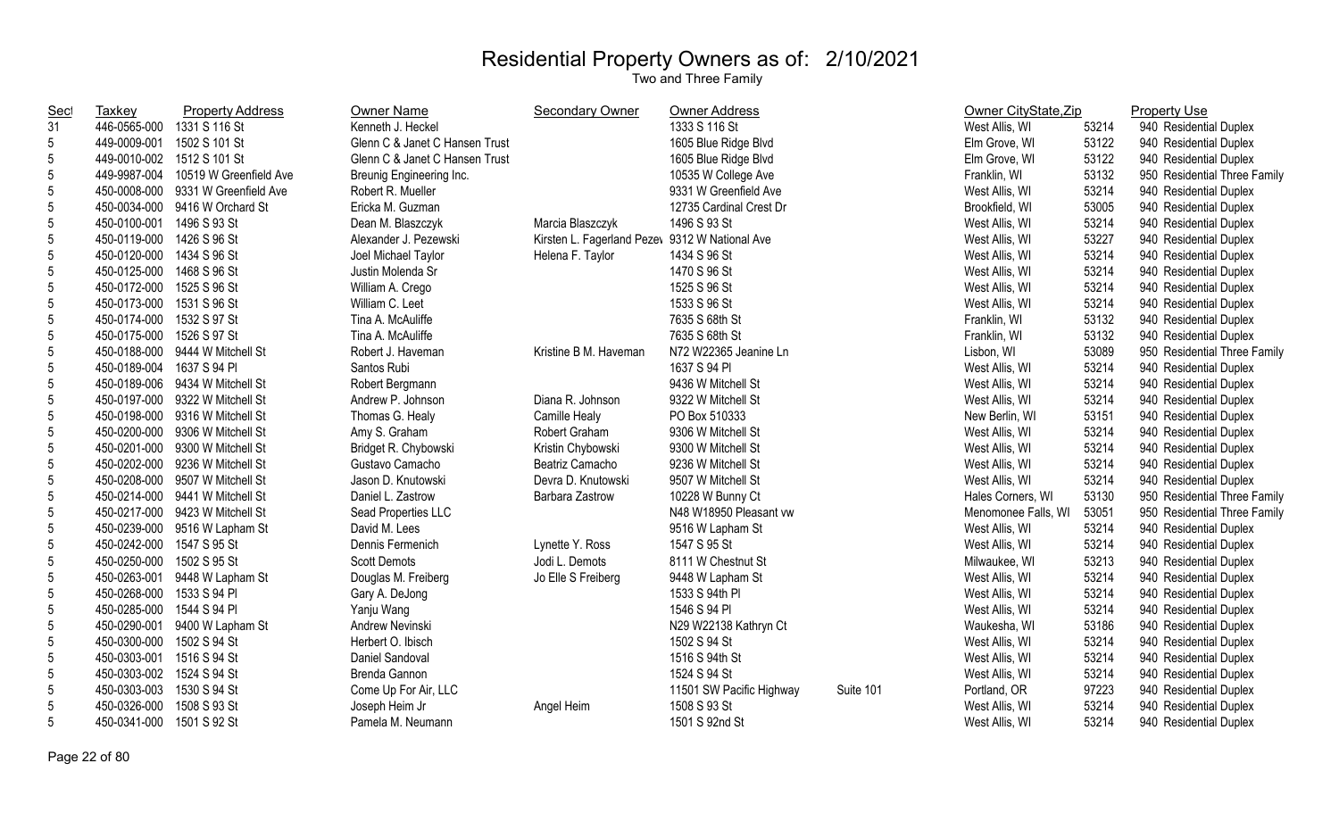# Residential Property Owners as of: 2/10/2021

## Two and Three Family

| Sect | Taxkey | Property Address | Owner Name | Secondary Owner | Owner Address | | Owner CityState,Zip | | Property Use |
|---|---|---|---|---|---|---|---|---|---|
| 31 | 446-0565-000 | 1331 S 116 St | Kenneth J. Heckel | | 1333 S 116 St | | West Allis, WI | 53214 | 940 Residential Duplex |
| 5 | 449-0009-001 | 1502 S 101 St | Glenn C & Janet C Hansen Trust | | 1605 Blue Ridge Blvd | | Elm Grove, WI | 53122 | 940 Residential Duplex |
| 5 | 449-0010-002 | 1512 S 101 St | Glenn C & Janet C Hansen Trust | | 1605 Blue Ridge Blvd | | Elm Grove, WI | 53122 | 940 Residential Duplex |
| 5 | 449-9987-004 | 10519 W Greenfield Ave | Breunig Engineering Inc. | | 10535 W College Ave | | Franklin, WI | 53132 | 950 Residential Three Family |
| 5 | 450-0008-000 | 9331 W Greenfield Ave | Robert R. Mueller | | 9331 W Greenfield Ave | | West Allis, WI | 53214 | 940 Residential Duplex |
| 5 | 450-0034-000 | 9416 W Orchard St | Ericka M. Guzman | | 12735 Cardinal Crest Dr | | Brookfield, WI | 53005 | 940 Residential Duplex |
| 5 | 450-0100-001 | 1496 S 93 St | Dean M. Blaszczyk | Marcia Blaszczyk | 1496 S 93 St | | West Allis, WI | 53214 | 940 Residential Duplex |
| 5 | 450-0119-000 | 1426 S 96 St | Alexander J. Pezewski | Kirsten L. Fagerland Pezev | 9312 W National Ave | | West Allis, WI | 53227 | 940 Residential Duplex |
| 5 | 450-0120-000 | 1434 S 96 St | Joel Michael Taylor | Helena F. Taylor | 1434 S 96 St | | West Allis, WI | 53214 | 940 Residential Duplex |
| 5 | 450-0125-000 | 1468 S 96 St | Justin Molenda Sr | | 1470 S 96 St | | West Allis, WI | 53214 | 940 Residential Duplex |
| 5 | 450-0172-000 | 1525 S 96 St | William A. Crego | | 1525 S 96 St | | West Allis, WI | 53214 | 940 Residential Duplex |
| 5 | 450-0173-000 | 1531 S 96 St | William C. Leet | | 1533 S 96 St | | West Allis, WI | 53214 | 940 Residential Duplex |
| 5 | 450-0174-000 | 1532 S 97 St | Tina A. McAuliffe | | 7635 S 68th St | | Franklin, WI | 53132 | 940 Residential Duplex |
| 5 | 450-0175-000 | 1526 S 97 St | Tina A. McAuliffe | | 7635 S 68th St | | Franklin, WI | 53132 | 940 Residential Duplex |
| 5 | 450-0188-000 | 9444 W Mitchell St | Robert J. Haveman | Kristine B M. Haveman | N72 W22365 Jeanine Ln | | Lisbon, WI | 53089 | 950 Residential Three Family |
| 5 | 450-0189-004 | 1637 S 94 Pl | Santos Rubi | | 1637 S 94 Pl | | West Allis, WI | 53214 | 940 Residential Duplex |
| 5 | 450-0189-006 | 9434 W Mitchell St | Robert Bergmann | | 9436 W Mitchell St | | West Allis, WI | 53214 | 940 Residential Duplex |
| 5 | 450-0197-000 | 9322 W Mitchell St | Andrew P. Johnson | Diana R. Johnson | 9322 W Mitchell St | | West Allis, WI | 53214 | 940 Residential Duplex |
| 5 | 450-0198-000 | 9316 W Mitchell St | Thomas G. Healy | Camille Healy | PO Box 510333 | | New Berlin, WI | 53151 | 940 Residential Duplex |
| 5 | 450-0200-000 | 9306 W Mitchell St | Amy S. Graham | Robert Graham | 9306 W Mitchell St | | West Allis, WI | 53214 | 940 Residential Duplex |
| 5 | 450-0201-000 | 9300 W Mitchell St | Bridget R. Chybowski | Kristin Chybowski | 9300 W Mitchell St | | West Allis, WI | 53214 | 940 Residential Duplex |
| 5 | 450-0202-000 | 9236 W Mitchell St | Gustavo Camacho | Beatriz Camacho | 9236 W Mitchell St | | West Allis, WI | 53214 | 940 Residential Duplex |
| 5 | 450-0208-000 | 9507 W Mitchell St | Jason D. Knutowski | Devra D. Knutowski | 9507 W Mitchell St | | West Allis, WI | 53214 | 940 Residential Duplex |
| 5 | 450-0214-000 | 9441 W Mitchell St | Daniel L. Zastrow | Barbara Zastrow | 10228 W Bunny Ct | | Hales Corners, WI | 53130 | 950 Residential Three Family |
| 5 | 450-0217-000 | 9423 W Mitchell St | Sead Properties LLC | | N48 W18950 Pleasant vw | | Menomonee Falls, WI | 53051 | 950 Residential Three Family |
| 5 | 450-0239-000 | 9516 W Lapham St | David M. Lees | | 9516 W Lapham St | | West Allis, WI | 53214 | 940 Residential Duplex |
| 5 | 450-0242-000 | 1547 S 95 St | Dennis Fermenich | Lynette Y. Ross | 1547 S 95 St | | West Allis, WI | 53214 | 940 Residential Duplex |
| 5 | 450-0250-000 | 1502 S 95 St | Scott Demots | Jodi L. Demots | 8111 W Chestnut St | | Milwaukee, WI | 53213 | 940 Residential Duplex |
| 5 | 450-0263-001 | 9448 W Lapham St | Douglas M. Freiberg | Jo Elle S Freiberg | 9448 W Lapham St | | West Allis, WI | 53214 | 940 Residential Duplex |
| 5 | 450-0268-000 | 1533 S 94 Pl | Gary A. DeJong | | 1533 S 94th Pl | | West Allis, WI | 53214 | 940 Residential Duplex |
| 5 | 450-0285-000 | 1544 S 94 Pl | Yanju Wang | | 1546 S 94 Pl | | West Allis, WI | 53214 | 940 Residential Duplex |
| 5 | 450-0290-001 | 9400 W Lapham St | Andrew Nevinski | | N29 W22138 Kathryn Ct | | Waukesha, WI | 53186 | 940 Residential Duplex |
| 5 | 450-0300-000 | 1502 S 94 St | Herbert O. Ibisch | | 1502 S 94 St | | West Allis, WI | 53214 | 940 Residential Duplex |
| 5 | 450-0303-001 | 1516 S 94 St | Daniel Sandoval | | 1516 S 94th St | | West Allis, WI | 53214 | 940 Residential Duplex |
| 5 | 450-0303-002 | 1524 S 94 St | Brenda Gannon | | 1524 S 94 St | | West Allis, WI | 53214 | 940 Residential Duplex |
| 5 | 450-0303-003 | 1530 S 94 St | Come Up For Air, LLC | | 11501 SW Pacific Highway | Suite 101 | Portland, OR | 97223 | 940 Residential Duplex |
| 5 | 450-0326-000 | 1508 S 93 St | Joseph Heim Jr | Angel Heim | 1508 S 93 St | | West Allis, WI | 53214 | 940 Residential Duplex |
| 5 | 450-0341-000 | 1501 S 92 St | Pamela M. Neumann | | 1501 S 92nd St | | West Allis, WI | 53214 | 940 Residential Duplex |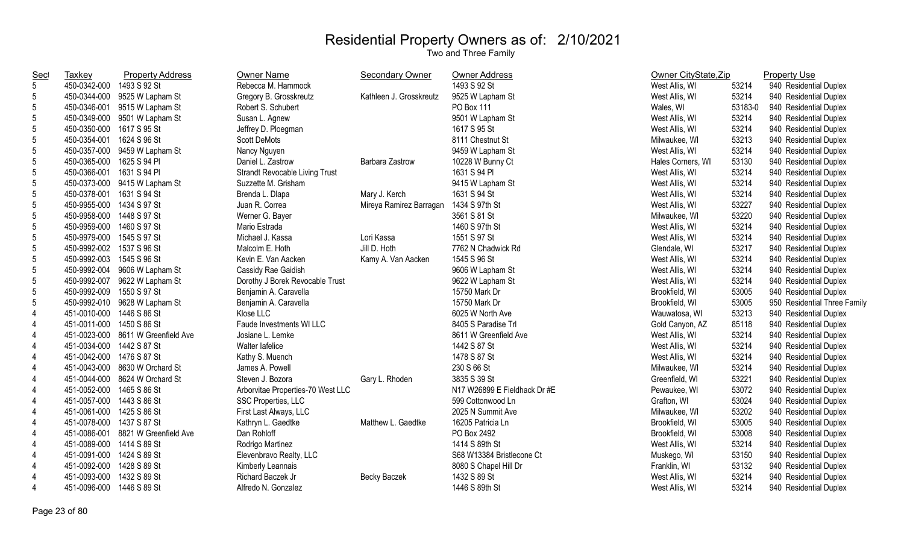# Residential Property Owners as of: 2/10/2021

Two and Three Family

| Sect | Taxkey | Property Address | Owner Name | Secondary Owner | Owner Address | Owner CityState,Zip | | Property Use |
|---|---|---|---|---|---|---|---|---|
| 5 | 450-0342-000 | 1493 S 92 St | Rebecca M. Hammock | | 1493 S 92 St | West Allis, WI | 53214 | 940 Residential Duplex |
| 5 | 450-0344-000 | 9525 W Lapham St | Gregory B. Grosskreutz | Kathleen J. Grosskreutz | 9525 W Lapham St | West Allis, WI | 53214 | 940 Residential Duplex |
| 5 | 450-0346-001 | 9515 W Lapham St | Robert S. Schubert | | PO Box 111 | Wales, WI | 53183-0 | 940 Residential Duplex |
| 5 | 450-0349-000 | 9501 W Lapham St | Susan L. Agnew | | 9501 W Lapham St | West Allis, WI | 53214 | 940 Residential Duplex |
| 5 | 450-0350-000 | 1617 S 95 St | Jeffrey D. Ploegman | | 1617 S 95 St | West Allis, WI | 53214 | 940 Residential Duplex |
| 5 | 450-0354-001 | 1624 S 96 St | Scott DeMots | | 8111 Chestnut St | Milwaukee, WI | 53213 | 940 Residential Duplex |
| 5 | 450-0357-000 | 9459 W Lapham St | Nancy Nguyen | | 9459 W Lapham St | West Allis, WI | 53214 | 940 Residential Duplex |
| 5 | 450-0365-000 | 1625 S 94 Pl | Daniel L. Zastrow | Barbara Zastrow | 10228 W Bunny Ct | Hales Corners, WI | 53130 | 940 Residential Duplex |
| 5 | 450-0366-001 | 1631 S 94 Pl | Strandt Revocable Living Trust | | 1631 S 94 Pl | West Allis, WI | 53214 | 940 Residential Duplex |
| 5 | 450-0373-000 | 9415 W Lapham St | Suzzette M. Grisham | | 9415 W Lapham St | West Allis, WI | 53214 | 940 Residential Duplex |
| 5 | 450-0378-001 | 1631 S 94 St | Brenda L. Dlapa | Mary J. Kerch | 1631 S 94 St | West Allis, WI | 53214 | 940 Residential Duplex |
| 5 | 450-9955-000 | 1434 S 97 St | Juan R. Correa | Mireya Ramirez Barragan | 1434 S 97th St | West Allis, WI | 53227 | 940 Residential Duplex |
| 5 | 450-9958-000 | 1448 S 97 St | Werner G. Bayer | | 3561 S 81 St | Milwaukee, WI | 53220 | 940 Residential Duplex |
| 5 | 450-9959-000 | 1460 S 97 St | Mario Estrada | | 1460 S 97th St | West Allis, WI | 53214 | 940 Residential Duplex |
| 5 | 450-9979-000 | 1545 S 97 St | Michael J. Kassa | Lori Kassa | 1551 S 97 St | West Allis, WI | 53214 | 940 Residential Duplex |
| 5 | 450-9992-002 | 1537 S 96 St | Malcolm E. Hoth | Jill D. Hoth | 7762 N Chadwick Rd | Glendale, WI | 53217 | 940 Residential Duplex |
| 5 | 450-9992-003 | 1545 S 96 St | Kevin E. Van Aacken | Kamy A. Van Aacken | 1545 S 96 St | West Allis, WI | 53214 | 940 Residential Duplex |
| 5 | 450-9992-004 | 9606 W Lapham St | Cassidy Rae Gaidish | | 9606 W Lapham St | West Allis, WI | 53214 | 940 Residential Duplex |
| 5 | 450-9992-007 | 9622 W Lapham St | Dorothy J Borek Revocable Trust | | 9622 W Lapham St | West Allis, WI | 53214 | 940 Residential Duplex |
| 5 | 450-9992-009 | 1550 S 97 St | Benjamin A. Caravella | | 15750 Mark Dr | Brookfield, WI | 53005 | 940 Residential Duplex |
| 5 | 450-9992-010 | 9628 W Lapham St | Benjamin A. Caravella | | 15750 Mark Dr | Brookfield, WI | 53005 | 950 Residential Three Family |
| 4 | 451-0010-000 | 1446 S 86 St | Klose LLC | | 6025 W North Ave | Wauwatosa, WI | 53213 | 940 Residential Duplex |
| 4 | 451-0011-000 | 1450 S 86 St | Faude Investments WI LLC | | 8405 S Paradise Trl | Gold Canyon, AZ | 85118 | 940 Residential Duplex |
| 4 | 451-0023-000 | 8611 W Greenfield Ave | Josiane L. Lemke | | 8611 W Greenfield Ave | West Allis, WI | 53214 | 940 Residential Duplex |
| 4 | 451-0034-000 | 1442 S 87 St | Walter Iafelice | | 1442 S 87 St | West Allis, WI | 53214 | 940 Residential Duplex |
| 4 | 451-0042-000 | 1476 S 87 St | Kathy S. Muench | | 1478 S 87 St | West Allis, WI | 53214 | 940 Residential Duplex |
| 4 | 451-0043-000 | 8630 W Orchard St | James A. Powell | | 230 S 66 St | Milwaukee, WI | 53214 | 940 Residential Duplex |
| 4 | 451-0044-000 | 8624 W Orchard St | Steven J. Bozora | Gary L. Rhoden | 3835 S 39 St | Greenfield, WI | 53221 | 940 Residential Duplex |
| 4 | 451-0052-000 | 1465 S 86 St | Arborvitae Properties-70 West LLC | | N17 W26899 E Fieldhack Dr #E | Pewaukee, WI | 53072 | 940 Residential Duplex |
| 4 | 451-0057-000 | 1443 S 86 St | SSC Properties, LLC | | 599 Cottonwood Ln | Grafton, WI | 53024 | 940 Residential Duplex |
| 4 | 451-0061-000 | 1425 S 86 St | First Last Always, LLC | | 2025 N Summit Ave | Milwaukee, WI | 53202 | 940 Residential Duplex |
| 4 | 451-0078-000 | 1437 S 87 St | Kathryn L. Gaedtke | Matthew L. Gaedtke | 16205 Patricia Ln | Brookfield, WI | 53005 | 940 Residential Duplex |
| 4 | 451-0086-001 | 8821 W Greenfield Ave | Dan Rohloff | | PO Box 2492 | Brookfield, WI | 53008 | 940 Residential Duplex |
| 4 | 451-0089-000 | 1414 S 89 St | Rodrigo Martinez | | 1414 S 89th St | West Allis, WI | 53214 | 940 Residential Duplex |
| 4 | 451-0091-000 | 1424 S 89 St | Elevenbravo Realty, LLC | | S68 W13384 Bristlecone Ct | Muskego, WI | 53150 | 940 Residential Duplex |
| 4 | 451-0092-000 | 1428 S 89 St | Kimberly Leannais | | 8080 S Chapel Hill Dr | Franklin, WI | 53132 | 940 Residential Duplex |
| 4 | 451-0093-000 | 1432 S 89 St | Richard Baczek Jr | Becky Baczek | 1432 S 89 St | West Allis, WI | 53214 | 940 Residential Duplex |
| 4 | 451-0096-000 | 1446 S 89 St | Alfredo N. Gonzalez | | 1446 S 89th St | West Allis, WI | 53214 | 940 Residential Duplex |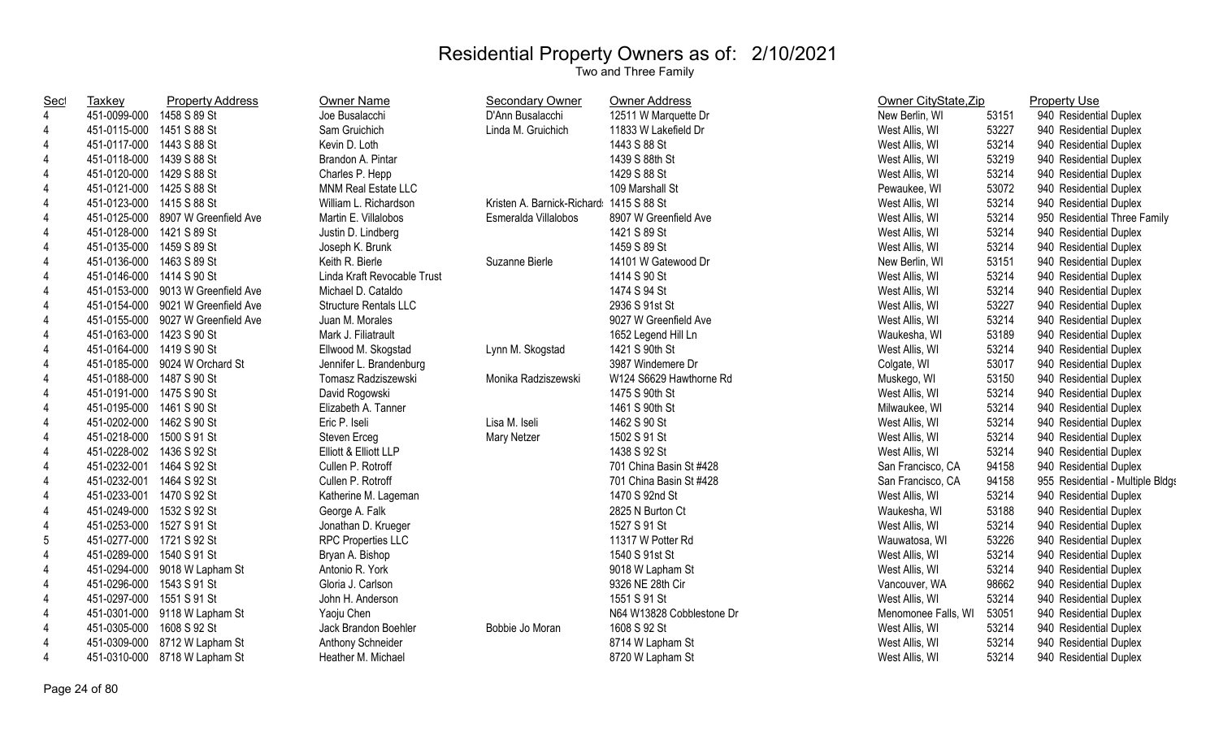# Residential Property Owners as of: 2/10/2021

Two and Three Family

| Sect | Taxkey | Property Address | Owner Name | Secondary Owner | Owner Address | Owner CityState,Zip | | Property Use |
|---|---|---|---|---|---|---|---|---|
| 4 | 451-0099-000 | 1458 S 89 St | Joe Busalacchi | D'Ann Busalacchi | 12511 W Marquette Dr | New Berlin, WI | 53151 | 940 Residential Duplex |
| 4 | 451-0115-000 | 1451 S 88 St | Sam Gruichich | Linda M. Gruichich | 11833 W Lakefield Dr | West Allis, WI | 53227 | 940 Residential Duplex |
| 4 | 451-0117-000 | 1443 S 88 St | Kevin D. Loth | | 1443 S 88 St | West Allis, WI | 53214 | 940 Residential Duplex |
| 4 | 451-0118-000 | 1439 S 88 St | Brandon A. Pintar | | 1439 S 88th St | West Allis, WI | 53219 | 940 Residential Duplex |
| 4 | 451-0120-000 | 1429 S 88 St | Charles P. Hepp | | 1429 S 88 St | West Allis, WI | 53214 | 940 Residential Duplex |
| 4 | 451-0121-000 | 1425 S 88 St | MNM Real Estate LLC | | 109 Marshall St | Pewaukee, WI | 53072 | 940 Residential Duplex |
| 4 | 451-0123-000 | 1415 S 88 St | William L. Richardson | Kristen A. Barnick-Richard: | 1415 S 88 St | West Allis, WI | 53214 | 940 Residential Duplex |
| 4 | 451-0125-000 | 8907 W Greenfield Ave | Martin E. Villalobos | Esmeralda Villalobos | 8907 W Greenfield Ave | West Allis, WI | 53214 | 950 Residential Three Family |
| 4 | 451-0128-000 | 1421 S 89 St | Justin D. Lindberg | | 1421 S 89 St | West Allis, WI | 53214 | 940 Residential Duplex |
| 4 | 451-0135-000 | 1459 S 89 St | Joseph K. Brunk | | 1459 S 89 St | West Allis, WI | 53214 | 940 Residential Duplex |
| 4 | 451-0136-000 | 1463 S 89 St | Keith R. Bierle | Suzanne Bierle | 14101 W Gatewood Dr | New Berlin, WI | 53151 | 940 Residential Duplex |
| 4 | 451-0146-000 | 1414 S 90 St | Linda Kraft Revocable Trust | | 1414 S 90 St | West Allis, WI | 53214 | 940 Residential Duplex |
| 4 | 451-0153-000 | 9013 W Greenfield Ave | Michael D. Cataldo | | 1474 S 94 St | West Allis, WI | 53214 | 940 Residential Duplex |
| 4 | 451-0154-000 | 9021 W Greenfield Ave | Structure Rentals LLC | | 2936 S 91st St | West Allis, WI | 53227 | 940 Residential Duplex |
| 4 | 451-0155-000 | 9027 W Greenfield Ave | Juan M. Morales | | 9027 W Greenfield Ave | West Allis, WI | 53214 | 940 Residential Duplex |
| 4 | 451-0163-000 | 1423 S 90 St | Mark J. Filiatrault | | 1652 Legend Hill Ln | Waukesha, WI | 53189 | 940 Residential Duplex |
| 4 | 451-0164-000 | 1419 S 90 St | Ellwood M. Skogstad | Lynn M. Skogstad | 1421 S 90th St | West Allis, WI | 53214 | 940 Residential Duplex |
| 4 | 451-0185-000 | 9024 W Orchard St | Jennifer L. Brandenburg | | 3987 Windemere Dr | Colgate, WI | 53017 | 940 Residential Duplex |
| 4 | 451-0188-000 | 1487 S 90 St | Tomasz Radziszewski | Monika Radziszewski | W124 S6629 Hawthorne Rd | Muskego, WI | 53150 | 940 Residential Duplex |
| 4 | 451-0191-000 | 1475 S 90 St | David Rogowski | | 1475 S 90th St | West Allis, WI | 53214 | 940 Residential Duplex |
| 4 | 451-0195-000 | 1461 S 90 St | Elizabeth A. Tanner | | 1461 S 90th St | Milwaukee, WI | 53214 | 940 Residential Duplex |
| 4 | 451-0202-000 | 1462 S 90 St | Eric P. Iseli | Lisa M. Iseli | 1462 S 90 St | West Allis, WI | 53214 | 940 Residential Duplex |
| 4 | 451-0218-000 | 1500 S 91 St | Steven Erceg | Mary Netzer | 1502 S 91 St | West Allis, WI | 53214 | 940 Residential Duplex |
| 4 | 451-0228-002 | 1436 S 92 St | Elliott & Elliott LLP | | 1438 S 92 St | West Allis, WI | 53214 | 940 Residential Duplex |
| 4 | 451-0232-001 | 1464 S 92 St | Cullen P. Rotroff | | 701 China Basin St #428 | San Francisco, CA | 94158 | 940 Residential Duplex |
| 4 | 451-0232-001 | 1464 S 92 St | Cullen P. Rotroff | | 701 China Basin St #428 | San Francisco, CA | 94158 | 955 Residential - Multiple Bldgs |
| 4 | 451-0233-001 | 1470 S 92 St | Katherine M. Lageman | | 1470 S 92nd St | West Allis, WI | 53214 | 940 Residential Duplex |
| 4 | 451-0249-000 | 1532 S 92 St | George A. Falk | | 2825 N Burton Ct | Waukesha, WI | 53188 | 940 Residential Duplex |
| 4 | 451-0253-000 | 1527 S 91 St | Jonathan D. Krueger | | 1527 S 91 St | West Allis, WI | 53214 | 940 Residential Duplex |
| 5 | 451-0277-000 | 1721 S 92 St | RPC Properties LLC | | 11317 W Potter Rd | Wauwatosa, WI | 53226 | 940 Residential Duplex |
| 4 | 451-0289-000 | 1540 S 91 St | Bryan A. Bishop | | 1540 S 91st St | West Allis, WI | 53214 | 940 Residential Duplex |
| 4 | 451-0294-000 | 9018 W Lapham St | Antonio R. York | | 9018 W Lapham St | West Allis, WI | 53214 | 940 Residential Duplex |
| 4 | 451-0296-000 | 1543 S 91 St | Gloria J. Carlson | | 9326 NE 28th Cir | Vancouver, WA | 98662 | 940 Residential Duplex |
| 4 | 451-0297-000 | 1551 S 91 St | John H. Anderson | | 1551 S 91 St | West Allis, WI | 53214 | 940 Residential Duplex |
| 4 | 451-0301-000 | 9118 W Lapham St | Yaoju Chen | | N64 W13828 Cobblestone Dr | Menomonee Falls, WI | 53051 | 940 Residential Duplex |
| 4 | 451-0305-000 | 1608 S 92 St | Jack Brandon Boehler | Bobbie Jo Moran | 1608 S 92 St | West Allis, WI | 53214 | 940 Residential Duplex |
| 4 | 451-0309-000 | 8712 W Lapham St | Anthony Schneider | | 8714 W Lapham St | West Allis, WI | 53214 | 940 Residential Duplex |
| 4 | 451-0310-000 | 8718 W Lapham St | Heather M. Michael | | 8720 W Lapham St | West Allis, WI | 53214 | 940 Residential Duplex |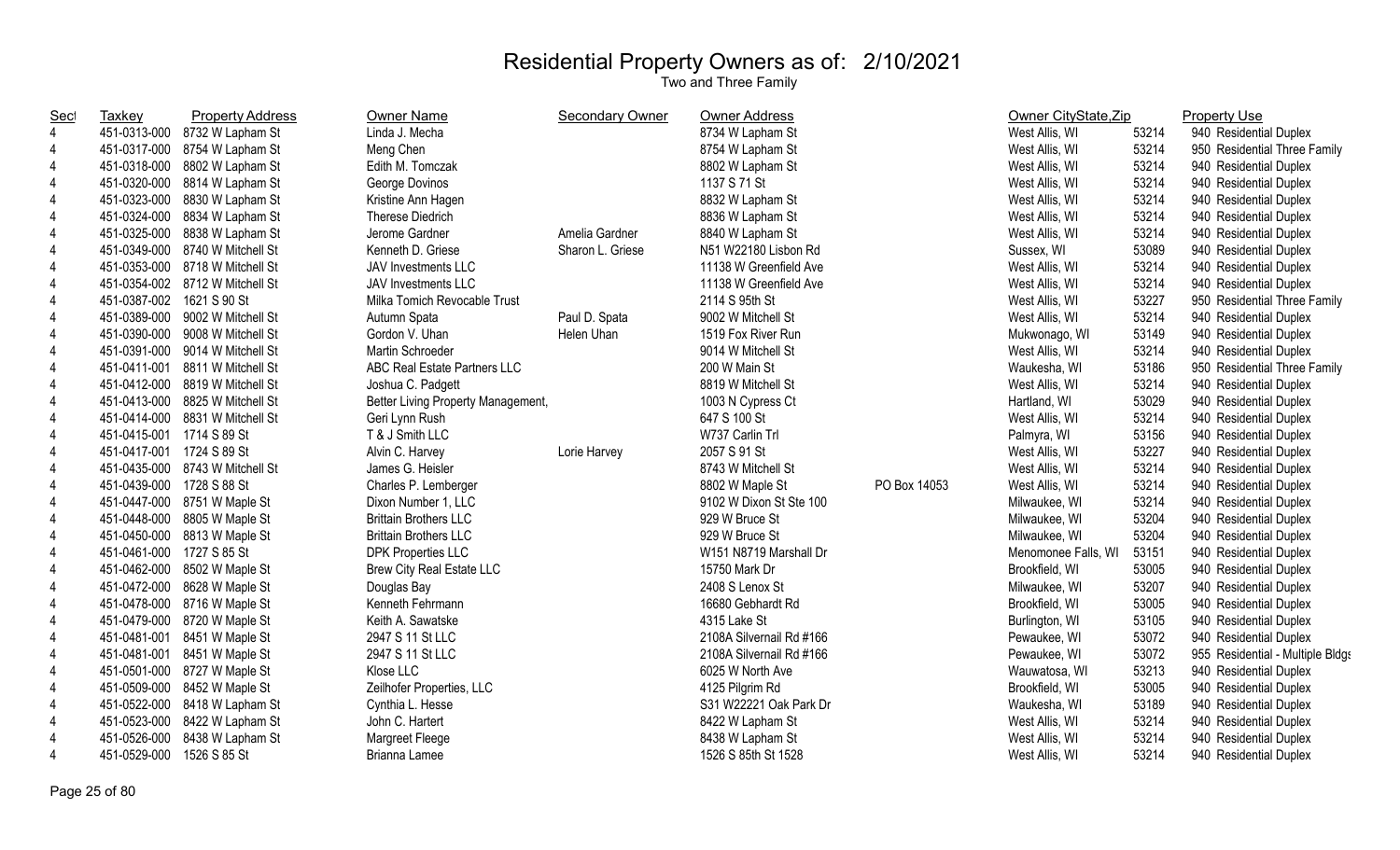# Residential Property Owners as of: 2/10/2021

Two and Three Family

| Sect | Taxkey | Property Address | Owner Name | Secondary Owner | Owner Address | | Owner CityState,Zip | | Property Use |
|---|---|---|---|---|---|---|---|---|---|
| 4 | 451-0313-000 | 8732 W Lapham St | Linda J. Mecha | | 8734 W Lapham St | | West Allis, WI | 53214 | 940 Residential Duplex |
| 4 | 451-0317-000 | 8754 W Lapham St | Meng Chen | | 8754 W Lapham St | | West Allis, WI | 53214 | 950 Residential Three Family |
| 4 | 451-0318-000 | 8802 W Lapham St | Edith M. Tomczak | | 8802 W Lapham St | | West Allis, WI | 53214 | 940 Residential Duplex |
| 4 | 451-0320-000 | 8814 W Lapham St | George Dovinos | | 1137 S 71 St | | West Allis, WI | 53214 | 940 Residential Duplex |
| 4 | 451-0323-000 | 8830 W Lapham St | Kristine Ann Hagen | | 8832 W Lapham St | | West Allis, WI | 53214 | 940 Residential Duplex |
| 4 | 451-0324-000 | 8834 W Lapham St | Therese Diedrich | | 8836 W Lapham St | | West Allis, WI | 53214 | 940 Residential Duplex |
| 4 | 451-0325-000 | 8838 W Lapham St | Jerome Gardner | Amelia Gardner | 8840 W Lapham St | | West Allis, WI | 53214 | 940 Residential Duplex |
| 4 | 451-0349-000 | 8740 W Mitchell St | Kenneth D. Griese | Sharon L. Griese | N51 W22180 Lisbon Rd | | Sussex, WI | 53089 | 940 Residential Duplex |
| 4 | 451-0353-000 | 8718 W Mitchell St | JAV Investments LLC | | 11138 W Greenfield Ave | | West Allis, WI | 53214 | 940 Residential Duplex |
| 4 | 451-0354-002 | 8712 W Mitchell St | JAV Investments LLC | | 11138 W Greenfield Ave | | West Allis, WI | 53214 | 940 Residential Duplex |
| 4 | 451-0387-002 | 1621 S 90 St | Milka Tomich Revocable Trust | | 2114 S 95th St | | West Allis, WI | 53227 | 950 Residential Three Family |
| 4 | 451-0389-000 | 9002 W Mitchell St | Autumn Spata | Paul D. Spata | 9002 W Mitchell St | | West Allis, WI | 53214 | 940 Residential Duplex |
| 4 | 451-0390-000 | 9008 W Mitchell St | Gordon V. Uhan | Helen Uhan | 1519 Fox River Run | | Mukwonago, WI | 53149 | 940 Residential Duplex |
| 4 | 451-0391-000 | 9014 W Mitchell St | Martin Schroeder | | 9014 W Mitchell St | | West Allis, WI | 53214 | 940 Residential Duplex |
| 4 | 451-0411-001 | 8811 W Mitchell St | ABC Real Estate Partners LLC | | 200 W Main St | | Waukesha, WI | 53186 | 950 Residential Three Family |
| 4 | 451-0412-000 | 8819 W Mitchell St | Joshua C. Padgett | | 8819 W Mitchell St | | West Allis, WI | 53214 | 940 Residential Duplex |
| 4 | 451-0413-000 | 8825 W Mitchell St | Better Living Property Management, | | 1003 N Cypress Ct | | Hartland, WI | 53029 | 940 Residential Duplex |
| 4 | 451-0414-000 | 8831 W Mitchell St | Geri Lynn Rush | | 647 S 100 St | | West Allis, WI | 53214 | 940 Residential Duplex |
| 4 | 451-0415-001 | 1714 S 89 St | T & J Smith LLC | | W737 Carlin Trl | | Palmyra, WI | 53156 | 940 Residential Duplex |
| 4 | 451-0417-001 | 1724 S 89 St | Alvin C. Harvey | Lorie Harvey | 2057 S 91 St | | West Allis, WI | 53227 | 940 Residential Duplex |
| 4 | 451-0435-000 | 8743 W Mitchell St | James G. Heisler | | 8743 W Mitchell St | | West Allis, WI | 53214 | 940 Residential Duplex |
| 4 | 451-0439-000 | 1728 S 88 St | Charles P. Lemberger | | 8802 W Maple St | PO Box 14053 | West Allis, WI | 53214 | 940 Residential Duplex |
| 4 | 451-0447-000 | 8751 W Maple St | Dixon Number 1, LLC | | 9102 W Dixon St Ste 100 | | Milwaukee, WI | 53214 | 940 Residential Duplex |
| 4 | 451-0448-000 | 8805 W Maple St | Brittain Brothers LLC | | 929 W Bruce St | | Milwaukee, WI | 53204 | 940 Residential Duplex |
| 4 | 451-0450-000 | 8813 W Maple St | Brittain Brothers LLC | | 929 W Bruce St | | Milwaukee, WI | 53204 | 940 Residential Duplex |
| 4 | 451-0461-000 | 1727 S 85 St | DPK Properties LLC | | W151 N8719 Marshall Dr | | Menomonee Falls, WI | 53151 | 940 Residential Duplex |
| 4 | 451-0462-000 | 8502 W Maple St | Brew City Real Estate LLC | | 15750 Mark Dr | | Brookfield, WI | 53005 | 940 Residential Duplex |
| 4 | 451-0472-000 | 8628 W Maple St | Douglas Bay | | 2408 S Lenox St | | Milwaukee, WI | 53207 | 940 Residential Duplex |
| 4 | 451-0478-000 | 8716 W Maple St | Kenneth Fehrmann | | 16680 Gebhardt Rd | | Brookfield, WI | 53005 | 940 Residential Duplex |
| 4 | 451-0479-000 | 8720 W Maple St | Keith A. Sawatske | | 4315 Lake St | | Burlington, WI | 53105 | 940 Residential Duplex |
| 4 | 451-0481-001 | 8451 W Maple St | 2947 S 11 St LLC | | 2108A Silvernail Rd #166 | | Pewaukee, WI | 53072 | 940 Residential Duplex |
| 4 | 451-0481-001 | 8451 W Maple St | 2947 S 11 St LLC | | 2108A Silvernail Rd #166 | | Pewaukee, WI | 53072 | 955 Residential - Multiple Bldgs |
| 4 | 451-0501-000 | 8727 W Maple St | Klose LLC | | 6025 W North Ave | | Wauwatosa, WI | 53213 | 940 Residential Duplex |
| 4 | 451-0509-000 | 8452 W Maple St | Zeilhofer Properties, LLC | | 4125 Pilgrim Rd | | Brookfield, WI | 53005 | 940 Residential Duplex |
| 4 | 451-0522-000 | 8418 W Lapham St | Cynthia L. Hesse | | S31 W22221 Oak Park Dr | | Waukesha, WI | 53189 | 940 Residential Duplex |
| 4 | 451-0523-000 | 8422 W Lapham St | John C. Hartert | | 8422 W Lapham St | | West Allis, WI | 53214 | 940 Residential Duplex |
| 4 | 451-0526-000 | 8438 W Lapham St | Margreet Fleege | | 8438 W Lapham St | | West Allis, WI | 53214 | 940 Residential Duplex |
| 4 | 451-0529-000 | 1526 S 85 St | Brianna Lamee | | 1526 S 85th St 1528 | | West Allis, WI | 53214 | 940 Residential Duplex |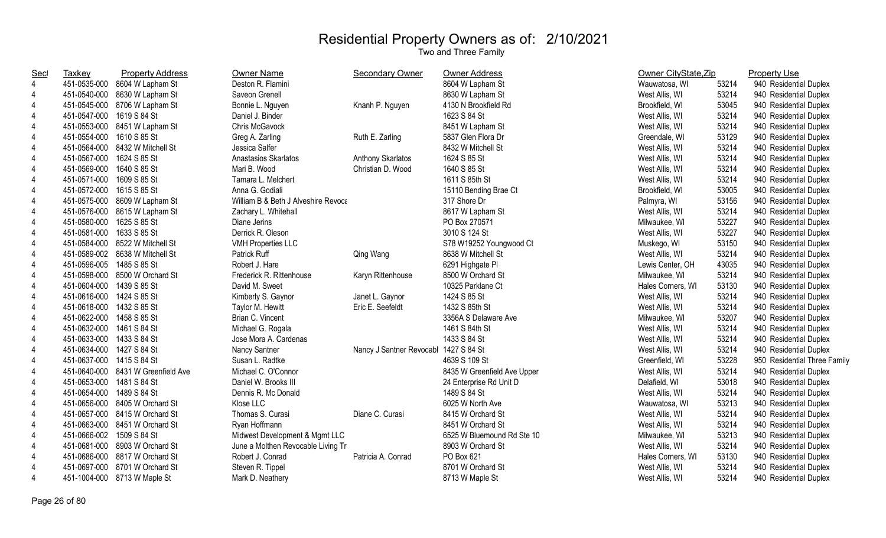# Residential Property Owners as of: 2/10/2021

Two and Three Family

| Sect | Taxkey | Property Address | Owner Name | Secondary Owner | Owner Address | Owner CityState,Zip | | Property Use |
|---|---|---|---|---|---|---|---|---|
| 4 | 451-0535-000 | 8604 W Lapham St | Deston R. Flamini | | 8604 W Lapham St | Wauwatosa, WI | 53214 | 940 Residential Duplex |
| 4 | 451-0540-000 | 8630 W Lapham St | Saveon Grenell | | 8630 W Lapham St | West Allis, WI | 53214 | 940 Residential Duplex |
| 4 | 451-0545-000 | 8706 W Lapham St | Bonnie L. Nguyen | Knanh P. Nguyen | 4130 N Brookfield Rd | Brookfield, WI | 53045 | 940 Residential Duplex |
| 4 | 451-0547-000 | 1619 S 84 St | Daniel J. Binder | | 1623 S 84 St | West Allis, WI | 53214 | 940 Residential Duplex |
| 4 | 451-0553-000 | 8451 W Lapham St | Chris McGavock | | 8451 W Lapham St | West Allis, WI | 53214 | 940 Residential Duplex |
| 4 | 451-0554-000 | 1610 S 85 St | Greg A. Zarling | Ruth E. Zarling | 5837 Glen Flora Dr | Greendale, WI | 53129 | 940 Residential Duplex |
| 4 | 451-0564-000 | 8432 W Mitchell St | Jessica Salfer | | 8432 W Mitchell St | West Allis, WI | 53214 | 940 Residential Duplex |
| 4 | 451-0567-000 | 1624 S 85 St | Anastasios Skarlatos | Anthony Skarlatos | 1624 S 85 St | West Allis, WI | 53214 | 940 Residential Duplex |
| 4 | 451-0569-000 | 1640 S 85 St | Mari B. Wood | Christian D. Wood | 1640 S 85 St | West Allis, WI | 53214 | 940 Residential Duplex |
| 4 | 451-0571-000 | 1609 S 85 St | Tamara L. Melchert | | 1611 S 85th St | West Allis, WI | 53214 | 940 Residential Duplex |
| 4 | 451-0572-000 | 1615 S 85 St | Anna G. Godiali | | 15110 Bending Brae Ct | Brookfield, WI | 53005 | 940 Residential Duplex |
| 4 | 451-0575-000 | 8609 W Lapham St | William B & Beth J Alveshire Revoca | | 317 Shore Dr | Palmyra, WI | 53156 | 940 Residential Duplex |
| 4 | 451-0576-000 | 8615 W Lapham St | Zachary L. Whitehall | | 8617 W Lapham St | West Allis, WI | 53214 | 940 Residential Duplex |
| 4 | 451-0580-000 | 1625 S 85 St | Diane Jerins | | PO Box 270571 | Milwaukee, WI | 53227 | 940 Residential Duplex |
| 4 | 451-0581-000 | 1633 S 85 St | Derrick R. Oleson | | 3010 S 124 St | West Allis, WI | 53227 | 940 Residential Duplex |
| 4 | 451-0584-000 | 8522 W Mitchell St | VMH Properties LLC | | S78 W19252 Youngwood Ct | Muskego, WI | 53150 | 940 Residential Duplex |
| 4 | 451-0589-002 | 8638 W Mitchell St | Patrick Ruff | Qing Wang | 8638 W Mitchell St | West Allis, WI | 53214 | 940 Residential Duplex |
| 4 | 451-0596-005 | 1485 S 85 St | Robert J. Hare | | 6291 Highgate Pl | Lewis Center, OH | 43035 | 940 Residential Duplex |
| 4 | 451-0598-000 | 8500 W Orchard St | Frederick R. Rittenhouse | Karyn Rittenhouse | 8500 W Orchard St | Milwaukee, WI | 53214 | 940 Residential Duplex |
| 4 | 451-0604-000 | 1439 S 85 St | David M. Sweet | | 10325 Parklane Ct | Hales Corners, WI | 53130 | 940 Residential Duplex |
| 4 | 451-0616-000 | 1424 S 85 St | Kimberly S. Gaynor | Janet L. Gaynor | 1424 S 85 St | West Allis, WI | 53214 | 940 Residential Duplex |
| 4 | 451-0618-000 | 1432 S 85 St | Taylor M. Hewitt | Eric E. Seefeldt | 1432 S 85th St | West Allis, WI | 53214 | 940 Residential Duplex |
| 4 | 451-0622-000 | 1458 S 85 St | Brian C. Vincent | | 3356A S Delaware Ave | Milwaukee, WI | 53207 | 940 Residential Duplex |
| 4 | 451-0632-000 | 1461 S 84 St | Michael G. Rogala | | 1461 S 84th St | West Allis, WI | 53214 | 940 Residential Duplex |
| 4 | 451-0633-000 | 1433 S 84 St | Jose Mora A. Cardenas | | 1433 S 84 St | West Allis, WI | 53214 | 940 Residential Duplex |
| 4 | 451-0634-000 | 1427 S 84 St | Nancy Santner | Nancy J Santner Revocabl | 1427 S 84 St | West Allis, WI | 53214 | 940 Residential Duplex |
| 4 | 451-0637-000 | 1415 S 84 St | Susan L. Radtke | | 4639 S 109 St | Greenfield, WI | 53228 | 950 Residential Three Family |
| 4 | 451-0640-000 | 8431 W Greenfield Ave | Michael C. O'Connor | | 8435 W Greenfield Ave Upper | West Allis, WI | 53214 | 940 Residential Duplex |
| 4 | 451-0653-000 | 1481 S 84 St | Daniel W. Brooks III | | 24 Enterprise Rd Unit D | Delafield, WI | 53018 | 940 Residential Duplex |
| 4 | 451-0654-000 | 1489 S 84 St | Dennis R. Mc Donald | | 1489 S 84 St | West Allis, WI | 53214 | 940 Residential Duplex |
| 4 | 451-0656-000 | 8405 W Orchard St | Klose LLC | | 6025 W North Ave | Wauwatosa, WI | 53213 | 940 Residential Duplex |
| 4 | 451-0657-000 | 8415 W Orchard St | Thomas S. Curasi | Diane C. Curasi | 8415 W Orchard St | West Allis, WI | 53214 | 940 Residential Duplex |
| 4 | 451-0663-000 | 8451 W Orchard St | Ryan Hoffmann | | 8451 W Orchard St | West Allis, WI | 53214 | 940 Residential Duplex |
| 4 | 451-0666-002 | 1509 S 84 St | Midwest Development & Mgmt LLC | | 6525 W Bluemound Rd Ste 10 | Milwaukee, WI | 53213 | 940 Residential Duplex |
| 4 | 451-0681-000 | 8903 W Orchard St | June a Molthen Revocable Living Tr | | 8903 W Orchard St | West Allis, WI | 53214 | 940 Residential Duplex |
| 4 | 451-0686-000 | 8817 W Orchard St | Robert J. Conrad | Patricia A. Conrad | PO Box 621 | Hales Corners, WI | 53130 | 940 Residential Duplex |
| 4 | 451-0697-000 | 8701 W Orchard St | Steven R. Tippel | | 8701 W Orchard St | West Allis, WI | 53214 | 940 Residential Duplex |
| 4 | 451-1004-000 | 8713 W Maple St | Mark D. Neathery | | 8713 W Maple St | West Allis, WI | 53214 | 940 Residential Duplex |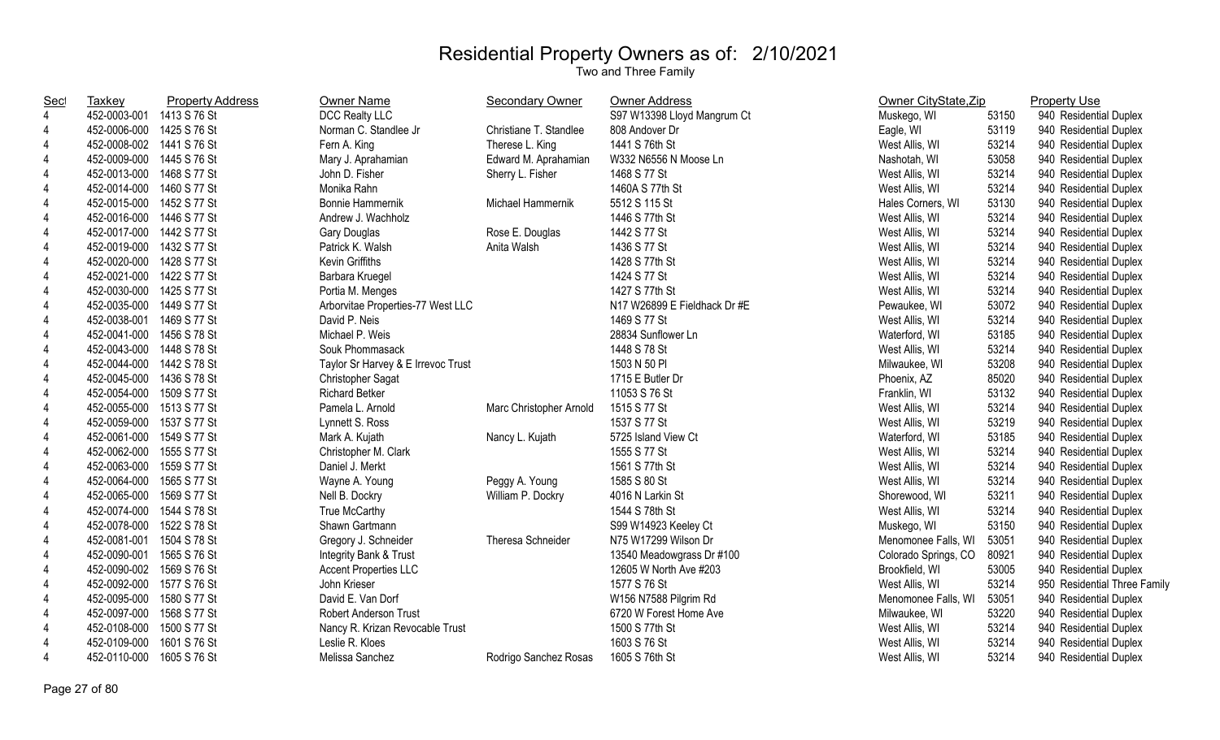# Residential Property Owners as of: 2/10/2021

Two and Three Family

| Sect | Taxkey | Property Address | Owner Name | Secondary Owner | Owner Address | Owner CityState,Zip | | Property Use |
|---|---|---|---|---|---|---|---|---|
| 4 | 452-0003-001 | 1413 S 76 St | DCC Realty LLC | | S97 W13398 Lloyd Mangrum Ct | Muskego, WI | 53150 | 940 Residential Duplex |
| 4 | 452-0006-000 | 1425 S 76 St | Norman C. Standlee Jr | Christiane T. Standlee | 808 Andover Dr | Eagle, WI | 53119 | 940 Residential Duplex |
| 4 | 452-0008-002 | 1441 S 76 St | Fern A. King | Therese L. King | 1441 S 76th St | West Allis, WI | 53214 | 940 Residential Duplex |
| 4 | 452-0009-000 | 1445 S 76 St | Mary J. Aprahamian | Edward M. Aprahamian | W332 N6556 N Moose Ln | Nashotah, WI | 53058 | 940 Residential Duplex |
| 4 | 452-0013-000 | 1468 S 77 St | John D. Fisher | Sherry L. Fisher | 1468 S 77 St | West Allis, WI | 53214 | 940 Residential Duplex |
| 4 | 452-0014-000 | 1460 S 77 St | Monika Rahn | | 1460A S 77th St | West Allis, WI | 53214 | 940 Residential Duplex |
| 4 | 452-0015-000 | 1452 S 77 St | Bonnie Hammernik | Michael Hammernik | 5512 S 115 St | Hales Corners, WI | 53130 | 940 Residential Duplex |
| 4 | 452-0016-000 | 1446 S 77 St | Andrew J. Wachholz | | 1446 S 77th St | West Allis, WI | 53214 | 940 Residential Duplex |
| 4 | 452-0017-000 | 1442 S 77 St | Gary Douglas | Rose E. Douglas | 1442 S 77 St | West Allis, WI | 53214 | 940 Residential Duplex |
| 4 | 452-0019-000 | 1432 S 77 St | Patrick K. Walsh | Anita Walsh | 1436 S 77 St | West Allis, WI | 53214 | 940 Residential Duplex |
| 4 | 452-0020-000 | 1428 S 77 St | Kevin Griffiths | | 1428 S 77th St | West Allis, WI | 53214 | 940 Residential Duplex |
| 4 | 452-0021-000 | 1422 S 77 St | Barbara Kruegel | | 1424 S 77 St | West Allis, WI | 53214 | 940 Residential Duplex |
| 4 | 452-0030-000 | 1425 S 77 St | Portia M. Menges | | 1427 S 77th St | West Allis, WI | 53214 | 940 Residential Duplex |
| 4 | 452-0035-000 | 1449 S 77 St | Arborvitae Properties-77 West LLC | | N17 W26899 E Fieldhack Dr #E | Pewaukee, WI | 53072 | 940 Residential Duplex |
| 4 | 452-0038-001 | 1469 S 77 St | David P. Neis | | 1469 S 77 St | West Allis, WI | 53214 | 940 Residential Duplex |
| 4 | 452-0041-000 | 1456 S 78 St | Michael P. Weis | | 28834 Sunflower Ln | Waterford, WI | 53185 | 940 Residential Duplex |
| 4 | 452-0043-000 | 1448 S 78 St | Souk Phommasack | | 1448 S 78 St | West Allis, WI | 53214 | 940 Residential Duplex |
| 4 | 452-0044-000 | 1442 S 78 St | Taylor Sr Harvey & E Irrevoc Trust | | 1503 N 50 Pl | Milwaukee, WI | 53208 | 940 Residential Duplex |
| 4 | 452-0045-000 | 1436 S 78 St | Christopher Sagat | | 1715 E Butler Dr | Phoenix, AZ | 85020 | 940 Residential Duplex |
| 4 | 452-0054-000 | 1509 S 77 St | Richard Betker | | 11053 S 76 St | Franklin, WI | 53132 | 940 Residential Duplex |
| 4 | 452-0055-000 | 1513 S 77 St | Pamela L. Arnold | Marc Christopher Arnold | 1515 S 77 St | West Allis, WI | 53214 | 940 Residential Duplex |
| 4 | 452-0059-000 | 1537 S 77 St | Lynnett S. Ross | | 1537 S 77 St | West Allis, WI | 53219 | 940 Residential Duplex |
| 4 | 452-0061-000 | 1549 S 77 St | Mark A. Kujath | Nancy L. Kujath | 5725 Island View Ct | Waterford, WI | 53185 | 940 Residential Duplex |
| 4 | 452-0062-000 | 1555 S 77 St | Christopher M. Clark | | 1555 S 77 St | West Allis, WI | 53214 | 940 Residential Duplex |
| 4 | 452-0063-000 | 1559 S 77 St | Daniel J. Merkt | | 1561 S 77th St | West Allis, WI | 53214 | 940 Residential Duplex |
| 4 | 452-0064-000 | 1565 S 77 St | Wayne A. Young | Peggy A. Young | 1585 S 80 St | West Allis, WI | 53214 | 940 Residential Duplex |
| 4 | 452-0065-000 | 1569 S 77 St | Nell B. Dockry | William P. Dockry | 4016 N Larkin St | Shorewood, WI | 53211 | 940 Residential Duplex |
| 4 | 452-0074-000 | 1544 S 78 St | True McCarthy | | 1544 S 78th St | West Allis, WI | 53214 | 940 Residential Duplex |
| 4 | 452-0078-000 | 1522 S 78 St | Shawn Gartmann | | S99 W14923 Keeley Ct | Muskego, WI | 53150 | 940 Residential Duplex |
| 4 | 452-0081-001 | 1504 S 78 St | Gregory J. Schneider | Theresa Schneider | N75 W17299 Wilson Dr | Menomonee Falls, WI | 53051 | 940 Residential Duplex |
| 4 | 452-0090-001 | 1565 S 76 St | Integrity Bank & Trust | | 13540 Meadowgrass Dr #100 | Colorado Springs, CO | 80921 | 940 Residential Duplex |
| 4 | 452-0090-002 | 1569 S 76 St | Accent Properties LLC | | 12605 W North Ave #203 | Brookfield, WI | 53005 | 940 Residential Duplex |
| 4 | 452-0092-000 | 1577 S 76 St | John Krieser | | 1577 S 76 St | West Allis, WI | 53214 | 950 Residential Three Family |
| 4 | 452-0095-000 | 1580 S 77 St | David E. Van Dorf | | W156 N7588 Pilgrim Rd | Menomonee Falls, WI | 53051 | 940 Residential Duplex |
| 4 | 452-0097-000 | 1568 S 77 St | Robert Anderson Trust | | 6720 W Forest Home Ave | Milwaukee, WI | 53220 | 940 Residential Duplex |
| 4 | 452-0108-000 | 1500 S 77 St | Nancy R. Krizan Revocable Trust | | 1500 S 77th St | West Allis, WI | 53214 | 940 Residential Duplex |
| 4 | 452-0109-000 | 1601 S 76 St | Leslie R. Kloes | | 1603 S 76 St | West Allis, WI | 53214 | 940 Residential Duplex |
| 4 | 452-0110-000 | 1605 S 76 St | Melissa Sanchez | Rodrigo Sanchez Rosas | 1605 S 76th St | West Allis, WI | 53214 | 940 Residential Duplex |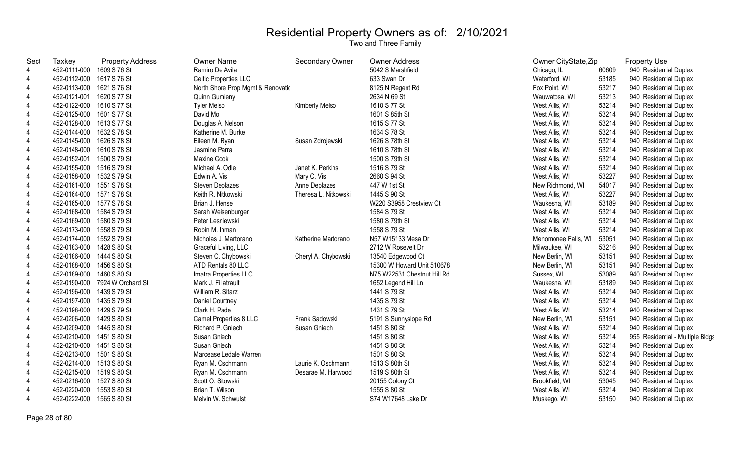# Residential Property Owners as of: 2/10/2021

Two and Three Family

| Sect | Taxkey | Property Address | Owner Name | Secondary Owner | Owner Address | Owner CityState,Zip | | Property Use |
|---|---|---|---|---|---|---|---|---|
| 4 | 452-0111-000 | 1609 S 76 St | Ramiro De Avila | | 5042 S Marshfield | Chicago, IL | 60609 | 940 Residential Duplex |
| 4 | 452-0112-000 | 1617 S 76 St | Celtic Properties LLC | | 633 Swan Dr | Waterford, WI | 53185 | 940 Residential Duplex |
| 4 | 452-0113-000 | 1621 S 76 St | North Shore Prop Mgmt & Renovatio | | 8125 N Regent Rd | Fox Point, WI | 53217 | 940 Residential Duplex |
| 4 | 452-0121-001 | 1620 S 77 St | Quinn Gumieny | | 2634 N 69 St | Wauwatosa, WI | 53213 | 940 Residential Duplex |
| 4 | 452-0122-000 | 1610 S 77 St | Tyler Melso | Kimberly Melso | 1610 S 77 St | West Allis, WI | 53214 | 940 Residential Duplex |
| 4 | 452-0125-000 | 1601 S 77 St | David Mo | | 1601 S 85th St | West Allis, WI | 53214 | 940 Residential Duplex |
| 4 | 452-0128-000 | 1613 S 77 St | Douglas A. Nelson | | 1615 S 77 St | West Allis, WI | 53214 | 940 Residential Duplex |
| 4 | 452-0144-000 | 1632 S 78 St | Katherine M. Burke | | 1634 S 78 St | West Allis, WI | 53214 | 940 Residential Duplex |
| 4 | 452-0145-000 | 1626 S 78 St | Eileen M. Ryan | Susan Zdrojewski | 1626 S 78th St | West Allis, WI | 53214 | 940 Residential Duplex |
| 4 | 452-0148-000 | 1610 S 78 St | Jasmine Parra | | 1610 S 78th St | West Allis, WI | 53214 | 940 Residential Duplex |
| 4 | 452-0152-001 | 1500 S 79 St | Maxine Cook | | 1500 S 79th St | West Allis, WI | 53214 | 940 Residential Duplex |
| 4 | 452-0155-000 | 1516 S 79 St | Michael A. Odle | Janet K. Perkins | 1516 S 79 St | West Allis, WI | 53214 | 940 Residential Duplex |
| 4 | 452-0158-000 | 1532 S 79 St | Edwin A. Vis | Mary C. Vis | 2660 S 94 St | West Allis, WI | 53227 | 940 Residential Duplex |
| 4 | 452-0161-000 | 1551 S 78 St | Steven Deplazes | Anne Deplazes | 447 W 1st St | New Richmond, WI | 54017 | 940 Residential Duplex |
| 4 | 452-0164-000 | 1571 S 78 St | Keith R. Nitkowski | Theresa L. Nitkowski | 1445 S 90 St | West Allis, WI | 53227 | 940 Residential Duplex |
| 4 | 452-0165-000 | 1577 S 78 St | Brian J. Hense | | W220 S3958 Crestview Ct | Waukesha, WI | 53189 | 940 Residential Duplex |
| 4 | 452-0168-000 | 1584 S 79 St | Sarah Weisenburger | | 1584 S 79 St | West Allis, WI | 53214 | 940 Residential Duplex |
| 4 | 452-0169-000 | 1580 S 79 St | Peter Lesniewski | | 1580 S 79th St | West Allis, WI | 53214 | 940 Residential Duplex |
| 4 | 452-0173-000 | 1558 S 79 St | Robin M. Inman | | 1558 S 79 St | West Allis, WI | 53214 | 940 Residential Duplex |
| 4 | 452-0174-000 | 1552 S 79 St | Nicholas J. Martorano | Katherine Martorano | N57 W15133 Mesa Dr | Menomonee Falls, WI | 53051 | 940 Residential Duplex |
| 4 | 452-0183-000 | 1428 S 80 St | Graceful Living, LLC | | 2712 W Rosevelt Dr | Milwaukee, WI | 53216 | 940 Residential Duplex |
| 4 | 452-0186-000 | 1444 S 80 St | Steven C. Chybowski | Cheryl A. Chybowski | 13540 Edgewood Ct | New Berlin, WI | 53151 | 940 Residential Duplex |
| 4 | 452-0188-000 | 1456 S 80 St | ATD Rentals 80 LLC | | 15300 W Howard Unit 510678 | New Berlin, WI | 53151 | 940 Residential Duplex |
| 4 | 452-0189-000 | 1460 S 80 St | Imatra Properties LLC | | N75 W22531 Chestnut Hill Rd | Sussex, WI | 53089 | 940 Residential Duplex |
| 4 | 452-0190-000 | 7924 W Orchard St | Mark J. Filiatrault | | 1652 Legend Hill Ln | Waukesha, WI | 53189 | 940 Residential Duplex |
| 4 | 452-0196-000 | 1439 S 79 St | William R. Sitarz | | 1441 S 79 St | West Allis, WI | 53214 | 940 Residential Duplex |
| 4 | 452-0197-000 | 1435 S 79 St | Daniel Courtney | | 1435 S 79 St | West Allis, WI | 53214 | 940 Residential Duplex |
| 4 | 452-0198-000 | 1429 S 79 St | Clark H. Pade | | 1431 S 79 St | West Allis, WI | 53214 | 940 Residential Duplex |
| 4 | 452-0206-000 | 1429 S 80 St | Camel Properties 8 LLC | Frank Sadowski | 5191 S Sunnyslope Rd | New Berlin, WI | 53151 | 940 Residential Duplex |
| 4 | 452-0209-000 | 1445 S 80 St | Richard P. Gniech | Susan Gniech | 1451 S 80 St | West Allis, WI | 53214 | 940 Residential Duplex |
| 4 | 452-0210-000 | 1451 S 80 St | Susan Gniech | | 1451 S 80 St | West Allis, WI | 53214 | 955 Residential - Multiple Bldgs |
| 4 | 452-0210-000 | 1451 S 80 St | Susan Gniech | | 1451 S 80 St | West Allis, WI | 53214 | 940 Residential Duplex |
| 4 | 452-0213-000 | 1501 S 80 St | Marcease Ledale Warren | | 1501 S 80 St | West Allis, WI | 53214 | 940 Residential Duplex |
| 4 | 452-0214-000 | 1513 S 80 St | Ryan M. Oschmann | Laurie K. Oschmann | 1513 S 80th St | West Allis, WI | 53214 | 940 Residential Duplex |
| 4 | 452-0215-000 | 1519 S 80 St | Ryan M. Oschmann | Desarae M. Harwood | 1519 S 80th St | West Allis, WI | 53214 | 940 Residential Duplex |
| 4 | 452-0216-000 | 1527 S 80 St | Scott O. Sitowski | | 20155 Colony Ct | Brookfield, WI | 53045 | 940 Residential Duplex |
| 4 | 452-0220-000 | 1553 S 80 St | Brian T. Wilson | | 1555 S 80 St | West Allis, WI | 53214 | 940 Residential Duplex |
| 4 | 452-0222-000 | 1565 S 80 St | Melvin W. Schwulst | | S74 W17648 Lake Dr | Muskego, WI | 53150 | 940 Residential Duplex |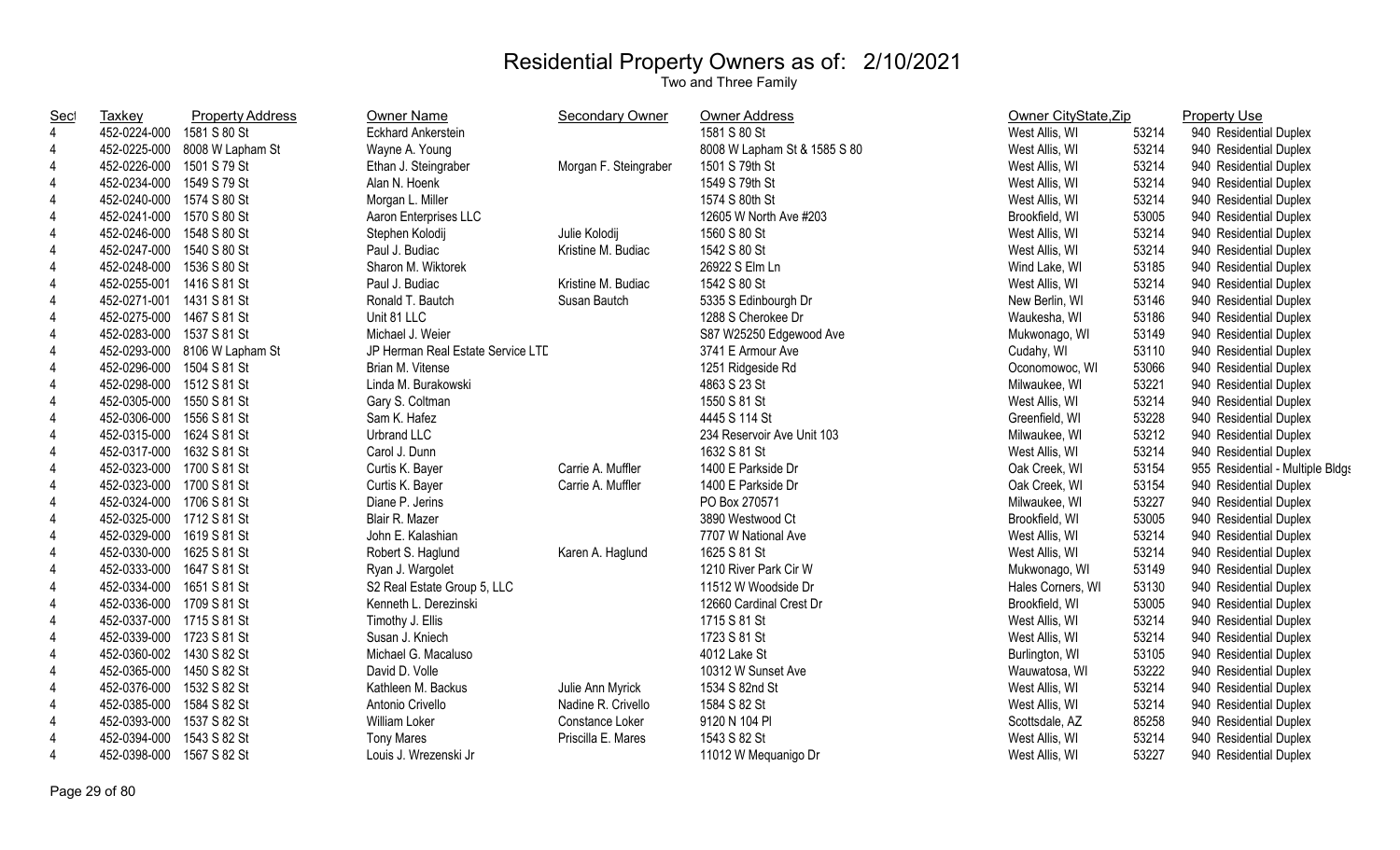# Residential Property Owners as of: 2/10/2021

Two and Three Family

| Sect | Taxkey | Property Address | Owner Name | Secondary Owner | Owner Address | Owner CityState,Zip | | Property Use |
|---|---|---|---|---|---|---|---|---|
| 4 | 452-0224-000 | 1581 S 80 St | Eckhard Ankerstein | | 1581 S 80 St | West Allis, WI | 53214 | 940 Residential Duplex |
| 4 | 452-0225-000 | 8008 W Lapham St | Wayne A. Young | | 8008 W Lapham St & 1585 S 80 | West Allis, WI | 53214 | 940 Residential Duplex |
| 4 | 452-0226-000 | 1501 S 79 St | Ethan J. Steingraber | Morgan F. Steingraber | 1501 S 79th St | West Allis, WI | 53214 | 940 Residential Duplex |
| 4 | 452-0234-000 | 1549 S 79 St | Alan N. Hoenk | | 1549 S 79th St | West Allis, WI | 53214 | 940 Residential Duplex |
| 4 | 452-0240-000 | 1574 S 80 St | Morgan L. Miller | | 1574 S 80th St | West Allis, WI | 53214 | 940 Residential Duplex |
| 4 | 452-0241-000 | 1570 S 80 St | Aaron Enterprises LLC | | 12605 W North Ave #203 | Brookfield, WI | 53005 | 940 Residential Duplex |
| 4 | 452-0246-000 | 1548 S 80 St | Stephen Kolodij | Julie Kolodij | 1560 S 80 St | West Allis, WI | 53214 | 940 Residential Duplex |
| 4 | 452-0247-000 | 1540 S 80 St | Paul J. Budiac | Kristine M. Budiac | 1542 S 80 St | West Allis, WI | 53214 | 940 Residential Duplex |
| 4 | 452-0248-000 | 1536 S 80 St | Sharon M. Wiktorek | | 26922 S Elm Ln | Wind Lake, WI | 53185 | 940 Residential Duplex |
| 4 | 452-0255-001 | 1416 S 81 St | Paul J. Budiac | Kristine M. Budiac | 1542 S 80 St | West Allis, WI | 53214 | 940 Residential Duplex |
| 4 | 452-0271-001 | 1431 S 81 St | Ronald T. Bautch | Susan Bautch | 5335 S Edinbourgh Dr | New Berlin, WI | 53146 | 940 Residential Duplex |
| 4 | 452-0275-000 | 1467 S 81 St | Unit 81 LLC | | 1288 S Cherokee Dr | Waukesha, WI | 53186 | 940 Residential Duplex |
| 4 | 452-0283-000 | 1537 S 81 St | Michael J. Weier | | S87 W25250 Edgewood Ave | Mukwonago, WI | 53149 | 940 Residential Duplex |
| 4 | 452-0293-000 | 8106 W Lapham St | JP Herman Real Estate Service LTD | | 3741 E Armour Ave | Cudahy, WI | 53110 | 940 Residential Duplex |
| 4 | 452-0296-000 | 1504 S 81 St | Brian M. Vitense | | 1251 Ridgeside Rd | Oconomowoc, WI | 53066 | 940 Residential Duplex |
| 4 | 452-0298-000 | 1512 S 81 St | Linda M. Burakowski | | 4863 S 23 St | Milwaukee, WI | 53221 | 940 Residential Duplex |
| 4 | 452-0305-000 | 1550 S 81 St | Gary S. Coltman | | 1550 S 81 St | West Allis, WI | 53214 | 940 Residential Duplex |
| 4 | 452-0306-000 | 1556 S 81 St | Sam K. Hafez | | 4445 S 114 St | Greenfield, WI | 53228 | 940 Residential Duplex |
| 4 | 452-0315-000 | 1624 S 81 St | Urbrand LLC | | 234 Reservoir Ave Unit 103 | Milwaukee, WI | 53212 | 940 Residential Duplex |
| 4 | 452-0317-000 | 1632 S 81 St | Carol J. Dunn | | 1632 S 81 St | West Allis, WI | 53214 | 940 Residential Duplex |
| 4 | 452-0323-000 | 1700 S 81 St | Curtis K. Bayer | Carrie A. Muffler | 1400 E Parkside Dr | Oak Creek, WI | 53154 | 955 Residential - Multiple Bldgs |
| 4 | 452-0323-000 | 1700 S 81 St | Curtis K. Bayer | Carrie A. Muffler | 1400 E Parkside Dr | Oak Creek, WI | 53154 | 940 Residential Duplex |
| 4 | 452-0324-000 | 1706 S 81 St | Diane P. Jerins | | PO Box 270571 | Milwaukee, WI | 53227 | 940 Residential Duplex |
| 4 | 452-0325-000 | 1712 S 81 St | Blair R. Mazer | | 3890 Westwood Ct | Brookfield, WI | 53005 | 940 Residential Duplex |
| 4 | 452-0329-000 | 1619 S 81 St | John E. Kalashian | | 7707 W National Ave | West Allis, WI | 53214 | 940 Residential Duplex |
| 4 | 452-0330-000 | 1625 S 81 St | Robert S. Haglund | Karen A. Haglund | 1625 S 81 St | West Allis, WI | 53214 | 940 Residential Duplex |
| 4 | 452-0333-000 | 1647 S 81 St | Ryan J. Wargolet | | 1210 River Park Cir W | Mukwonago, WI | 53149 | 940 Residential Duplex |
| 4 | 452-0334-000 | 1651 S 81 St | S2 Real Estate Group 5, LLC | | 11512 W Woodside Dr | Hales Corners, WI | 53130 | 940 Residential Duplex |
| 4 | 452-0336-000 | 1709 S 81 St | Kenneth L. Derezinski | | 12660 Cardinal Crest Dr | Brookfield, WI | 53005 | 940 Residential Duplex |
| 4 | 452-0337-000 | 1715 S 81 St | Timothy J. Ellis | | 1715 S 81 St | West Allis, WI | 53214 | 940 Residential Duplex |
| 4 | 452-0339-000 | 1723 S 81 St | Susan J. Kniech | | 1723 S 81 St | West Allis, WI | 53214 | 940 Residential Duplex |
| 4 | 452-0360-002 | 1430 S 82 St | Michael G. Macaluso | | 4012 Lake St | Burlington, WI | 53105 | 940 Residential Duplex |
| 4 | 452-0365-000 | 1450 S 82 St | David D. Volle | | 10312 W Sunset Ave | Wauwatosa, WI | 53222 | 940 Residential Duplex |
| 4 | 452-0376-000 | 1532 S 82 St | Kathleen M. Backus | Julie Ann Myrick | 1534 S 82nd St | West Allis, WI | 53214 | 940 Residential Duplex |
| 4 | 452-0385-000 | 1584 S 82 St | Antonio Crivello | Nadine R. Crivello | 1584 S 82 St | West Allis, WI | 53214 | 940 Residential Duplex |
| 4 | 452-0393-000 | 1537 S 82 St | William Loker | Constance Loker | 9120 N 104 Pl | Scottsdale, AZ | 85258 | 940 Residential Duplex |
| 4 | 452-0394-000 | 1543 S 82 St | Tony Mares | Priscilla E. Mares | 1543 S 82 St | West Allis, WI | 53214 | 940 Residential Duplex |
| 4 | 452-0398-000 | 1567 S 82 St | Louis J. Wrezenski Jr | | 11012 W Mequanigo Dr | West Allis, WI | 53227 | 940 Residential Duplex |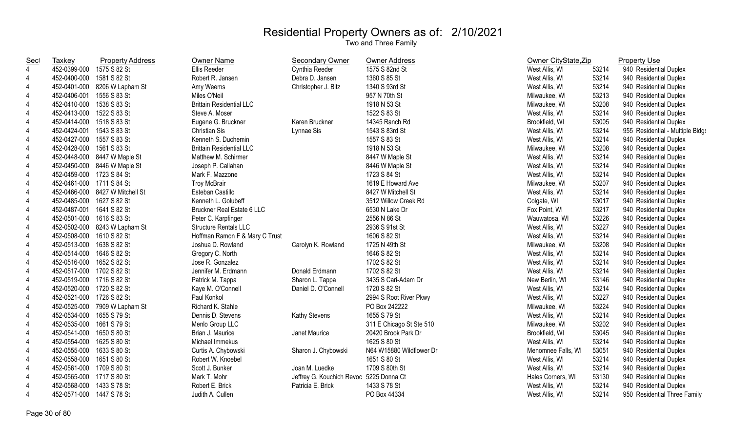# Residential Property Owners as of: 2/10/2021

Two and Three Family

| Sect | Taxkey | Property Address | Owner Name | Secondary Owner | Owner Address | Owner CityState,Zip | | Property Use |
|---|---|---|---|---|---|---|---|---|
| 4 | 452-0399-000 | 1575 S 82 St | Ellis Reeder | Cynthia Reeder | 1575 S 82nd St | West Allis, WI | 53214 | 940 Residential Duplex |
| 4 | 452-0400-000 | 1581 S 82 St | Robert R. Jansen | Debra D. Jansen | 1360 S 85 St | West Allis, WI | 53214 | 940 Residential Duplex |
| 4 | 452-0401-000 | 8206 W Lapham St | Amy Weems | Christopher J. Bitz | 1340 S 93rd St | West Allis, WI | 53214 | 940 Residential Duplex |
| 4 | 452-0406-001 | 1556 S 83 St | Miles O'Neil | | 957 N 70th St | Milwaukee, WI | 53213 | 940 Residential Duplex |
| 4 | 452-0410-000 | 1538 S 83 St | Brittain Residential LLC | | 1918 N 53 St | Milwaukee, WI | 53208 | 940 Residential Duplex |
| 4 | 452-0413-000 | 1522 S 83 St | Steve A. Moser | | 1522 S 83 St | West Allis, WI | 53214 | 940 Residential Duplex |
| 4 | 452-0414-000 | 1518 S 83 St | Eugene G. Bruckner | Karen Bruckner | 14345 Ranch Rd | Brookfield, WI | 53005 | 940 Residential Duplex |
| 4 | 452-0424-001 | 1543 S 83 St | Christian Sis | Lynnae Sis | 1543 S 83rd St | West Allis, WI | 53214 | 955 Residential - Multiple Bldgs |
| 4 | 452-0427-000 | 1557 S 83 St | Kenneth S. Duchemin | | 1557 S 83 St | West Allis, WI | 53214 | 940 Residential Duplex |
| 4 | 452-0428-000 | 1561 S 83 St | Brittain Residential LLC | | 1918 N 53 St | Milwaukee, WI | 53208 | 940 Residential Duplex |
| 4 | 452-0448-000 | 8447 W Maple St | Matthew M. Schirmer | | 8447 W Maple St | West Allis, WI | 53214 | 940 Residential Duplex |
| 4 | 452-0450-000 | 8446 W Maple St | Joseph P. Callahan | | 8446 W Maple St | West Allis, WI | 53214 | 940 Residential Duplex |
| 4 | 452-0459-000 | 1723 S 84 St | Mark F. Mazzone | | 1723 S 84 St | West Allis, WI | 53214 | 940 Residential Duplex |
| 4 | 452-0461-000 | 1711 S 84 St | Troy McBrair | | 1619 E Howard Ave | Milwaukee, WI | 53207 | 940 Residential Duplex |
| 4 | 452-0466-000 | 8427 W Mitchell St | Esteban Castillo | | 8427 W Mitchell St | West Allis, WI | 53214 | 940 Residential Duplex |
| 4 | 452-0485-000 | 1627 S 82 St | Kenneth L. Golubeff | | 3512 Willow Creek Rd | Colgate, WI | 53017 | 940 Residential Duplex |
| 4 | 452-0487-001 | 1641 S 82 St | Bruckner Real Estate 6 LLC | | 6530 N Lake Dr | Fox Point, WI | 53217 | 940 Residential Duplex |
| 4 | 452-0501-000 | 1616 S 83 St | Peter C. Karpfinger | | 2556 N 86 St | Wauwatosa, WI | 53226 | 940 Residential Duplex |
| 4 | 452-0502-000 | 8243 W Lapham St | Structure Rentals LLC | | 2936 S 91st St | West Allis, WI | 53227 | 940 Residential Duplex |
| 4 | 452-0508-000 | 1610 S 82 St | Hoffman Ramon F & Mary C Trust | | 1606 S 82 St | West Allis, WI | 53214 | 940 Residential Duplex |
| 4 | 452-0513-000 | 1638 S 82 St | Joshua D. Rowland | Carolyn K. Rowland | 1725 N 49th St | Milwaukee, WI | 53208 | 940 Residential Duplex |
| 4 | 452-0514-000 | 1646 S 82 St | Gregory C. North | | 1646 S 82 St | West Allis, WI | 53214 | 940 Residential Duplex |
| 4 | 452-0516-000 | 1652 S 82 St | Jose R. Gonzalez | | 1702 S 82 St | West Allis, WI | 53214 | 940 Residential Duplex |
| 4 | 452-0517-000 | 1702 S 82 St | Jennifer M. Erdmann | Donald Erdmann | 1702 S 82 St | West Allis, WI | 53214 | 940 Residential Duplex |
| 4 | 452-0519-000 | 1716 S 82 St | Patrick M. Tappa | Sharon L. Tappa | 3435 S Cari-Adam Dr | New Berlin, WI | 53146 | 940 Residential Duplex |
| 4 | 452-0520-000 | 1720 S 82 St | Kaye M. O'Connell | Daniel D. O'Connell | 1720 S 82 St | West Allis, WI | 53214 | 940 Residential Duplex |
| 4 | 452-0521-000 | 1726 S 82 St | Paul Konkol | | 2994 S Root River Pkwy | West Allis, WI | 53227 | 940 Residential Duplex |
| 4 | 452-0525-000 | 7909 W Lapham St | Richard K. Stahle | | PO Box 242222 | Milwaukee, WI | 53224 | 940 Residential Duplex |
| 4 | 452-0534-000 | 1655 S 79 St | Dennis D. Stevens | Kathy Stevens | 1655 S 79 St | West Allis, WI | 53214 | 940 Residential Duplex |
| 4 | 452-0535-000 | 1661 S 79 St | Menlo Group LLC | | 311 E Chicago St Ste 510 | Milwaukee, WI | 53202 | 940 Residential Duplex |
| 4 | 452-0541-000 | 1650 S 80 St | Brian J. Maurice | Janet Maurice | 20420 Brook Park Dr | Brookfield, WI | 53045 | 940 Residential Duplex |
| 4 | 452-0554-000 | 1625 S 80 St | Michael Immekus | | 1625 S 80 St | West Allis, WI | 53214 | 940 Residential Duplex |
| 4 | 452-0555-000 | 1633 S 80 St | Curtis A. Chybowski | Sharon J. Chybowski | N64 W15880 Wildflower Dr | Menomnee Falls, WI | 53051 | 940 Residential Duplex |
| 4 | 452-0558-000 | 1651 S 80 St | Robert W. Knoebel | | 1651 S 80 St | West Allis, WI | 53214 | 940 Residential Duplex |
| 4 | 452-0561-000 | 1709 S 80 St | Scott J. Bunker | Joan M. Luedke | 1709 S 80th St | West Allis, WI | 53214 | 940 Residential Duplex |
| 4 | 452-0565-000 | 1717 S 80 St | Mark T. Mohr | Jeffrey G. Kouchich Revoc | 5225 Donna Ct | Hales Corners, WI | 53130 | 940 Residential Duplex |
| 4 | 452-0568-000 | 1433 S 78 St | Robert E. Brick | Patricia E. Brick | 1433 S 78 St | West Allis, WI | 53214 | 940 Residential Duplex |
| 4 | 452-0571-000 | 1447 S 78 St | Judith A. Cullen | | PO Box 44334 | West Allis, WI | 53214 | 950 Residential Three Family |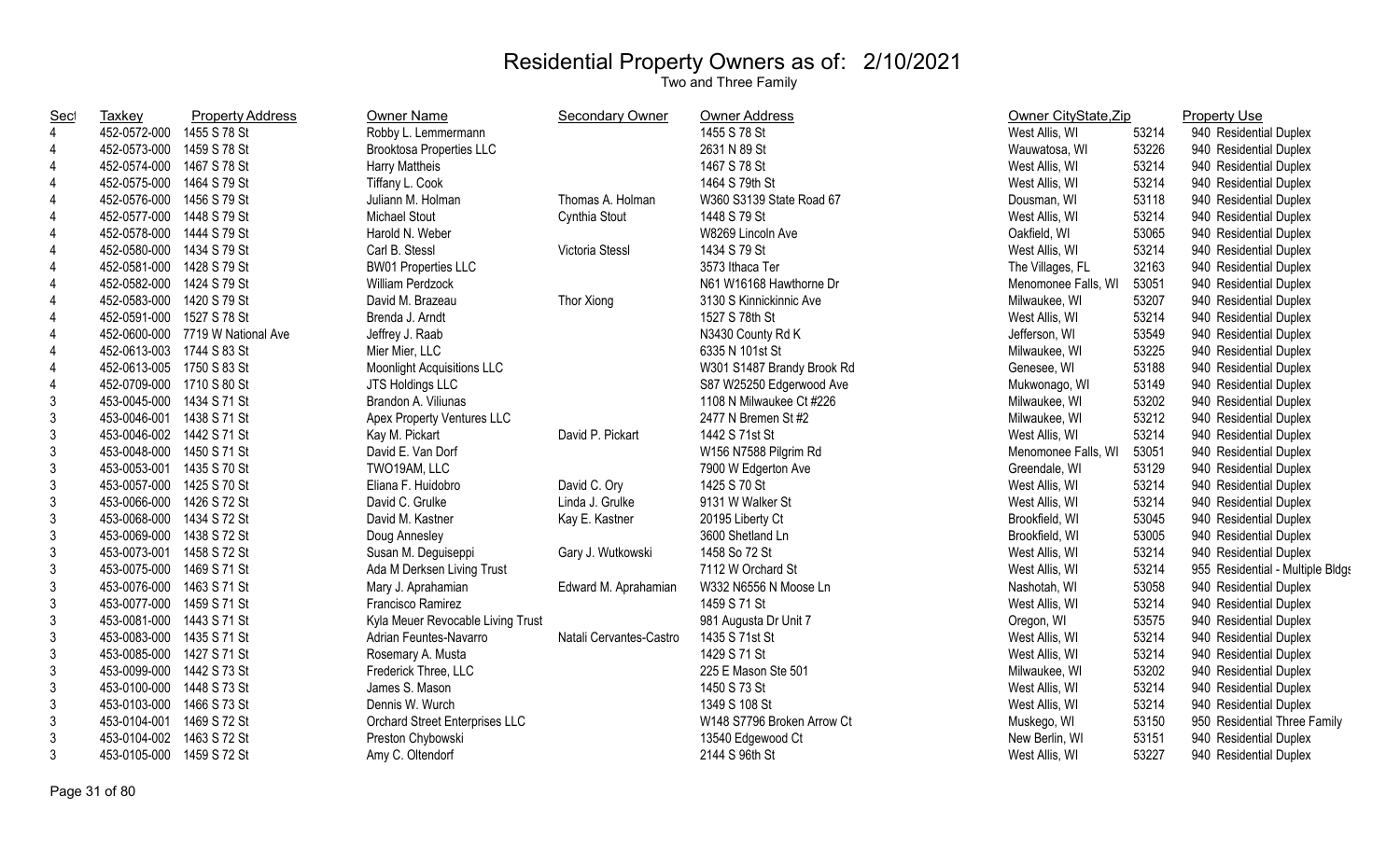# Residential Property Owners as of: 2/10/2021

## Two and Three Family

| Sect | Taxkey | Property Address | Owner Name | Secondary Owner | Owner Address | Owner CityState,Zip | | Property Use |
|---|---|---|---|---|---|---|---|---|
| 4 | 452-0572-000 | 1455 S 78 St | Robby L. Lemmermann | | 1455 S 78 St | West Allis, WI | 53214 | 940 Residential Duplex |
| 4 | 452-0573-000 | 1459 S 78 St | Brooktosa Properties LLC | | 2631 N 89 St | Wauwatosa, WI | 53226 | 940 Residential Duplex |
| 4 | 452-0574-000 | 1467 S 78 St | Harry Mattheis | | 1467 S 78 St | West Allis, WI | 53214 | 940 Residential Duplex |
| 4 | 452-0575-000 | 1464 S 79 St | Tiffany L. Cook | | 1464 S 79th St | West Allis, WI | 53214 | 940 Residential Duplex |
| 4 | 452-0576-000 | 1456 S 79 St | Juliann M. Holman | Thomas A. Holman | W360 S3139 State Road 67 | Dousman, WI | 53118 | 940 Residential Duplex |
| 4 | 452-0577-000 | 1448 S 79 St | Michael Stout | Cynthia Stout | 1448 S 79 St | West Allis, WI | 53214 | 940 Residential Duplex |
| 4 | 452-0578-000 | 1444 S 79 St | Harold N. Weber | | W8269 Lincoln Ave | Oakfield, WI | 53065 | 940 Residential Duplex |
| 4 | 452-0580-000 | 1434 S 79 St | Carl B. Stessl | Victoria Stessl | 1434 S 79 St | West Allis, WI | 53214 | 940 Residential Duplex |
| 4 | 452-0581-000 | 1428 S 79 St | BW01 Properties LLC | | 3573 Ithaca Ter | The Villages, FL | 32163 | 940 Residential Duplex |
| 4 | 452-0582-000 | 1424 S 79 St | William Perdzock | | N61 W16168 Hawthorne Dr | Menomonee Falls, WI | 53051 | 940 Residential Duplex |
| 4 | 452-0583-000 | 1420 S 79 St | David M. Brazeau | Thor Xiong | 3130 S Kinnickinnic Ave | Milwaukee, WI | 53207 | 940 Residential Duplex |
| 4 | 452-0591-000 | 1527 S 78 St | Brenda J. Arndt | | 1527 S 78th St | West Allis, WI | 53214 | 940 Residential Duplex |
| 4 | 452-0600-000 | 7719 W National Ave | Jeffrey J. Raab | | N3430 County Rd K | Jefferson, WI | 53549 | 940 Residential Duplex |
| 4 | 452-0613-003 | 1744 S 83 St | Mier Mier, LLC | | 6335 N 101st St | Milwaukee, WI | 53225 | 940 Residential Duplex |
| 4 | 452-0613-005 | 1750 S 83 St | Moonlight Acquisitions LLC | | W301 S1487 Brandy Brook Rd | Genesee, WI | 53188 | 940 Residential Duplex |
| 4 | 452-0709-000 | 1710 S 80 St | JTS Holdings LLC | | S87 W25250 Edgerwood Ave | Mukwonago, WI | 53149 | 940 Residential Duplex |
| 3 | 453-0045-000 | 1434 S 71 St | Brandon A. Viliunas | | 1108 N Milwaukee Ct #226 | Milwaukee, WI | 53202 | 940 Residential Duplex |
| 3 | 453-0046-001 | 1438 S 71 St | Apex Property Ventures LLC | | 2477 N Bremen St #2 | Milwaukee, WI | 53212 | 940 Residential Duplex |
| 3 | 453-0046-002 | 1442 S 71 St | Kay M. Pickart | David P. Pickart | 1442 S 71st St | West Allis, WI | 53214 | 940 Residential Duplex |
| 3 | 453-0048-000 | 1450 S 71 St | David E. Van Dorf | | W156 N7588 Pilgrim Rd | Menomonee Falls, WI | 53051 | 940 Residential Duplex |
| 3 | 453-0053-001 | 1435 S 70 St | TWO19AM, LLC | | 7900 W Edgerton Ave | Greendale, WI | 53129 | 940 Residential Duplex |
| 3 | 453-0057-000 | 1425 S 70 St | Eliana F. Huidobro | David C. Ory | 1425 S 70 St | West Allis, WI | 53214 | 940 Residential Duplex |
| 3 | 453-0066-000 | 1426 S 72 St | David C. Grulke | Linda J. Grulke | 9131 W Walker St | West Allis, WI | 53214 | 940 Residential Duplex |
| 3 | 453-0068-000 | 1434 S 72 St | David M. Kastner | Kay E. Kastner | 20195 Liberty Ct | Brookfield, WI | 53045 | 940 Residential Duplex |
| 3 | 453-0069-000 | 1438 S 72 St | Doug Annesley | | 3600 Shetland Ln | Brookfield, WI | 53005 | 940 Residential Duplex |
| 3 | 453-0073-001 | 1458 S 72 St | Susan M. Deguiseppi | Gary J. Wutkowski | 1458 So 72 St | West Allis, WI | 53214 | 940 Residential Duplex |
| 3 | 453-0075-000 | 1469 S 71 St | Ada M Derksen Living Trust | | 7112 W Orchard St | West Allis, WI | 53214 | 955 Residential - Multiple Bldgs |
| 3 | 453-0076-000 | 1463 S 71 St | Mary J. Aprahamian | Edward M. Aprahamian | W332 N6556 N Moose Ln | Nashotah, WI | 53058 | 940 Residential Duplex |
| 3 | 453-0077-000 | 1459 S 71 St | Francisco Ramirez | | 1459 S 71 St | West Allis, WI | 53214 | 940 Residential Duplex |
| 3 | 453-0081-000 | 1443 S 71 St | Kyla Meuer Revocable Living Trust | | 981 Augusta Dr Unit 7 | Oregon, WI | 53575 | 940 Residential Duplex |
| 3 | 453-0083-000 | 1435 S 71 St | Adrian Feuntes-Navarro | Natali Cervantes-Castro | 1435 S 71st St | West Allis, WI | 53214 | 940 Residential Duplex |
| 3 | 453-0085-000 | 1427 S 71 St | Rosemary A. Musta | | 1429 S 71 St | West Allis, WI | 53214 | 940 Residential Duplex |
| 3 | 453-0099-000 | 1442 S 73 St | Frederick Three, LLC | | 225 E Mason Ste 501 | Milwaukee, WI | 53202 | 940 Residential Duplex |
| 3 | 453-0100-000 | 1448 S 73 St | James S. Mason | | 1450 S 73 St | West Allis, WI | 53214 | 940 Residential Duplex |
| 3 | 453-0103-000 | 1466 S 73 St | Dennis W. Wurch | | 1349 S 108 St | West Allis, WI | 53214 | 940 Residential Duplex |
| 3 | 453-0104-001 | 1469 S 72 St | Orchard Street Enterprises LLC | | W148 S7796 Broken Arrow Ct | Muskego, WI | 53150 | 950 Residential Three Family |
| 3 | 453-0104-002 | 1463 S 72 St | Preston Chybowski | | 13540 Edgewood Ct | New Berlin, WI | 53151 | 940 Residential Duplex |
| 3 | 453-0105-000 | 1459 S 72 St | Amy C. Oltendorf | | 2144 S 96th St | West Allis, WI | 53227 | 940 Residential Duplex |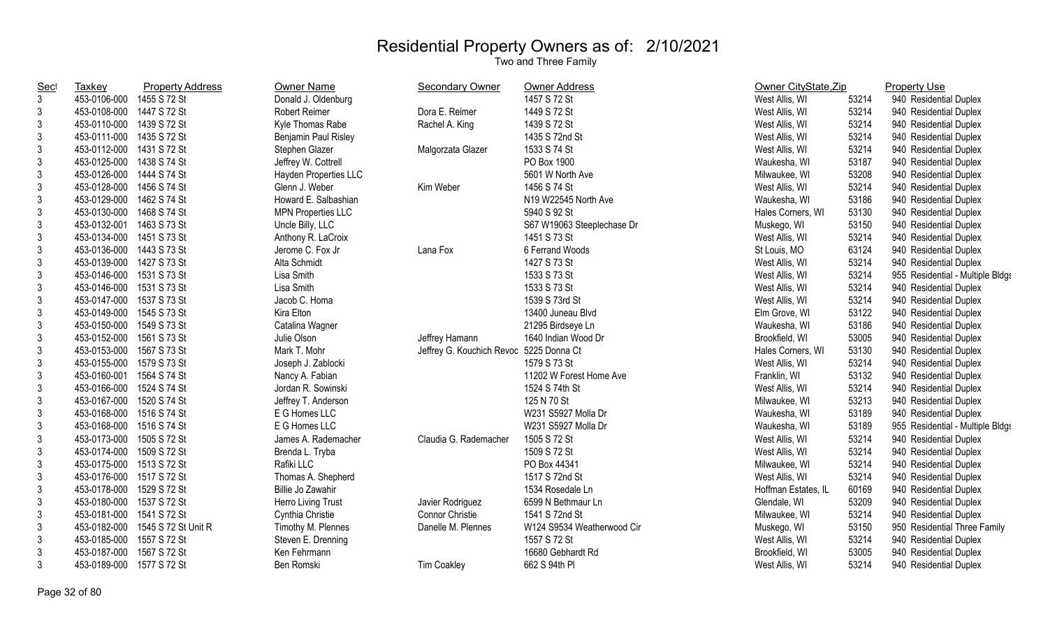# Residential Property Owners as of: 2/10/2021

Two and Three Family

| Sect | Taxkey | Property Address | Owner Name | Secondary Owner | Owner Address | Owner CityState,Zip | | Property Use |
|---|---|---|---|---|---|---|---|---|
| 3 | 453-0106-000 | 1455 S 72 St | Donald J. Oldenburg | | 1457 S 72 St | West Allis, WI | 53214 | 940 Residential Duplex |
| 3 | 453-0108-000 | 1447 S 72 St | Robert Reimer | Dora E. Reimer | 1449 S 72 St | West Allis, WI | 53214 | 940 Residential Duplex |
| 3 | 453-0110-000 | 1439 S 72 St | Kyle Thomas Rabe | Rachel A. King | 1439 S 72 St | West Allis, WI | 53214 | 940 Residential Duplex |
| 3 | 453-0111-000 | 1435 S 72 St | Benjamin Paul Risley | | 1435 S 72nd St | West Allis, WI | 53214 | 940 Residential Duplex |
| 3 | 453-0112-000 | 1431 S 72 St | Stephen Glazer | Malgorzata Glazer | 1533 S 74 St | West Allis, WI | 53214 | 940 Residential Duplex |
| 3 | 453-0125-000 | 1438 S 74 St | Jeffrey W. Cottrell | | PO Box 1900 | Waukesha, WI | 53187 | 940 Residential Duplex |
| 3 | 453-0126-000 | 1444 S 74 St | Hayden Properties LLC | | 5601 W North Ave | Milwaukee, WI | 53208 | 940 Residential Duplex |
| 3 | 453-0128-000 | 1456 S 74 St | Glenn J. Weber | Kim Weber | 1456 S 74 St | West Allis, WI | 53214 | 940 Residential Duplex |
| 3 | 453-0129-000 | 1462 S 74 St | Howard E. Salbashian | | N19 W22545 North Ave | Waukesha, WI | 53186 | 940 Residential Duplex |
| 3 | 453-0130-000 | 1468 S 74 St | MPN Properties LLC | | 5940 S 92 St | Hales Corners, WI | 53130 | 940 Residential Duplex |
| 3 | 453-0132-001 | 1463 S 73 St | Uncle Billy, LLC | | S67 W19063 Steeplechase Dr | Muskego, WI | 53150 | 940 Residential Duplex |
| 3 | 453-0134-000 | 1451 S 73 St | Anthony R. LaCroix | | 1451 S 73 St | West Allis, WI | 53214 | 940 Residential Duplex |
| 3 | 453-0136-000 | 1443 S 73 St | Jerome C. Fox Jr | Lana Fox | 6 Ferrand Woods | St Louis, MO | 63124 | 940 Residential Duplex |
| 3 | 453-0139-000 | 1427 S 73 St | Alta Schmidt | | 1427 S 73 St | West Allis, WI | 53214 | 940 Residential Duplex |
| 3 | 453-0146-000 | 1531 S 73 St | Lisa Smith | | 1533 S 73 St | West Allis, WI | 53214 | 955 Residential - Multiple Bldgs |
| 3 | 453-0146-000 | 1531 S 73 St | Lisa Smith | | 1533 S 73 St | West Allis, WI | 53214 | 940 Residential Duplex |
| 3 | 453-0147-000 | 1537 S 73 St | Jacob C. Homa | | 1539 S 73rd St | West Allis, WI | 53214 | 940 Residential Duplex |
| 3 | 453-0149-000 | 1545 S 73 St | Kira Elton | | 13400 Juneau Blvd | Elm Grove, WI | 53122 | 940 Residential Duplex |
| 3 | 453-0150-000 | 1549 S 73 St | Catalina Wagner | | 21295 Birdseye Ln | Waukesha, WI | 53186 | 940 Residential Duplex |
| 3 | 453-0152-000 | 1561 S 73 St | Julie Olson | Jeffrey Hamann | 1640 Indian Wood Dr | Brookfield, WI | 53005 | 940 Residential Duplex |
| 3 | 453-0153-000 | 1567 S 73 St | Mark T. Mohr | Jeffrey G. Kouchich Revoc | 5225 Donna Ct | Hales Corners, WI | 53130 | 940 Residential Duplex |
| 3 | 453-0155-000 | 1579 S 73 St | Joseph J. Zablocki | | 1579 S 73 St | West Allis, WI | 53214 | 940 Residential Duplex |
| 3 | 453-0160-001 | 1564 S 74 St | Nancy A. Fabian | | 11202 W Forest Home Ave | Franklin, WI | 53132 | 940 Residential Duplex |
| 3 | 453-0166-000 | 1524 S 74 St | Jordan R. Sowinski | | 1524 S 74th St | West Allis, WI | 53214 | 940 Residential Duplex |
| 3 | 453-0167-000 | 1520 S 74 St | Jeffrey T. Anderson | | 125 N 70 St | Milwaukee, WI | 53213 | 940 Residential Duplex |
| 3 | 453-0168-000 | 1516 S 74 St | E G Homes LLC | | W231 S5927 Molla Dr | Waukesha, WI | 53189 | 940 Residential Duplex |
| 3 | 453-0168-000 | 1516 S 74 St | E G Homes LLC | | W231 S5927 Molla Dr | Waukesha, WI | 53189 | 955 Residential - Multiple Bldgs |
| 3 | 453-0173-000 | 1505 S 72 St | James A. Rademacher | Claudia G. Rademacher | 1505 S 72 St | West Allis, WI | 53214 | 940 Residential Duplex |
| 3 | 453-0174-000 | 1509 S 72 St | Brenda L. Tryba | | 1509 S 72 St | West Allis, WI | 53214 | 940 Residential Duplex |
| 3 | 453-0175-000 | 1513 S 72 St | Rafiki LLC | | PO Box 44341 | Milwaukee, WI | 53214 | 940 Residential Duplex |
| 3 | 453-0176-000 | 1517 S 72 St | Thomas A. Shepherd | | 1517 S 72nd St | West Allis, WI | 53214 | 940 Residential Duplex |
| 3 | 453-0178-000 | 1529 S 72 St | Billie Jo Zawahir | | 1534 Rosedale Ln | Hoffman Estates, IL | 60169 | 940 Residential Duplex |
| 3 | 453-0180-000 | 1537 S 72 St | Herro Living Trust | Javier Rodriguez | 6599 N Bethmaur Ln | Glendale, WI | 53209 | 940 Residential Duplex |
| 3 | 453-0181-000 | 1541 S 72 St | Cynthia Christie | Connor Christie | 1541 S 72nd St | Milwaukee, WI | 53214 | 940 Residential Duplex |
| 3 | 453-0182-000 | 1545 S 72 St Unit R | Timothy M. Plennes | Danelle M. Plennes | W124 S9534 Weatherwood Cir | Muskego, WI | 53150 | 950 Residential Three Family |
| 3 | 453-0185-000 | 1557 S 72 St | Steven E. Drenning | | 1557 S 72 St | West Allis, WI | 53214 | 940 Residential Duplex |
| 3 | 453-0187-000 | 1567 S 72 St | Ken Fehrmann | | 16680 Gebhardt Rd | Brookfield, WI | 53005 | 940 Residential Duplex |
| 3 | 453-0189-000 | 1577 S 72 St | Ben Romski | Tim Coakley | 662 S 94th Pl | West Allis, WI | 53214 | 940 Residential Duplex |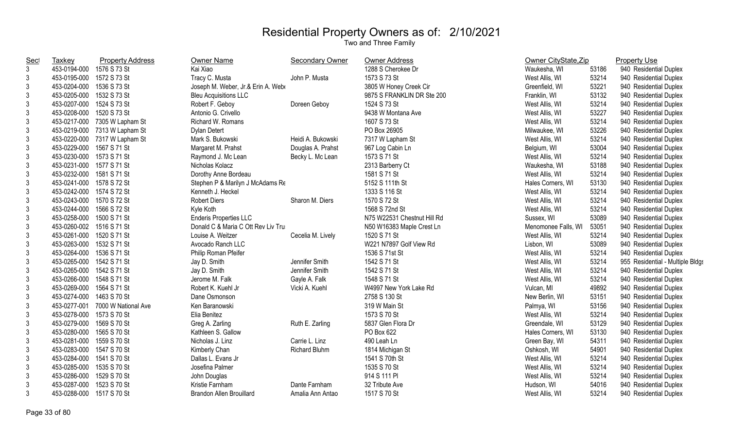# Residential Property Owners as of: 2/10/2021

Two and Three Family

| Sect | Taxkey | Property Address | Owner Name | Secondary Owner | Owner Address | Owner CityState,Zip | | Property Use |
|---|---|---|---|---|---|---|---|---|
| 3 | 453-0194-000 | 1576 S 73 St | Kai Xiao | | 1288 S Cherokee Dr | Waukesha, WI | 53186 | 940 Residential Duplex |
| 3 | 453-0195-000 | 1572 S 73 St | Tracy C. Musta | John P. Musta | 1573 S 73 St | West Allis, WI | 53214 | 940 Residential Duplex |
| 3 | 453-0204-000 | 1536 S 73 St | Joseph M. Weber, Jr.& Erin A. Webe | | 3805 W Honey Creek Cir | Greenfield, WI | 53221 | 940 Residential Duplex |
| 3 | 453-0205-000 | 1532 S 73 St | Bleu Acquisitions LLC | | 9875 S FRANKLIN DR Ste 200 | Franklin, WI | 53132 | 940 Residential Duplex |
| 3 | 453-0207-000 | 1524 S 73 St | Robert F. Geboy | Doreen Geboy | 1524 S 73 St | West Allis, WI | 53214 | 940 Residential Duplex |
| 3 | 453-0208-000 | 1520 S 73 St | Antonio G. Crivello | | 9438 W Montana Ave | West Allis, WI | 53227 | 940 Residential Duplex |
| 3 | 453-0217-000 | 7305 W Lapham St | Richard W. Romans | | 1607 S 73 St | West Allis, WI | 53214 | 940 Residential Duplex |
| 3 | 453-0219-000 | 7313 W Lapham St | Dylan Detert | | PO Box 26905 | Milwaukee, WI | 53226 | 940 Residential Duplex |
| 3 | 453-0220-000 | 7317 W Lapham St | Mark S. Bukowski | Heidi A. Bukowski | 7317 W Lapham St | West Allis, WI | 53214 | 940 Residential Duplex |
| 3 | 453-0229-000 | 1567 S 71 St | Margaret M. Prahst | Douglas A. Prahst | 967 Log Cabin Ln | Belgium, WI | 53004 | 940 Residential Duplex |
| 3 | 453-0230-000 | 1573 S 71 St | Raymond J. Mc Lean | Becky L. Mc Lean | 1573 S 71 St | West Allis, WI | 53214 | 940 Residential Duplex |
| 3 | 453-0231-000 | 1577 S 71 St | Nicholas Kolacz | | 2313 Barberry Ct | Waukesha, WI | 53188 | 940 Residential Duplex |
| 3 | 453-0232-000 | 1581 S 71 St | Dorothy Anne Bordeau | | 1581 S 71 St | West Allis, WI | 53214 | 940 Residential Duplex |
| 3 | 453-0241-000 | 1578 S 72 St | Stephen P & Marilyn J McAdams Re | | 5152 S 111th St | Hales Corners, WI | 53130 | 940 Residential Duplex |
| 3 | 453-0242-000 | 1574 S 72 St | Kenneth J. Heckel | | 1333 S 116 St | West Allis, WI | 53214 | 940 Residential Duplex |
| 3 | 453-0243-000 | 1570 S 72 St | Robert Diers | Sharon M. Diers | 1570 S 72 St | West Allis, WI | 53214 | 940 Residential Duplex |
| 3 | 453-0244-000 | 1566 S 72 St | Kyle Koth | | 1568 S 72nd St | West Allis, WI | 53214 | 940 Residential Duplex |
| 3 | 453-0258-000 | 1500 S 71 St | Enderis Properties LLC | | N75 W22531 Chestnut Hill Rd | Sussex, WI | 53089 | 940 Residential Duplex |
| 3 | 453-0260-002 | 1516 S 71 St | Donald C & Maria C Ott Rev Liv Tru | | N50 W16383 Maple Crest Ln | Menomonee Falls, WI | 53051 | 940 Residential Duplex |
| 3 | 453-0261-000 | 1520 S 71 St | Louise A. Weitzer | Cecelia M. Lively | 1520 S 71 St | West Allis, WI | 53214 | 940 Residential Duplex |
| 3 | 453-0263-000 | 1532 S 71 St | Avocado Ranch LLC | | W221 N7897 Golf View Rd | Lisbon, WI | 53089 | 940 Residential Duplex |
| 3 | 453-0264-000 | 1536 S 71 St | Philip Roman Pfeifer | | 1536 S 71st St | West Allis, WI | 53214 | 940 Residential Duplex |
| 3 | 453-0265-000 | 1542 S 71 St | Jay D. Smith | Jennifer Smith | 1542 S 71 St | West Allis, WI | 53214 | 955 Residential - Multiple Bldgs |
| 3 | 453-0265-000 | 1542 S 71 St | Jay D. Smith | Jennifer Smith | 1542 S 71 St | West Allis, WI | 53214 | 940 Residential Duplex |
| 3 | 453-0266-000 | 1548 S 71 St | Jerome M. Falk | Gayle A. Falk | 1548 S 71 St | West Allis, WI | 53214 | 940 Residential Duplex |
| 3 | 453-0269-000 | 1564 S 71 St | Robert K. Kuehl Jr | Vicki A. Kuehl | W4997 New York Lake Rd | Vulcan, MI | 49892 | 940 Residential Duplex |
| 3 | 453-0274-000 | 1463 S 70 St | Dane Osmonson | | 2758 S 130 St | New Berlin, WI | 53151 | 940 Residential Duplex |
| 3 | 453-0277-001 | 7000 W National Ave | Ken Baranowski | | 319 W Main St | Palmya, WI | 53156 | 940 Residential Duplex |
| 3 | 453-0278-000 | 1573 S 70 St | Elia Benitez | | 1573 S 70 St | West Allis, WI | 53214 | 940 Residential Duplex |
| 3 | 453-0279-000 | 1569 S 70 St | Greg A. Zarling | Ruth E. Zarling | 5837 Glen Flora Dr | Greendale, WI | 53129 | 940 Residential Duplex |
| 3 | 453-0280-000 | 1565 S 70 St | Kathleen S. Gallow | | PO Box 622 | Hales Corners, WI | 53130 | 940 Residential Duplex |
| 3 | 453-0281-000 | 1559 S 70 St | Nicholas J. Linz | Carrie L. Linz | 490 Leah Ln | Green Bay, WI | 54311 | 940 Residential Duplex |
| 3 | 453-0283-000 | 1547 S 70 St | Kimberly Chan | Richard Bluhm | 1814 Michigan St | Oshkosh, WI | 54901 | 940 Residential Duplex |
| 3 | 453-0284-000 | 1541 S 70 St | Dallas L. Evans Jr | | 1541 S 70th St | West Allis, WI | 53214 | 940 Residential Duplex |
| 3 | 453-0285-000 | 1535 S 70 St | Josefina Palmer | | 1535 S 70 St | West Allis, WI | 53214 | 940 Residential Duplex |
| 3 | 453-0286-000 | 1529 S 70 St | John Douglas | | 914 S 111 Pl | West Allis, WI | 53214 | 940 Residential Duplex |
| 3 | 453-0287-000 | 1523 S 70 St | Kristie Farnham | Dante Farnham | 32 Tribute Ave | Hudson, WI | 54016 | 940 Residential Duplex |
| 3 | 453-0288-000 | 1517 S 70 St | Brandon Allen Brouillard | Amalia Ann Antao | 1517 S 70 St | West Allis, WI | 53214 | 940 Residential Duplex |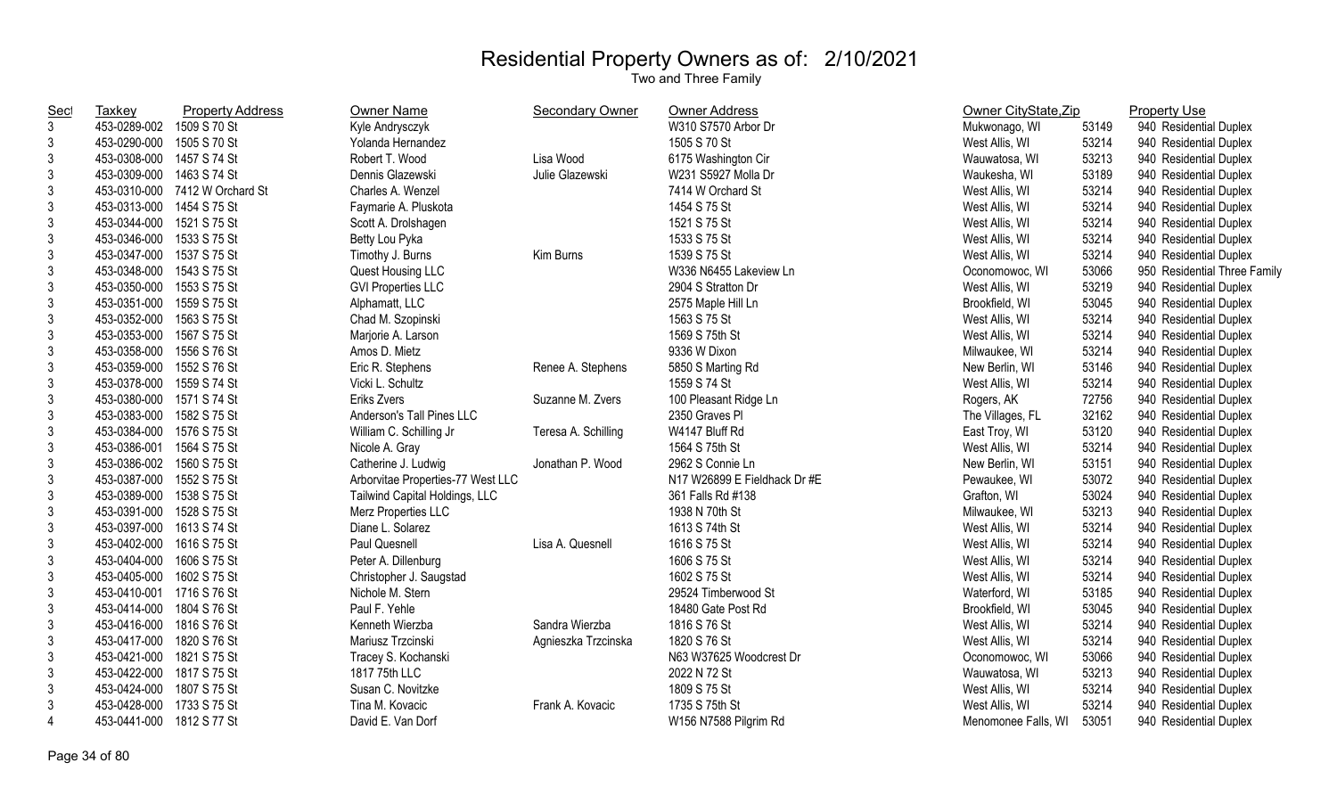# Residential Property Owners as of: 2/10/2021

Two and Three Family

| Sect | Taxkey | Property Address | Owner Name | Secondary Owner | Owner Address | Owner CityState,Zip | | Property Use |
|---|---|---|---|---|---|---|---|---|
| 3 | 453-0289-002 | 1509 S 70 St | Kyle Andrysczyk | | W310 S7570 Arbor Dr | Mukwonago, WI | 53149 | 940 Residential Duplex |
| 3 | 453-0290-000 | 1505 S 70 St | Yolanda Hernandez | | 1505 S 70 St | West Allis, WI | 53214 | 940 Residential Duplex |
| 3 | 453-0308-000 | 1457 S 74 St | Robert T. Wood | Lisa Wood | 6175 Washington Cir | Wauwatosa, WI | 53213 | 940 Residential Duplex |
| 3 | 453-0309-000 | 1463 S 74 St | Dennis Glazewski | Julie Glazewski | W231 S5927 Molla Dr | Waukesha, WI | 53189 | 940 Residential Duplex |
| 3 | 453-0310-000 | 7412 W Orchard St | Charles A. Wenzel | | 7414 W Orchard St | West Allis, WI | 53214 | 940 Residential Duplex |
| 3 | 453-0313-000 | 1454 S 75 St | Faymarie A. Pluskota | | 1454 S 75 St | West Allis, WI | 53214 | 940 Residential Duplex |
| 3 | 453-0344-000 | 1521 S 75 St | Scott A. Drolshagen | | 1521 S 75 St | West Allis, WI | 53214 | 940 Residential Duplex |
| 3 | 453-0346-000 | 1533 S 75 St | Betty Lou Pyka | | 1533 S 75 St | West Allis, WI | 53214 | 940 Residential Duplex |
| 3 | 453-0347-000 | 1537 S 75 St | Timothy J. Burns | Kim Burns | 1539 S 75 St | West Allis, WI | 53214 | 940 Residential Duplex |
| 3 | 453-0348-000 | 1543 S 75 St | Quest Housing LLC | | W336 N6455 Lakeview Ln | Oconomowoc, WI | 53066 | 950 Residential Three Family |
| 3 | 453-0350-000 | 1553 S 75 St | GVI Properties LLC | | 2904 S Stratton Dr | West Allis, WI | 53219 | 940 Residential Duplex |
| 3 | 453-0351-000 | 1559 S 75 St | Alphamatt, LLC | | 2575 Maple Hill Ln | Brookfield, WI | 53045 | 940 Residential Duplex |
| 3 | 453-0352-000 | 1563 S 75 St | Chad M. Szopinski | | 1563 S 75 St | West Allis, WI | 53214 | 940 Residential Duplex |
| 3 | 453-0353-000 | 1567 S 75 St | Marjorie A. Larson | | 1569 S 75th St | West Allis, WI | 53214 | 940 Residential Duplex |
| 3 | 453-0358-000 | 1556 S 76 St | Amos D. Mietz | | 9336 W Dixon | Milwaukee, WI | 53214 | 940 Residential Duplex |
| 3 | 453-0359-000 | 1552 S 76 St | Eric R. Stephens | Renee A. Stephens | 5850 S Marting Rd | New Berlin, WI | 53146 | 940 Residential Duplex |
| 3 | 453-0378-000 | 1559 S 74 St | Vicki L. Schultz | | 1559 S 74 St | West Allis, WI | 53214 | 940 Residential Duplex |
| 3 | 453-0380-000 | 1571 S 74 St | Eriks Zvers | Suzanne M. Zvers | 100 Pleasant Ridge Ln | Rogers, AK | 72756 | 940 Residential Duplex |
| 3 | 453-0383-000 | 1582 S 75 St | Anderson's Tall Pines LLC | | 2350 Graves Pl | The Villages, FL | 32162 | 940 Residential Duplex |
| 3 | 453-0384-000 | 1576 S 75 St | William C. Schilling Jr | Teresa A. Schilling | W4147 Bluff Rd | East Troy, WI | 53120 | 940 Residential Duplex |
| 3 | 453-0386-001 | 1564 S 75 St | Nicole A. Gray | | 1564 S 75th St | West Allis, WI | 53214 | 940 Residential Duplex |
| 3 | 453-0386-002 | 1560 S 75 St | Catherine J. Ludwig | Jonathan P. Wood | 2962 S Connie Ln | New Berlin, WI | 53151 | 940 Residential Duplex |
| 3 | 453-0387-000 | 1552 S 75 St | Arborvitae Properties-77 West LLC | | N17 W26899 E Fieldhack Dr #E | Pewaukee, WI | 53072 | 940 Residential Duplex |
| 3 | 453-0389-000 | 1538 S 75 St | Tailwind Capital Holdings, LLC | | 361 Falls Rd #138 | Grafton, WI | 53024 | 940 Residential Duplex |
| 3 | 453-0391-000 | 1528 S 75 St | Merz Properties LLC | | 1938 N 70th St | Milwaukee, WI | 53213 | 940 Residential Duplex |
| 3 | 453-0397-000 | 1613 S 74 St | Diane L. Solarez | | 1613 S 74th St | West Allis, WI | 53214 | 940 Residential Duplex |
| 3 | 453-0402-000 | 1616 S 75 St | Paul Quesnell | Lisa A. Quesnell | 1616 S 75 St | West Allis, WI | 53214 | 940 Residential Duplex |
| 3 | 453-0404-000 | 1606 S 75 St | Peter A. Dillenburg | | 1606 S 75 St | West Allis, WI | 53214 | 940 Residential Duplex |
| 3 | 453-0405-000 | 1602 S 75 St | Christopher J. Saugstad | | 1602 S 75 St | West Allis, WI | 53214 | 940 Residential Duplex |
| 3 | 453-0410-001 | 1716 S 76 St | Nichole M. Stern | | 29524 Timberwood St | Waterford, WI | 53185 | 940 Residential Duplex |
| 3 | 453-0414-000 | 1804 S 76 St | Paul F. Yehle | | 18480 Gate Post Rd | Brookfield, WI | 53045 | 940 Residential Duplex |
| 3 | 453-0416-000 | 1816 S 76 St | Kenneth Wierzba | Sandra Wierzba | 1816 S 76 St | West Allis, WI | 53214 | 940 Residential Duplex |
| 3 | 453-0417-000 | 1820 S 76 St | Mariusz Trzcinski | Agnieszka Trzcinska | 1820 S 76 St | West Allis, WI | 53214 | 940 Residential Duplex |
| 3 | 453-0421-000 | 1821 S 75 St | Tracey S. Kochanski | | N63 W37625 Woodcrest Dr | Oconomowoc, WI | 53066 | 940 Residential Duplex |
| 3 | 453-0422-000 | 1817 S 75 St | 1817 75th LLC | | 2022 N 72 St | Wauwatosa, WI | 53213 | 940 Residential Duplex |
| 3 | 453-0424-000 | 1807 S 75 St | Susan C. Novitzke | | 1809 S 75 St | West Allis, WI | 53214 | 940 Residential Duplex |
| 3 | 453-0428-000 | 1733 S 75 St | Tina M. Kovacic | Frank A. Kovacic | 1735 S 75th St | West Allis, WI | 53214 | 940 Residential Duplex |
| 4 | 453-0441-000 | 1812 S 77 St | David E. Van Dorf | | W156 N7588 Pilgrim Rd | Menomonee Falls, WI | 53051 | 940 Residential Duplex |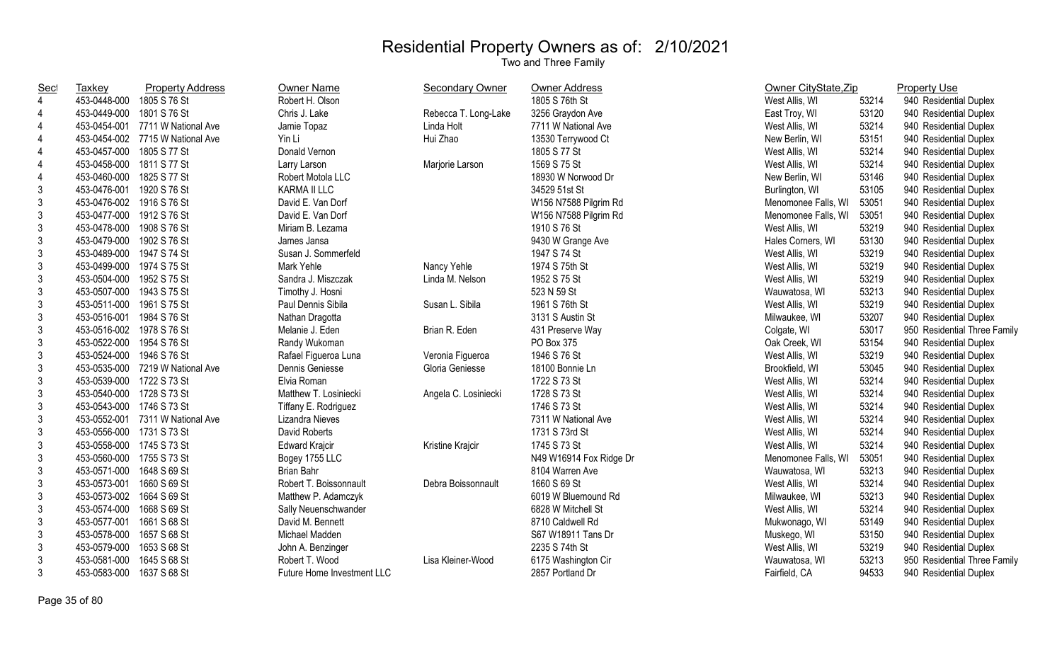# Residential Property Owners as of: 2/10/2021

Two and Three Family

| Sect | Taxkey | Property Address | Owner Name | Secondary Owner | Owner Address | Owner CityState,Zip | | Property Use |
|---|---|---|---|---|---|---|---|---|
| 4 | 453-0448-000 | 1805 S 76 St | Robert H. Olson | | 1805 S 76th St | West Allis, WI | 53214 | 940 Residential Duplex |
| 4 | 453-0449-000 | 1801 S 76 St | Chris J. Lake | Rebecca T. Long-Lake | 3256 Graydon Ave | East Troy, WI | 53120 | 940 Residential Duplex |
| 4 | 453-0454-001 | 7711 W National Ave | Jamie Topaz | Linda Holt | 7711 W National Ave | West Allis, WI | 53214 | 940 Residential Duplex |
| 4 | 453-0454-002 | 7715 W National Ave | Yin Li | Hui Zhao | 13530 Terrywood Ct | New Berlin, WI | 53151 | 940 Residential Duplex |
| 4 | 453-0457-000 | 1805 S 77 St | Donald Vernon | | 1805 S 77 St | West Allis, WI | 53214 | 940 Residential Duplex |
| 4 | 453-0458-000 | 1811 S 77 St | Larry Larson | Marjorie Larson | 1569 S 75 St | West Allis, WI | 53214 | 940 Residential Duplex |
| 4 | 453-0460-000 | 1825 S 77 St | Robert Motola LLC | | 18930 W Norwood Dr | New Berlin, WI | 53146 | 940 Residential Duplex |
| 3 | 453-0476-001 | 1920 S 76 St | KARMA II LLC | | 34529 51st St | Burlington, WI | 53105 | 940 Residential Duplex |
| 3 | 453-0476-002 | 1916 S 76 St | David E. Van Dorf | | W156 N7588 Pilgrim Rd | Menomonee Falls, WI | 53051 | 940 Residential Duplex |
| 3 | 453-0477-000 | 1912 S 76 St | David E. Van Dorf | | W156 N7588 Pilgrim Rd | Menomonee Falls, WI | 53051 | 940 Residential Duplex |
| 3 | 453-0478-000 | 1908 S 76 St | Miriam B. Lezama | | 1910 S 76 St | West Allis, WI | 53219 | 940 Residential Duplex |
| 3 | 453-0479-000 | 1902 S 76 St | James Jansa | | 9430 W Grange Ave | Hales Corners, WI | 53130 | 940 Residential Duplex |
| 3 | 453-0489-000 | 1947 S 74 St | Susan J. Sommerfeld | | 1947 S 74 St | West Allis, WI | 53219 | 940 Residential Duplex |
| 3 | 453-0499-000 | 1974 S 75 St | Mark Yehle | Nancy Yehle | 1974 S 75th St | West Allis, WI | 53219 | 940 Residential Duplex |
| 3 | 453-0504-000 | 1952 S 75 St | Sandra J. Miszczak | Linda M. Nelson | 1952 S 75 St | West Allis, WI | 53219 | 940 Residential Duplex |
| 3 | 453-0507-000 | 1943 S 75 St | Timothy J. Hosni | | 523 N 59 St | Wauwatosa, WI | 53213 | 940 Residential Duplex |
| 3 | 453-0511-000 | 1961 S 75 St | Paul Dennis Sibila | Susan L. Sibila | 1961 S 76th St | West Allis, WI | 53219 | 940 Residential Duplex |
| 3 | 453-0516-001 | 1984 S 76 St | Nathan Dragotta | | 3131 S Austin St | Milwaukee, WI | 53207 | 940 Residential Duplex |
| 3 | 453-0516-002 | 1978 S 76 St | Melanie J. Eden | Brian R. Eden | 431 Preserve Way | Colgate, WI | 53017 | 950 Residential Three Family |
| 3 | 453-0522-000 | 1954 S 76 St | Randy Wukoman | | PO Box 375 | Oak Creek, WI | 53154 | 940 Residential Duplex |
| 3 | 453-0524-000 | 1946 S 76 St | Rafael Figueroa Luna | Veronia Figueroa | 1946 S 76 St | West Allis, WI | 53219 | 940 Residential Duplex |
| 3 | 453-0535-000 | 7219 W National Ave | Dennis Geniesse | Gloria Geniesse | 18100 Bonnie Ln | Brookfield, WI | 53045 | 940 Residential Duplex |
| 3 | 453-0539-000 | 1722 S 73 St | Elvia Roman | | 1722 S 73 St | West Allis, WI | 53214 | 940 Residential Duplex |
| 3 | 453-0540-000 | 1728 S 73 St | Matthew T. Losiniecki | Angela C. Losiniecki | 1728 S 73 St | West Allis, WI | 53214 | 940 Residential Duplex |
| 3 | 453-0543-000 | 1746 S 73 St | Tiffany E. Rodriguez | | 1746 S 73 St | West Allis, WI | 53214 | 940 Residential Duplex |
| 3 | 453-0552-001 | 7311 W National Ave | Lizandra Nieves | | 7311 W National Ave | West Allis, WI | 53214 | 940 Residential Duplex |
| 3 | 453-0556-000 | 1731 S 73 St | David Roberts | | 1731 S 73rd St | West Allis, WI | 53214 | 940 Residential Duplex |
| 3 | 453-0558-000 | 1745 S 73 St | Edward Krajcir | Kristine Krajcir | 1745 S 73 St | West Allis, WI | 53214 | 940 Residential Duplex |
| 3 | 453-0560-000 | 1755 S 73 St | Bogey 1755 LLC | | N49 W16914 Fox Ridge Dr | Menomonee Falls, WI | 53051 | 940 Residential Duplex |
| 3 | 453-0571-000 | 1648 S 69 St | Brian Bahr | | 8104 Warren Ave | Wauwatosa, WI | 53213 | 940 Residential Duplex |
| 3 | 453-0573-001 | 1660 S 69 St | Robert T. Boissonnault | Debra Boissonnault | 1660 S 69 St | West Allis, WI | 53214 | 940 Residential Duplex |
| 3 | 453-0573-002 | 1664 S 69 St | Matthew P. Adamczyk | | 6019 W Bluemound Rd | Milwaukee, WI | 53213 | 940 Residential Duplex |
| 3 | 453-0574-000 | 1668 S 69 St | Sally Neuenschwander | | 6828 W Mitchell St | West Allis, WI | 53214 | 940 Residential Duplex |
| 3 | 453-0577-001 | 1661 S 68 St | David M. Bennett | | 8710 Caldwell Rd | Mukwonago, WI | 53149 | 940 Residential Duplex |
| 3 | 453-0578-000 | 1657 S 68 St | Michael Madden | | S67 W18911 Tans Dr | Muskego, WI | 53150 | 940 Residential Duplex |
| 3 | 453-0579-000 | 1653 S 68 St | John A. Benzinger | | 2235 S 74th St | West Allis, WI | 53219 | 940 Residential Duplex |
| 3 | 453-0581-000 | 1645 S 68 St | Robert T. Wood | Lisa Kleiner-Wood | 6175 Washington Cir | Wauwatosa, WI | 53213 | 950 Residential Three Family |
| 3 | 453-0583-000 | 1637 S 68 St | Future Home Investment LLC | | 2857 Portland Dr | Fairfield, CA | 94533 | 940 Residential Duplex |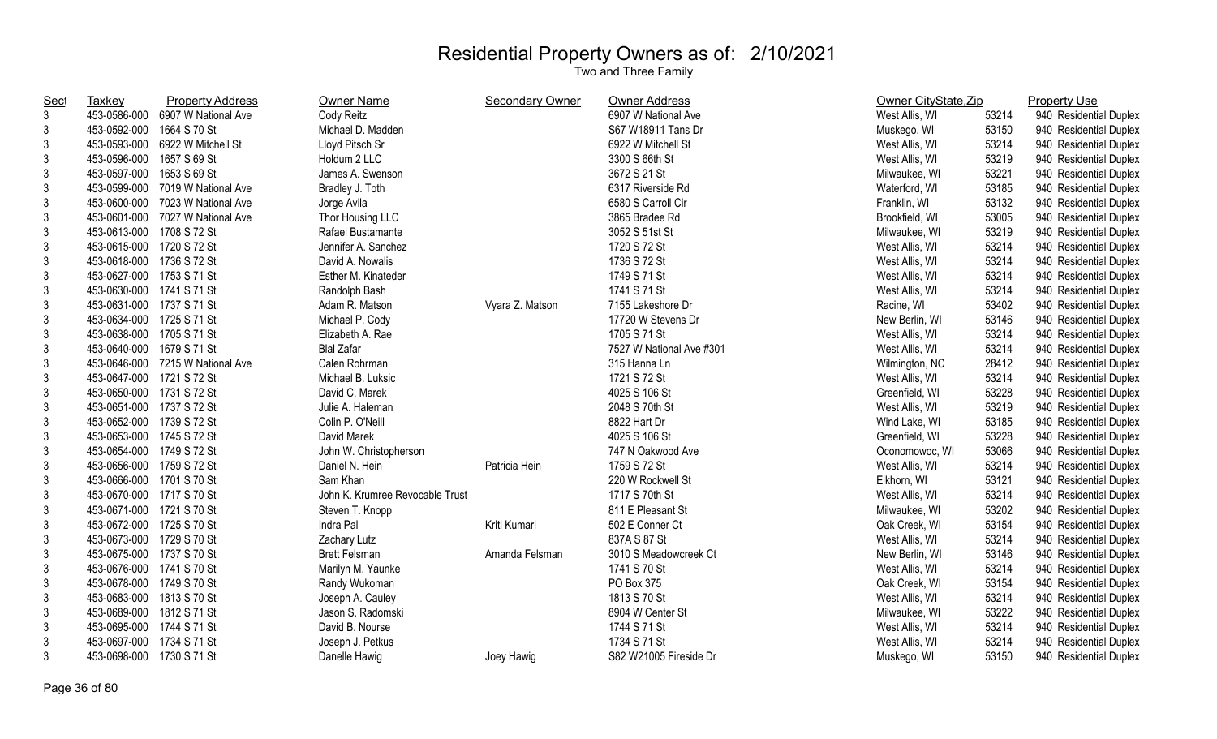# Residential Property Owners as of: 2/10/2021

Two and Three Family

| Sect | Taxkey | Property Address | Owner Name | Secondary Owner | Owner Address | Owner CityState,Zip | | Property Use |
|---|---|---|---|---|---|---|---|---|
| 3 | 453-0586-000 | 6907 W National Ave | Cody Reitz | | 6907 W National Ave | West Allis, WI | 53214 | 940 Residential Duplex |
| 3 | 453-0592-000 | 1664 S 70 St | Michael D. Madden | | S67 W18911 Tans Dr | Muskego, WI | 53150 | 940 Residential Duplex |
| 3 | 453-0593-000 | 6922 W Mitchell St | Lloyd Pitsch Sr | | 6922 W Mitchell St | West Allis, WI | 53214 | 940 Residential Duplex |
| 3 | 453-0596-000 | 1657 S 69 St | Holdum 2 LLC | | 3300 S 66th St | West Allis, WI | 53219 | 940 Residential Duplex |
| 3 | 453-0597-000 | 1653 S 69 St | James A. Swenson | | 3672 S 21 St | Milwaukee, WI | 53221 | 940 Residential Duplex |
| 3 | 453-0599-000 | 7019 W National Ave | Bradley J. Toth | | 6317 Riverside Rd | Waterford, WI | 53185 | 940 Residential Duplex |
| 3 | 453-0600-000 | 7023 W National Ave | Jorge Avila | | 6580 S Carroll Cir | Franklin, WI | 53132 | 940 Residential Duplex |
| 3 | 453-0601-000 | 7027 W National Ave | Thor Housing LLC | | 3865 Bradee Rd | Brookfield, WI | 53005 | 940 Residential Duplex |
| 3 | 453-0613-000 | 1708 S 72 St | Rafael Bustamante | | 3052 S 51st St | Milwaukee, WI | 53219 | 940 Residential Duplex |
| 3 | 453-0615-000 | 1720 S 72 St | Jennifer A. Sanchez | | 1720 S 72 St | West Allis, WI | 53214 | 940 Residential Duplex |
| 3 | 453-0618-000 | 1736 S 72 St | David A. Nowalis | | 1736 S 72 St | West Allis, WI | 53214 | 940 Residential Duplex |
| 3 | 453-0627-000 | 1753 S 71 St | Esther M. Kinateder | | 1749 S 71 St | West Allis, WI | 53214 | 940 Residential Duplex |
| 3 | 453-0630-000 | 1741 S 71 St | Randolph Bash | | 1741 S 71 St | West Allis, WI | 53214 | 940 Residential Duplex |
| 3 | 453-0631-000 | 1737 S 71 St | Adam R. Matson | Vyara Z. Matson | 7155 Lakeshore Dr | Racine, WI | 53402 | 940 Residential Duplex |
| 3 | 453-0634-000 | 1725 S 71 St | Michael P. Cody | | 17720 W Stevens Dr | New Berlin, WI | 53146 | 940 Residential Duplex |
| 3 | 453-0638-000 | 1705 S 71 St | Elizabeth A. Rae | | 1705 S 71 St | West Allis, WI | 53214 | 940 Residential Duplex |
| 3 | 453-0640-000 | 1679 S 71 St | Blal Zafar | | 7527 W National Ave #301 | West Allis, WI | 53214 | 940 Residential Duplex |
| 3 | 453-0646-000 | 7215 W National Ave | Calen Rohrman | | 315 Hanna Ln | Wilmington, NC | 28412 | 940 Residential Duplex |
| 3 | 453-0647-000 | 1721 S 72 St | Michael B. Luksic | | 1721 S 72 St | West Allis, WI | 53214 | 940 Residential Duplex |
| 3 | 453-0650-000 | 1731 S 72 St | David C. Marek | | 4025 S 106 St | Greenfield, WI | 53228 | 940 Residential Duplex |
| 3 | 453-0651-000 | 1737 S 72 St | Julie A. Haleman | | 2048 S 70th St | West Allis, WI | 53219 | 940 Residential Duplex |
| 3 | 453-0652-000 | 1739 S 72 St | Colin P. O'Neill | | 8822 Hart Dr | Wind Lake, WI | 53185 | 940 Residential Duplex |
| 3 | 453-0653-000 | 1745 S 72 St | David Marek | | 4025 S 106 St | Greenfield, WI | 53228 | 940 Residential Duplex |
| 3 | 453-0654-000 | 1749 S 72 St | John W. Christopherson | | 747 N Oakwood Ave | Oconomowoc, WI | 53066 | 940 Residential Duplex |
| 3 | 453-0656-000 | 1759 S 72 St | Daniel N. Hein | Patricia Hein | 1759 S 72 St | West Allis, WI | 53214 | 940 Residential Duplex |
| 3 | 453-0666-000 | 1701 S 70 St | Sam Khan | | 220 W Rockwell St | Elkhorn, WI | 53121 | 940 Residential Duplex |
| 3 | 453-0670-000 | 1717 S 70 St | John K. Krumree Revocable Trust | | 1717 S 70th St | West Allis, WI | 53214 | 940 Residential Duplex |
| 3 | 453-0671-000 | 1721 S 70 St | Steven T. Knopp | | 811 E Pleasant St | Milwaukee, WI | 53202 | 940 Residential Duplex |
| 3 | 453-0672-000 | 1725 S 70 St | Indra Pal | Kriti Kumari | 502 E Conner Ct | Oak Creek, WI | 53154 | 940 Residential Duplex |
| 3 | 453-0673-000 | 1729 S 70 St | Zachary Lutz | | 837A S 87 St | West Allis, WI | 53214 | 940 Residential Duplex |
| 3 | 453-0675-000 | 1737 S 70 St | Brett Felsman | Amanda Felsman | 3010 S Meadowcreek Ct | New Berlin, WI | 53146 | 940 Residential Duplex |
| 3 | 453-0676-000 | 1741 S 70 St | Marilyn M. Yaunke | | 1741 S 70 St | West Allis, WI | 53214 | 940 Residential Duplex |
| 3 | 453-0678-000 | 1749 S 70 St | Randy Wukoman | | PO Box 375 | Oak Creek, WI | 53154 | 940 Residential Duplex |
| 3 | 453-0683-000 | 1813 S 70 St | Joseph A. Cauley | | 1813 S 70 St | West Allis, WI | 53214 | 940 Residential Duplex |
| 3 | 453-0689-000 | 1812 S 71 St | Jason S. Radomski | | 8904 W Center St | Milwaukee, WI | 53222 | 940 Residential Duplex |
| 3 | 453-0695-000 | 1744 S 71 St | David B. Nourse | | 1744 S 71 St | West Allis, WI | 53214 | 940 Residential Duplex |
| 3 | 453-0697-000 | 1734 S 71 St | Joseph J. Petkus | | 1734 S 71 St | West Allis, WI | 53214 | 940 Residential Duplex |
| 3 | 453-0698-000 | 1730 S 71 St | Danelle Hawig | Joey Hawig | S82 W21005 Fireside Dr | Muskego, WI | 53150 | 940 Residential Duplex |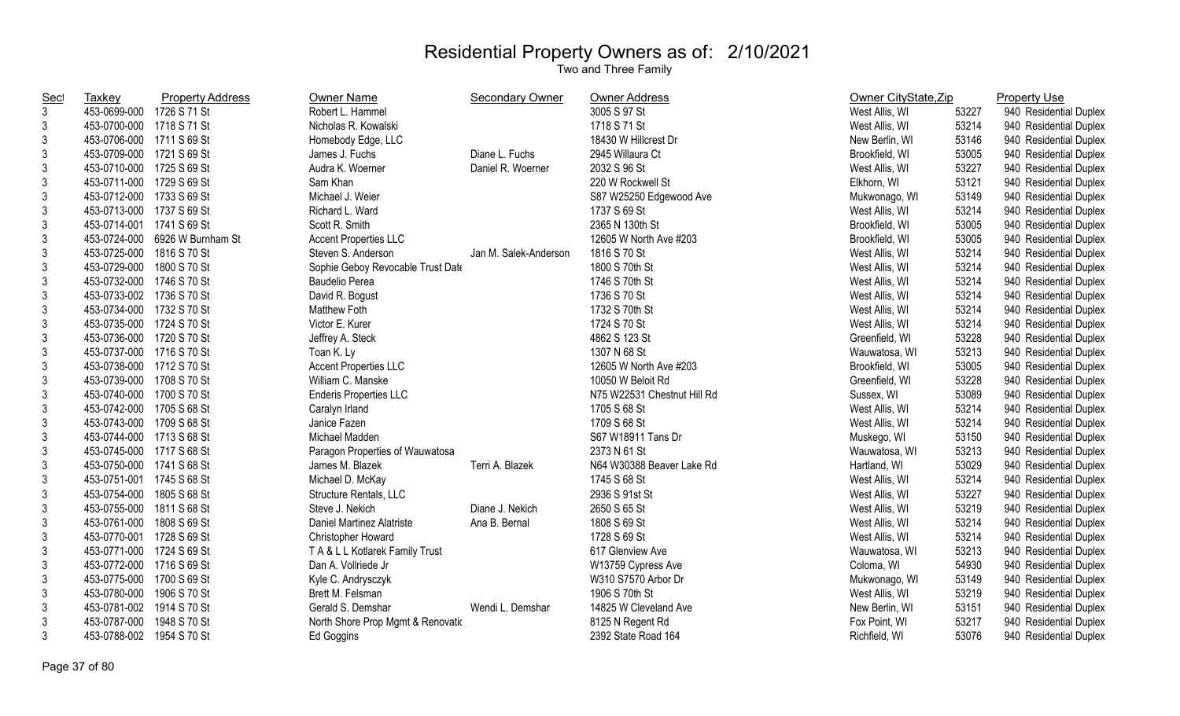# Residential Property Owners as of: 2/10/2021

Two and Three Family

| Sect | Taxkey | Property Address | Owner Name | Secondary Owner | Owner Address | Owner CityState,Zip | | Property Use |
|---|---|---|---|---|---|---|---|---|
| 3 | 453-0699-000 | 1726 S 71 St | Robert L. Hammel | | 3005 S 97 St | West Allis, WI | 53227 | 940 Residential Duplex |
| 3 | 453-0700-000 | 1718 S 71 St | Nicholas R. Kowalski | | 1718 S 71 St | West Allis, WI | 53214 | 940 Residential Duplex |
| 3 | 453-0706-000 | 1711 S 69 St | Homebody Edge, LLC | | 18430 W Hillcrest Dr | New Berlin, WI | 53146 | 940 Residential Duplex |
| 3 | 453-0709-000 | 1721 S 69 St | James J. Fuchs | Diane L. Fuchs | 2945 Willaura Ct | Brookfield, WI | 53005 | 940 Residential Duplex |
| 3 | 453-0710-000 | 1725 S 69 St | Audra K. Woerner | Daniel R. Woerner | 2032 S 96 St | West Allis, WI | 53227 | 940 Residential Duplex |
| 3 | 453-0711-000 | 1729 S 69 St | Sam Khan | | 220 W Rockwell St | Elkhorn, WI | 53121 | 940 Residential Duplex |
| 3 | 453-0712-000 | 1733 S 69 St | Michael J. Weier | | S87 W25250 Edgewood Ave | Mukwonago, WI | 53149 | 940 Residential Duplex |
| 3 | 453-0713-000 | 1737 S 69 St | Richard L. Ward | | 1737 S 69 St | West Allis, WI | 53214 | 940 Residential Duplex |
| 3 | 453-0714-001 | 1741 S 69 St | Scott R. Smith | | 2365 N 130th St | Brookfield, WI | 53005 | 940 Residential Duplex |
| 3 | 453-0724-000 | 6926 W Burnham St | Accent Properties LLC | | 12605 W North Ave #203 | Brookfield, WI | 53005 | 940 Residential Duplex |
| 3 | 453-0725-000 | 1816 S 70 St | Steven S. Anderson | Jan M. Salek-Anderson | 1816 S 70 St | West Allis, WI | 53214 | 940 Residential Duplex |
| 3 | 453-0729-000 | 1800 S 70 St | Sophie Geboy Revocable Trust Date | | 1800 S 70th St | West Allis, WI | 53214 | 940 Residential Duplex |
| 3 | 453-0732-000 | 1746 S 70 St | Baudelio Perea | | 1746 S 70th St | West Allis, WI | 53214 | 940 Residential Duplex |
| 3 | 453-0733-002 | 1736 S 70 St | David R. Bogust | | 1736 S 70 St | West Allis, WI | 53214 | 940 Residential Duplex |
| 3 | 453-0734-000 | 1732 S 70 St | Matthew Foth | | 1732 S 70th St | West Allis, WI | 53214 | 940 Residential Duplex |
| 3 | 453-0735-000 | 1724 S 70 St | Victor E. Kurer | | 1724 S 70 St | West Allis, WI | 53214 | 940 Residential Duplex |
| 3 | 453-0736-000 | 1720 S 70 St | Jeffrey A. Steck | | 4862 S 123 St | Greenfield, WI | 53228 | 940 Residential Duplex |
| 3 | 453-0737-000 | 1716 S 70 St | Toan K. Ly | | 1307 N 68 St | Wauwatosa, WI | 53213 | 940 Residential Duplex |
| 3 | 453-0738-000 | 1712 S 70 St | Accent Properties LLC | | 12605 W North Ave #203 | Brookfield, WI | 53005 | 940 Residential Duplex |
| 3 | 453-0739-000 | 1708 S 70 St | William C. Manske | | 10050 W Beloit Rd | Greenfield, WI | 53228 | 940 Residential Duplex |
| 3 | 453-0740-000 | 1700 S 70 St | Enderis Properties LLC | | N75 W22531 Chestnut Hill Rd | Sussex, WI | 53089 | 940 Residential Duplex |
| 3 | 453-0742-000 | 1705 S 68 St | Caralyn Irland | | 1705 S 68 St | West Allis, WI | 53214 | 940 Residential Duplex |
| 3 | 453-0743-000 | 1709 S 68 St | Janice Fazen | | 1709 S 68 St | West Allis, WI | 53214 | 940 Residential Duplex |
| 3 | 453-0744-000 | 1713 S 68 St | Michael Madden | | S67 W18911 Tans Dr | Muskego, WI | 53150 | 940 Residential Duplex |
| 3 | 453-0745-000 | 1717 S 68 St | Paragon Properties of Wauwatosa | | 2373 N 61 St | Wauwatosa, WI | 53213 | 940 Residential Duplex |
| 3 | 453-0750-000 | 1741 S 68 St | James M. Blazek | Terri A. Blazek | N64 W30388 Beaver Lake Rd | Hartland, WI | 53029 | 940 Residential Duplex |
| 3 | 453-0751-001 | 1745 S 68 St | Michael D. McKay | | 1745 S 68 St | West Allis, WI | 53214 | 940 Residential Duplex |
| 3 | 453-0754-000 | 1805 S 68 St | Structure Rentals, LLC | | 2936 S 91st St | West Allis, WI | 53227 | 940 Residential Duplex |
| 3 | 453-0755-000 | 1811 S 68 St | Steve J. Nekich | Diane J. Nekich | 2650 S 65 St | West Allis, WI | 53219 | 940 Residential Duplex |
| 3 | 453-0761-000 | 1808 S 69 St | Daniel Martinez Alatriste | Ana B. Bernal | 1808 S 69 St | West Allis, WI | 53214 | 940 Residential Duplex |
| 3 | 453-0770-001 | 1728 S 69 St | Christopher Howard | | 1728 S 69 St | West Allis, WI | 53214 | 940 Residential Duplex |
| 3 | 453-0771-000 | 1724 S 69 St | T A & L L Kotlarek Family Trust | | 617 Glenview Ave | Wauwatosa, WI | 53213 | 940 Residential Duplex |
| 3 | 453-0772-000 | 1716 S 69 St | Dan A. Vollriede Jr | | W13759 Cypress Ave | Coloma, WI | 54930 | 940 Residential Duplex |
| 3 | 453-0775-000 | 1700 S 69 St | Kyle C. Andrysczyk | | W310 S7570 Arbor Dr | Mukwonago, WI | 53149 | 940 Residential Duplex |
| 3 | 453-0780-000 | 1906 S 70 St | Brett M. Felsman | | 1906 S 70th St | West Allis, WI | 53219 | 940 Residential Duplex |
| 3 | 453-0781-002 | 1914 S 70 St | Gerald S. Demshar | Wendi L. Demshar | 14825 W Cleveland Ave | New Berlin, WI | 53151 | 940 Residential Duplex |
| 3 | 453-0787-000 | 1948 S 70 St | North Shore Prop Mgmt & Renovatic | | 8125 N Regent Rd | Fox Point, WI | 53217 | 940 Residential Duplex |
| 3 | 453-0788-002 | 1954 S 70 St | Ed Goggins | | 2392 State Road 164 | Richfield, WI | 53076 | 940 Residential Duplex |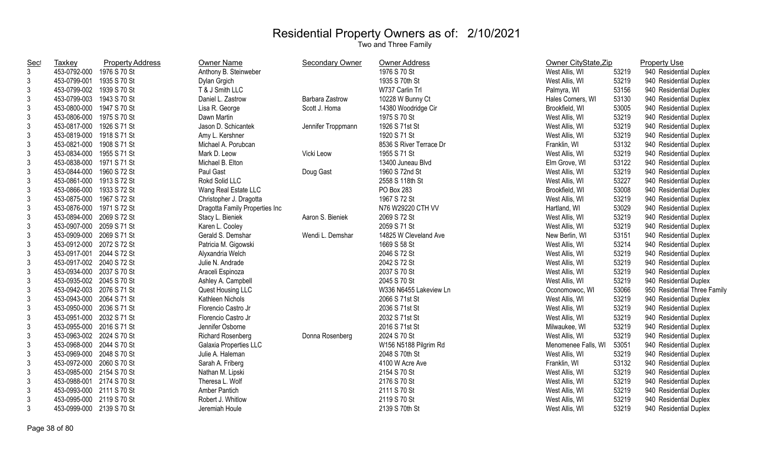# Residential Property Owners as of: 2/10/2021

Two and Three Family

| Sect | Taxkey | Property Address | Owner Name | Secondary Owner | Owner Address | Owner CityState,Zip | | Property Use |
|---|---|---|---|---|---|---|---|---|
| 3 | 453-0792-000 | 1976 S 70 St | Anthony B. Steinweber | | 1976 S 70 St | West Allis, WI | 53219 | 940 Residential Duplex |
| 3 | 453-0799-001 | 1935 S 70 St | Dylan Grgich | | 1935 S 70th St | West Allis, WI | 53219 | 940 Residential Duplex |
| 3 | 453-0799-002 | 1939 S 70 St | T & J Smith LLC | | W737 Carlin Trl | Palmyra, WI | 53156 | 940 Residential Duplex |
| 3 | 453-0799-003 | 1943 S 70 St | Daniel L. Zastrow | Barbara Zastrow | 10228 W Bunny Ct | Hales Corners, WI | 53130 | 940 Residential Duplex |
| 3 | 453-0800-000 | 1947 S 70 St | Lisa R. George | Scott J. Homa | 14380 Woodridge Cir | Brookfield, WI | 53005 | 940 Residential Duplex |
| 3 | 453-0806-000 | 1975 S 70 St | Dawn Martin | | 1975 S 70 St | West Allis, WI | 53219 | 940 Residential Duplex |
| 3 | 453-0817-000 | 1926 S 71 St | Jason D. Schicantek | Jennifer Troppmann | 1926 S 71st St | West Allis, WI | 53219 | 940 Residential Duplex |
| 3 | 453-0819-000 | 1918 S 71 St | Amy L. Kershner | | 1920 S 71 St | West Allis, WI | 53219 | 940 Residential Duplex |
| 3 | 453-0821-000 | 1908 S 71 St | Michael A. Porubcan | | 8536 S River Terrace Dr | Franklin, WI | 53132 | 940 Residential Duplex |
| 3 | 453-0834-000 | 1955 S 71 St | Mark D. Leow | Vicki Leow | 1955 S 71 St | West Allis, WI | 53219 | 940 Residential Duplex |
| 3 | 453-0838-000 | 1971 S 71 St | Michael B. Elton | | 13400 Juneau Blvd | Elm Grove, WI | 53122 | 940 Residential Duplex |
| 3 | 453-0844-000 | 1960 S 72 St | Paul Gast | Doug Gast | 1960 S 72nd St | West Allis, WI | 53219 | 940 Residential Duplex |
| 3 | 453-0861-000 | 1913 S 72 St | Rokd Solid LLC | | 2558 S 118th St | West Allis, WI | 53227 | 940 Residential Duplex |
| 3 | 453-0866-000 | 1933 S 72 St | Wang Real Estate LLC | | PO Box 283 | Brookfield, WI | 53008 | 940 Residential Duplex |
| 3 | 453-0875-000 | 1967 S 72 St | Christopher J. Dragotta | | 1967 S 72 St | West Allis, WI | 53219 | 940 Residential Duplex |
| 3 | 453-0876-000 | 1971 S 72 St | Dragotta Family Properties Inc | | N76 W29220 CTH VV | Hartland, WI | 53029 | 940 Residential Duplex |
| 3 | 453-0894-000 | 2069 S 72 St | Stacy L. Bieniek | Aaron S. Bieniek | 2069 S 72 St | West Allis, WI | 53219 | 940 Residential Duplex |
| 3 | 453-0907-000 | 2059 S 71 St | Karen L. Cooley | | 2059 S 71 St | West Allis, WI | 53219 | 940 Residential Duplex |
| 3 | 453-0909-000 | 2069 S 71 St | Gerald S. Demshar | Wendi L. Demshar | 14825 W Cleveland Ave | New Berlin, WI | 53151 | 940 Residential Duplex |
| 3 | 453-0912-000 | 2072 S 72 St | Patricia M. Gigowski | | 1669 S 58 St | West Allis, WI | 53214 | 940 Residential Duplex |
| 3 | 453-0917-001 | 2044 S 72 St | Alyxandria Welch | | 2046 S 72 St | West Allis, WI | 53219 | 940 Residential Duplex |
| 3 | 453-0917-002 | 2040 S 72 St | Julie N. Andrade | | 2042 S 72 St | West Allis, WI | 53219 | 940 Residential Duplex |
| 3 | 453-0934-000 | 2037 S 70 St | Araceli Espinoza | | 2037 S 70 St | West Allis, WI | 53219 | 940 Residential Duplex |
| 3 | 453-0935-002 | 2045 S 70 St | Ashley A. Campbell | | 2045 S 70 St | West Allis, WI | 53219 | 940 Residential Duplex |
| 3 | 453-0942-003 | 2076 S 71 St | Quest Housing LLC | | W336 N6455 Lakeview Ln | Oconomowoc, WI | 53066 | 950 Residential Three Family |
| 3 | 453-0943-000 | 2064 S 71 St | Kathleen Nichols | | 2066 S 71st St | West Allis, WI | 53219 | 940 Residential Duplex |
| 3 | 453-0950-000 | 2036 S 71 St | Florencio Castro Jr | | 2036 S 71st St | West Allis, WI | 53219 | 940 Residential Duplex |
| 3 | 453-0951-000 | 2032 S 71 St | Florencio Castro Jr | | 2032 S 71st St | West Allis, WI | 53219 | 940 Residential Duplex |
| 3 | 453-0955-000 | 2016 S 71 St | Jennifer Osborne | | 2016 S 71st St | Milwaukee, WI | 53219 | 940 Residential Duplex |
| 3 | 453-0963-002 | 2024 S 70 St | Richard Rosenberg | Donna Rosenberg | 2024 S 70 St | West Allis, WI | 53219 | 940 Residential Duplex |
| 3 | 453-0968-000 | 2044 S 70 St | Galaxia Properties LLC | | W156 N5188 Pilgrim Rd | Menomenee Falls, WI | 53051 | 940 Residential Duplex |
| 3 | 453-0969-000 | 2048 S 70 St | Julie A. Haleman | | 2048 S 70th St | West Allis, WI | 53219 | 940 Residential Duplex |
| 3 | 453-0972-000 | 2060 S 70 St | Sarah A. Friberg | | 4100 W Acre Ave | Franklin, WI | 53132 | 940 Residential Duplex |
| 3 | 453-0985-000 | 2154 S 70 St | Nathan M. Lipski | | 2154 S 70 St | West Allis, WI | 53219 | 940 Residential Duplex |
| 3 | 453-0988-001 | 2174 S 70 St | Theresa L. Wolf | | 2176 S 70 St | West Allis, WI | 53219 | 940 Residential Duplex |
| 3 | 453-0993-000 | 2111 S 70 St | Amber Pantich | | 2111 S 70 St | West Allis, WI | 53219 | 940 Residential Duplex |
| 3 | 453-0995-000 | 2119 S 70 St | Robert J. Whitlow | | 2119 S 70 St | West Allis, WI | 53219 | 940 Residential Duplex |
| 3 | 453-0999-000 | 2139 S 70 St | Jeremiah Houle | | 2139 S 70th St | West Allis, WI | 53219 | 940 Residential Duplex |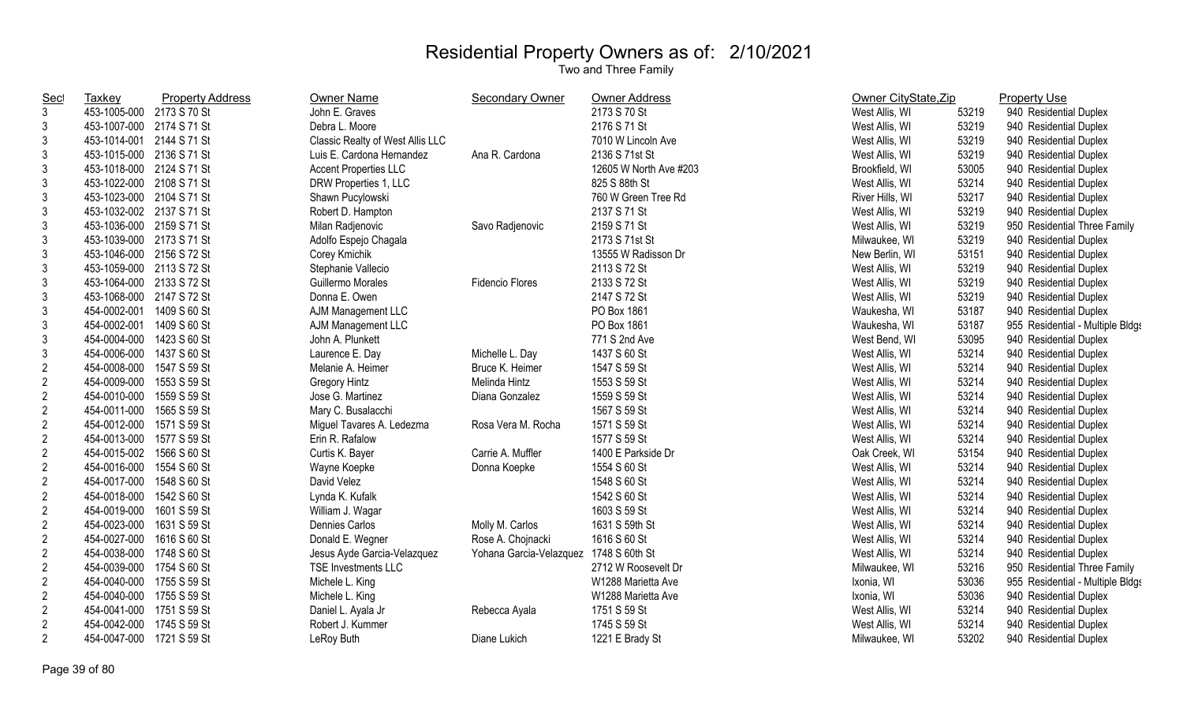# Residential Property Owners as of: 2/10/2021

## Two and Three Family

| Sect | Taxkey | Property Address | Owner Name | Secondary Owner | Owner Address | Owner CityState,Zip | | Property Use |
|---|---|---|---|---|---|---|---|---|
| 3 | 453-1005-000 | 2173 S 70 St | John E. Graves | | 2173 S 70 St | West Allis, WI | 53219 | 940 Residential Duplex |
| 3 | 453-1007-000 | 2174 S 71 St | Debra L. Moore | | 2176 S 71 St | West Allis, WI | 53219 | 940 Residential Duplex |
| 3 | 453-1014-001 | 2144 S 71 St | Classic Realty of West Allis LLC | | 7010 W Lincoln Ave | West Allis, WI | 53219 | 940 Residential Duplex |
| 3 | 453-1015-000 | 2136 S 71 St | Luis E. Cardona Hernandez | Ana R. Cardona | 2136 S 71st St | West Allis, WI | 53219 | 940 Residential Duplex |
| 3 | 453-1018-000 | 2124 S 71 St | Accent Properties LLC | | 12605 W North Ave #203 | Brookfield, WI | 53005 | 940 Residential Duplex |
| 3 | 453-1022-000 | 2108 S 71 St | DRW Properties 1, LLC | | 825 S 88th St | West Allis, WI | 53214 | 940 Residential Duplex |
| 3 | 453-1023-000 | 2104 S 71 St | Shawn Pucylowski | | 760 W Green Tree Rd | River Hills, WI | 53217 | 940 Residential Duplex |
| 3 | 453-1032-002 | 2137 S 71 St | Robert D. Hampton | | 2137 S 71 St | West Allis, WI | 53219 | 940 Residential Duplex |
| 3 | 453-1036-000 | 2159 S 71 St | Milan Radjenovic | Savo Radjenovic | 2159 S 71 St | West Allis, WI | 53219 | 950 Residential Three Family |
| 3 | 453-1039-000 | 2173 S 71 St | Adolfo Espejo Chagala | | 2173 S 71st St | Milwaukee, WI | 53219 | 940 Residential Duplex |
| 3 | 453-1046-000 | 2156 S 72 St | Corey Kmichik | | 13555 W Radisson Dr | New Berlin, WI | 53151 | 940 Residential Duplex |
| 3 | 453-1059-000 | 2113 S 72 St | Stephanie Vallecio | | 2113 S 72 St | West Allis, WI | 53219 | 940 Residential Duplex |
| 3 | 453-1064-000 | 2133 S 72 St | Guillermo Morales | Fidencio Flores | 2133 S 72 St | West Allis, WI | 53219 | 940 Residential Duplex |
| 3 | 453-1068-000 | 2147 S 72 St | Donna E. Owen | | 2147 S 72 St | West Allis, WI | 53219 | 940 Residential Duplex |
| 3 | 454-0002-001 | 1409 S 60 St | AJM Management LLC | | PO Box 1861 | Waukesha, WI | 53187 | 940 Residential Duplex |
| 3 | 454-0002-001 | 1409 S 60 St | AJM Management LLC | | PO Box 1861 | Waukesha, WI | 53187 | 955 Residential - Multiple Bldgs |
| 3 | 454-0004-000 | 1423 S 60 St | John A. Plunkett | | 771 S 2nd Ave | West Bend, WI | 53095 | 940 Residential Duplex |
| 3 | 454-0006-000 | 1437 S 60 St | Laurence E. Day | Michelle L. Day | 1437 S 60 St | West Allis, WI | 53214 | 940 Residential Duplex |
| 2 | 454-0008-000 | 1547 S 59 St | Melanie A. Heimer | Bruce K. Heimer | 1547 S 59 St | West Allis, WI | 53214 | 940 Residential Duplex |
| 2 | 454-0009-000 | 1553 S 59 St | Gregory Hintz | Melinda Hintz | 1553 S 59 St | West Allis, WI | 53214 | 940 Residential Duplex |
| 2 | 454-0010-000 | 1559 S 59 St | Jose G. Martinez | Diana Gonzalez | 1559 S 59 St | West Allis, WI | 53214 | 940 Residential Duplex |
| 2 | 454-0011-000 | 1565 S 59 St | Mary C. Busalacchi | | 1567 S 59 St | West Allis, WI | 53214 | 940 Residential Duplex |
| 2 | 454-0012-000 | 1571 S 59 St | Miguel Tavares A. Ledezma | Rosa Vera M. Rocha | 1571 S 59 St | West Allis, WI | 53214 | 940 Residential Duplex |
| 2 | 454-0013-000 | 1577 S 59 St | Erin R. Rafalow | | 1577 S 59 St | West Allis, WI | 53214 | 940 Residential Duplex |
| 2 | 454-0015-002 | 1566 S 60 St | Curtis K. Bayer | Carrie A. Muffler | 1400 E Parkside Dr | Oak Creek, WI | 53154 | 940 Residential Duplex |
| 2 | 454-0016-000 | 1554 S 60 St | Wayne Koepke | Donna Koepke | 1554 S 60 St | West Allis, WI | 53214 | 940 Residential Duplex |
| 2 | 454-0017-000 | 1548 S 60 St | David Velez | | 1548 S 60 St | West Allis, WI | 53214 | 940 Residential Duplex |
| 2 | 454-0018-000 | 1542 S 60 St | Lynda K. Kufalk | | 1542 S 60 St | West Allis, WI | 53214 | 940 Residential Duplex |
| 2 | 454-0019-000 | 1601 S 59 St | William J. Wagar | | 1603 S 59 St | West Allis, WI | 53214 | 940 Residential Duplex |
| 2 | 454-0023-000 | 1631 S 59 St | Dennies Carlos | Molly M. Carlos | 1631 S 59th St | West Allis, WI | 53214 | 940 Residential Duplex |
| 2 | 454-0027-000 | 1616 S 60 St | Donald E. Wegner | Rose A. Chojnacki | 1616 S 60 St | West Allis, WI | 53214 | 940 Residential Duplex |
| 2 | 454-0038-000 | 1748 S 60 St | Jesus Ayde Garcia-Velazquez | Yohana Garcia-Velazquez | 1748 S 60th St | West Allis, WI | 53214 | 940 Residential Duplex |
| 2 | 454-0039-000 | 1754 S 60 St | TSE Investments LLC | | 2712 W Roosevelt Dr | Milwaukee, WI | 53216 | 950 Residential Three Family |
| 2 | 454-0040-000 | 1755 S 59 St | Michele L. King | | W1288 Marietta Ave | Ixonia, WI | 53036 | 955 Residential - Multiple Bldgs |
| 2 | 454-0040-000 | 1755 S 59 St | Michele L. King | | W1288 Marietta Ave | Ixonia, WI | 53036 | 940 Residential Duplex |
| 2 | 454-0041-000 | 1751 S 59 St | Daniel L. Ayala Jr | Rebecca Ayala | 1751 S 59 St | West Allis, WI | 53214 | 940 Residential Duplex |
| 2 | 454-0042-000 | 1745 S 59 St | Robert J. Kummer | | 1745 S 59 St | West Allis, WI | 53214 | 940 Residential Duplex |
| 2 | 454-0047-000 | 1721 S 59 St | LeRoy Buth | Diane Lukich | 1221 E Brady St | Milwaukee, WI | 53202 | 940 Residential Duplex |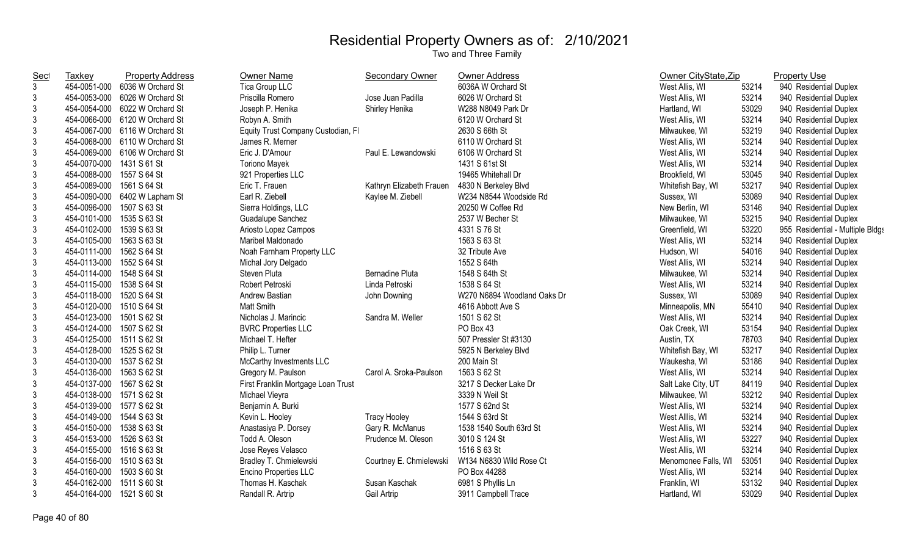# Residential Property Owners as of: 2/10/2021

Two and Three Family

| Sect | Taxkey | Property Address | Owner Name | Secondary Owner | Owner Address | Owner CityState,Zip | | Property Use |
|---|---|---|---|---|---|---|---|---|
| 3 | 454-0051-000 | 6036 W Orchard St | Tica Group LLC | | 6036A W Orchard St | West Allis, WI | 53214 | 940 Residential Duplex |
| 3 | 454-0053-000 | 6026 W Orchard St | Priscilla Romero | Jose Juan Padilla | 6026 W Orchard St | West Allis, WI | 53214 | 940 Residential Duplex |
| 3 | 454-0054-000 | 6022 W Orchard St | Joseph P. Henika | Shirley Henika | W288 N8049 Park Dr | Hartland, WI | 53029 | 940 Residential Duplex |
| 3 | 454-0066-000 | 6120 W Orchard St | Robyn A. Smith | | 6120 W Orchard St | West Allis, WI | 53214 | 940 Residential Duplex |
| 3 | 454-0067-000 | 6116 W Orchard St | Equity Trust Company Custodian, FI | | 2630 S 66th St | Milwaukee, WI | 53219 | 940 Residential Duplex |
| 3 | 454-0068-000 | 6110 W Orchard St | James R. Merner | | 6110 W Orchard St | West Allis, WI | 53214 | 940 Residential Duplex |
| 3 | 454-0069-000 | 6106 W Orchard St | Eric J. D'Amour | Paul E. Lewandowski | 6106 W Orchard St | West Allis, WI | 53214 | 940 Residential Duplex |
| 3 | 454-0070-000 | 1431 S 61 St | Toriono Mayek | | 1431 S 61st St | West Allis, WI | 53214 | 940 Residential Duplex |
| 3 | 454-0088-000 | 1557 S 64 St | 921 Properties LLC | | 19465 Whitehall Dr | Brookfield, WI | 53045 | 940 Residential Duplex |
| 3 | 454-0089-000 | 1561 S 64 St | Eric T. Frauen | Kathryn Elizabeth Frauen | 4830 N Berkeley Blvd | Whitefish Bay, WI | 53217 | 940 Residential Duplex |
| 3 | 454-0090-000 | 6402 W Lapham St | Earl R. Ziebell | Kaylee M. Ziebell | W234 N8544 Woodside Rd | Sussex, WI | 53089 | 940 Residential Duplex |
| 3 | 454-0096-000 | 1507 S 63 St | Sierra Holdings, LLC | | 20250 W Coffee Rd | New Berlin, WI | 53146 | 940 Residential Duplex |
| 3 | 454-0101-000 | 1535 S 63 St | Guadalupe Sanchez | | 2537 W Becher St | Milwaukee, WI | 53215 | 940 Residential Duplex |
| 3 | 454-0102-000 | 1539 S 63 St | Ariosto Lopez Campos | | 4331 S 76 St | Greenfield, WI | 53220 | 955 Residential - Multiple Bldgs |
| 3 | 454-0105-000 | 1563 S 63 St | Maribel Maldonado | | 1563 S 63 St | West Allis, WI | 53214 | 940 Residential Duplex |
| 3 | 454-0111-000 | 1562 S 64 St | Noah Farnham Property LLC | | 32 Tribute Ave | Hudson, WI | 54016 | 940 Residential Duplex |
| 3 | 454-0113-000 | 1552 S 64 St | Michal Jory Delgado | | 1552 S 64th | West Allis, WI | 53214 | 940 Residential Duplex |
| 3 | 454-0114-000 | 1548 S 64 St | Steven Pluta | Bernadine Pluta | 1548 S 64th St | Milwaukee, WI | 53214 | 940 Residential Duplex |
| 3 | 454-0115-000 | 1538 S 64 St | Robert Petroski | Linda Petroski | 1538 S 64 St | West Allis, WI | 53214 | 940 Residential Duplex |
| 3 | 454-0118-000 | 1520 S 64 St | Andrew Bastian | John Downing | W270 N6894 Woodland Oaks Dr | Sussex, WI | 53089 | 940 Residential Duplex |
| 3 | 454-0120-000 | 1510 S 64 St | Matt Smith | | 4616 Abbott Ave S | Minneapolis, MN | 55410 | 940 Residential Duplex |
| 3 | 454-0123-000 | 1501 S 62 St | Nicholas J. Marincic | Sandra M. Weller | 1501 S 62 St | West Allis, WI | 53214 | 940 Residential Duplex |
| 3 | 454-0124-000 | 1507 S 62 St | BVRC Properties LLC | | PO Box 43 | Oak Creek, WI | 53154 | 940 Residential Duplex |
| 3 | 454-0125-000 | 1511 S 62 St | Michael T. Hefter | | 507 Pressler St #3130 | Austin, TX | 78703 | 940 Residential Duplex |
| 3 | 454-0128-000 | 1525 S 62 St | Philip L. Turner | | 5925 N Berkeley Blvd | Whitefish Bay, WI | 53217 | 940 Residential Duplex |
| 3 | 454-0130-000 | 1537 S 62 St | McCarthy Investments LLC | | 200 Main St | Waukesha, WI | 53186 | 940 Residential Duplex |
| 3 | 454-0136-000 | 1563 S 62 St | Gregory M. Paulson | Carol A. Sroka-Paulson | 1563 S 62 St | West Allis, WI | 53214 | 940 Residential Duplex |
| 3 | 454-0137-000 | 1567 S 62 St | First Franklin Mortgage Loan Trust | | 3217 S Decker Lake Dr | Salt Lake City, UT | 84119 | 940 Residential Duplex |
| 3 | 454-0138-000 | 1571 S 62 St | Michael Vieyra | | 3339 N Weil St | Milwaukee, WI | 53212 | 940 Residential Duplex |
| 3 | 454-0139-000 | 1577 S 62 St | Benjamin A. Burki | | 1577 S 62nd St | West Allis, WI | 53214 | 940 Residential Duplex |
| 3 | 454-0149-000 | 1544 S 63 St | Kevin L. Hooley | Tracy Hooley | 1544 S 63rd St | West Alllis, WI | 53214 | 940 Residential Duplex |
| 3 | 454-0150-000 | 1538 S 63 St | Anastasiya P. Dorsey | Gary R. McManus | 1538 1540 South 63rd St | West Allis, WI | 53214 | 940 Residential Duplex |
| 3 | 454-0153-000 | 1526 S 63 St | Todd A. Oleson | Prudence M. Oleson | 3010 S 124 St | West Allis, WI | 53227 | 940 Residential Duplex |
| 3 | 454-0155-000 | 1516 S 63 St | Jose Reyes Velasco | | 1516 S 63 St | West Allis, WI | 53214 | 940 Residential Duplex |
| 3 | 454-0156-000 | 1510 S 63 St | Bradley T. Chmielewski | Courtney E. Chmielewski | W134 N6830 Wild Rose Ct | Menomonee Falls, WI | 53051 | 940 Residential Duplex |
| 3 | 454-0160-000 | 1503 S 60 St | Encino Properties LLC | | PO Box 44288 | West Allis, WI | 53214 | 940 Residential Duplex |
| 3 | 454-0162-000 | 1511 S 60 St | Thomas H. Kaschak | Susan Kaschak | 6981 S Phyllis Ln | Franklin, WI | 53132 | 940 Residential Duplex |
| 3 | 454-0164-000 | 1521 S 60 St | Randall R. Artrip | Gail Artrip | 3911 Campbell Trace | Hartland, WI | 53029 | 940 Residential Duplex |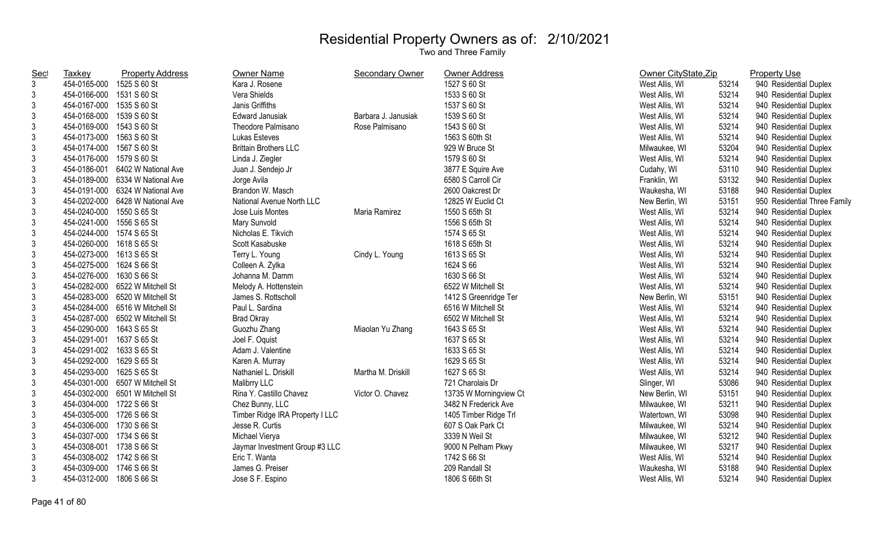# Residential Property Owners as of: 2/10/2021

Two and Three Family

| Sect | Taxkey | Property Address | Owner Name | Secondary Owner | Owner Address | Owner CityState,Zip | | Property Use |
|---|---|---|---|---|---|---|---|---|
| 3 | 454-0165-000 | 1525 S 60 St | Kara J. Rosene | | 1527 S 60 St | West Allis, WI | 53214 | 940 Residential Duplex |
| 3 | 454-0166-000 | 1531 S 60 St | Vera Shields | | 1533 S 60 St | West Allis, WI | 53214 | 940 Residential Duplex |
| 3 | 454-0167-000 | 1535 S 60 St | Janis Griffiths | | 1537 S 60 St | West Allis, WI | 53214 | 940 Residential Duplex |
| 3 | 454-0168-000 | 1539 S 60 St | Edward Janusiak | Barbara J. Janusiak | 1539 S 60 St | West Allis, WI | 53214 | 940 Residential Duplex |
| 3 | 454-0169-000 | 1543 S 60 St | Theodore Palmisano | Rose Palmisano | 1543 S 60 St | West Allis, WI | 53214 | 940 Residential Duplex |
| 3 | 454-0173-000 | 1563 S 60 St | Lukas Esteves | | 1563 S 60th St | West Allis, WI | 53214 | 940 Residential Duplex |
| 3 | 454-0174-000 | 1567 S 60 St | Brittain Brothers LLC | | 929 W Bruce St | Milwaukee, WI | 53204 | 940 Residential Duplex |
| 3 | 454-0176-000 | 1579 S 60 St | Linda J. Ziegler | | 1579 S 60 St | West Allis, WI | 53214 | 940 Residential Duplex |
| 3 | 454-0186-001 | 6402 W National Ave | Juan J. Sendejo Jr | | 3877 E Squire Ave | Cudahy, WI | 53110 | 940 Residential Duplex |
| 3 | 454-0189-000 | 6334 W National Ave | Jorge Avila | | 6580 S Carroll Cir | Franklin, WI | 53132 | 940 Residential Duplex |
| 3 | 454-0191-000 | 6324 W National Ave | Brandon W. Masch | | 2600 Oakcrest Dr | Waukesha, WI | 53188 | 940 Residential Duplex |
| 3 | 454-0202-000 | 6428 W National Ave | National Avenue North LLC | | 12825 W Euclid Ct | New Berlin, WI | 53151 | 950 Residential Three Family |
| 3 | 454-0240-000 | 1550 S 65 St | Jose Luis Montes | Maria Ramirez | 1550 S 65th St | West Allis, WI | 53214 | 940 Residential Duplex |
| 3 | 454-0241-000 | 1556 S 65 St | Mary Sunvold | | 1556 S 65th St | West Allis, WI | 53214 | 940 Residential Duplex |
| 3 | 454-0244-000 | 1574 S 65 St | Nicholas E. Tikvich | | 1574 S 65 St | West Allis, WI | 53214 | 940 Residential Duplex |
| 3 | 454-0260-000 | 1618 S 65 St | Scott Kasabuske | | 1618 S 65th St | West Allis, WI | 53214 | 940 Residential Duplex |
| 3 | 454-0273-000 | 1613 S 65 St | Terry L. Young | Cindy L. Young | 1613 S 65 St | West Allis, WI | 53214 | 940 Residential Duplex |
| 3 | 454-0275-000 | 1624 S 66 St | Colleen A. Zylka | | 1624 S 66 | West Allis, WI | 53214 | 940 Residential Duplex |
| 3 | 454-0276-000 | 1630 S 66 St | Johanna M. Damm | | 1630 S 66 St | West Allis, WI | 53214 | 940 Residential Duplex |
| 3 | 454-0282-000 | 6522 W Mitchell St | Melody A. Hottenstein | | 6522 W Mitchell St | West Allis, WI | 53214 | 940 Residential Duplex |
| 3 | 454-0283-000 | 6520 W Mitchell St | James S. Rottscholl | | 1412 S Greenridge Ter | New Berlin, WI | 53151 | 940 Residential Duplex |
| 3 | 454-0284-000 | 6516 W Mitchell St | Paul L. Sardina | | 6516 W Mitchell St | West Allis, WI | 53214 | 940 Residential Duplex |
| 3 | 454-0287-000 | 6502 W Mitchell St | Brad Okray | | 6502 W Mitchell St | West Allis, WI | 53214 | 940 Residential Duplex |
| 3 | 454-0290-000 | 1643 S 65 St | Guozhu Zhang | Miaolan Yu Zhang | 1643 S 65 St | West Allis, WI | 53214 | 940 Residential Duplex |
| 3 | 454-0291-001 | 1637 S 65 St | Joel F. Oquist | | 1637 S 65 St | West Allis, WI | 53214 | 940 Residential Duplex |
| 3 | 454-0291-002 | 1633 S 65 St | Adam J. Valentine | | 1633 S 65 St | West Allis, WI | 53214 | 940 Residential Duplex |
| 3 | 454-0292-000 | 1629 S 65 St | Karen A. Murray | | 1629 S 65 St | West Allis, WI | 53214 | 940 Residential Duplex |
| 3 | 454-0293-000 | 1625 S 65 St | Nathaniel L. Driskill | Martha M. Driskill | 1627 S 65 St | West Allis, WI | 53214 | 940 Residential Duplex |
| 3 | 454-0301-000 | 6507 W Mitchell St | Malibrry LLC | | 721 Charolais Dr | Slinger, WI | 53086 | 940 Residential Duplex |
| 3 | 454-0302-000 | 6501 W Mitchell St | Rina Y. Castillo Chavez | Victor O. Chavez | 13735 W Morningview Ct | New Berlin, WI | 53151 | 940 Residential Duplex |
| 3 | 454-0304-000 | 1722 S 66 St | Chez Bunny, LLC | | 3482 N Frederick Ave | Milwaukee, WI | 53211 | 940 Residential Duplex |
| 3 | 454-0305-000 | 1726 S 66 St | Timber Ridge IRA Property I LLC | | 1405 Timber Ridge Trl | Watertown, WI | 53098 | 940 Residential Duplex |
| 3 | 454-0306-000 | 1730 S 66 St | Jesse R. Curtis | | 607 S Oak Park Ct | Milwaukee, WI | 53214 | 940 Residential Duplex |
| 3 | 454-0307-000 | 1734 S 66 St | Michael Vierya | | 3339 N Weil St | Milwaukee, WI | 53212 | 940 Residential Duplex |
| 3 | 454-0308-001 | 1738 S 66 St | Jaymar Investment Group #3 LLC | | 9000 N Pelham Pkwy | Milwaukee, WI | 53217 | 940 Residential Duplex |
| 3 | 454-0308-002 | 1742 S 66 St | Eric T. Wanta | | 1742 S 66 St | West Allis, WI | 53214 | 940 Residential Duplex |
| 3 | 454-0309-000 | 1746 S 66 St | James G. Preiser | | 209 Randall St | Waukesha, WI | 53188 | 940 Residential Duplex |
| 3 | 454-0312-000 | 1806 S 66 St | Jose S F. Espino | | 1806 S 66th St | West Allis, WI | 53214 | 940 Residential Duplex |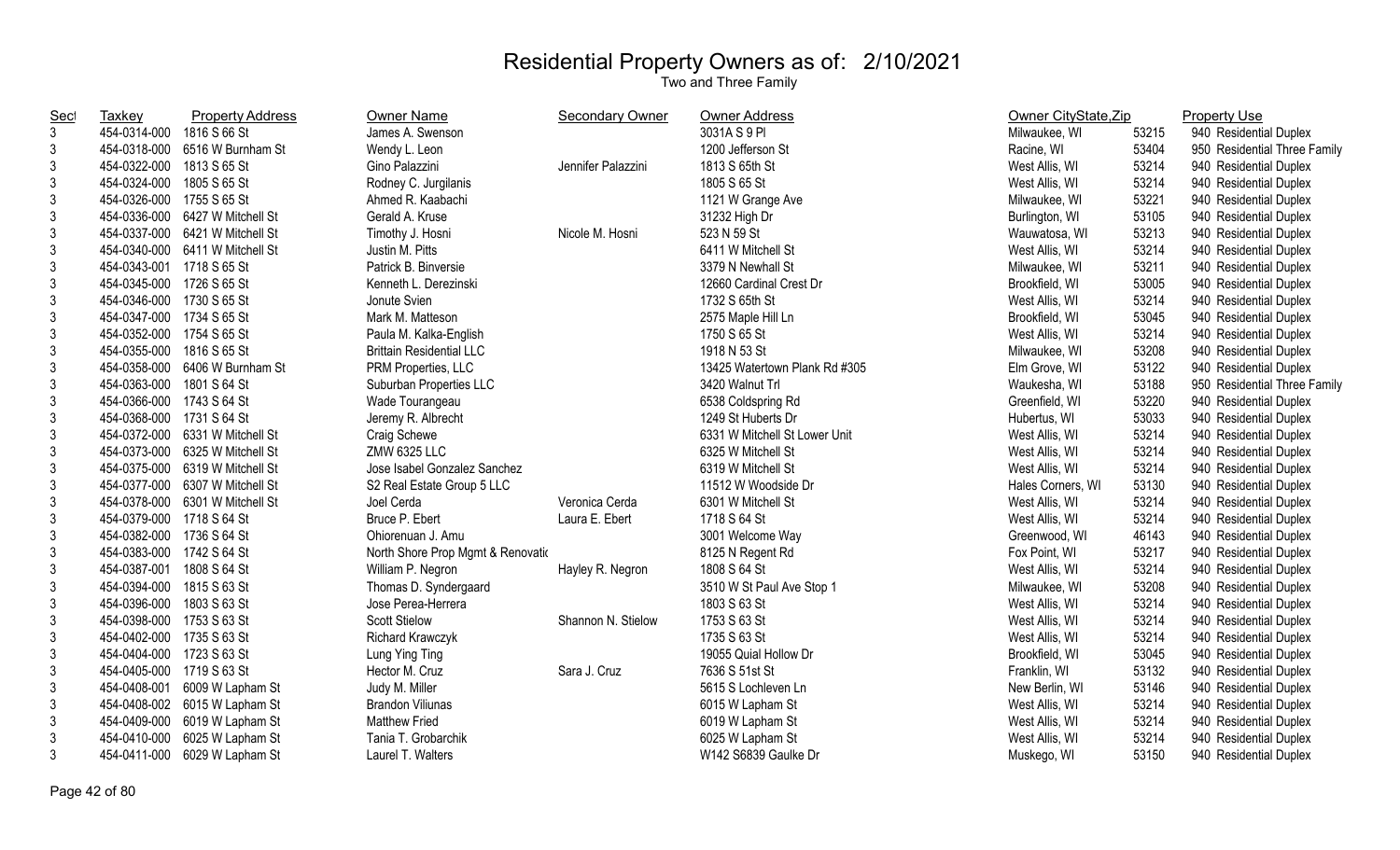# Residential Property Owners as of: 2/10/2021

Two and Three Family

| Sect | Taxkey | Property Address | Owner Name | Secondary Owner | Owner Address | Owner CityState,Zip | | Property Use |
|---|---|---|---|---|---|---|---|---|
| 3 | 454-0314-000 | 1816 S 66 St | James A. Swenson | | 3031A S 9 Pl | Milwaukee, WI | 53215 | 940 Residential Duplex |
| 3 | 454-0318-000 | 6516 W Burnham St | Wendy L. Leon | | 1200 Jefferson St | Racine, WI | 53404 | 950 Residential Three Family |
| 3 | 454-0322-000 | 1813 S 65 St | Gino Palazzini | Jennifer Palazzini | 1813 S 65th St | West Allis, WI | 53214 | 940 Residential Duplex |
| 3 | 454-0324-000 | 1805 S 65 St | Rodney C. Jurgilanis | | 1805 S 65 St | West Allis, WI | 53214 | 940 Residential Duplex |
| 3 | 454-0326-000 | 1755 S 65 St | Ahmed R. Kaabachi | | 1121 W Grange Ave | Milwaukee, WI | 53221 | 940 Residential Duplex |
| 3 | 454-0336-000 | 6427 W Mitchell St | Gerald A. Kruse | | 31232 High Dr | Burlington, WI | 53105 | 940 Residential Duplex |
| 3 | 454-0337-000 | 6421 W Mitchell St | Timothy J. Hosni | Nicole M. Hosni | 523 N 59 St | Wauwatosa, WI | 53213 | 940 Residential Duplex |
| 3 | 454-0340-000 | 6411 W Mitchell St | Justin M. Pitts | | 6411 W Mitchell St | West Allis, WI | 53214 | 940 Residential Duplex |
| 3 | 454-0343-001 | 1718 S 65 St | Patrick B. Binversie | | 3379 N Newhall St | Milwaukee, WI | 53211 | 940 Residential Duplex |
| 3 | 454-0345-000 | 1726 S 65 St | Kenneth L. Derezinski | | 12660 Cardinal Crest Dr | Brookfield, WI | 53005 | 940 Residential Duplex |
| 3 | 454-0346-000 | 1730 S 65 St | Jonute Svien | | 1732 S 65th St | West Allis, WI | 53214 | 940 Residential Duplex |
| 3 | 454-0347-000 | 1734 S 65 St | Mark M. Matteson | | 2575 Maple Hill Ln | Brookfield, WI | 53045 | 940 Residential Duplex |
| 3 | 454-0352-000 | 1754 S 65 St | Paula M. Kalka-English | | 1750 S 65 St | West Allis, WI | 53214 | 940 Residential Duplex |
| 3 | 454-0355-000 | 1816 S 65 St | Brittain Residential LLC | | 1918 N 53 St | Milwaukee, WI | 53208 | 940 Residential Duplex |
| 3 | 454-0358-000 | 6406 W Burnham St | PRM Properties, LLC | | 13425 Watertown Plank Rd #305 | Elm Grove, WI | 53122 | 940 Residential Duplex |
| 3 | 454-0363-000 | 1801 S 64 St | Suburban Properties LLC | | 3420 Walnut Trl | Waukesha, WI | 53188 | 950 Residential Three Family |
| 3 | 454-0366-000 | 1743 S 64 St | Wade Tourangeau | | 6538 Coldspring Rd | Greenfield, WI | 53220 | 940 Residential Duplex |
| 3 | 454-0368-000 | 1731 S 64 St | Jeremy R. Albrecht | | 1249 St Huberts Dr | Hubertus, WI | 53033 | 940 Residential Duplex |
| 3 | 454-0372-000 | 6331 W Mitchell St | Craig Schewe | | 6331 W Mitchell St Lower Unit | West Allis, WI | 53214 | 940 Residential Duplex |
| 3 | 454-0373-000 | 6325 W Mitchell St | ZMW 6325 LLC | | 6325 W Mitchell St | West Allis, WI | 53214 | 940 Residential Duplex |
| 3 | 454-0375-000 | 6319 W Mitchell St | Jose Isabel Gonzalez Sanchez | | 6319 W Mitchell St | West Allis, WI | 53214 | 940 Residential Duplex |
| 3 | 454-0377-000 | 6307 W Mitchell St | S2 Real Estate Group 5 LLC | | 11512 W Woodside Dr | Hales Corners, WI | 53130 | 940 Residential Duplex |
| 3 | 454-0378-000 | 6301 W Mitchell St | Joel Cerda | Veronica Cerda | 6301 W Mitchell St | West Allis, WI | 53214 | 940 Residential Duplex |
| 3 | 454-0379-000 | 1718 S 64 St | Bruce P. Ebert | Laura E. Ebert | 1718 S 64 St | West Allis, WI | 53214 | 940 Residential Duplex |
| 3 | 454-0382-000 | 1736 S 64 St | Ohiorenuan J. Amu | | 3001 Welcome Way | Greenwood, WI | 46143 | 940 Residential Duplex |
| 3 | 454-0383-000 | 1742 S 64 St | North Shore Prop Mgmt & Renovatic | | 8125 N Regent Rd | Fox Point, WI | 53217 | 940 Residential Duplex |
| 3 | 454-0387-001 | 1808 S 64 St | William P. Negron | Hayley R. Negron | 1808 S 64 St | West Allis, WI | 53214 | 940 Residential Duplex |
| 3 | 454-0394-000 | 1815 S 63 St | Thomas D. Syndergaard | | 3510 W St Paul Ave Stop 1 | Milwaukee, WI | 53208 | 940 Residential Duplex |
| 3 | 454-0396-000 | 1803 S 63 St | Jose Perea-Herrera | | 1803 S 63 St | West Allis, WI | 53214 | 940 Residential Duplex |
| 3 | 454-0398-000 | 1753 S 63 St | Scott Stielow | Shannon N. Stielow | 1753 S 63 St | West Allis, WI | 53214 | 940 Residential Duplex |
| 3 | 454-0402-000 | 1735 S 63 St | Richard Krawczyk | | 1735 S 63 St | West Allis, WI | 53214 | 940 Residential Duplex |
| 3 | 454-0404-000 | 1723 S 63 St | Lung Ying Ting | | 19055 Quial Hollow Dr | Brookfield, WI | 53045 | 940 Residential Duplex |
| 3 | 454-0405-000 | 1719 S 63 St | Hector M. Cruz | Sara J. Cruz | 7636 S 51st St | Franklin, WI | 53132 | 940 Residential Duplex |
| 3 | 454-0408-001 | 6009 W Lapham St | Judy M. Miller | | 5615 S Lochleven Ln | New Berlin, WI | 53146 | 940 Residential Duplex |
| 3 | 454-0408-002 | 6015 W Lapham St | Brandon Viliunas | | 6015 W Lapham St | West Allis, WI | 53214 | 940 Residential Duplex |
| 3 | 454-0409-000 | 6019 W Lapham St | Matthew Fried | | 6019 W Lapham St | West Allis, WI | 53214 | 940 Residential Duplex |
| 3 | 454-0410-000 | 6025 W Lapham St | Tania T. Grobarchik | | 6025 W Lapham St | West Allis, WI | 53214 | 940 Residential Duplex |
| 3 | 454-0411-000 | 6029 W Lapham St | Laurel T. Walters | | W142 S6839 Gaulke Dr | Muskego, WI | 53150 | 940 Residential Duplex |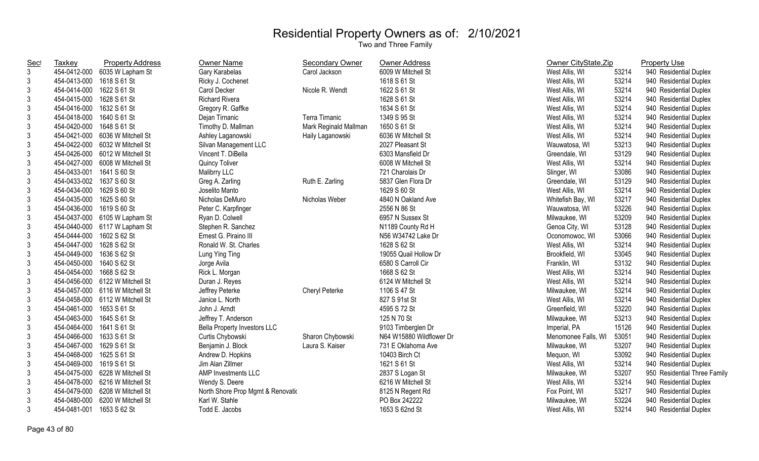# Residential Property Owners as of: 2/10/2021

Two and Three Family

| Sect | Taxkey | Property Address | Owner Name | Secondary Owner | Owner Address | Owner CityState,Zip | | Property Use |
|---|---|---|---|---|---|---|---|---|
| 3 | 454-0412-000 | 6035 W Lapham St | Gary Karabelas | Carol Jackson | 6009 W Mitchell St | West Allis, WI | 53214 | 940 Residential Duplex |
| 3 | 454-0413-000 | 1618 S 61 St | Ricky J. Cochenet | | 1618 S 61 St | West Allis, WI | 53214 | 940 Residential Duplex |
| 3 | 454-0414-000 | 1622 S 61 St | Carol Decker | Nicole R. Wendt | 1622 S 61 St | West Allis, WI | 53214 | 940 Residential Duplex |
| 3 | 454-0415-000 | 1628 S 61 St | Richard Rivera | | 1628 S 61 St | West Allis, WI | 53214 | 940 Residential Duplex |
| 3 | 454-0416-000 | 1632 S 61 St | Gregory R. Gaffke | | 1634 S 61 St | West Allis, WI | 53214 | 940 Residential Duplex |
| 3 | 454-0418-000 | 1640 S 61 St | Dejan Tirnanic | Terra Tirnanic | 1349 S 95 St | West Allis, WI | 53214 | 940 Residential Duplex |
| 3 | 454-0420-000 | 1648 S 61 St | Timothy D. Mallman | Mark Reginald Mallman | 1650 S 61 St | West Allis, WI | 53214 | 940 Residential Duplex |
| 3 | 454-0421-000 | 6036 W Mitchell St | Ashley Laganowski | Haily Laganowski | 6036 W Mitchell St | West Allis, WI | 53214 | 940 Residential Duplex |
| 3 | 454-0422-000 | 6032 W Mitchell St | Silvan Management LLC | | 2027 Pleasant St | Wauwatosa, WI | 53213 | 940 Residential Duplex |
| 3 | 454-0426-000 | 6012 W Mitchell St | Vincent T. DiBella | | 6303 Mansfield Dr | Greendale, WI | 53129 | 940 Residential Duplex |
| 3 | 454-0427-000 | 6008 W Mitchell St | Quincy Toliver | | 6008 W Mitchell St | West Allis, WI | 53214 | 940 Residential Duplex |
| 3 | 454-0433-001 | 1641 S 60 St | Malibrry LLC | | 721 Charolais Dr | Slinger, WI | 53086 | 940 Residential Duplex |
| 3 | 454-0433-002 | 1637 S 60 St | Greg A. Zarling | Ruth E. Zarling | 5837 Glen Flora Dr | Greendale, WI | 53129 | 940 Residential Duplex |
| 3 | 454-0434-000 | 1629 S 60 St | Joselito Manto | | 1629 S 60 St | West Allis, WI | 53214 | 940 Residential Duplex |
| 3 | 454-0435-000 | 1625 S 60 St | Nicholas DeMuro | Nicholas Weber | 4840 N Oakland Ave | Whitefish Bay, WI | 53217 | 940 Residential Duplex |
| 3 | 454-0436-000 | 1619 S 60 St | Peter C. Karpfinger | | 2556 N 86 St | Wauwatosa, WI | 53226 | 940 Residential Duplex |
| 3 | 454-0437-000 | 6105 W Lapham St | Ryan D. Colwell | | 6957 N Sussex St | Milwaukee, WI | 53209 | 940 Residential Duplex |
| 3 | 454-0440-000 | 6117 W Lapham St | Stephen R. Sanchez | | N1189 County Rd H | Genoa City, WI | 53128 | 940 Residential Duplex |
| 3 | 454-0444-000 | 1602 S 62 St | Ernest G. Piraino III | | N56 W34742 Lake Dr | Oconomowoc, WI | 53066 | 940 Residential Duplex |
| 3 | 454-0447-000 | 1628 S 62 St | Ronald W. St. Charles | | 1628 S 62 St | West Allis, WI | 53214 | 940 Residential Duplex |
| 3 | 454-0449-000 | 1636 S 62 St | Lung Ying Ting | | 19055 Quail Hollow Dr | Brookfield, WI | 53045 | 940 Residential Duplex |
| 3 | 454-0450-000 | 1640 S 62 St | Jorge Avila | | 6580 S Carroll Cir | Franklin, WI | 53132 | 940 Residential Duplex |
| 3 | 454-0454-000 | 1668 S 62 St | Rick L. Morgan | | 1668 S 62 St | West Allis, WI | 53214 | 940 Residential Duplex |
| 3 | 454-0456-000 | 6122 W Mitchell St | Duran J. Reyes | | 6124 W Mitchell St | West Allis, WI | 53214 | 940 Residential Duplex |
| 3 | 454-0457-000 | 6116 W Mitchell St | Jeffrey Peterke | Cheryl Peterke | 1106 S 47 St | Milwaukee, WI | 53214 | 940 Residential Duplex |
| 3 | 454-0458-000 | 6112 W Mitchell St | Janice L. North | | 827 S 91st St | West Allis, WI | 53214 | 940 Residential Duplex |
| 3 | 454-0461-000 | 1653 S 61 St | John J. Arndt | | 4595 S 72 St | Greenfield, WI | 53220 | 940 Residential Duplex |
| 3 | 454-0463-000 | 1645 S 61 St | Jeffrey T. Anderson | | 125 N 70 St | Milwaukee, WI | 53213 | 940 Residential Duplex |
| 3 | 454-0464-000 | 1641 S 61 St | Bella Property Investors LLC | | 9103 Timberglen Dr | Imperial, PA | 15126 | 940 Residential Duplex |
| 3 | 454-0466-000 | 1633 S 61 St | Curtis Chybowski | Sharon Chybowski | N64 W15880 Wildflower Dr | Menomonee Falls, WI | 53051 | 940 Residential Duplex |
| 3 | 454-0467-000 | 1629 S 61 St | Benjamin J. Block | Laura S. Kaiser | 731 E Oklahoma Ave | Milwaukee, WI | 53207 | 940 Residential Duplex |
| 3 | 454-0468-000 | 1625 S 61 St | Andrew D. Hopkins | | 10403 Birch Ct | Mequon, WI | 53092 | 940 Residential Duplex |
| 3 | 454-0469-000 | 1619 S 61 St | Jim Alan Zillmer | | 1621 S 61 St | West Allis, WI | 53214 | 940 Residential Duplex |
| 3 | 454-0475-000 | 6228 W Mitchell St | AMP Investments LLC | | 2837 S Logan St | Milwaukee, WI | 53207 | 950 Residential Three Family |
| 3 | 454-0478-000 | 6216 W Mitchell St | Wendy S. Deere | | 6216 W Mitchell St | West Allis, WI | 53214 | 940 Residential Duplex |
| 3 | 454-0479-000 | 6208 W Mitchell St | North Shore Prop Mgmt & Renovatio | | 8125 N Regent Rd | Fox Point, WI | 53217 | 940 Residential Duplex |
| 3 | 454-0480-000 | 6200 W Mitchell St | Karl W. Stahle | | PO Box 242222 | Milwaukee, WI | 53224 | 940 Residential Duplex |
| 3 | 454-0481-001 | 1653 S 62 St | Todd E. Jacobs | | 1653 S 62nd St | West Allis, WI | 53214 | 940 Residential Duplex |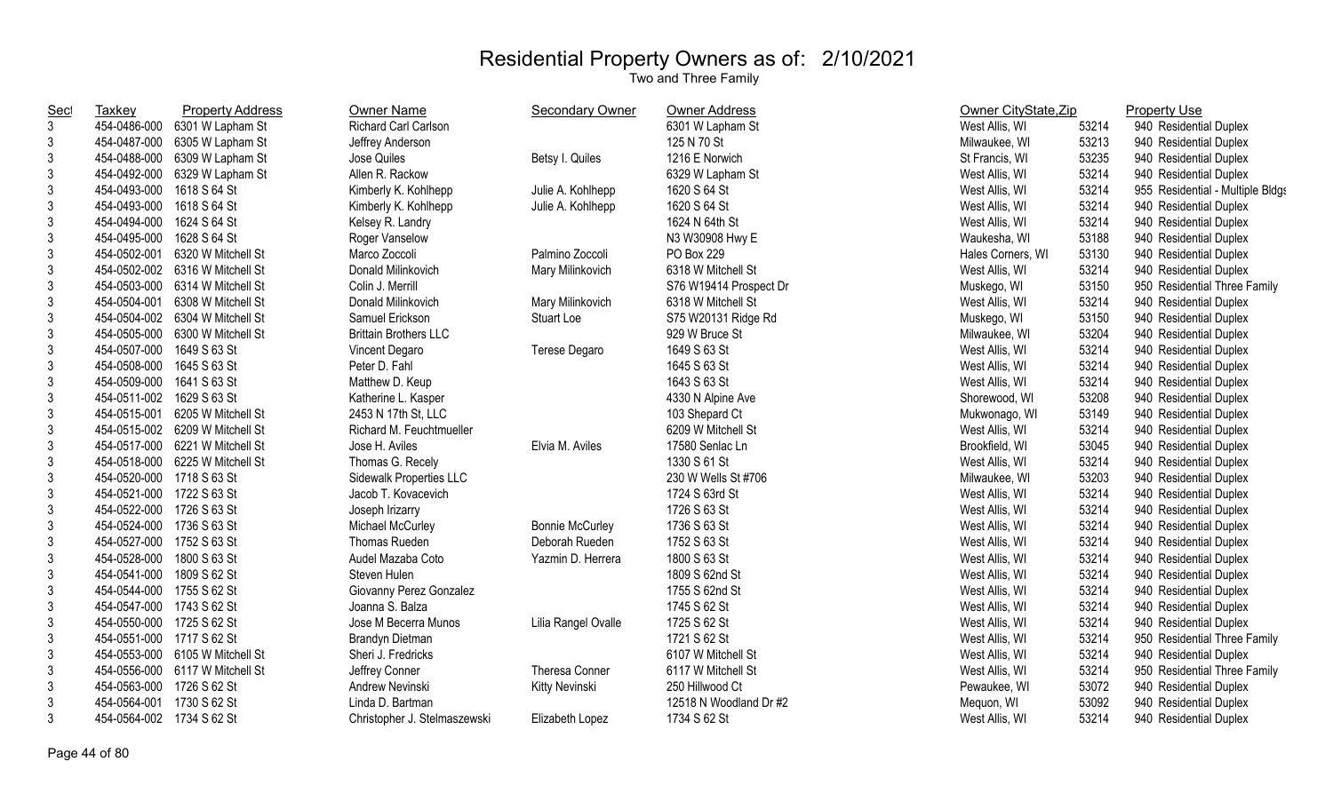# Residential Property Owners as of: 2/10/2021

Two and Three Family

| Sect | Taxkey | Property Address | Owner Name | Secondary Owner | Owner Address | Owner CityState,Zip | | Property Use |
|---|---|---|---|---|---|---|---|---|
| 3 | 454-0486-000 | 6301 W Lapham St | Richard Carl Carlson | | 6301 W Lapham St | West Allis, WI | 53214 | 940 Residential Duplex |
| 3 | 454-0487-000 | 6305 W Lapham St | Jeffrey Anderson | | 125 N 70 St | Milwaukee, WI | 53213 | 940 Residential Duplex |
| 3 | 454-0488-000 | 6309 W Lapham St | Jose Quiles | Betsy I. Quiles | 1216 E Norwich | St Francis, WI | 53235 | 940 Residential Duplex |
| 3 | 454-0492-000 | 6329 W Lapham St | Allen R. Rackow | | 6329 W Lapham St | West Allis, WI | 53214 | 940 Residential Duplex |
| 3 | 454-0493-000 | 1618 S 64 St | Kimberly K. Kohlhepp | Julie A. Kohlhepp | 1620 S 64 St | West Allis, WI | 53214 | 955 Residential - Multiple Bldgs |
| 3 | 454-0493-000 | 1618 S 64 St | Kimberly K. Kohlhepp | Julie A. Kohlhepp | 1620 S 64 St | West Allis, WI | 53214 | 940 Residential Duplex |
| 3 | 454-0494-000 | 1624 S 64 St | Kelsey R. Landry | | 1624 N 64th St | West Allis, WI | 53214 | 940 Residential Duplex |
| 3 | 454-0495-000 | 1628 S 64 St | Roger Vanselow | | N3 W30908 Hwy E | Waukesha, WI | 53188 | 940 Residential Duplex |
| 3 | 454-0502-001 | 6320 W Mitchell St | Marco Zoccoli | Palmino Zoccoli | PO Box 229 | Hales Corners, WI | 53130 | 940 Residential Duplex |
| 3 | 454-0502-002 | 6316 W Mitchell St | Donald Milinkovich | Mary Milinkovich | 6318 W Mitchell St | West Allis, WI | 53214 | 940 Residential Duplex |
| 3 | 454-0503-000 | 6314 W Mitchell St | Colin J. Merrill | | S76 W19414 Prospect Dr | Muskego, WI | 53150 | 950 Residential Three Family |
| 3 | 454-0504-001 | 6308 W Mitchell St | Donald Milinkovich | Mary Milinkovich | 6318 W Mitchell St | West Allis, WI | 53214 | 940 Residential Duplex |
| 3 | 454-0504-002 | 6304 W Mitchell St | Samuel Erickson | Stuart Loe | S75 W20131 Ridge Rd | Muskego, WI | 53150 | 940 Residential Duplex |
| 3 | 454-0505-000 | 6300 W Mitchell St | Brittain Brothers LLC | | 929 W Bruce St | Milwaukee, WI | 53204 | 940 Residential Duplex |
| 3 | 454-0507-000 | 1649 S 63 St | Vincent Degaro | Terese Degaro | 1649 S 63 St | West Allis, WI | 53214 | 940 Residential Duplex |
| 3 | 454-0508-000 | 1645 S 63 St | Peter D. Fahl | | 1645 S 63 St | West Allis, WI | 53214 | 940 Residential Duplex |
| 3 | 454-0509-000 | 1641 S 63 St | Matthew D. Keup | | 1643 S 63 St | West Allis, WI | 53214 | 940 Residential Duplex |
| 3 | 454-0511-002 | 1629 S 63 St | Katherine L. Kasper | | 4330 N Alpine Ave | Shorewood, WI | 53208 | 940 Residential Duplex |
| 3 | 454-0515-001 | 6205 W Mitchell St | 2453 N 17th St, LLC | | 103 Shepard Ct | Mukwonago, WI | 53149 | 940 Residential Duplex |
| 3 | 454-0515-002 | 6209 W Mitchell St | Richard M. Feuchtmueller | | 6209 W Mitchell St | West Allis, WI | 53214 | 940 Residential Duplex |
| 3 | 454-0517-000 | 6221 W Mitchell St | Jose H. Aviles | Elvia M. Aviles | 17580 Senlac Ln | Brookfield, WI | 53045 | 940 Residential Duplex |
| 3 | 454-0518-000 | 6225 W Mitchell St | Thomas G. Recely | | 1330 S 61 St | West Allis, WI | 53214 | 940 Residential Duplex |
| 3 | 454-0520-000 | 1718 S 63 St | Sidewalk Properties LLC | | 230 W Wells St #706 | Milwaukee, WI | 53203 | 940 Residential Duplex |
| 3 | 454-0521-000 | 1722 S 63 St | Jacob T. Kovacevich | | 1724 S 63rd St | West Allis, WI | 53214 | 940 Residential Duplex |
| 3 | 454-0522-000 | 1726 S 63 St | Joseph Irizarry | | 1726 S 63 St | West Allis, WI | 53214 | 940 Residential Duplex |
| 3 | 454-0524-000 | 1736 S 63 St | Michael McCurley | Bonnie McCurley | 1736 S 63 St | West Allis, WI | 53214 | 940 Residential Duplex |
| 3 | 454-0527-000 | 1752 S 63 St | Thomas Rueden | Deborah Rueden | 1752 S 63 St | West Allis, WI | 53214 | 940 Residential Duplex |
| 3 | 454-0528-000 | 1800 S 63 St | Audel Mazaba Coto | Yazmin D. Herrera | 1800 S 63 St | West Allis, WI | 53214 | 940 Residential Duplex |
| 3 | 454-0541-000 | 1809 S 62 St | Steven Hulen | | 1809 S 62nd St | West Allis, WI | 53214 | 940 Residential Duplex |
| 3 | 454-0544-000 | 1755 S 62 St | Giovanny Perez Gonzalez | | 1755 S 62nd St | West Allis, WI | 53214 | 940 Residential Duplex |
| 3 | 454-0547-000 | 1743 S 62 St | Joanna S. Balza | | 1745 S 62 St | West Allis, WI | 53214 | 940 Residential Duplex |
| 3 | 454-0550-000 | 1725 S 62 St | Jose M Becerra Munos | Lilia Rangel Ovalle | 1725 S 62 St | West Allis, WI | 53214 | 940 Residential Duplex |
| 3 | 454-0551-000 | 1717 S 62 St | Brandyn Dietman | | 1721 S 62 St | West Allis, WI | 53214 | 950 Residential Three Family |
| 3 | 454-0553-000 | 6105 W Mitchell St | Sheri J. Fredricks | | 6107 W Mitchell St | West Allis, WI | 53214 | 940 Residential Duplex |
| 3 | 454-0556-000 | 6117 W Mitchell St | Jeffrey Conner | Theresa Conner | 6117 W Mitchell St | West Allis, WI | 53214 | 950 Residential Three Family |
| 3 | 454-0563-000 | 1726 S 62 St | Andrew Nevinski | Kitty Nevinski | 250 Hillwood Ct | Pewaukee, WI | 53072 | 940 Residential Duplex |
| 3 | 454-0564-001 | 1730 S 62 St | Linda D. Bartman | | 12518 N Woodland Dr #2 | Mequon, WI | 53092 | 940 Residential Duplex |
| 3 | 454-0564-002 | 1734 S 62 St | Christopher J. Stelmaszewski | Elizabeth Lopez | 1734 S 62 St | West Allis, WI | 53214 | 940 Residential Duplex |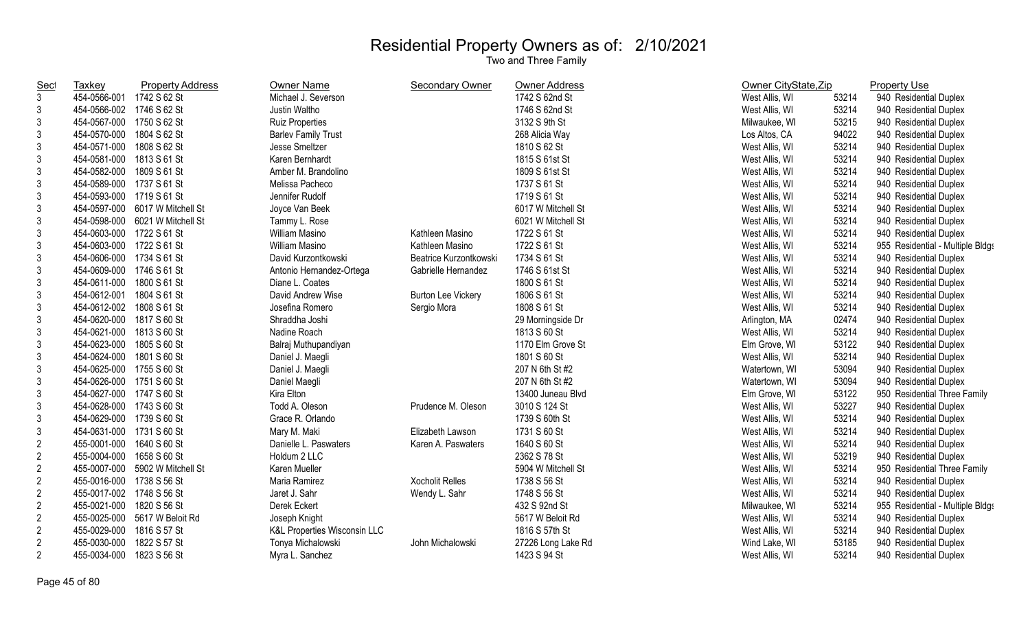# Residential Property Owners as of: 2/10/2021

Two and Three Family

| Sect | Taxkey | Property Address | Owner Name | Secondary Owner | Owner Address | Owner CityState,Zip | | Property Use |
|---|---|---|---|---|---|---|---|---|
| 3 | 454-0566-001 | 1742 S 62 St | Michael J. Severson | | 1742 S 62nd St | West Allis, WI | 53214 | 940 Residential Duplex |
| 3 | 454-0566-002 | 1746 S 62 St | Justin Waltho | | 1746 S 62nd St | West Allis, WI | 53214 | 940 Residential Duplex |
| 3 | 454-0567-000 | 1750 S 62 St | Ruiz Properties | | 3132 S 9th St | Milwaukee, WI | 53215 | 940 Residential Duplex |
| 3 | 454-0570-000 | 1804 S 62 St | Barlev Family Trust | | 268 Alicia Way | Los Altos, CA | 94022 | 940 Residential Duplex |
| 3 | 454-0571-000 | 1808 S 62 St | Jesse Smeltzer | | 1810 S 62 St | West Allis, WI | 53214 | 940 Residential Duplex |
| 3 | 454-0581-000 | 1813 S 61 St | Karen Bernhardt | | 1815 S 61st St | West Allis, WI | 53214 | 940 Residential Duplex |
| 3 | 454-0582-000 | 1809 S 61 St | Amber M. Brandolino | | 1809 S 61st St | West Allis, WI | 53214 | 940 Residential Duplex |
| 3 | 454-0589-000 | 1737 S 61 St | Melissa Pacheco | | 1737 S 61 St | West Allis, WI | 53214 | 940 Residential Duplex |
| 3 | 454-0593-000 | 1719 S 61 St | Jennifer Rudolf | | 1719 S 61 St | West Allis, WI | 53214 | 940 Residential Duplex |
| 3 | 454-0597-000 | 6017 W Mitchell St | Joyce Van Beek | | 6017 W Mitchell St | West Allis, WI | 53214 | 940 Residential Duplex |
| 3 | 454-0598-000 | 6021 W Mitchell St | Tammy L. Rose | | 6021 W Mitchell St | West Allis, WI | 53214 | 940 Residential Duplex |
| 3 | 454-0603-000 | 1722 S 61 St | William Masino | Kathleen Masino | 1722 S 61 St | West Allis, WI | 53214 | 940 Residential Duplex |
| 3 | 454-0603-000 | 1722 S 61 St | William Masino | Kathleen Masino | 1722 S 61 St | West Allis, WI | 53214 | 955 Residential - Multiple Bldgs |
| 3 | 454-0606-000 | 1734 S 61 St | David Kurzontkowski | Beatrice Kurzontkowski | 1734 S 61 St | West Allis, WI | 53214 | 940 Residential Duplex |
| 3 | 454-0609-000 | 1746 S 61 St | Antonio Hernandez-Ortega | Gabrielle Hernandez | 1746 S 61st St | West Allis, WI | 53214 | 940 Residential Duplex |
| 3 | 454-0611-000 | 1800 S 61 St | Diane L. Coates | | 1800 S 61 St | West Allis, WI | 53214 | 940 Residential Duplex |
| 3 | 454-0612-001 | 1804 S 61 St | David Andrew Wise | Burton Lee Vickery | 1806 S 61 St | West Allis, WI | 53214 | 940 Residential Duplex |
| 3 | 454-0612-002 | 1808 S 61 St | Josefina Romero | Sergio Mora | 1808 S 61 St | West Allis, WI | 53214 | 940 Residential Duplex |
| 3 | 454-0620-000 | 1817 S 60 St | Shraddha Joshi | | 29 Morningside Dr | Arlington, MA | 02474 | 940 Residential Duplex |
| 3 | 454-0621-000 | 1813 S 60 St | Nadine Roach | | 1813 S 60 St | West Allis, WI | 53214 | 940 Residential Duplex |
| 3 | 454-0623-000 | 1805 S 60 St | Balraj Muthupandiyan | | 1170 Elm Grove St | Elm Grove, WI | 53122 | 940 Residential Duplex |
| 3 | 454-0624-000 | 1801 S 60 St | Daniel J. Maegli | | 1801 S 60 St | West Allis, WI | 53214 | 940 Residential Duplex |
| 3 | 454-0625-000 | 1755 S 60 St | Daniel J. Maegli | | 207 N 6th St #2 | Watertown, WI | 53094 | 940 Residential Duplex |
| 3 | 454-0626-000 | 1751 S 60 St | Daniel Maegli | | 207 N 6th St #2 | Watertown, WI | 53094 | 940 Residential Duplex |
| 3 | 454-0627-000 | 1747 S 60 St | Kira Elton | | 13400 Juneau Blvd | Elm Grove, WI | 53122 | 950 Residential Three Family |
| 3 | 454-0628-000 | 1743 S 60 St | Todd A. Oleson | Prudence M. Oleson | 3010 S 124 St | West Allis, WI | 53227 | 940 Residential Duplex |
| 3 | 454-0629-000 | 1739 S 60 St | Grace R. Orlando | | 1739 S 60th St | West Allis, WI | 53214 | 940 Residential Duplex |
| 3 | 454-0631-000 | 1731 S 60 St | Mary M. Maki | Elizabeth Lawson | 1731 S 60 St | West Allis, WI | 53214 | 940 Residential Duplex |
| 2 | 455-0001-000 | 1640 S 60 St | Danielle L. Paswaters | Karen A. Paswaters | 1640 S 60 St | West Allis, WI | 53214 | 940 Residential Duplex |
| 2 | 455-0004-000 | 1658 S 60 St | Holdum 2 LLC | | 2362 S 78 St | West Allis, WI | 53219 | 940 Residential Duplex |
| 2 | 455-0007-000 | 5902 W Mitchell St | Karen Mueller | | 5904 W Mitchell St | West Allis, WI | 53214 | 950 Residential Three Family |
| 2 | 455-0016-000 | 1738 S 56 St | Maria Ramirez | Xocholit Relles | 1738 S 56 St | West Allis, WI | 53214 | 940 Residential Duplex |
| 2 | 455-0017-002 | 1748 S 56 St | Jaret J. Sahr | Wendy L. Sahr | 1748 S 56 St | West Allis, WI | 53214 | 940 Residential Duplex |
| 2 | 455-0021-000 | 1820 S 56 St | Derek Eckert | | 432 S 92nd St | Milwaukee, WI | 53214 | 955 Residential - Multiple Bldgs |
| 2 | 455-0025-000 | 5617 W Beloit Rd | Joseph Knight | | 5617 W Beloit Rd | West Allis, WI | 53214 | 940 Residential Duplex |
| 2 | 455-0029-000 | 1816 S 57 St | K&L Properties Wisconsin LLC | | 1816 S 57th St | West Allis, WI | 53214 | 940 Residential Duplex |
| 2 | 455-0030-000 | 1822 S 57 St | Tonya Michalowski | John Michalowski | 27226 Long Lake Rd | Wind Lake, WI | 53185 | 940 Residential Duplex |
| 2 | 455-0034-000 | 1823 S 56 St | Myra L. Sanchez | | 1423 S 94 St | West Allis, WI | 53214 | 940 Residential Duplex |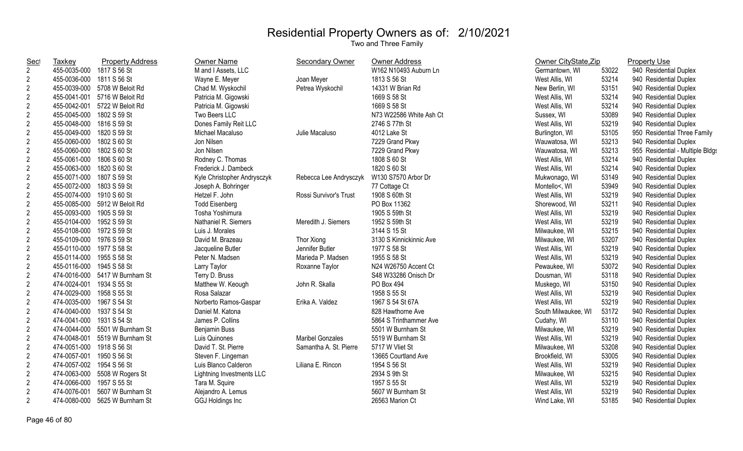# Residential Property Owners as of: 2/10/2021

Two and Three Family

| Sect | Taxkey | Property Address | Owner Name | Secondary Owner | Owner Address | Owner CityState,Zip | | Property Use |
|---|---|---|---|---|---|---|---|---|
| 2 | 455-0035-000 | 1817 S 56 St | M and I Assets, LLC | | W162 N10493 Auburn Ln | Germantown, WI | 53022 | 940 Residential Duplex |
| 2 | 455-0036-000 | 1811 S 56 St | Wayne E. Meyer | Joan Meyer | 1813 S 56 St | West Allis, WI | 53214 | 940 Residential Duplex |
| 2 | 455-0039-000 | 5708 W Beloit Rd | Chad M. Wyskochil | Petrea Wyskochil | 14331 W Brian Rd | New Berlin, WI | 53151 | 940 Residential Duplex |
| 2 | 455-0041-001 | 5716 W Beloit Rd | Patricia M. Gigowski | | 1669 S 58 St | West Allis, WI | 53214 | 940 Residential Duplex |
| 2 | 455-0042-001 | 5722 W Beloit Rd | Patricia M. Gigowski | | 1669 S 58 St | West Allis, WI | 53214 | 940 Residential Duplex |
| 2 | 455-0045-000 | 1802 S 59 St | Two Beers LLC | | N73 W22586 White Ash Ct | Sussex, WI | 53089 | 940 Residential Duplex |
| 2 | 455-0048-000 | 1816 S 59 St | Dones Family Reit LLC | | 2746 S 77th St | West Allis, WI | 53219 | 940 Residential Duplex |
| 2 | 455-0049-000 | 1820 S 59 St | Michael Macaluso | Julie Macaluso | 4012 Lake St | Burlington, WI | 53105 | 950 Residential Three Family |
| 2 | 455-0060-000 | 1802 S 60 St | Jon Nilsen | | 7229 Grand Pkwy | Wauwatosa, WI | 53213 | 940 Residential Duplex |
| 2 | 455-0060-000 | 1802 S 60 St | Jon Nilsen | | 7229 Grand Pkwy | Wauwatosa, WI | 53213 | 955 Residential - Multiple Bldgs |
| 2 | 455-0061-000 | 1806 S 60 St | Rodney C. Thomas | | 1808 S 60 St | West Allis, WI | 53214 | 940 Residential Duplex |
| 2 | 455-0063-000 | 1820 S 60 St | Frederick J. Dambeck | | 1820 S 60 St | West Allis, WI | 53214 | 940 Residential Duplex |
| 2 | 455-0071-000 | 1807 S 59 St | Kyle Christopher Andrysczyk | Rebecca Lee Andrysczyk | W130 S7570 Arbor Dr | Mukwonago, WI | 53149 | 940 Residential Duplex |
| 2 | 455-0072-000 | 1803 S 59 St | Joseph A. Bohringer | | 77 Cottage Ct | Montello<, WI | 53949 | 940 Residential Duplex |
| 2 | 455-0074-000 | 1910 S 60 St | Hetzel F. John | Rossi Survivor's Trust | 1908 S 60th St | West Allis, WI | 53219 | 940 Residential Duplex |
| 2 | 455-0085-000 | 5912 W Beloit Rd | Todd Eisenberg | | PO Box 11362 | Shorewood, WI | 53211 | 940 Residential Duplex |
| 2 | 455-0093-000 | 1905 S 59 St | Tosha Yoshimura | | 1905 S 59th St | West Allis, WI | 53219 | 940 Residential Duplex |
| 2 | 455-0104-000 | 1952 S 59 St | Nathaniel R. Siemers | Meredith J. Siemers | 1952 S 59th St | West Allis, WI | 53219 | 940 Residential Duplex |
| 2 | 455-0108-000 | 1972 S 59 St | Luis J. Morales | | 3144 S 15 St | Milwaukee, WI | 53215 | 940 Residential Duplex |
| 2 | 455-0109-000 | 1976 S 59 St | David M. Brazeau | Thor Xiong | 3130 S Kinnickinnic Ave | Milwaukee, WI | 53207 | 940 Residential Duplex |
| 2 | 455-0110-000 | 1977 S 58 St | Jacqueline Butler | Jennifer Butler | 1977 S 58 St | West Allis, WI | 53219 | 940 Residential Duplex |
| 2 | 455-0114-000 | 1955 S 58 St | Peter N. Madsen | Marieda P. Madsen | 1955 S 58 St | West Allis, WI | 53219 | 940 Residential Duplex |
| 2 | 455-0116-000 | 1945 S 58 St | Larry Taylor | Roxanne Taylor | N24 W26750 Accent Ct | Pewaukee, WI | 53072 | 940 Residential Duplex |
| 2 | 474-0016-000 | 5417 W Burnham St | Terry D. Bruss | | S48 W33286 Onisch Dr | Dousman, WI | 53118 | 940 Residential Duplex |
| 2 | 474-0024-001 | 1934 S 55 St | Matthew W. Keough | John R. Skalla | PO Box 494 | Muskego, WI | 53150 | 940 Residential Duplex |
| 2 | 474-0029-000 | 1958 S 55 St | Rosa Salazar | | 1958 S 55 St | West Allis, WI | 53219 | 940 Residential Duplex |
| 2 | 474-0035-000 | 1967 S 54 St | Norberto Ramos-Gaspar | Erika A. Valdez | 1967 S 54 St 67A | West Allis, WI | 53219 | 940 Residential Duplex |
| 2 | 474-0040-000 | 1937 S 54 St | Daniel M. Katona | | 828 Hawthorne Ave | South Milwaukee, WI | 53172 | 940 Residential Duplex |
| 2 | 474-0041-000 | 1931 S 54 St | James P. Collins | | 5864 S Trinthammer Ave | Cudahy, WI | 53110 | 940 Residential Duplex |
| 2 | 474-0044-000 | 5501 W Burnham St | Benjamin Buss | | 5501 W Burnham St | Milwaukee, WI | 53219 | 940 Residential Duplex |
| 2 | 474-0048-001 | 5519 W Burnham St | Luis Quinones | Maribel Gonzales | 5519 W Burnham St | West Allis, WI | 53219 | 940 Residential Duplex |
| 2 | 474-0051-000 | 1918 S 56 St | David T. St. Pierre | Samantha A. St. Pierre | 5717 W Vliet St | Milwaukee, WI | 53208 | 940 Residential Duplex |
| 2 | 474-0057-001 | 1950 S 56 St | Steven F. Lingeman | | 13665 Courtland Ave | Brookfield, WI | 53005 | 940 Residential Duplex |
| 2 | 474-0057-002 | 1954 S 56 St | Luis Blanco Calderon | Liliana E. Rincon | 1954 S 56 St | West Allis, WI | 53219 | 940 Residential Duplex |
| 2 | 474-0063-000 | 5508 W Rogers St | Lightning Investments LLC | | 2934 S 9th St | Milwaukee, WI | 53215 | 940 Residential Duplex |
| 2 | 474-0066-000 | 1957 S 55 St | Tara M. Squire | | 1957 S 55 St | West Allis, WI | 53219 | 940 Residential Duplex |
| 2 | 474-0076-001 | 5607 W Burnham St | Alejandro A. Lemus | | 5607 W Burnham St | West Allis, WI | 53219 | 940 Residential Duplex |
| 2 | 474-0080-000 | 5625 W Burnham St | GGJ Holdings Inc | | 26563 Marion Ct | Wind Lake, WI | 53185 | 940 Residential Duplex |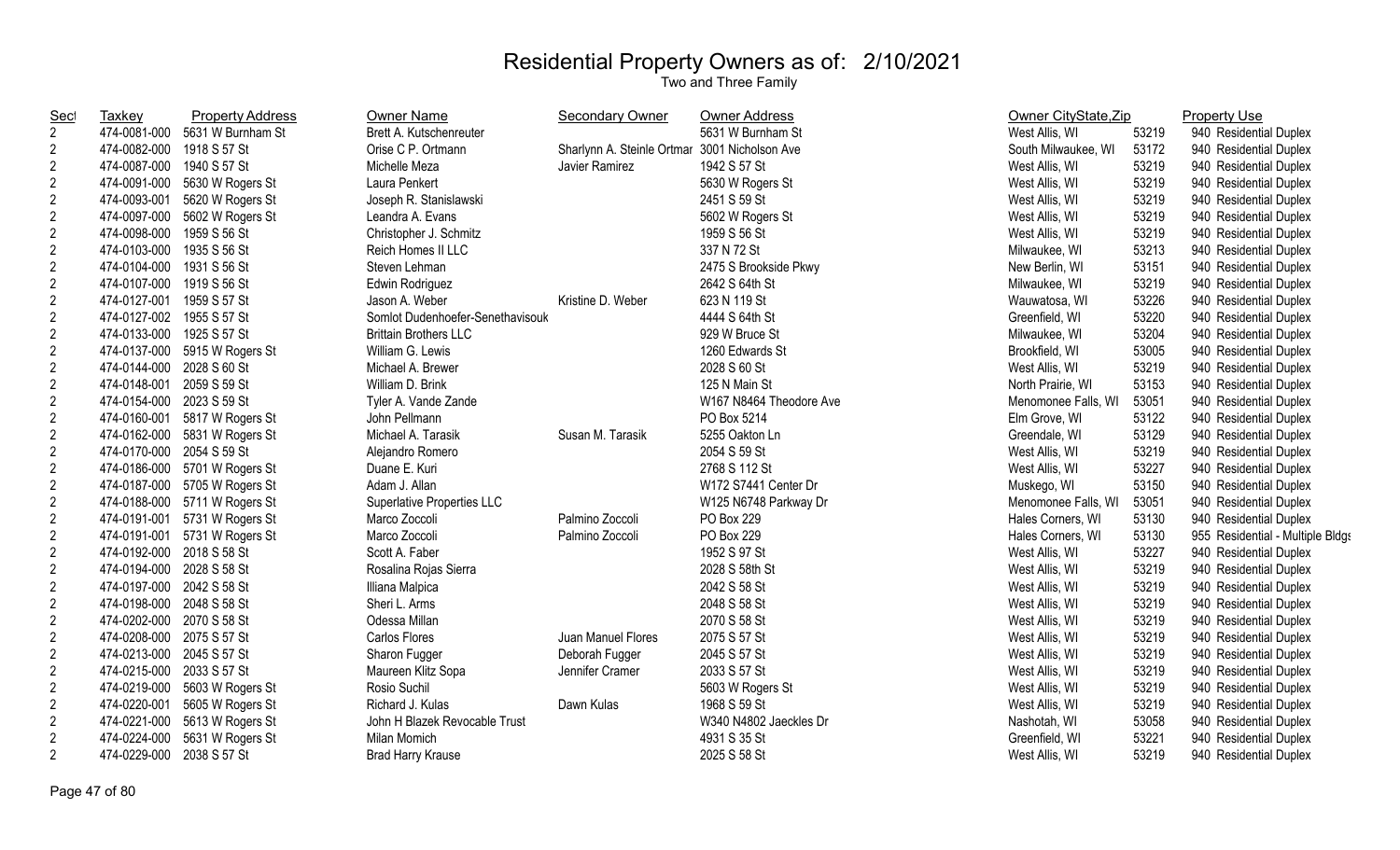# Residential Property Owners as of: 2/10/2021

Two and Three Family

| Sect | Taxkey | Property Address | Owner Name | Secondary Owner | Owner Address | Owner CityState,Zip | | Property Use |
|---|---|---|---|---|---|---|---|---|
| 2 | 474-0081-000 | 5631 W Burnham St | Brett A. Kutschenreuter | | 5631 W Burnham St | West Allis, WI | 53219 | 940 Residential Duplex |
| 2 | 474-0082-000 | 1918 S 57 St | Orise C P. Ortmann | Sharlynn A. Steinle Ortmar | 3001 Nicholson Ave | South Milwaukee, WI | 53172 | 940 Residential Duplex |
| 2 | 474-0087-000 | 1940 S 57 St | Michelle Meza | Javier Ramirez | 1942 S 57 St | West Allis, WI | 53219 | 940 Residential Duplex |
| 2 | 474-0091-000 | 5630 W Rogers St | Laura Penkert | | 5630 W Rogers St | West Allis, WI | 53219 | 940 Residential Duplex |
| 2 | 474-0093-001 | 5620 W Rogers St | Joseph R. Stanislawski | | 2451 S 59 St | West Allis, WI | 53219 | 940 Residential Duplex |
| 2 | 474-0097-000 | 5602 W Rogers St | Leandra A. Evans | | 5602 W Rogers St | West Allis, WI | 53219 | 940 Residential Duplex |
| 2 | 474-0098-000 | 1959 S 56 St | Christopher J. Schmitz | | 1959 S 56 St | West Allis, WI | 53219 | 940 Residential Duplex |
| 2 | 474-0103-000 | 1935 S 56 St | Reich Homes II LLC | | 337 N 72 St | Milwaukee, WI | 53213 | 940 Residential Duplex |
| 2 | 474-0104-000 | 1931 S 56 St | Steven Lehman | | 2475 S Brookside Pkwy | New Berlin, WI | 53151 | 940 Residential Duplex |
| 2 | 474-0107-000 | 1919 S 56 St | Edwin Rodriguez | | 2642 S 64th St | Milwaukee, WI | 53219 | 940 Residential Duplex |
| 2 | 474-0127-001 | 1959 S 57 St | Jason A. Weber | Kristine D. Weber | 623 N 119 St | Wauwatosa, WI | 53226 | 940 Residential Duplex |
| 2 | 474-0127-002 | 1955 S 57 St | Somlot Dudenhoefer-Senethavisouk | | 4444 S 64th St | Greenfield, WI | 53220 | 940 Residential Duplex |
| 2 | 474-0133-000 | 1925 S 57 St | Brittain Brothers LLC | | 929 W Bruce St | Milwaukee, WI | 53204 | 940 Residential Duplex |
| 2 | 474-0137-000 | 5915 W Rogers St | William G. Lewis | | 1260 Edwards St | Brookfield, WI | 53005 | 940 Residential Duplex |
| 2 | 474-0144-000 | 2028 S 60 St | Michael A. Brewer | | 2028 S 60 St | West Allis, WI | 53219 | 940 Residential Duplex |
| 2 | 474-0148-001 | 2059 S 59 St | William D. Brink | | 125 N Main St | North Prairie, WI | 53153 | 940 Residential Duplex |
| 2 | 474-0154-000 | 2023 S 59 St | Tyler A. Vande Zande | | W167 N8464 Theodore Ave | Menomonee Falls, WI | 53051 | 940 Residential Duplex |
| 2 | 474-0160-001 | 5817 W Rogers St | John Pellmann | | PO Box 5214 | Elm Grove, WI | 53122 | 940 Residential Duplex |
| 2 | 474-0162-000 | 5831 W Rogers St | Michael A. Tarasik | Susan M. Tarasik | 5255 Oakton Ln | Greendale, WI | 53129 | 940 Residential Duplex |
| 2 | 474-0170-000 | 2054 S 59 St | Alejandro Romero | | 2054 S 59 St | West Allis, WI | 53219 | 940 Residential Duplex |
| 2 | 474-0186-000 | 5701 W Rogers St | Duane E. Kuri | | 2768 S 112 St | West Allis, WI | 53227 | 940 Residential Duplex |
| 2 | 474-0187-000 | 5705 W Rogers St | Adam J. Allan | | W172 S7441 Center Dr | Muskego, WI | 53150 | 940 Residential Duplex |
| 2 | 474-0188-000 | 5711 W Rogers St | Superlative Properties LLC | | W125 N6748 Parkway Dr | Menomonee Falls, WI | 53051 | 940 Residential Duplex |
| 2 | 474-0191-001 | 5731 W Rogers St | Marco Zoccoli | Palmino Zoccoli | PO Box 229 | Hales Corners, WI | 53130 | 940 Residential Duplex |
| 2 | 474-0191-001 | 5731 W Rogers St | Marco Zoccoli | Palmino Zoccoli | PO Box 229 | Hales Corners, WI | 53130 | 955 Residential - Multiple Bldgs |
| 2 | 474-0192-000 | 2018 S 58 St | Scott A. Faber | | 1952 S 97 St | West Allis, WI | 53227 | 940 Residential Duplex |
| 2 | 474-0194-000 | 2028 S 58 St | Rosalina Rojas Sierra | | 2028 S 58th St | West Allis, WI | 53219 | 940 Residential Duplex |
| 2 | 474-0197-000 | 2042 S 58 St | Illiana Malpica | | 2042 S 58 St | West Allis, WI | 53219 | 940 Residential Duplex |
| 2 | 474-0198-000 | 2048 S 58 St | Sheri L. Arms | | 2048 S 58 St | West Allis, WI | 53219 | 940 Residential Duplex |
| 2 | 474-0202-000 | 2070 S 58 St | Odessa Millan | | 2070 S 58 St | West Allis, WI | 53219 | 940 Residential Duplex |
| 2 | 474-0208-000 | 2075 S 57 St | Carlos Flores | Juan Manuel Flores | 2075 S 57 St | West Allis, WI | 53219 | 940 Residential Duplex |
| 2 | 474-0213-000 | 2045 S 57 St | Sharon Fugger | Deborah Fugger | 2045 S 57 St | West Allis, WI | 53219 | 940 Residential Duplex |
| 2 | 474-0215-000 | 2033 S 57 St | Maureen Klitz Sopa | Jennifer Cramer | 2033 S 57 St | West Allis, WI | 53219 | 940 Residential Duplex |
| 2 | 474-0219-000 | 5603 W Rogers St | Rosio Suchil | | 5603 W Rogers St | West Allis, WI | 53219 | 940 Residential Duplex |
| 2 | 474-0220-001 | 5605 W Rogers St | Richard J. Kulas | Dawn Kulas | 1968 S 59 St | West Allis, WI | 53219 | 940 Residential Duplex |
| 2 | 474-0221-000 | 5613 W Rogers St | John H Blazek Revocable Trust | | W340 N4802 Jaeckles Dr | Nashotah, WI | 53058 | 940 Residential Duplex |
| 2 | 474-0224-000 | 5631 W Rogers St | Milan Momich | | 4931 S 35 St | Greenfield, WI | 53221 | 940 Residential Duplex |
| 2 | 474-0229-000 | 2038 S 57 St | Brad Harry Krause | | 2025 S 58 St | West Allis, WI | 53219 | 940 Residential Duplex |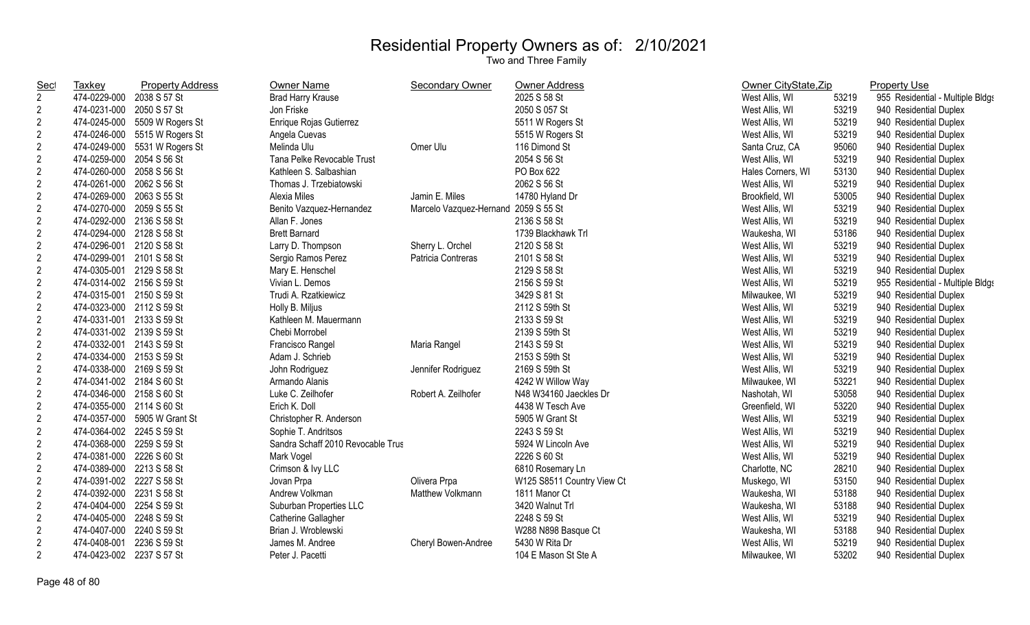# Residential Property Owners as of: 2/10/2021

Two and Three Family

| Sect | Taxkey | Property Address | Owner Name | Secondary Owner | Owner Address | Owner CityState,Zip | | Property Use |
|---|---|---|---|---|---|---|---|---|
| 2 | 474-0229-000 | 2038 S 57 St | Brad Harry Krause | | 2025 S 58 St | West Allis, WI | 53219 | 955 Residential - Multiple Bldgs |
| 2 | 474-0231-000 | 2050 S 57 St | Jon Friske | | 2050 S 057 St | West Allis, WI | 53219 | 940 Residential Duplex |
| 2 | 474-0245-000 | 5509 W Rogers St | Enrique Rojas Gutierrez | | 5511 W Rogers St | West Allis, WI | 53219 | 940 Residential Duplex |
| 2 | 474-0246-000 | 5515 W Rogers St | Angela Cuevas | | 5515 W Rogers St | West Allis, WI | 53219 | 940 Residential Duplex |
| 2 | 474-0249-000 | 5531 W Rogers St | Melinda Ulu | Omer Ulu | 116 Dimond St | Santa Cruz, CA | 95060 | 940 Residential Duplex |
| 2 | 474-0259-000 | 2054 S 56 St | Tana Pelke Revocable Trust | | 2054 S 56 St | West Allis, WI | 53219 | 940 Residential Duplex |
| 2 | 474-0260-000 | 2058 S 56 St | Kathleen S. Salbashian | | PO Box 622 | Hales Corners, WI | 53130 | 940 Residential Duplex |
| 2 | 474-0261-000 | 2062 S 56 St | Thomas J. Trzebiatowski | | 2062 S 56 St | West Allis, WI | 53219 | 940 Residential Duplex |
| 2 | 474-0269-000 | 2063 S 55 St | Alexia Miles | Jamin E. Miles | 14780 Hyland Dr | Brookfield, WI | 53005 | 940 Residential Duplex |
| 2 | 474-0270-000 | 2059 S 55 St | Benito Vazquez-Hernandez | Marcelo Vazquez-Hernand | 2059 S 55 St | West Allis, WI | 53219 | 940 Residential Duplex |
| 2 | 474-0292-000 | 2136 S 58 St | Allan F. Jones | | 2136 S 58 St | West Allis, WI | 53219 | 940 Residential Duplex |
| 2 | 474-0294-000 | 2128 S 58 St | Brett Barnard | | 1739 Blackhawk Trl | Waukesha, WI | 53186 | 940 Residential Duplex |
| 2 | 474-0296-001 | 2120 S 58 St | Larry D. Thompson | Sherry L. Orchel | 2120 S 58 St | West Allis, WI | 53219 | 940 Residential Duplex |
| 2 | 474-0299-001 | 2101 S 58 St | Sergio Ramos Perez | Patricia Contreras | 2101 S 58 St | West Allis, WI | 53219 | 940 Residential Duplex |
| 2 | 474-0305-001 | 2129 S 58 St | Mary E. Henschel | | 2129 S 58 St | West Allis, WI | 53219 | 940 Residential Duplex |
| 2 | 474-0314-002 | 2156 S 59 St | Vivian L. Demos | | 2156 S 59 St | West Allis, WI | 53219 | 955 Residential - Multiple Bldgs |
| 2 | 474-0315-001 | 2150 S 59 St | Trudi A. Rzatkiewicz | | 3429 S 81 St | Milwaukee, WI | 53219 | 940 Residential Duplex |
| 2 | 474-0323-000 | 2112 S 59 St | Holly B. Miljus | | 2112 S 59th St | West Allis, WI | 53219 | 940 Residential Duplex |
| 2 | 474-0331-001 | 2133 S 59 St | Kathleen M. Mauermann | | 2133 S 59 St | West Allis, WI | 53219 | 940 Residential Duplex |
| 2 | 474-0331-002 | 2139 S 59 St | Chebi Morrobel | | 2139 S 59th St | West Allis, WI | 53219 | 940 Residential Duplex |
| 2 | 474-0332-001 | 2143 S 59 St | Francisco Rangel | Maria Rangel | 2143 S 59 St | West Allis, WI | 53219 | 940 Residential Duplex |
| 2 | 474-0334-000 | 2153 S 59 St | Adam J. Schrieb | | 2153 S 59th St | West Allis, WI | 53219 | 940 Residential Duplex |
| 2 | 474-0338-000 | 2169 S 59 St | John Rodriguez | Jennifer Rodriguez | 2169 S 59th St | West Allis, WI | 53219 | 940 Residential Duplex |
| 2 | 474-0341-002 | 2184 S 60 St | Armando Alanis | | 4242 W Willow Way | Milwaukee, WI | 53221 | 940 Residential Duplex |
| 2 | 474-0346-000 | 2158 S 60 St | Luke C. Zeilhofer | Robert A. Zeilhofer | N48 W34160 Jaeckles Dr | Nashotah, WI | 53058 | 940 Residential Duplex |
| 2 | 474-0355-000 | 2114 S 60 St | Erich K. Doll | | 4438 W Tesch Ave | Greenfield, WI | 53220 | 940 Residential Duplex |
| 2 | 474-0357-000 | 5905 W Grant St | Christopher R. Anderson | | 5905 W Grant St | West Allis, WI | 53219 | 940 Residential Duplex |
| 2 | 474-0364-002 | 2245 S 59 St | Sophie T. Andritsos | | 2243 S 59 St | West Allis, WI | 53219 | 940 Residential Duplex |
| 2 | 474-0368-000 | 2259 S 59 St | Sandra Schaff 2010 Revocable Trus | | 5924 W Lincoln Ave | West Allis, WI | 53219 | 940 Residential Duplex |
| 2 | 474-0381-000 | 2226 S 60 St | Mark Vogel | | 2226 S 60 St | West Allis, WI | 53219 | 940 Residential Duplex |
| 2 | 474-0389-000 | 2213 S 58 St | Crimson & Ivy LLC | | 6810 Rosemary Ln | Charlotte, NC | 28210 | 940 Residential Duplex |
| 2 | 474-0391-002 | 2227 S 58 St | Jovan Prpa | Olivera Prpa | W125 S8511 Country View Ct | Muskego, WI | 53150 | 940 Residential Duplex |
| 2 | 474-0392-000 | 2231 S 58 St | Andrew Volkman | Matthew Volkmann | 1811 Manor Ct | Waukesha, WI | 53188 | 940 Residential Duplex |
| 2 | 474-0404-000 | 2254 S 59 St | Suburban Properties LLC | | 3420 Walnut Trl | Waukesha, WI | 53188 | 940 Residential Duplex |
| 2 | 474-0405-000 | 2248 S 59 St | Catherine Gallagher | | 2248 S 59 St | West Allis, WI | 53219 | 940 Residential Duplex |
| 2 | 474-0407-000 | 2240 S 59 St | Brian J. Wroblewski | | W288 N898 Basque Ct | Waukesha, WI | 53188 | 940 Residential Duplex |
| 2 | 474-0408-001 | 2236 S 59 St | James M. Andree | Cheryl Bowen-Andree | 5430 W Rita Dr | West Allis, WI | 53219 | 940 Residential Duplex |
| 2 | 474-0423-002 | 2237 S 57 St | Peter J. Pacetti | | 104 E Mason St Ste A | Milwaukee, WI | 53202 | 940 Residential Duplex |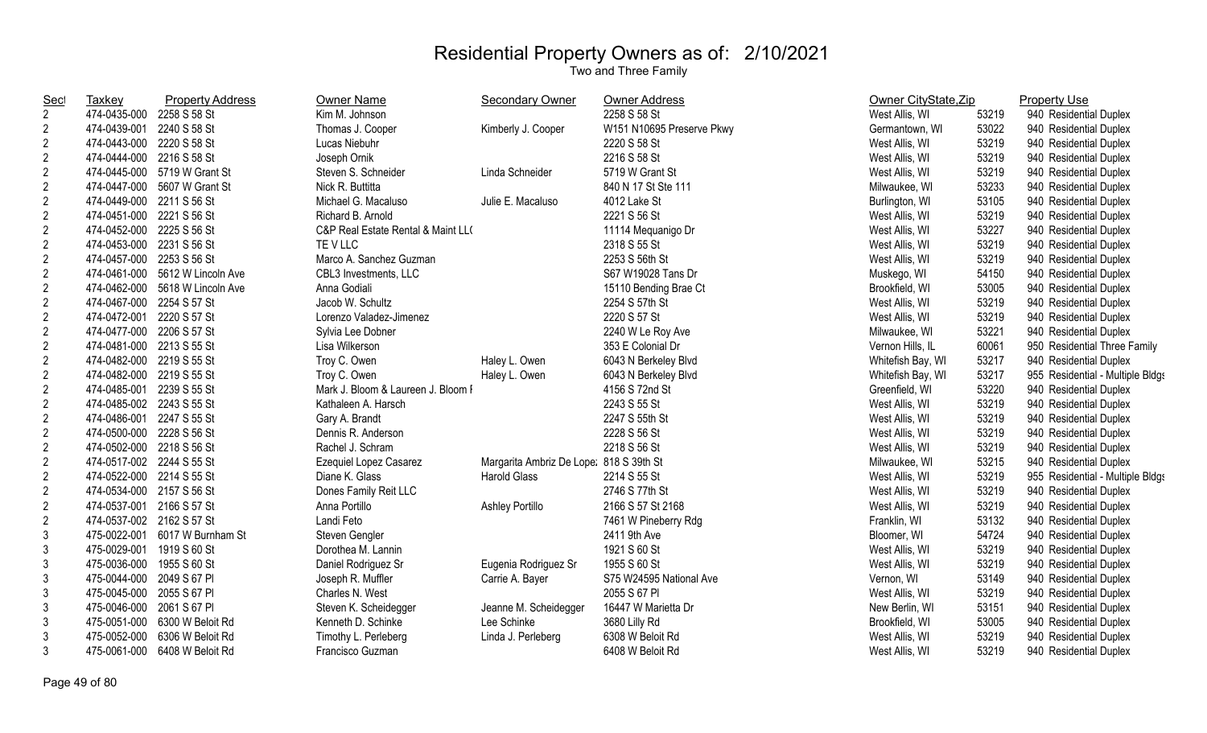# Residential Property Owners as of: 2/10/2021

Two and Three Family

| Sect | Taxkey | Property Address | Owner Name | Secondary Owner | Owner Address | Owner CityState,Zip | | Property Use |
|---|---|---|---|---|---|---|---|---|
| 2 | 474-0435-000 | 2258 S 58 St | Kim M. Johnson | | 2258 S 58 St | West Allis, WI | 53219 | 940 Residential Duplex |
| 2 | 474-0439-001 | 2240 S 58 St | Thomas J. Cooper | Kimberly J. Cooper | W151 N10695 Preserve Pkwy | Germantown, WI | 53022 | 940 Residential Duplex |
| 2 | 474-0443-000 | 2220 S 58 St | Lucas Niebuhr | | 2220 S 58 St | West Allis, WI | 53219 | 940 Residential Duplex |
| 2 | 474-0444-000 | 2216 S 58 St | Joseph Ornik | | 2216 S 58 St | West Allis, WI | 53219 | 940 Residential Duplex |
| 2 | 474-0445-000 | 5719 W Grant St | Steven S. Schneider | Linda Schneider | 5719 W Grant St | West Allis, WI | 53219 | 940 Residential Duplex |
| 2 | 474-0447-000 | 5607 W Grant St | Nick R. Buttitta | | 840 N 17 St Ste 111 | Milwaukee, WI | 53233 | 940 Residential Duplex |
| 2 | 474-0449-000 | 2211 S 56 St | Michael G. Macaluso | Julie E. Macaluso | 4012 Lake St | Burlington, WI | 53105 | 940 Residential Duplex |
| 2 | 474-0451-000 | 2221 S 56 St | Richard B. Arnold | | 2221 S 56 St | West Allis, WI | 53219 | 940 Residential Duplex |
| 2 | 474-0452-000 | 2225 S 56 St | C&P Real Estate Rental & Maint LL( | | 11114 Mequanigo Dr | West Allis, WI | 53227 | 940 Residential Duplex |
| 2 | 474-0453-000 | 2231 S 56 St | TE V LLC | | 2318 S 55 St | West Allis, WI | 53219 | 940 Residential Duplex |
| 2 | 474-0457-000 | 2253 S 56 St | Marco A. Sanchez Guzman | | 2253 S 56th St | West Allis, WI | 53219 | 940 Residential Duplex |
| 2 | 474-0461-000 | 5612 W Lincoln Ave | CBL3 Investments, LLC | | S67 W19028 Tans Dr | Muskego, WI | 54150 | 940 Residential Duplex |
| 2 | 474-0462-000 | 5618 W Lincoln Ave | Anna Godiali | | 15110 Bending Brae Ct | Brookfield, WI | 53005 | 940 Residential Duplex |
| 2 | 474-0467-000 | 2254 S 57 St | Jacob W. Schultz | | 2254 S 57th St | West Allis, WI | 53219 | 940 Residential Duplex |
| 2 | 474-0472-001 | 2220 S 57 St | Lorenzo Valadez-Jimenez | | 2220 S 57 St | West Allis, WI | 53219 | 940 Residential Duplex |
| 2 | 474-0477-000 | 2206 S 57 St | Sylvia Lee Dobner | | 2240 W Le Roy Ave | Milwaukee, WI | 53221 | 940 Residential Duplex |
| 2 | 474-0481-000 | 2213 S 55 St | Lisa Wilkerson | | 353 E Colonial Dr | Vernon Hills, IL | 60061 | 950 Residential Three Family |
| 2 | 474-0482-000 | 2219 S 55 St | Troy C. Owen | Haley L. Owen | 6043 N Berkeley Blvd | Whitefish Bay, WI | 53217 | 940 Residential Duplex |
| 2 | 474-0482-000 | 2219 S 55 St | Troy C. Owen | Haley L. Owen | 6043 N Berkeley Blvd | Whitefish Bay, WI | 53217 | 955 Residential - Multiple Bldgs |
| 2 | 474-0485-001 | 2239 S 55 St | Mark J. Bloom & Laureen J. Bloom I | | 4156 S 72nd St | Greenfield, WI | 53220 | 940 Residential Duplex |
| 2 | 474-0485-002 | 2243 S 55 St | Kathaleen A. Harsch | | 2243 S 55 St | West Allis, WI | 53219 | 940 Residential Duplex |
| 2 | 474-0486-001 | 2247 S 55 St | Gary A. Brandt | | 2247 S 55th St | West Allis, WI | 53219 | 940 Residential Duplex |
| 2 | 474-0500-000 | 2228 S 56 St | Dennis R. Anderson | | 2228 S 56 St | West Allis, WI | 53219 | 940 Residential Duplex |
| 2 | 474-0502-000 | 2218 S 56 St | Rachel J. Schram | | 2218 S 56 St | West Allis, WI | 53219 | 940 Residential Duplex |
| 2 | 474-0517-002 | 2244 S 55 St | Ezequiel Lopez Casarez | Margarita Ambriz De Lope: | 818 S 39th St | Milwaukee, WI | 53215 | 940 Residential Duplex |
| 2 | 474-0522-000 | 2214 S 55 St | Diane K. Glass | Harold Glass | 2214 S 55 St | West Allis, WI | 53219 | 955 Residential - Multiple Bldgs |
| 2 | 474-0534-000 | 2157 S 56 St | Dones Family Reit LLC | | 2746 S 77th St | West Allis, WI | 53219 | 940 Residential Duplex |
| 2 | 474-0537-001 | 2166 S 57 St | Anna Portillo | Ashley Portillo | 2166 S 57 St 2168 | West Allis, WI | 53219 | 940 Residential Duplex |
| 2 | 474-0537-002 | 2162 S 57 St | Landi Feto | | 7461 W Pineberry Rdg | Franklin, WI | 53132 | 940 Residential Duplex |
| 3 | 475-0022-001 | 6017 W Burnham St | Steven Gengler | | 2411 9th Ave | Bloomer, WI | 54724 | 940 Residential Duplex |
| 3 | 475-0029-001 | 1919 S 60 St | Dorothea M. Lannin | | 1921 S 60 St | West Allis, WI | 53219 | 940 Residential Duplex |
| 3 | 475-0036-000 | 1955 S 60 St | Daniel Rodriguez Sr | Eugenia Rodriguez Sr | 1955 S 60 St | West Allis, WI | 53219 | 940 Residential Duplex |
| 3 | 475-0044-000 | 2049 S 67 Pl | Joseph R. Muffler | Carrie A. Bayer | S75 W24595 National Ave | Vernon, WI | 53149 | 940 Residential Duplex |
| 3 | 475-0045-000 | 2055 S 67 Pl | Charles N. West | | 2055 S 67 Pl | West Allis, WI | 53219 | 940 Residential Duplex |
| 3 | 475-0046-000 | 2061 S 67 Pl | Steven K. Scheidegger | Jeanne M. Scheidegger | 16447 W Marietta Dr | New Berlin, WI | 53151 | 940 Residential Duplex |
| 3 | 475-0051-000 | 6300 W Beloit Rd | Kenneth D. Schinke | Lee Schinke | 3680 Lilly Rd | Brookfield, WI | 53005 | 940 Residential Duplex |
| 3 | 475-0052-000 | 6306 W Beloit Rd | Timothy L. Perleberg | Linda J. Perleberg | 6308 W Beloit Rd | West Allis, WI | 53219 | 940 Residential Duplex |
| 3 | 475-0061-000 | 6408 W Beloit Rd | Francisco Guzman | | 6408 W Beloit Rd | West Allis, WI | 53219 | 940 Residential Duplex |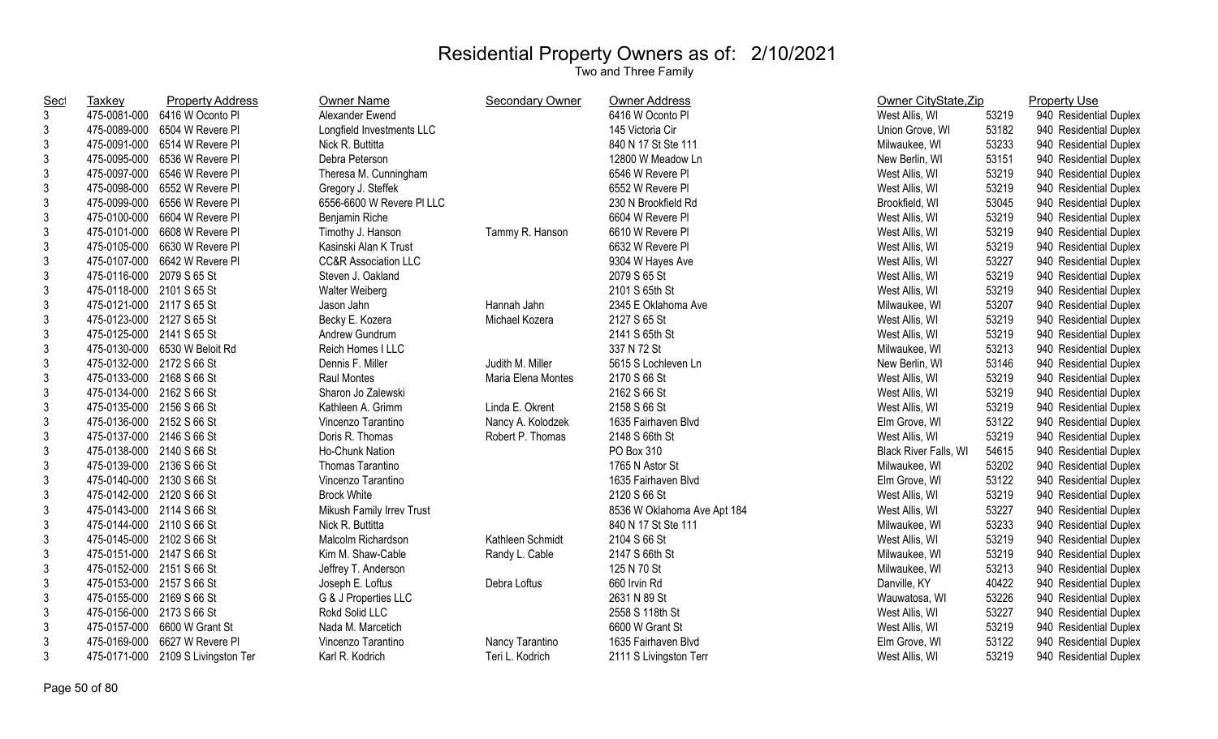# Residential Property Owners as of: 2/10/2021

Two and Three Family

| Sect | Taxkey | Property Address | Owner Name | Secondary Owner | Owner Address | Owner CityState,Zip | | Property Use |
|---|---|---|---|---|---|---|---|---|
| 3 | 475-0081-000 | 6416 W Oconto Pl | Alexander Ewend | | 6416 W Oconto Pl | West Allis, WI | 53219 | 940 Residential Duplex |
| 3 | 475-0089-000 | 6504 W Revere Pl | Longfield Investments LLC | | 145 Victoria Cir | Union Grove, WI | 53182 | 940 Residential Duplex |
| 3 | 475-0091-000 | 6514 W Revere Pl | Nick R. Buttitta | | 840 N 17 St Ste 111 | Milwaukee, WI | 53233 | 940 Residential Duplex |
| 3 | 475-0095-000 | 6536 W Revere Pl | Debra Peterson | | 12800 W Meadow Ln | New Berlin, WI | 53151 | 940 Residential Duplex |
| 3 | 475-0097-000 | 6546 W Revere Pl | Theresa M. Cunningham | | 6546 W Revere Pl | West Allis, WI | 53219 | 940 Residential Duplex |
| 3 | 475-0098-000 | 6552 W Revere Pl | Gregory J. Steffek | | 6552 W Revere Pl | West Allis, WI | 53219 | 940 Residential Duplex |
| 3 | 475-0099-000 | 6556 W Revere Pl | 6556-6600 W Revere Pl LLC | | 230 N Brookfield Rd | Brookfield, WI | 53045 | 940 Residential Duplex |
| 3 | 475-0100-000 | 6604 W Revere Pl | Benjamin Riche | | 6604 W Revere Pl | West Allis, WI | 53219 | 940 Residential Duplex |
| 3 | 475-0101-000 | 6608 W Revere Pl | Timothy J. Hanson | Tammy R. Hanson | 6610 W Revere Pl | West Allis, WI | 53219 | 940 Residential Duplex |
| 3 | 475-0105-000 | 6630 W Revere Pl | Kasinski Alan K Trust | | 6632 W Revere Pl | West Allis, WI | 53219 | 940 Residential Duplex |
| 3 | 475-0107-000 | 6642 W Revere Pl | CC&R Association LLC | | 9304 W Hayes Ave | West Allis, WI | 53227 | 940 Residential Duplex |
| 3 | 475-0116-000 | 2079 S 65 St | Steven J. Oakland | | 2079 S 65 St | West Allis, WI | 53219 | 940 Residential Duplex |
| 3 | 475-0118-000 | 2101 S 65 St | Walter Weiberg | | 2101 S 65th St | West Allis, WI | 53219 | 940 Residential Duplex |
| 3 | 475-0121-000 | 2117 S 65 St | Jason Jahn | Hannah Jahn | 2345 E Oklahoma Ave | Milwaukee, WI | 53207 | 940 Residential Duplex |
| 3 | 475-0123-000 | 2127 S 65 St | Becky E. Kozera | Michael Kozera | 2127 S 65 St | West Allis, WI | 53219 | 940 Residential Duplex |
| 3 | 475-0125-000 | 2141 S 65 St | Andrew Gundrum | | 2141 S 65th St | West Allis, WI | 53219 | 940 Residential Duplex |
| 3 | 475-0130-000 | 6530 W Beloit Rd | Reich Homes I LLC | | 337 N 72 St | Milwaukee, WI | 53213 | 940 Residential Duplex |
| 3 | 475-0132-000 | 2172 S 66 St | Dennis F. Miller | Judith M. Miller | 5615 S Lochleven Ln | New Berlin, WI | 53146 | 940 Residential Duplex |
| 3 | 475-0133-000 | 2168 S 66 St | Raul Montes | Maria Elena Montes | 2170 S 66 St | West Allis, WI | 53219 | 940 Residential Duplex |
| 3 | 475-0134-000 | 2162 S 66 St | Sharon Jo Zalewski | | 2162 S 66 St | West Allis, WI | 53219 | 940 Residential Duplex |
| 3 | 475-0135-000 | 2156 S 66 St | Kathleen A. Grimm | Linda E. Okrent | 2158 S 66 St | West Allis, WI | 53219 | 940 Residential Duplex |
| 3 | 475-0136-000 | 2152 S 66 St | Vincenzo Tarantino | Nancy A. Kolodzek | 1635 Fairhaven Blvd | Elm Grove, WI | 53122 | 940 Residential Duplex |
| 3 | 475-0137-000 | 2146 S 66 St | Doris R. Thomas | Robert P. Thomas | 2148 S 66th St | West Allis, WI | 53219 | 940 Residential Duplex |
| 3 | 475-0138-000 | 2140 S 66 St | Ho-Chunk Nation | | PO Box 310 | Black River Falls, WI | 54615 | 940 Residential Duplex |
| 3 | 475-0139-000 | 2136 S 66 St | Thomas Tarantino | | 1765 N Astor St | Milwaukee, WI | 53202 | 940 Residential Duplex |
| 3 | 475-0140-000 | 2130 S 66 St | Vincenzo Tarantino | | 1635 Fairhaven Blvd | Elm Grove, WI | 53122 | 940 Residential Duplex |
| 3 | 475-0142-000 | 2120 S 66 St | Brock White | | 2120 S 66 St | West Allis, WI | 53219 | 940 Residential Duplex |
| 3 | 475-0143-000 | 2114 S 66 St | Mikush Family Irrev Trust | | 8536 W Oklahoma Ave Apt 184 | West Allis, WI | 53227 | 940 Residential Duplex |
| 3 | 475-0144-000 | 2110 S 66 St | Nick R. Buttitta | | 840 N 17 St Ste 111 | Milwaukee, WI | 53233 | 940 Residential Duplex |
| 3 | 475-0145-000 | 2102 S 66 St | Malcolm Richardson | Kathleen Schmidt | 2104 S 66 St | West Allis, WI | 53219 | 940 Residential Duplex |
| 3 | 475-0151-000 | 2147 S 66 St | Kim M. Shaw-Cable | Randy L. Cable | 2147 S 66th St | Milwaukee, WI | 53219 | 940 Residential Duplex |
| 3 | 475-0152-000 | 2151 S 66 St | Jeffrey T. Anderson | | 125 N 70 St | Milwaukee, WI | 53213 | 940 Residential Duplex |
| 3 | 475-0153-000 | 2157 S 66 St | Joseph E. Loftus | Debra Loftus | 660 Irvin Rd | Danville, KY | 40422 | 940 Residential Duplex |
| 3 | 475-0155-000 | 2169 S 66 St | G & J Properties LLC | | 2631 N 89 St | Wauwatosa, WI | 53226 | 940 Residential Duplex |
| 3 | 475-0156-000 | 2173 S 66 St | Rokd Solid LLC | | 2558 S 118th St | West Allis, WI | 53227 | 940 Residential Duplex |
| 3 | 475-0157-000 | 6600 W Grant St | Nada M. Marcetich | | 6600 W Grant St | West Allis, WI | 53219 | 940 Residential Duplex |
| 3 | 475-0169-000 | 6627 W Revere Pl | Vincenzo Tarantino | Nancy Tarantino | 1635 Fairhaven Blvd | Elm Grove, WI | 53122 | 940 Residential Duplex |
| 3 | 475-0171-000 | 2109 S Livingston Ter | Karl R. Kodrich | Teri L. Kodrich | 2111 S Livingston Terr | West Allis, WI | 53219 | 940 Residential Duplex |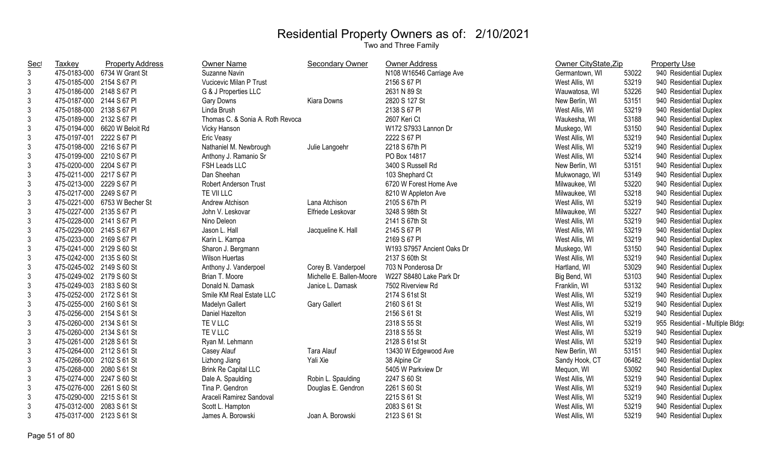# Residential Property Owners as of: 2/10/2021

Two and Three Family

| Sect | Taxkey | Property Address | Owner Name | Secondary Owner | Owner Address | Owner CityState,Zip | | Property Use |
|---|---|---|---|---|---|---|---|---|
| 3 | 475-0183-000 | 6734 W Grant St | Suzanne Navin | | N108 W16546 Carriage Ave | Germantown, WI | 53022 | 940 Residential Duplex |
| 3 | 475-0185-000 | 2154 S 67 Pl | Vucicevic Milan P Trust | | 2156 S 67 Pl | West Allis, WI | 53219 | 940 Residential Duplex |
| 3 | 475-0186-000 | 2148 S 67 Pl | G & J Properties LLC | | 2631 N 89 St | Wauwatosa, WI | 53226 | 940 Residential Duplex |
| 3 | 475-0187-000 | 2144 S 67 Pl | Gary Downs | Kiara Downs | 2820 S 127 St | New Berlin, WI | 53151 | 940 Residential Duplex |
| 3 | 475-0188-000 | 2138 S 67 Pl | Linda Brush | | 2138 S 67 Pl | West Allis, WI | 53219 | 940 Residential Duplex |
| 3 | 475-0189-000 | 2132 S 67 Pl | Thomas C. & Sonia A. Roth Revoca | | 2607 Keri Ct | Waukesha, WI | 53188 | 940 Residential Duplex |
| 3 | 475-0194-000 | 6620 W Beloit Rd | Vicky Hanson | | W172 S7933 Lannon Dr | Muskego, WI | 53150 | 940 Residential Duplex |
| 3 | 475-0197-001 | 2222 S 67 Pl | Eric Veasy | | 2222 S 67 Pl | West Allis, WI | 53219 | 940 Residential Duplex |
| 3 | 475-0198-000 | 2216 S 67 Pl | Nathaniel M. Newbrough | Julie Langoehr | 2218 S 67th Pl | West Allis, WI | 53219 | 940 Residential Duplex |
| 3 | 475-0199-000 | 2210 S 67 Pl | Anthony J. Ramanio Sr | | PO Box 14817 | West Allis, WI | 53214 | 940 Residential Duplex |
| 3 | 475-0200-000 | 2204 S 67 Pl | FSH Leads LLC | | 3400 S Russell Rd | New Berlin, WI | 53151 | 940 Residential Duplex |
| 3 | 475-0211-000 | 2217 S 67 Pl | Dan Sheehan | | 103 Shephard Ct | Mukwonago, WI | 53149 | 940 Residential Duplex |
| 3 | 475-0213-000 | 2229 S 67 Pl | Robert Anderson Trust | | 6720 W Forest Home Ave | Milwaukee, WI | 53220 | 940 Residential Duplex |
| 3 | 475-0217-000 | 2249 S 67 Pl | TE VII LLC | | 8210 W Appleton Ave | Milwaukee, WI | 53218 | 940 Residential Duplex |
| 3 | 475-0221-000 | 6753 W Becher St | Andrew Atchison | Lana Atchison | 2105 S 67th Pl | West Allis, WI | 53219 | 940 Residential Duplex |
| 3 | 475-0227-000 | 2135 S 67 Pl | John V. Leskovar | Elfriede Leskovar | 3248 S 98th St | Milwaukee, WI | 53227 | 940 Residential Duplex |
| 3 | 475-0228-000 | 2141 S 67 Pl | Nino Deleon | | 2141 S 67th St | West Allis, WI | 53219 | 940 Residential Duplex |
| 3 | 475-0229-000 | 2145 S 67 Pl | Jason L. Hall | Jacqueline K. Hall | 2145 S 67 Pl | West Allis, WI | 53219 | 940 Residential Duplex |
| 3 | 475-0233-000 | 2169 S 67 Pl | Karin L. Kampa | | 2169 S 67 Pl | West Allis, WI | 53219 | 940 Residential Duplex |
| 3 | 475-0241-000 | 2129 S 60 St | Sharon J. Bergmann | | W193 S7957 Ancient Oaks Dr | Muskego, WI | 53150 | 940 Residential Duplex |
| 3 | 475-0242-000 | 2135 S 60 St | Wilson Huertas | | 2137 S 60th St | West Allis, WI | 53219 | 940 Residential Duplex |
| 3 | 475-0245-002 | 2149 S 60 St | Anthony J. Vanderpoel | Corey B. Vanderpoel | 703 N Ponderosa Dr | Hartland, WI | 53029 | 940 Residential Duplex |
| 3 | 475-0249-002 | 2179 S 60 St | Brian T. Moore | Michelle E. Ballen-Moore | W227 S8480 Lake Park Dr | Big Bend, WI | 53103 | 940 Residential Duplex |
| 3 | 475-0249-003 | 2183 S 60 St | Donald N. Damask | Janice L. Damask | 7502 Riverview Rd | Franklin, WI | 53132 | 940 Residential Duplex |
| 3 | 475-0252-000 | 2172 S 61 St | Smile KM Real Estate LLC | | 2174 S 61st St | West Allis, WI | 53219 | 940 Residential Duplex |
| 3 | 475-0255-000 | 2160 S 61 St | Madelyn Gallert | Gary Gallert | 2160 S 61 St | West Allis, WI | 53219 | 940 Residential Duplex |
| 3 | 475-0256-000 | 2154 S 61 St | Daniel Hazelton | | 2156 S 61 St | West Allis, WI | 53219 | 940 Residential Duplex |
| 3 | 475-0260-000 | 2134 S 61 St | TE V LLC | | 2318 S 55 St | West Allis, WI | 53219 | 955 Residential - Multiple Bldgs |
| 3 | 475-0260-000 | 2134 S 61 St | TE V LLC | | 2318 S 55 St | West Allis, WI | 53219 | 940 Residential Duplex |
| 3 | 475-0261-000 | 2128 S 61 St | Ryan M. Lehmann | | 2128 S 61st St | West Allis, WI | 53219 | 940 Residential Duplex |
| 3 | 475-0264-000 | 2112 S 61 St | Casey Alauf | Tara Alauf | 13430 W Edgewood Ave | New Berlin, WI | 53151 | 940 Residential Duplex |
| 3 | 475-0266-000 | 2102 S 61 St | Lizhong Jiang | Yali Xie | 38 Alpine Cir | Sandy Hook, CT | 06482 | 940 Residential Duplex |
| 3 | 475-0268-000 | 2080 S 61 St | Brink Re Capital LLC | | 5405 W Parkview Dr | Mequon, WI | 53092 | 940 Residential Duplex |
| 3 | 475-0274-000 | 2247 S 60 St | Dale A. Spaulding | Robin L. Spaulding | 2247 S 60 St | West Allis, WI | 53219 | 940 Residential Duplex |
| 3 | 475-0276-000 | 2261 S 60 St | Tina P. Gendron | Douglas E. Gendron | 2261 S 60 St | West Allis, WI | 53219 | 940 Residential Duplex |
| 3 | 475-0290-000 | 2215 S 61 St | Araceli Ramirez Sandoval | | 2215 S 61 St | West Allis, WI | 53219 | 940 Residential Duplex |
| 3 | 475-0312-000 | 2083 S 61 St | Scott L. Hampton | | 2083 S 61 St | West Allis, WI | 53219 | 940 Residential Duplex |
| 3 | 475-0317-000 | 2123 S 61 St | James A. Borowski | Joan A. Borowski | 2123 S 61 St | West Allis, WI | 53219 | 940 Residential Duplex |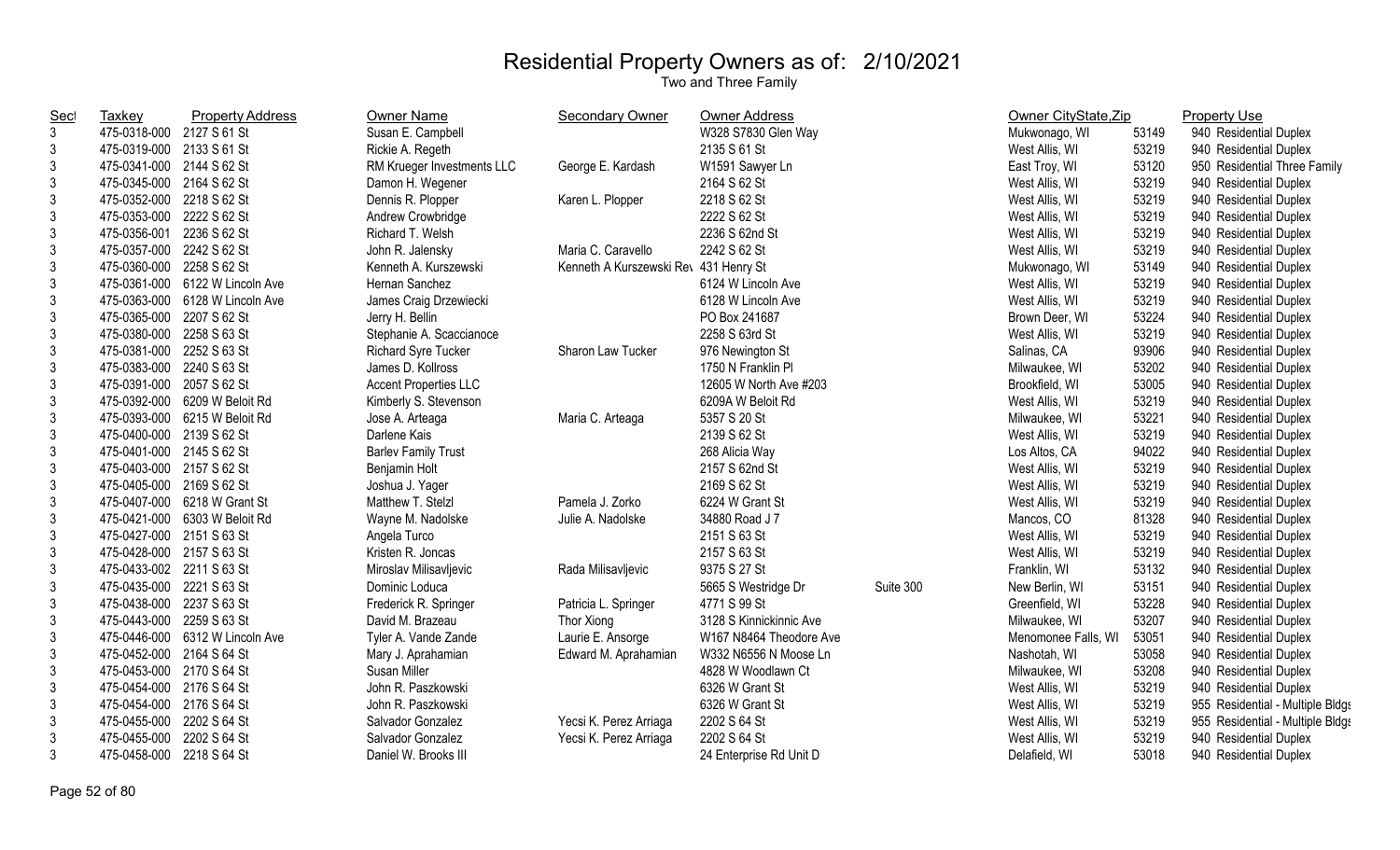# Residential Property Owners as of: 2/10/2021

Two and Three Family

| Sect | Taxkey | Property Address | Owner Name | Secondary Owner | Owner Address | | Owner CityState,Zip | | Property Use |
|---|---|---|---|---|---|---|---|---|---|
| 3 | 475-0318-000 | 2127 S 61 St | Susan E. Campbell | | W328 S7830 Glen Way | | Mukwonago, WI | 53149 | 940 Residential Duplex |
| 3 | 475-0319-000 | 2133 S 61 St | Rickie A. Regeth | | 2135 S 61 St | | West Allis, WI | 53219 | 940 Residential Duplex |
| 3 | 475-0341-000 | 2144 S 62 St | RM Krueger Investments LLC | George E. Kardash | W1591 Sawyer Ln | | East Troy, WI | 53120 | 950 Residential Three Family |
| 3 | 475-0345-000 | 2164 S 62 St | Damon H. Wegener | | 2164 S 62 St | | West Allis, WI | 53219 | 940 Residential Duplex |
| 3 | 475-0352-000 | 2218 S 62 St | Dennis R. Plopper | Karen L. Plopper | 2218 S 62 St | | West Allis, WI | 53219 | 940 Residential Duplex |
| 3 | 475-0353-000 | 2222 S 62 St | Andrew Crowbridge | | 2222 S 62 St | | West Allis, WI | 53219 | 940 Residential Duplex |
| 3 | 475-0356-001 | 2236 S 62 St | Richard T. Welsh | | 2236 S 62nd St | | West Allis, WI | 53219 | 940 Residential Duplex |
| 3 | 475-0357-000 | 2242 S 62 St | John R. Jalensky | Maria C. Caravello | 2242 S 62 St | | West Allis, WI | 53219 | 940 Residential Duplex |
| 3 | 475-0360-000 | 2258 S 62 St | Kenneth A. Kurszewski | Kenneth A Kurszewski Rev | 431 Henry St | | Mukwonago, WI | 53149 | 940 Residential Duplex |
| 3 | 475-0361-000 | 6122 W Lincoln Ave | Hernan Sanchez | | 6124 W Lincoln Ave | | West Allis, WI | 53219 | 940 Residential Duplex |
| 3 | 475-0363-000 | 6128 W Lincoln Ave | James Craig Drzewiecki | | 6128 W Lincoln Ave | | West Allis, WI | 53219 | 940 Residential Duplex |
| 3 | 475-0365-000 | 2207 S 62 St | Jerry H. Bellin | | PO Box 241687 | | Brown Deer, WI | 53224 | 940 Residential Duplex |
| 3 | 475-0380-000 | 2258 S 63 St | Stephanie A. Scaccianoce | | 2258 S 63rd St | | West Allis, WI | 53219 | 940 Residential Duplex |
| 3 | 475-0381-000 | 2252 S 63 St | Richard Syre Tucker | Sharon Law Tucker | 976 Newington St | | Salinas, CA | 93906 | 940 Residential Duplex |
| 3 | 475-0383-000 | 2240 S 63 St | James D. Kollross | | 1750 N Franklin Pl | | Milwaukee, WI | 53202 | 940 Residential Duplex |
| 3 | 475-0391-000 | 2057 S 62 St | Accent Properties LLC | | 12605 W North Ave #203 | | Brookfield, WI | 53005 | 940 Residential Duplex |
| 3 | 475-0392-000 | 6209 W Beloit Rd | Kimberly S. Stevenson | | 6209A W Beloit Rd | | West Allis, WI | 53219 | 940 Residential Duplex |
| 3 | 475-0393-000 | 6215 W Beloit Rd | Jose A. Arteaga | Maria C. Arteaga | 5357 S 20 St | | Milwaukee, WI | 53221 | 940 Residential Duplex |
| 3 | 475-0400-000 | 2139 S 62 St | Darlene Kais | | 2139 S 62 St | | West Allis, WI | 53219 | 940 Residential Duplex |
| 3 | 475-0401-000 | 2145 S 62 St | Barlev Family Trust | | 268 Alicia Way | | Los Altos, CA | 94022 | 940 Residential Duplex |
| 3 | 475-0403-000 | 2157 S 62 St | Benjamin Holt | | 2157 S 62nd St | | West Allis, WI | 53219 | 940 Residential Duplex |
| 3 | 475-0405-000 | 2169 S 62 St | Joshua J. Yager | | 2169 S 62 St | | West Allis, WI | 53219 | 940 Residential Duplex |
| 3 | 475-0407-000 | 6218 W Grant St | Matthew T. Stelzl | Pamela J. Zorko | 6224 W Grant St | | West Allis, WI | 53219 | 940 Residential Duplex |
| 3 | 475-0421-000 | 6303 W Beloit Rd | Wayne M. Nadolske | Julie A. Nadolske | 34880 Road J 7 | | Mancos, CO | 81328 | 940 Residential Duplex |
| 3 | 475-0427-000 | 2151 S 63 St | Angela Turco | | 2151 S 63 St | | West Allis, WI | 53219 | 940 Residential Duplex |
| 3 | 475-0428-000 | 2157 S 63 St | Kristen R. Joncas | | 2157 S 63 St | | West Allis, WI | 53219 | 940 Residential Duplex |
| 3 | 475-0433-002 | 2211 S 63 St | Miroslav Milisavljevic | Rada Milisavljevic | 9375 S 27 St | | Franklin, WI | 53132 | 940 Residential Duplex |
| 3 | 475-0435-000 | 2221 S 63 St | Dominic Loduca | | 5665 S Westridge Dr | Suite 300 | New Berlin, WI | 53151 | 940 Residential Duplex |
| 3 | 475-0438-000 | 2237 S 63 St | Frederick R. Springer | Patricia L. Springer | 4771 S 99 St | | Greenfield, WI | 53228 | 940 Residential Duplex |
| 3 | 475-0443-000 | 2259 S 63 St | David M. Brazeau | Thor Xiong | 3128 S Kinnickinnic Ave | | Milwaukee, WI | 53207 | 940 Residential Duplex |
| 3 | 475-0446-000 | 6312 W Lincoln Ave | Tyler A. Vande Zande | Laurie E. Ansorge | W167 N8464 Theodore Ave | | Menomonee Falls, WI | 53051 | 940 Residential Duplex |
| 3 | 475-0452-000 | 2164 S 64 St | Mary J. Aprahamian | Edward M. Aprahamian | W332 N6556 N Moose Ln | | Nashotah, WI | 53058 | 940 Residential Duplex |
| 3 | 475-0453-000 | 2170 S 64 St | Susan Miller | | 4828 W Woodlawn Ct | | Milwaukee, WI | 53208 | 940 Residential Duplex |
| 3 | 475-0454-000 | 2176 S 64 St | John R. Paszkowski | | 6326 W Grant St | | West Allis, WI | 53219 | 940 Residential Duplex |
| 3 | 475-0454-000 | 2176 S 64 St | John R. Paszkowski | | 6326 W Grant St | | West Allis, WI | 53219 | 955 Residential - Multiple Bldgs |
| 3 | 475-0455-000 | 2202 S 64 St | Salvador Gonzalez | Yecsi K. Perez Arriaga | 2202 S 64 St | | West Allis, WI | 53219 | 955 Residential - Multiple Bldgs |
| 3 | 475-0455-000 | 2202 S 64 St | Salvador Gonzalez | Yecsi K. Perez Arriaga | 2202 S 64 St | | West Allis, WI | 53219 | 940 Residential Duplex |
| 3 | 475-0458-000 | 2218 S 64 St | Daniel W. Brooks III | | 24 Enterprise Rd Unit D | | Delafield, WI | 53018 | 940 Residential Duplex |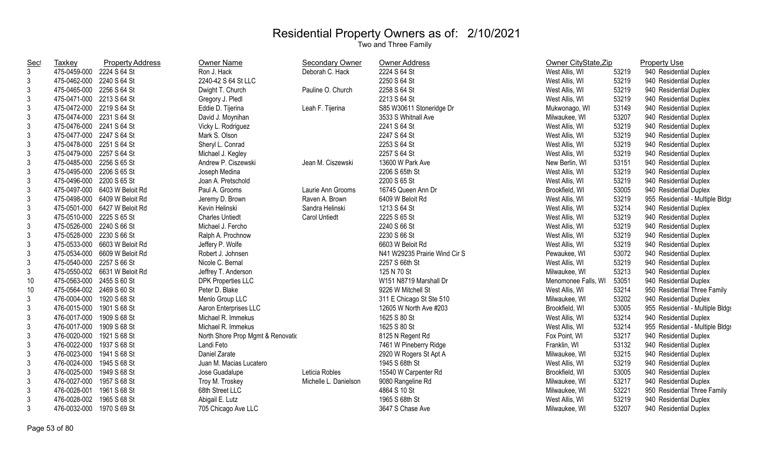# Residential Property Owners as of: 2/10/2021

Two and Three Family

| Sect | Taxkey | Property Address | Owner Name | Secondary Owner | Owner Address | Owner CityState,Zip | | Property Use |
|---|---|---|---|---|---|---|---|---|
| 3 | 475-0459-000 | 2224 S 64 St | Ron J. Hack | Deborah C. Hack | 2224 S 64 St | West Allis, WI | 53219 | 940 Residential Duplex |
| 3 | 475-0462-000 | 2240 S 64 St | 2240-42 S 64 St LLC | | 2250 S 64 St | West Allis, WI | 53219 | 940 Residential Duplex |
| 3 | 475-0465-000 | 2256 S 64 St | Dwight T. Church | Pauline O. Church | 2258 S 64 St | West Allis, WI | 53219 | 940 Residential Duplex |
| 3 | 475-0471-000 | 2213 S 64 St | Gregory J. Pledl | | 2213 S 64 St | West Allis, WI | 53219 | 940 Residential Duplex |
| 3 | 475-0472-000 | 2219 S 64 St | Eddie D. Tijerina | Leah F. Tijerina | S85 W30611 Stoneridge Dr | Mukwonago, WI | 53149 | 940 Residential Duplex |
| 3 | 475-0474-000 | 2231 S 64 St | David J. Moynihan | | 3533 S Whitnall Ave | Milwaukee, WI | 53207 | 940 Residential Duplex |
| 3 | 475-0476-000 | 2241 S 64 St | Vicky L. Rodriguez | | 2241 S 64 St | West Allis, WI | 53219 | 940 Residential Duplex |
| 3 | 475-0477-000 | 2247 S 64 St | Mark S. Olson | | 2247 S 64 St | West Allis, WI | 53219 | 940 Residential Duplex |
| 3 | 475-0478-000 | 2251 S 64 St | Sheryl L. Conrad | | 2253 S 64 St | West Allis, WI | 53219 | 940 Residential Duplex |
| 3 | 475-0479-000 | 2257 S 64 St | Michael J. Kegley | | 2257 S 64 St | West Allis, WI | 53219 | 940 Residential Duplex |
| 3 | 475-0485-000 | 2256 S 65 St | Andrew P. Ciszewski | Jean M. Ciszewski | 13600 W Park Ave | New Berlin, WI | 53151 | 940 Residential Duplex |
| 3 | 475-0495-000 | 2206 S 65 St | Joseph Medina | | 2206 S 65th St | West Allis, WI | 53219 | 940 Residential Duplex |
| 3 | 475-0496-000 | 2200 S 65 St | Joan A. Pretschold | | 2200 S 65 St | West Allis, WI | 53219 | 940 Residential Duplex |
| 3 | 475-0497-000 | 6403 W Beloit Rd | Paul A. Grooms | Laurie Ann Grooms | 16745 Queen Ann Dr | Brookfield, WI | 53005 | 940 Residential Duplex |
| 3 | 475-0498-000 | 6409 W Beloit Rd | Jeremy D. Brown | Raven A. Brown | 6409 W Beloit Rd | West Allis, WI | 53219 | 955 Residential - Multiple Bldgs |
| 3 | 475-0501-000 | 6427 W Beloit Rd | Kevin Helinski | Sandra Helinski | 1213 S 64 St | West Allis, WI | 53214 | 940 Residential Duplex |
| 3 | 475-0510-000 | 2225 S 65 St | Charles Untiedt | Carol Untiedt | 2225 S 65 St | West Allis, WI | 53219 | 940 Residential Duplex |
| 3 | 475-0526-000 | 2240 S 66 St | Michael J. Fercho | | 2240 S 66 St | West Allis, WI | 53219 | 940 Residential Duplex |
| 3 | 475-0528-000 | 2230 S 66 St | Ralph A. Prochnow | | 2230 S 66 St | West Allis, WI | 53219 | 940 Residential Duplex |
| 3 | 475-0533-000 | 6603 W Beloit Rd | Jeffery P. Wolfe | | 6603 W Beloit Rd | West Allis, WI | 53219 | 940 Residential Duplex |
| 3 | 475-0534-000 | 6609 W Beloit Rd | Robert J. Johnsen | | N41 W29235 Prairie Wind Cir S | Pewaukee, WI | 53072 | 940 Residential Duplex |
| 3 | 475-0540-000 | 2257 S 66 St | Nicole C. Bernal | | 2257 S 66th St | West Allis, WI | 53219 | 940 Residential Duplex |
| 3 | 475-0550-002 | 6631 W Beloit Rd | Jeffrey T. Anderson | | 125 N 70 St | Milwaukee, WI | 53213 | 940 Residential Duplex |
| 10 | 475-0563-000 | 2455 S 60 St | DPK Properties LLC | | W151 N8719 Marshall Dr | Menomonee Falls, WI | 53051 | 940 Residential Duplex |
| 10 | 475-0564-002 | 2469 S 60 St | Peter D. Blake | | 9226 W Mitchell St | West Allis, WI | 53214 | 950 Residential Three Family |
| 3 | 476-0004-000 | 1920 S 68 St | Menlo Group LLC | | 311 E Chicago St Ste 510 | Milwaukee, WI | 53202 | 940 Residential Duplex |
| 3 | 476-0015-000 | 1901 S 68 St | Aaron Enterprises LLC | | 12605 W North Ave #203 | Brookfield, WI | 53005 | 955 Residential - Multiple Bldgs |
| 3 | 476-0017-000 | 1909 S 68 St | Michael R. Immekus | | 1625 S 80 St | West Allis, WI | 53214 | 940 Residential Duplex |
| 3 | 476-0017-000 | 1909 S 68 St | Michael R. Immekus | | 1625 S 80 St | West Allis, WI | 53214 | 955 Residential - Multiple Bldgs |
| 3 | 476-0020-000 | 1921 S 68 St | North Shore Prop Mgmt & Renovatio | | 8125 N Regent Rd | Fox Point, WI | 53217 | 940 Residential Duplex |
| 3 | 476-0022-000 | 1937 S 68 St | Landi Feto | | 7461 W Pineberry Ridge | Franklin, WI | 53132 | 940 Residential Duplex |
| 3 | 476-0023-000 | 1941 S 68 St | Daniel Zarate | | 2920 W Rogers St Apt A | Milwaukee, WI | 53215 | 940 Residential Duplex |
| 3 | 476-0024-000 | 1945 S 68 St | Juan M. Macias Lucatero | | 1945 S 68th St | West Allis, WI | 53219 | 940 Residential Duplex |
| 3 | 476-0025-000 | 1949 S 68 St | Jose Guadalupe | Leticia Robles | 15540 W Carpenter Rd | Brookfield, WI | 53005 | 940 Residential Duplex |
| 3 | 476-0027-000 | 1957 S 68 St | Troy M. Troskey | Michelle L. Danielson | 9080 Rangeline Rd | Milwaukee, WI | 53217 | 940 Residential Duplex |
| 3 | 476-0028-001 | 1961 S 68 St | 68th Street LLC | | 4864 S 10 St | Milwaukee, WI | 53221 | 950 Residential Three Family |
| 3 | 476-0028-002 | 1965 S 68 St | Abigail E. Lutz | | 1965 S 68th St | West Allis, WI | 53219 | 940 Residential Duplex |
| 3 | 476-0032-000 | 1970 S 69 St | 705 Chicago Ave LLC | | 3647 S Chase Ave | Milwaukee, WI | 53207 | 940 Residential Duplex |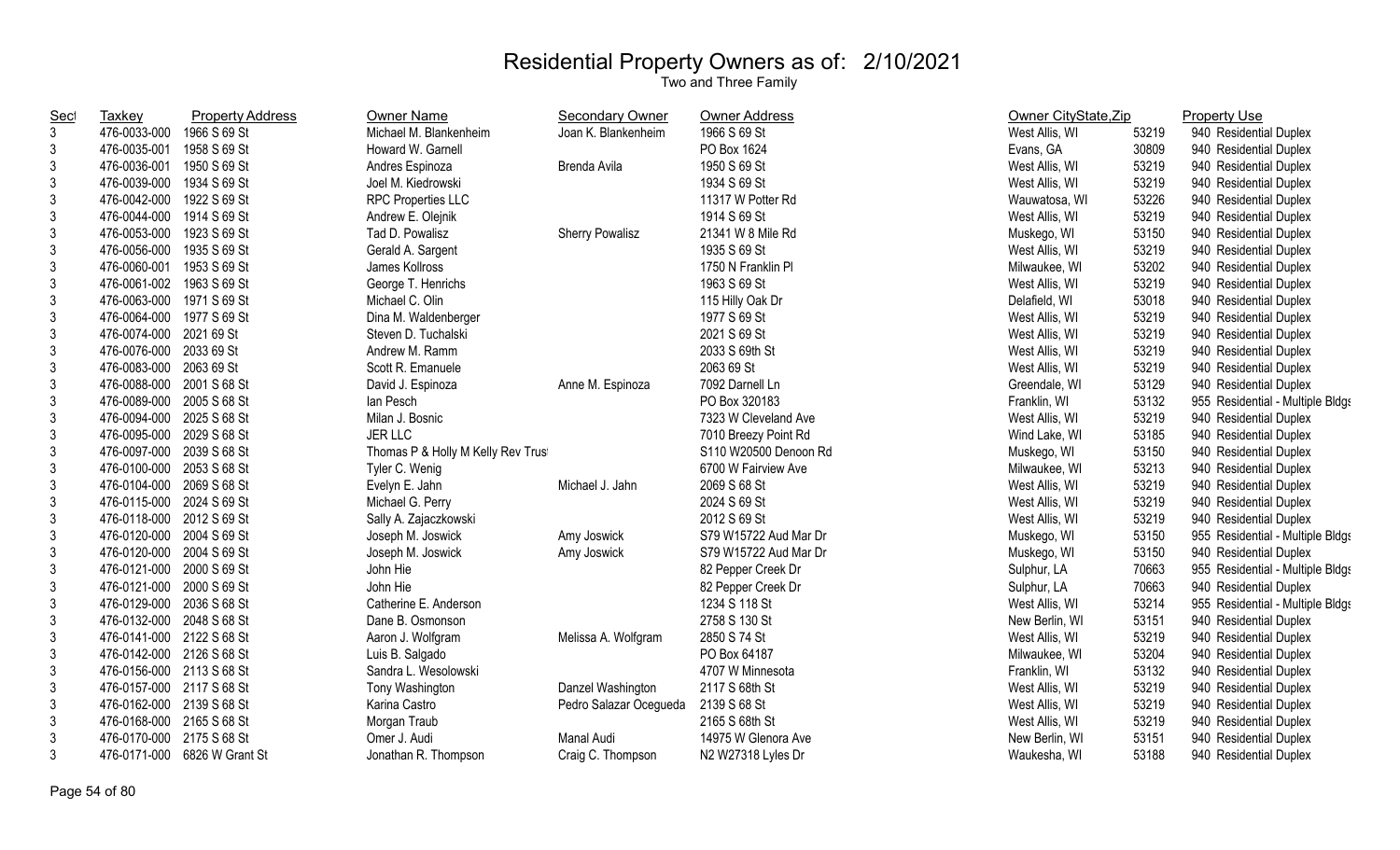# Residential Property Owners as of: 2/10/2021

## Two and Three Family

| Sect | Taxkey | Property Address | Owner Name | Secondary Owner | Owner Address | Owner CityState,Zip | | Property Use |
|---|---|---|---|---|---|---|---|---|
| 3 | 476-0033-000 | 1966 S 69 St | Michael M. Blankenheim | Joan K. Blankenheim | 1966 S 69 St | West Allis, WI | 53219 | 940 Residential Duplex |
| 3 | 476-0035-001 | 1958 S 69 St | Howard W. Garnell | | PO Box 1624 | Evans, GA | 30809 | 940 Residential Duplex |
| 3 | 476-0036-001 | 1950 S 69 St | Andres Espinoza | Brenda Avila | 1950 S 69 St | West Allis, WI | 53219 | 940 Residential Duplex |
| 3 | 476-0039-000 | 1934 S 69 St | Joel M. Kiedrowski | | 1934 S 69 St | West Allis, WI | 53219 | 940 Residential Duplex |
| 3 | 476-0042-000 | 1922 S 69 St | RPC Properties LLC | | 11317 W Potter Rd | Wauwatosa, WI | 53226 | 940 Residential Duplex |
| 3 | 476-0044-000 | 1914 S 69 St | Andrew E. Olejnik | | 1914 S 69 St | West Allis, WI | 53219 | 940 Residential Duplex |
| 3 | 476-0053-000 | 1923 S 69 St | Tad D. Powalisz | Sherry Powalisz | 21341 W 8 Mile Rd | Muskego, WI | 53150 | 940 Residential Duplex |
| 3 | 476-0056-000 | 1935 S 69 St | Gerald A. Sargent | | 1935 S 69 St | West Allis, WI | 53219 | 940 Residential Duplex |
| 3 | 476-0060-001 | 1953 S 69 St | James Kollross | | 1750 N Franklin Pl | Milwaukee, WI | 53202 | 940 Residential Duplex |
| 3 | 476-0061-002 | 1963 S 69 St | George T. Henrichs | | 1963 S 69 St | West Allis, WI | 53219 | 940 Residential Duplex |
| 3 | 476-0063-000 | 1971 S 69 St | Michael C. Olin | | 115 Hilly Oak Dr | Delafield, WI | 53018 | 940 Residential Duplex |
| 3 | 476-0064-000 | 1977 S 69 St | Dina M. Waldenberger | | 1977 S 69 St | West Allis, WI | 53219 | 940 Residential Duplex |
| 3 | 476-0074-000 | 2021 69 St | Steven D. Tuchalski | | 2021 S 69 St | West Allis, WI | 53219 | 940 Residential Duplex |
| 3 | 476-0076-000 | 2033 69 St | Andrew M. Ramm | | 2033 S 69th St | West Allis, WI | 53219 | 940 Residential Duplex |
| 3 | 476-0083-000 | 2063 69 St | Scott R. Emanuele | | 2063 69 St | West Allis, WI | 53219 | 940 Residential Duplex |
| 3 | 476-0088-000 | 2001 S 68 St | David J. Espinoza | Anne M. Espinoza | 7092 Darnell Ln | Greendale, WI | 53129 | 940 Residential Duplex |
| 3 | 476-0089-000 | 2005 S 68 St | Ian Pesch | | PO Box 320183 | Franklin, WI | 53132 | 955 Residential - Multiple Bldgs |
| 3 | 476-0094-000 | 2025 S 68 St | Milan J. Bosnic | | 7323 W Cleveland Ave | West Allis, WI | 53219 | 940 Residential Duplex |
| 3 | 476-0095-000 | 2029 S 68 St | JER LLC | | 7010 Breezy Point Rd | Wind Lake, WI | 53185 | 940 Residential Duplex |
| 3 | 476-0097-000 | 2039 S 68 St | Thomas P & Holly M Kelly Rev Trust | | S110 W20500 Denoon Rd | Muskego, WI | 53150 | 940 Residential Duplex |
| 3 | 476-0100-000 | 2053 S 68 St | Tyler C. Wenig | | 6700 W Fairview Ave | Milwaukee, WI | 53213 | 940 Residential Duplex |
| 3 | 476-0104-000 | 2069 S 68 St | Evelyn E. Jahn | Michael J. Jahn | 2069 S 68 St | West Allis, WI | 53219 | 940 Residential Duplex |
| 3 | 476-0115-000 | 2024 S 69 St | Michael G. Perry | | 2024 S 69 St | West Allis, WI | 53219 | 940 Residential Duplex |
| 3 | 476-0118-000 | 2012 S 69 St | Sally A. Zajaczkowski | | 2012 S 69 St | West Allis, WI | 53219 | 940 Residential Duplex |
| 3 | 476-0120-000 | 2004 S 69 St | Joseph M. Joswick | Amy Joswick | S79 W15722 Aud Mar Dr | Muskego, WI | 53150 | 955 Residential - Multiple Bldgs |
| 3 | 476-0120-000 | 2004 S 69 St | Joseph M. Joswick | Amy Joswick | S79 W15722 Aud Mar Dr | Muskego, WI | 53150 | 940 Residential Duplex |
| 3 | 476-0121-000 | 2000 S 69 St | John Hie | | 82 Pepper Creek Dr | Sulphur, LA | 70663 | 955 Residential - Multiple Bldgs |
| 3 | 476-0121-000 | 2000 S 69 St | John Hie | | 82 Pepper Creek Dr | Sulphur, LA | 70663 | 940 Residential Duplex |
| 3 | 476-0129-000 | 2036 S 68 St | Catherine E. Anderson | | 1234 S 118 St | West Allis, WI | 53214 | 955 Residential - Multiple Bldgs |
| 3 | 476-0132-000 | 2048 S 68 St | Dane B. Osmonson | | 2758 S 130 St | New Berlin, WI | 53151 | 940 Residential Duplex |
| 3 | 476-0141-000 | 2122 S 68 St | Aaron J. Wolfgram | Melissa A. Wolfgram | 2850 S 74 St | West Allis, WI | 53219 | 940 Residential Duplex |
| 3 | 476-0142-000 | 2126 S 68 St | Luis B. Salgado | | PO Box 64187 | Milwaukee, WI | 53204 | 940 Residential Duplex |
| 3 | 476-0156-000 | 2113 S 68 St | Sandra L. Wesolowski | | 4707 W Minnesota | Franklin, WI | 53132 | 940 Residential Duplex |
| 3 | 476-0157-000 | 2117 S 68 St | Tony Washington | Danzel Washington | 2117 S 68th St | West Allis, WI | 53219 | 940 Residential Duplex |
| 3 | 476-0162-000 | 2139 S 68 St | Karina Castro | Pedro Salazar Ocegueda | 2139 S 68 St | West Allis, WI | 53219 | 940 Residential Duplex |
| 3 | 476-0168-000 | 2165 S 68 St | Morgan Traub | | 2165 S 68th St | West Allis, WI | 53219 | 940 Residential Duplex |
| 3 | 476-0170-000 | 2175 S 68 St | Omer J. Audi | Manal Audi | 14975 W Glenora Ave | New Berlin, WI | 53151 | 940 Residential Duplex |
| 3 | 476-0171-000 | 6826 W Grant St | Jonathan R. Thompson | Craig C. Thompson | N2 W27318 Lyles Dr | Waukesha, WI | 53188 | 940 Residential Duplex |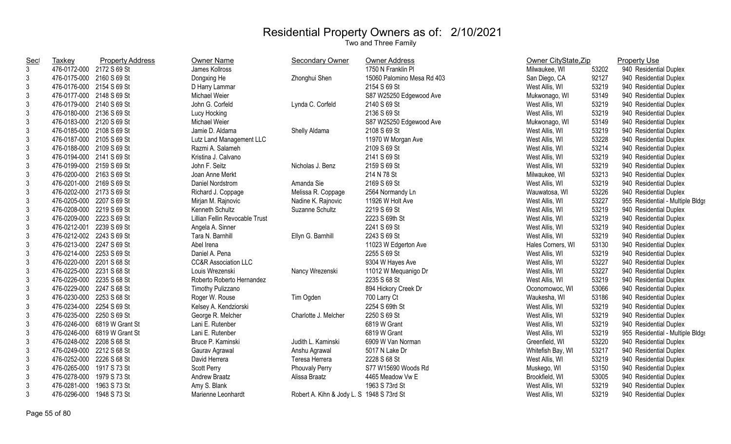# Residential Property Owners as of: 2/10/2021

## Two and Three Family

| Sect | Taxkey | Property Address | Owner Name | Secondary Owner | Owner Address | Owner CityState,Zip | | Property Use |
|---|---|---|---|---|---|---|---|---|
| 3 | 476-0172-000 | 2172 S 69 St | James Kollross | | 1750 N Franklin Pl | Milwaukee, WI | 53202 | 940 Residential Duplex |
| 3 | 476-0175-000 | 2160 S 69 St | Dongxing He | Zhonghui Shen | 15060 Palomino Mesa Rd 403 | San Diego, CA | 92127 | 940 Residential Duplex |
| 3 | 476-0176-000 | 2154 S 69 St | D Harry Lammar | | 2154 S 69 St | West Allis, WI | 53219 | 940 Residential Duplex |
| 3 | 476-0177-000 | 2148 S 69 St | Michael Weier | | S87 W25250 Edgewood Ave | Mukwonago, WI | 53149 | 940 Residential Duplex |
| 3 | 476-0179-000 | 2140 S 69 St | John G. Corfeld | Lynda C. Corfeld | 2140 S 69 St | West Allis, WI | 53219 | 940 Residential Duplex |
| 3 | 476-0180-000 | 2136 S 69 St | Lucy Hocking | | 2136 S 69 St | West Allis, WI | 53219 | 940 Residential Duplex |
| 3 | 476-0183-000 | 2120 S 69 St | Michael Weier | | S87 W25250 Edgewood Ave | Mukwonago, WI | 53149 | 940 Residential Duplex |
| 3 | 476-0185-000 | 2108 S 69 St | Jamie D. Aldama | Shelly Aldama | 2108 S 69 St | West Allis, WI | 53219 | 940 Residential Duplex |
| 3 | 476-0187-000 | 2105 S 69 St | Lutz Land Management LLC | | 11970 W Morgan Ave | West Allis, WI | 53228 | 940 Residential Duplex |
| 3 | 476-0188-000 | 2109 S 69 St | Razmi A. Salameh | | 2109 S 69 St | West Allis, WI | 53214 | 940 Residential Duplex |
| 3 | 476-0194-000 | 2141 S 69 St | Kristina J. Calvano | | 2141 S 69 St | West Allis, WI | 53219 | 940 Residential Duplex |
| 3 | 476-0199-000 | 2159 S 69 St | John F. Seitz | Nicholas J. Benz | 2159 S 69 St | West Allis, WI | 53219 | 940 Residential Duplex |
| 3 | 476-0200-000 | 2163 S 69 St | Joan Anne Merkt | | 214 N 78 St | Milwaukee, WI | 53213 | 940 Residential Duplex |
| 3 | 476-0201-000 | 2169 S 69 St | Daniel Nordstrom | Amanda Sie | 2169 S 69 St | West Allis, WI | 53219 | 940 Residential Duplex |
| 3 | 476-0202-000 | 2173 S 69 St | Richard J. Coppage | Melissa R. Coppage | 2564 Normandy Ln | Wauwatosa, WI | 53226 | 940 Residential Duplex |
| 3 | 476-0205-000 | 2207 S 69 St | Mirjan M. Rajnovic | Nadine K. Rajnovic | 11926 W Holt Ave | West Allis, WI | 53227 | 955 Residential - Multiple Bldgs |
| 3 | 476-0208-000 | 2219 S 69 St | Kenneth Schultz | Suzanne Schultz | 2219 S 69 St | West Allis, WI | 53219 | 940 Residential Duplex |
| 3 | 476-0209-000 | 2223 S 69 St | Lillian Fellin Revocable Trust | | 2223 S 69th St | West Allis, WI | 53219 | 940 Residential Duplex |
| 3 | 476-0212-001 | 2239 S 69 St | Angela A. Sinner | | 2241 S 69 St | West Allis, WI | 53219 | 940 Residential Duplex |
| 3 | 476-0212-002 | 2243 S 69 St | Tara N. Barnhill | Ellyn G. Barnhill | 2243 S 69 St | West Allis, WI | 53219 | 940 Residential Duplex |
| 3 | 476-0213-000 | 2247 S 69 St | Abel Irena | | 11023 W Edgerton Ave | Hales Corners, WI | 53130 | 940 Residential Duplex |
| 3 | 476-0214-000 | 2253 S 69 St | Daniel A. Pena | | 2255 S 69 St | West Allis, WI | 53219 | 940 Residential Duplex |
| 3 | 476-0220-000 | 2201 S 68 St | CC&R Association LLC | | 9304 W Hayes Ave | West Allis, WI | 53227 | 940 Residential Duplex |
| 3 | 476-0225-000 | 2231 S 68 St | Louis Wrezenski | Nancy Wrezenski | 11012 W Mequanigo Dr | West Allis, WI | 53227 | 940 Residential Duplex |
| 3 | 476-0226-000 | 2235 S 68 St | Roberto Roberto Hernandez | | 2235 S 68 St | West Allis, WI | 53219 | 940 Residential Duplex |
| 3 | 476-0229-000 | 2247 S 68 St | Timothy Pulizzano | | 894 Hickory Creek Dr | Oconomowoc, WI | 53066 | 940 Residential Duplex |
| 3 | 476-0230-000 | 2253 S 68 St | Roger W. Rouse | Tim Ogden | 700 Larry Ct | Waukesha, WI | 53186 | 940 Residential Duplex |
| 3 | 476-0234-000 | 2254 S 69 St | Kelsey A. Kendziorski | | 2254 S 69th St | West Allis, WI | 53219 | 940 Residential Duplex |
| 3 | 476-0235-000 | 2250 S 69 St | George R. Melcher | Charlotte J. Melcher | 2250 S 69 St | West Allis, WI | 53219 | 940 Residential Duplex |
| 3 | 476-0246-000 | 6819 W Grant St | Lani E. Rutenber | | 6819 W Grant | West Allis, WI | 53219 | 940 Residential Duplex |
| 3 | 476-0246-000 | 6819 W Grant St | Lani E. Rutenber | | 6819 W Grant | West Allis, WI | 53219 | 955 Residential - Multiple Bldgs |
| 3 | 476-0248-002 | 2208 S 68 St | Bruce P. Kaminski | Judith L. Kaminski | 6909 W Van Norman | Greenfield, WI | 53220 | 940 Residential Duplex |
| 3 | 476-0249-000 | 2212 S 68 St | Gaurav Agrawal | Anshu Agrawal | 5017 N Lake Dr | Whitefish Bay, WI | 53217 | 940 Residential Duplex |
| 3 | 476-0252-000 | 2226 S 68 St | David Herrera | Teresa Herrera | 2228 S 68 St | West Allis, WI | 53219 | 940 Residential Duplex |
| 3 | 476-0265-000 | 1917 S 73 St | Scott Perry | Phouvaly Perry | S77 W15690 Woods Rd | Muskego, WI | 53150 | 940 Residential Duplex |
| 3 | 476-0278-000 | 1979 S 73 St | Andrew Braatz | Alissa Braatz | 4465 Meadow Vw E | Brookfield, WI | 53005 | 940 Residential Duplex |
| 3 | 476-0281-000 | 1963 S 73 St | Amy S. Blank | | 1963 S 73rd St | West Allis, WI | 53219 | 940 Residential Duplex |
| 3 | 476-0296-000 | 1948 S 73 St | Marienne Leonhardt | Robert A. Kihn & Jody L. S | 1948 S 73rd St | West Allis, WI | 53219 | 940 Residential Duplex |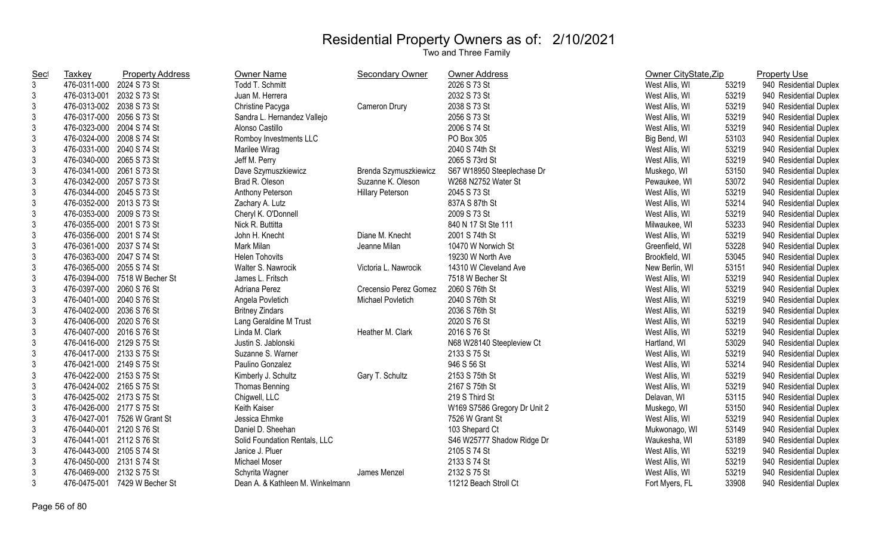# Residential Property Owners as of: 2/10/2021

Two and Three Family

| Sect | Taxkey | Property Address | Owner Name | Secondary Owner | Owner Address | Owner CityState,Zip | | Property Use |
|---|---|---|---|---|---|---|---|---|
| 3 | 476-0311-000 | 2024 S 73 St | Todd T. Schmitt | | 2026 S 73 St | West Allis, WI | 53219 | 940 Residential Duplex |
| 3 | 476-0313-001 | 2032 S 73 St | Juan M. Herrera | | 2032 S 73 St | West Allis, WI | 53219 | 940 Residential Duplex |
| 3 | 476-0313-002 | 2038 S 73 St | Christine Pacyga | Cameron Drury | 2038 S 73 St | West Allis, WI | 53219 | 940 Residential Duplex |
| 3 | 476-0317-000 | 2056 S 73 St | Sandra L. Hernandez Vallejo | | 2056 S 73 St | West Allis, WI | 53219 | 940 Residential Duplex |
| 3 | 476-0323-000 | 2004 S 74 St | Alonso Castillo | | 2006 S 74 St | West Allis, WI | 53219 | 940 Residential Duplex |
| 3 | 476-0324-000 | 2008 S 74 St | Romboy Investments LLC | | PO Box 305 | Big Bend, WI | 53103 | 940 Residential Duplex |
| 3 | 476-0331-000 | 2040 S 74 St | Marilee Wirag | | 2040 S 74th St | West Allis, WI | 53219 | 940 Residential Duplex |
| 3 | 476-0340-000 | 2065 S 73 St | Jeff M. Perry | | 2065 S 73rd St | West Allis, WI | 53219 | 940 Residential Duplex |
| 3 | 476-0341-000 | 2061 S 73 St | Dave Szymuszkiewicz | Brenda Szymuszkiewicz | S67 W18950 Steeplechase Dr | Muskego, WI | 53150 | 940 Residential Duplex |
| 3 | 476-0342-000 | 2057 S 73 St | Brad R. Oleson | Suzanne K. Oleson | W268 N2752 Water St | Pewaukee, WI | 53072 | 940 Residential Duplex |
| 3 | 476-0344-000 | 2045 S 73 St | Anthony Peterson | Hillary Peterson | 2045 S 73 St | West Allis, WI | 53219 | 940 Residential Duplex |
| 3 | 476-0352-000 | 2013 S 73 St | Zachary A. Lutz | | 837A S 87th St | West Allis, WI | 53214 | 940 Residential Duplex |
| 3 | 476-0353-000 | 2009 S 73 St | Cheryl K. O'Donnell | | 2009 S 73 St | West Allis, WI | 53219 | 940 Residential Duplex |
| 3 | 476-0355-000 | 2001 S 73 St | Nick R. Buttitta | | 840 N 17 St Ste 111 | Milwaukee, WI | 53233 | 940 Residential Duplex |
| 3 | 476-0356-000 | 2001 S 74 St | John H. Knecht | Diane M. Knecht | 2001 S 74th St | West Allis, WI | 53219 | 940 Residential Duplex |
| 3 | 476-0361-000 | 2037 S 74 St | Mark Milan | Jeanne Milan | 10470 W Norwich St | Greenfield, WI | 53228 | 940 Residential Duplex |
| 3 | 476-0363-000 | 2047 S 74 St | Helen Tohovits | | 19230 W North Ave | Brookfield, WI | 53045 | 940 Residential Duplex |
| 3 | 476-0365-000 | 2055 S 74 St | Walter S. Nawrocik | Victoria L. Nawrocik | 14310 W Cleveland Ave | New Berlin, WI | 53151 | 940 Residential Duplex |
| 3 | 476-0394-000 | 7518 W Becher St | James L. Fritsch | | 7518 W Becher St | West Allis, WI | 53219 | 940 Residential Duplex |
| 3 | 476-0397-000 | 2060 S 76 St | Adriana Perez | Crecensio Perez Gomez | 2060 S 76th St | West Allis, WI | 53219 | 940 Residential Duplex |
| 3 | 476-0401-000 | 2040 S 76 St | Angela Povletich | Michael Povletich | 2040 S 76th St | West Allis, WI | 53219 | 940 Residential Duplex |
| 3 | 476-0402-000 | 2036 S 76 St | Britney Zindars | | 2036 S 76th St | West Allis, WI | 53219 | 940 Residential Duplex |
| 3 | 476-0406-000 | 2020 S 76 St | Lang Geraldine M Trust | | 2020 S 76 St | West Allis, WI | 53219 | 940 Residential Duplex |
| 3 | 476-0407-000 | 2016 S 76 St | Linda M. Clark | Heather M. Clark | 2016 S 76 St | West Allis, WI | 53219 | 940 Residential Duplex |
| 3 | 476-0416-000 | 2129 S 75 St | Justin S. Jablonski | | N68 W28140 Steepleview Ct | Hartland, WI | 53029 | 940 Residential Duplex |
| 3 | 476-0417-000 | 2133 S 75 St | Suzanne S. Warner | | 2133 S 75 St | West Allis, WI | 53219 | 940 Residential Duplex |
| 3 | 476-0421-000 | 2149 S 75 St | Paulino Gonzalez | | 946 S 56 St | West Allis, WI | 53214 | 940 Residential Duplex |
| 3 | 476-0422-000 | 2153 S 75 St | Kimberly J. Schultz | Gary T. Schultz | 2153 S 75th St | West Allis, WI | 53219 | 940 Residential Duplex |
| 3 | 476-0424-002 | 2165 S 75 St | Thomas Benning | | 2167 S 75th St | West Allis, WI | 53219 | 940 Residential Duplex |
| 3 | 476-0425-002 | 2173 S 75 St | Chigwell, LLC | | 219 S Third St | Delavan, WI | 53115 | 940 Residential Duplex |
| 3 | 476-0426-000 | 2177 S 75 St | Keith Kaiser | | W169 S7586 Gregory Dr Unit 2 | Muskego, WI | 53150 | 940 Residential Duplex |
| 3 | 476-0427-001 | 7526 W Grant St | Jessica Ehmke | | 7526 W Grant St | West Allis, WI | 53219 | 940 Residential Duplex |
| 3 | 476-0440-001 | 2120 S 76 St | Daniel D. Sheehan | | 103 Shepard Ct | Mukwonago, WI | 53149 | 940 Residential Duplex |
| 3 | 476-0441-001 | 2112 S 76 St | Solid Foundation Rentals, LLC | | S46 W25777 Shadow Ridge Dr | Waukesha, WI | 53189 | 940 Residential Duplex |
| 3 | 476-0443-000 | 2105 S 74 St | Janice J. Pluer | | 2105 S 74 St | West Allis, WI | 53219 | 940 Residential Duplex |
| 3 | 476-0450-000 | 2131 S 74 St | Michael Moser | | 2133 S 74 St | West Allis, WI | 53219 | 940 Residential Duplex |
| 3 | 476-0469-000 | 2132 S 75 St | Schyrita Wagner | James Menzel | 2132 S 75 St | West Allis, WI | 53219 | 940 Residential Duplex |
| 3 | 476-0475-001 | 7429 W Becher St | Dean A. & Kathleen M. Winkelmann | | 11212 Beach Stroll Ct | Fort Myers, FL | 33908 | 940 Residential Duplex |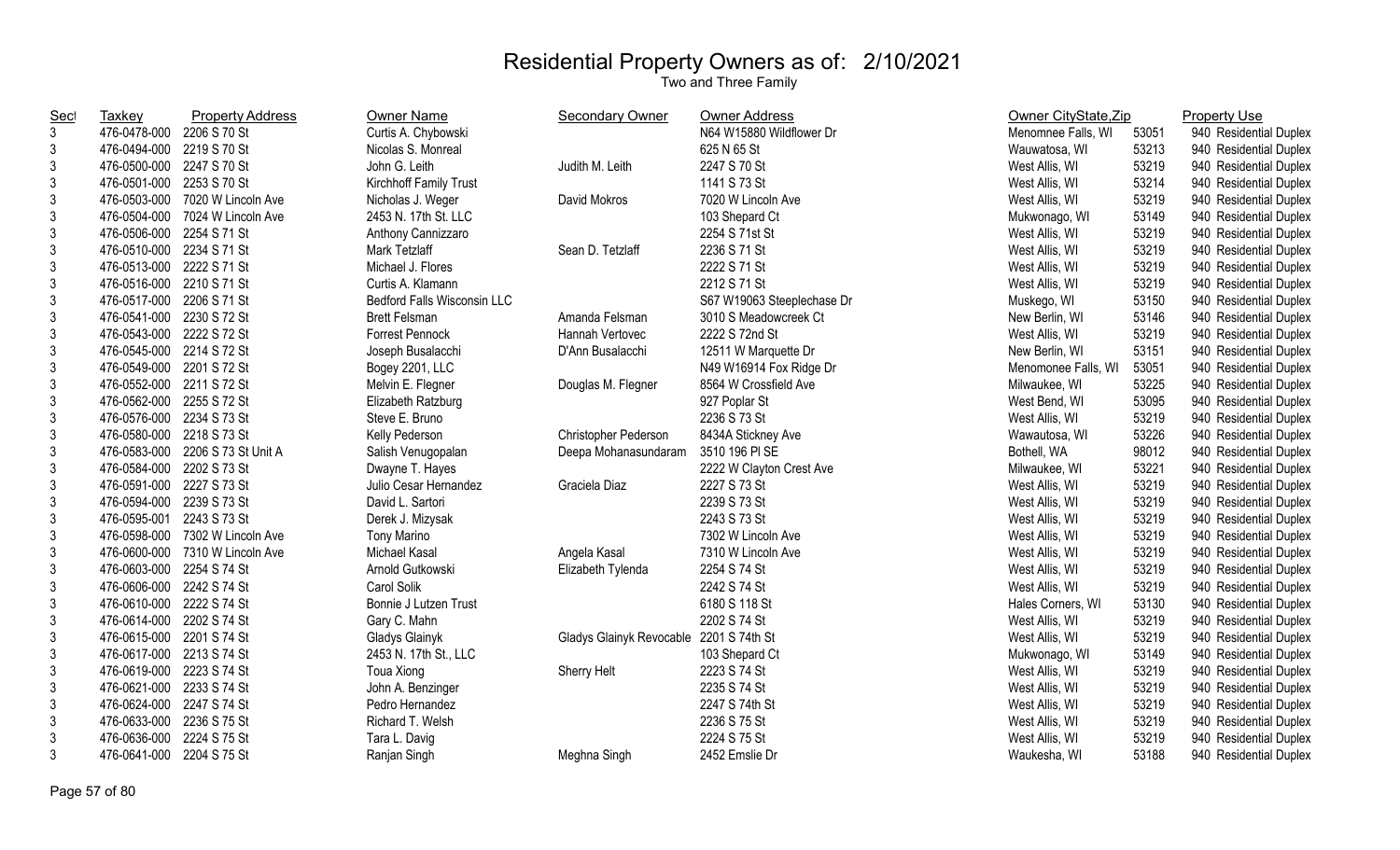# Residential Property Owners as of: 2/10/2021

Two and Three Family

| Sect | Taxkey | Property Address | Owner Name | Secondary Owner | Owner Address | Owner CityState,Zip | | Property Use |
|---|---|---|---|---|---|---|---|---|
| 3 | 476-0478-000 | 2206 S 70 St | Curtis A. Chybowski | | N64 W15880 Wildflower Dr | Menomnee Falls, WI | 53051 | 940 Residential Duplex |
| 3 | 476-0494-000 | 2219 S 70 St | Nicolas S. Monreal | | 625 N 65 St | Wauwatosa, WI | 53213 | 940 Residential Duplex |
| 3 | 476-0500-000 | 2247 S 70 St | John G. Leith | Judith M. Leith | 2247 S 70 St | West Allis, WI | 53219 | 940 Residential Duplex |
| 3 | 476-0501-000 | 2253 S 70 St | Kirchhoff Family Trust | | 1141 S 73 St | West Allis, WI | 53214 | 940 Residential Duplex |
| 3 | 476-0503-000 | 7020 W Lincoln Ave | Nicholas J. Weger | David Mokros | 7020 W Lincoln Ave | West Allis, WI | 53219 | 940 Residential Duplex |
| 3 | 476-0504-000 | 7024 W Lincoln Ave | 2453 N. 17th St. LLC | | 103 Shepard Ct | Mukwonago, WI | 53149 | 940 Residential Duplex |
| 3 | 476-0506-000 | 2254 S 71 St | Anthony Cannizzaro | | 2254 S 71st St | West Allis, WI | 53219 | 940 Residential Duplex |
| 3 | 476-0510-000 | 2234 S 71 St | Mark Tetzlaff | Sean D. Tetzlaff | 2236 S 71 St | West Allis, WI | 53219 | 940 Residential Duplex |
| 3 | 476-0513-000 | 2222 S 71 St | Michael J. Flores | | 2222 S 71 St | West Allis, WI | 53219 | 940 Residential Duplex |
| 3 | 476-0516-000 | 2210 S 71 St | Curtis A. Klamann | | 2212 S 71 St | West Allis, WI | 53219 | 940 Residential Duplex |
| 3 | 476-0517-000 | 2206 S 71 St | Bedford Falls Wisconsin LLC | | S67 W19063 Steeplechase Dr | Muskego, WI | 53150 | 940 Residential Duplex |
| 3 | 476-0541-000 | 2230 S 72 St | Brett Felsman | Amanda Felsman | 3010 S Meadowcreek Ct | New Berlin, WI | 53146 | 940 Residential Duplex |
| 3 | 476-0543-000 | 2222 S 72 St | Forrest Pennock | Hannah Vertovec | 2222 S 72nd St | West Allis, WI | 53219 | 940 Residential Duplex |
| 3 | 476-0545-000 | 2214 S 72 St | Joseph Busalacchi | D'Ann Busalacchi | 12511 W Marquette Dr | New Berlin, WI | 53151 | 940 Residential Duplex |
| 3 | 476-0549-000 | 2201 S 72 St | Bogey 2201, LLC | | N49 W16914 Fox Ridge Dr | Menomonee Falls, WI | 53051 | 940 Residential Duplex |
| 3 | 476-0552-000 | 2211 S 72 St | Melvin E. Flegner | Douglas M. Flegner | 8564 W Crossfield Ave | Milwaukee, WI | 53225 | 940 Residential Duplex |
| 3 | 476-0562-000 | 2255 S 72 St | Elizabeth Ratzburg | | 927 Poplar St | West Bend, WI | 53095 | 940 Residential Duplex |
| 3 | 476-0576-000 | 2234 S 73 St | Steve E. Bruno | | 2236 S 73 St | West Allis, WI | 53219 | 940 Residential Duplex |
| 3 | 476-0580-000 | 2218 S 73 St | Kelly Pederson | Christopher Pederson | 8434A Stickney Ave | Wawautosa, WI | 53226 | 940 Residential Duplex |
| 3 | 476-0583-000 | 2206 S 73 St Unit A | Salish Venugopalan | Deepa Mohanasundaram | 3510 196 Pl SE | Bothell, WA | 98012 | 940 Residential Duplex |
| 3 | 476-0584-000 | 2202 S 73 St | Dwayne T. Hayes | | 2222 W Clayton Crest Ave | Milwaukee, WI | 53221 | 940 Residential Duplex |
| 3 | 476-0591-000 | 2227 S 73 St | Julio Cesar Hernandez | Graciela Diaz | 2227 S 73 St | West Allis, WI | 53219 | 940 Residential Duplex |
| 3 | 476-0594-000 | 2239 S 73 St | David L. Sartori | | 2239 S 73 St | West Allis, WI | 53219 | 940 Residential Duplex |
| 3 | 476-0595-001 | 2243 S 73 St | Derek J. Mizysak | | 2243 S 73 St | West Allis, WI | 53219 | 940 Residential Duplex |
| 3 | 476-0598-000 | 7302 W Lincoln Ave | Tony Marino | | 7302 W Lincoln Ave | West Allis, WI | 53219 | 940 Residential Duplex |
| 3 | 476-0600-000 | 7310 W Lincoln Ave | Michael Kasal | Angela Kasal | 7310 W Lincoln Ave | West Allis, WI | 53219 | 940 Residential Duplex |
| 3 | 476-0603-000 | 2254 S 74 St | Arnold Gutkowski | Elizabeth Tylenda | 2254 S 74 St | West Allis, WI | 53219 | 940 Residential Duplex |
| 3 | 476-0606-000 | 2242 S 74 St | Carol Solik | | 2242 S 74 St | West Allis, WI | 53219 | 940 Residential Duplex |
| 3 | 476-0610-000 | 2222 S 74 St | Bonnie J Lutzen Trust | | 6180 S 118 St | Hales Corners, WI | 53130 | 940 Residential Duplex |
| 3 | 476-0614-000 | 2202 S 74 St | Gary C. Mahn | | 2202 S 74 St | West Allis, WI | 53219 | 940 Residential Duplex |
| 3 | 476-0615-000 | 2201 S 74 St | Gladys Glainyk | Gladys Glainyk Revocable | 2201 S 74th St | West Allis, WI | 53219 | 940 Residential Duplex |
| 3 | 476-0617-000 | 2213 S 74 St | 2453 N. 17th St., LLC | | 103 Shepard Ct | Mukwonago, WI | 53149 | 940 Residential Duplex |
| 3 | 476-0619-000 | 2223 S 74 St | Toua Xiong | Sherry Helt | 2223 S 74 St | West Allis, WI | 53219 | 940 Residential Duplex |
| 3 | 476-0621-000 | 2233 S 74 St | John A. Benzinger | | 2235 S 74 St | West Allis, WI | 53219 | 940 Residential Duplex |
| 3 | 476-0624-000 | 2247 S 74 St | Pedro Hernandez | | 2247 S 74th St | West Allis, WI | 53219 | 940 Residential Duplex |
| 3 | 476-0633-000 | 2236 S 75 St | Richard T. Welsh | | 2236 S 75 St | West Allis, WI | 53219 | 940 Residential Duplex |
| 3 | 476-0636-000 | 2224 S 75 St | Tara L. Davig | | 2224 S 75 St | West Allis, WI | 53219 | 940 Residential Duplex |
| 3 | 476-0641-000 | 2204 S 75 St | Ranjan Singh | Meghna Singh | 2452 Emslie Dr | Waukesha, WI | 53188 | 940 Residential Duplex |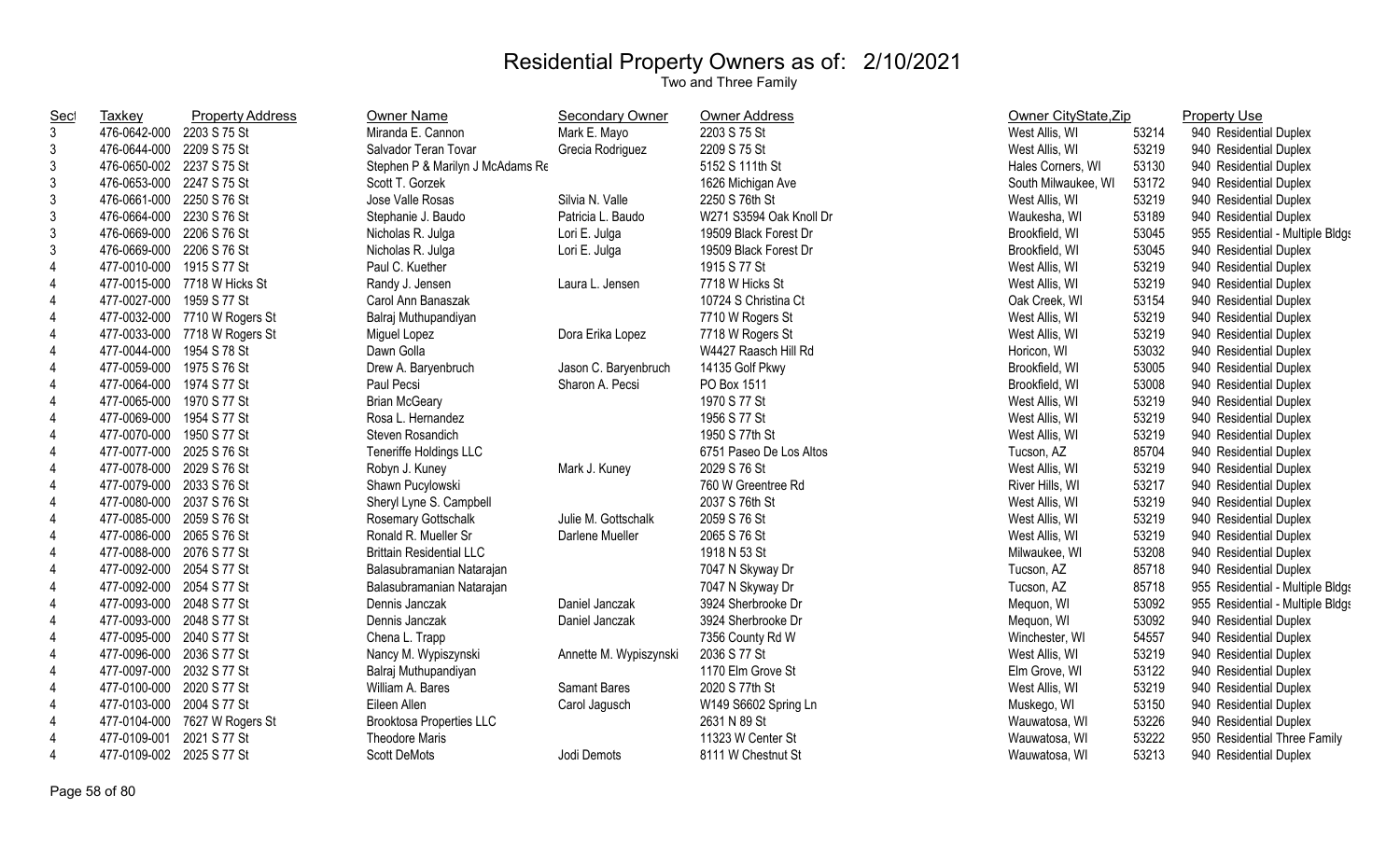# Residential Property Owners as of: 2/10/2021

Two and Three Family

| Sect | Taxkey | Property Address | Owner Name | Secondary Owner | Owner Address | Owner CityState,Zip | | Property Use |
|---|---|---|---|---|---|---|---|---|
| 3 | 476-0642-000 | 2203 S 75 St | Miranda E. Cannon | Mark E. Mayo | 2203 S 75 St | West Allis, WI | 53214 | 940 Residential Duplex |
| 3 | 476-0644-000 | 2209 S 75 St | Salvador Teran Tovar | Grecia Rodriguez | 2209 S 75 St | West Allis, WI | 53219 | 940 Residential Duplex |
| 3 | 476-0650-002 | 2237 S 75 St | Stephen P & Marilyn J McAdams Re | | 5152 S 111th St | Hales Corners, WI | 53130 | 940 Residential Duplex |
| 3 | 476-0653-000 | 2247 S 75 St | Scott T. Gorzek | | 1626 Michigan Ave | South Milwaukee, WI | 53172 | 940 Residential Duplex |
| 3 | 476-0661-000 | 2250 S 76 St | Jose Valle Rosas | Silvia N. Valle | 2250 S 76th St | West Allis, WI | 53219 | 940 Residential Duplex |
| 3 | 476-0664-000 | 2230 S 76 St | Stephanie J. Baudo | Patricia L. Baudo | W271 S3594 Oak Knoll Dr | Waukesha, WI | 53189 | 940 Residential Duplex |
| 3 | 476-0669-000 | 2206 S 76 St | Nicholas R. Julga | Lori E. Julga | 19509 Black Forest Dr | Brookfield, WI | 53045 | 955 Residential - Multiple Bldgs |
| 3 | 476-0669-000 | 2206 S 76 St | Nicholas R. Julga | Lori E. Julga | 19509 Black Forest Dr | Brookfield, WI | 53045 | 940 Residential Duplex |
| 4 | 477-0010-000 | 1915 S 77 St | Paul C. Kuether | | 1915 S 77 St | West Allis, WI | 53219 | 940 Residential Duplex |
| 4 | 477-0015-000 | 7718 W Hicks St | Randy J. Jensen | Laura L. Jensen | 7718 W Hicks St | West Allis, WI | 53219 | 940 Residential Duplex |
| 4 | 477-0027-000 | 1959 S 77 St | Carol Ann Banaszak | | 10724 S Christina Ct | Oak Creek, WI | 53154 | 940 Residential Duplex |
| 4 | 477-0032-000 | 7710 W Rogers St | Balraj Muthupandiyan | | 7710 W Rogers St | West Allis, WI | 53219 | 940 Residential Duplex |
| 4 | 477-0033-000 | 7718 W Rogers St | Miguel Lopez | Dora Erika Lopez | 7718 W Rogers St | West Allis, WI | 53219 | 940 Residential Duplex |
| 4 | 477-0044-000 | 1954 S 78 St | Dawn Golla | | W4427 Raasch Hill Rd | Horicon, WI | 53032 | 940 Residential Duplex |
| 4 | 477-0059-000 | 1975 S 76 St | Drew A. Baryenbruch | Jason C. Baryenbruch | 14135 Golf Pkwy | Brookfield, WI | 53005 | 940 Residential Duplex |
| 4 | 477-0064-000 | 1974 S 77 St | Paul Pecsi | Sharon A. Pecsi | PO Box 1511 | Brookfield, WI | 53008 | 940 Residential Duplex |
| 4 | 477-0065-000 | 1970 S 77 St | Brian McGeary | | 1970 S 77 St | West Allis, WI | 53219 | 940 Residential Duplex |
| 4 | 477-0069-000 | 1954 S 77 St | Rosa L. Hernandez | | 1956 S 77 St | West Allis, WI | 53219 | 940 Residential Duplex |
| 4 | 477-0070-000 | 1950 S 77 St | Steven Rosandich | | 1950 S 77th St | West Allis, WI | 53219 | 940 Residential Duplex |
| 4 | 477-0077-000 | 2025 S 76 St | Teneriffe Holdings LLC | | 6751 Paseo De Los Altos | Tucson, AZ | 85704 | 940 Residential Duplex |
| 4 | 477-0078-000 | 2029 S 76 St | Robyn J. Kuney | Mark J. Kuney | 2029 S 76 St | West Allis, WI | 53219 | 940 Residential Duplex |
| 4 | 477-0079-000 | 2033 S 76 St | Shawn Pucylowski | | 760 W Greentree Rd | River Hills, WI | 53217 | 940 Residential Duplex |
| 4 | 477-0080-000 | 2037 S 76 St | Sheryl Lyne S. Campbell | | 2037 S 76th St | West Allis, WI | 53219 | 940 Residential Duplex |
| 4 | 477-0085-000 | 2059 S 76 St | Rosemary Gottschalk | Julie M. Gottschalk | 2059 S 76 St | West Allis, WI | 53219 | 940 Residential Duplex |
| 4 | 477-0086-000 | 2065 S 76 St | Ronald R. Mueller Sr | Darlene Mueller | 2065 S 76 St | West Allis, WI | 53219 | 940 Residential Duplex |
| 4 | 477-0088-000 | 2076 S 77 St | Brittain Residential LLC | | 1918 N 53 St | Milwaukee, WI | 53208 | 940 Residential Duplex |
| 4 | 477-0092-000 | 2054 S 77 St | Balasubramanian Natarajan | | 7047 N Skyway Dr | Tucson, AZ | 85718 | 940 Residential Duplex |
| 4 | 477-0092-000 | 2054 S 77 St | Balasubramanian Natarajan | | 7047 N Skyway Dr | Tucson, AZ | 85718 | 955 Residential - Multiple Bldgs |
| 4 | 477-0093-000 | 2048 S 77 St | Dennis Janczak | Daniel Janczak | 3924 Sherbrooke Dr | Mequon, WI | 53092 | 955 Residential - Multiple Bldgs |
| 4 | 477-0093-000 | 2048 S 77 St | Dennis Janczak | Daniel Janczak | 3924 Sherbrooke Dr | Mequon, WI | 53092 | 940 Residential Duplex |
| 4 | 477-0095-000 | 2040 S 77 St | Chena L. Trapp | | 7356 County Rd W | Winchester, WI | 54557 | 940 Residential Duplex |
| 4 | 477-0096-000 | 2036 S 77 St | Nancy M. Wypiszynski | Annette M. Wypiszynski | 2036 S 77 St | West Allis, WI | 53219 | 940 Residential Duplex |
| 4 | 477-0097-000 | 2032 S 77 St | Balraj Muthupandiyan | | 1170 Elm Grove St | Elm Grove, WI | 53122 | 940 Residential Duplex |
| 4 | 477-0100-000 | 2020 S 77 St | William A. Bares | Samant Bares | 2020 S 77th St | West Allis, WI | 53219 | 940 Residential Duplex |
| 4 | 477-0103-000 | 2004 S 77 St | Eileen Allen | Carol Jagusch | W149 S6602 Spring Ln | Muskego, WI | 53150 | 940 Residential Duplex |
| 4 | 477-0104-000 | 7627 W Rogers St | Brooktosa Properties LLC | | 2631 N 89 St | Wauwatosa, WI | 53226 | 940 Residential Duplex |
| 4 | 477-0109-001 | 2021 S 77 St | Theodore Maris | | 11323 W Center St | Wauwatosa, WI | 53222 | 950 Residential Three Family |
| 4 | 477-0109-002 | 2025 S 77 St | Scott DeMots | Jodi Demots | 8111 W Chestnut St | Wauwatosa, WI | 53213 | 940 Residential Duplex |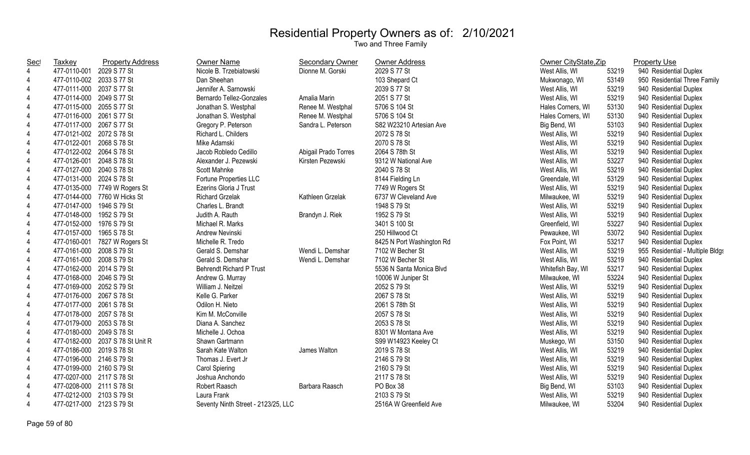# Residential Property Owners as of: 2/10/2021

Two and Three Family

| Sect | Taxkey | Property Address | Owner Name | Secondary Owner | Owner Address | Owner CityState,Zip | | Property Use |
|---|---|---|---|---|---|---|---|---|
| 4 | 477-0110-001 | 2029 S 77 St | Nicole B. Trzebiatowski | Dionne M. Gorski | 2029 S 77 St | West Allis, WI | 53219 | 940 Residential Duplex |
| 4 | 477-0110-002 | 2033 S 77 St | Dan Sheehan | | 103 Shepard Ct | Mukwonago, WI | 53149 | 950 Residential Three Family |
| 4 | 477-0111-000 | 2037 S 77 St | Jennifer A. Sarnowski | | 2039 S 77 St | West Allis, WI | 53219 | 940 Residential Duplex |
| 4 | 477-0114-000 | 2049 S 77 St | Bernardo Tellez-Gonzales | Amalia Marin | 2051 S 77 St | West Allis, WI | 53219 | 940 Residential Duplex |
| 4 | 477-0115-000 | 2055 S 77 St | Jonathan S. Westphal | Renee M. Westphal | 5706 S 104 St | Hales Corners, WI | 53130 | 940 Residential Duplex |
| 4 | 477-0116-000 | 2061 S 77 St | Jonathan S. Westphal | Renee M. Westphal | 5706 S 104 St | Hales Corners, WI | 53130 | 940 Residential Duplex |
| 4 | 477-0117-000 | 2067 S 77 St | Gregory P. Peterson | Sandra L. Peterson | S82 W23210 Artesian Ave | Big Bend, WI | 53103 | 940 Residential Duplex |
| 4 | 477-0121-002 | 2072 S 78 St | Richard L. Childers | | 2072 S 78 St | West Allis, WI | 53219 | 940 Residential Duplex |
| 4 | 477-0122-001 | 2068 S 78 St | Mike Adamski | | 2070 S 78 St | West Allis, WI | 53219 | 940 Residential Duplex |
| 4 | 477-0122-002 | 2064 S 78 St | Jacob Robledo Cedillo | Abigail Prado Torres | 2064 S 78th St | West Allis, WI | 53219 | 940 Residential Duplex |
| 4 | 477-0126-001 | 2048 S 78 St | Alexander J. Pezewski | Kirsten Pezewski | 9312 W National Ave | West Allis, WI | 53227 | 940 Residential Duplex |
| 4 | 477-0127-000 | 2040 S 78 St | Scott Mahnke | | 2040 S 78 St | West Allis, WI | 53219 | 940 Residential Duplex |
| 4 | 477-0131-000 | 2024 S 78 St | Fortune Properties LLC | | 8144 Fielding Ln | Greendale, WI | 53129 | 940 Residential Duplex |
| 4 | 477-0135-000 | 7749 W Rogers St | Ezerins Gloria J Trust | | 7749 W Rogers St | West Allis, WI | 53219 | 940 Residential Duplex |
| 4 | 477-0144-000 | 7760 W Hicks St | Richard Grzelak | Kathleen Grzelak | 6737 W Cleveland Ave | Milwaukee, WI | 53219 | 940 Residential Duplex |
| 4 | 477-0147-000 | 1946 S 79 St | Charles L. Brandt | | 1948 S 79 St | West Allis, WI | 53219 | 940 Residential Duplex |
| 4 | 477-0148-000 | 1952 S 79 St | Judith A. Rauth | Brandyn J. Riek | 1952 S 79 St | West Allis, WI | 53219 | 940 Residential Duplex |
| 4 | 477-0152-000 | 1976 S 79 St | Michael R. Marks | | 3401 S 100 St | Greenfield, WI | 53227 | 940 Residential Duplex |
| 4 | 477-0157-000 | 1965 S 78 St | Andrew Nevinski | | 250 Hillwood Ct | Pewaukee, WI | 53072 | 940 Residential Duplex |
| 4 | 477-0160-001 | 7827 W Rogers St | Michelle R. Tredo | | 8425 N Port Washington Rd | Fox Point, WI | 53217 | 940 Residential Duplex |
| 4 | 477-0161-000 | 2008 S 79 St | Gerald S. Demshar | Wendi L. Demshar | 7102 W Becher St | West Allis, WI | 53219 | 955 Residential - Multiple Bldgs |
| 4 | 477-0161-000 | 2008 S 79 St | Gerald S. Demshar | Wendi L. Demshar | 7102 W Becher St | West Allis, WI | 53219 | 940 Residential Duplex |
| 4 | 477-0162-000 | 2014 S 79 St | Behrendt Richard P Trust | | 5536 N Santa Monica Blvd | Whitefish Bay, WI | 53217 | 940 Residential Duplex |
| 4 | 477-0168-000 | 2046 S 79 St | Andrew G. Murray | | 10006 W Juniper St | Milwaukee, WI | 53224 | 940 Residential Duplex |
| 4 | 477-0169-000 | 2052 S 79 St | William J. Neitzel | | 2052 S 79 St | West Allis, WI | 53219 | 940 Residential Duplex |
| 4 | 477-0176-000 | 2067 S 78 St | Kelle G. Parker | | 2067 S 78 St | West Allis, WI | 53219 | 940 Residential Duplex |
| 4 | 477-0177-000 | 2061 S 78 St | Odilon H. Nieto | | 2061 S 78th St | West Allis, WI | 53219 | 940 Residential Duplex |
| 4 | 477-0178-000 | 2057 S 78 St | Kim M. McConville | | 2057 S 78 St | West Allis, WI | 53219 | 940 Residential Duplex |
| 4 | 477-0179-000 | 2053 S 78 St | Diana A. Sanchez | | 2053 S 78 St | West Allis, WI | 53219 | 940 Residential Duplex |
| 4 | 477-0180-000 | 2049 S 78 St | Michelle J. Ochoa | | 8301 W Montana Ave | West Allis, WI | 53219 | 940 Residential Duplex |
| 4 | 477-0182-000 | 2037 S 78 St Unit R | Shawn Gartmann | | S99 W14923 Keeley Ct | Muskego, WI | 53150 | 940 Residential Duplex |
| 4 | 477-0186-000 | 2019 S 78 St | Sarah Kate Walton | James Walton | 2019 S 78 St | West Allis, WI | 53219 | 940 Residential Duplex |
| 4 | 477-0196-000 | 2146 S 79 St | Thomas J. Evert Jr | | 2146 S 79 St | West Allis, WI | 53219 | 940 Residential Duplex |
| 4 | 477-0199-000 | 2160 S 79 St | Carol Spiering | | 2160 S 79 St | West Allis, WI | 53219 | 940 Residential Duplex |
| 4 | 477-0207-000 | 2117 S 78 St | Joshua Anchondo | | 2117 S 78 St | West Allis, WI | 53219 | 940 Residential Duplex |
| 4 | 477-0208-000 | 2111 S 78 St | Robert Raasch | Barbara Raasch | PO Box 38 | Big Bend, WI | 53103 | 940 Residential Duplex |
| 4 | 477-0212-000 | 2103 S 79 St | Laura Frank | | 2103 S 79 St | West Allis, WI | 53219 | 940 Residential Duplex |
| 4 | 477-0217-000 | 2123 S 79 St | Seventy Ninth Street - 2123/25, LLC | | 2516A W Greenfield Ave | Milwaukee, WI | 53204 | 940 Residential Duplex |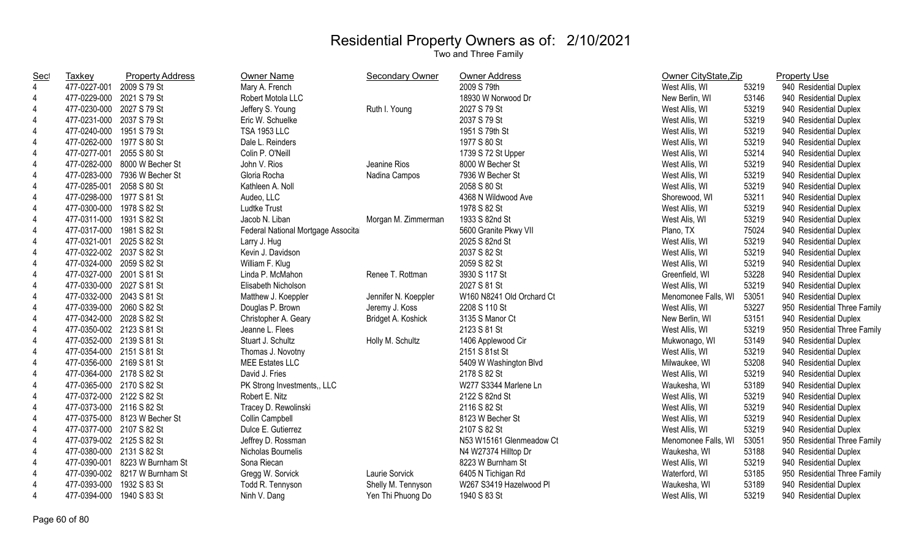# Residential Property Owners as of: 2/10/2021

Two and Three Family

| Sect | Taxkey | Property Address | Owner Name | Secondary Owner | Owner Address | Owner CityState,Zip | | Property Use |
|---|---|---|---|---|---|---|---|---|
| 4 | 477-0227-001 | 2009 S 79 St | Mary A. French | | 2009 S 79th | West Allis, WI | 53219 | 940 Residential Duplex |
| 4 | 477-0229-000 | 2021 S 79 St | Robert Motola LLC | | 18930 W Norwood Dr | New Berlin, WI | 53146 | 940 Residential Duplex |
| 4 | 477-0230-000 | 2027 S 79 St | Jeffery S. Young | Ruth I. Young | 2027 S 79 St | West Allis, WI | 53219 | 940 Residential Duplex |
| 4 | 477-0231-000 | 2037 S 79 St | Eric W. Schuelke | | 2037 S 79 St | West Allis, WI | 53219 | 940 Residential Duplex |
| 4 | 477-0240-000 | 1951 S 79 St | TSA 1953 LLC | | 1951 S 79th St | West Allis, WI | 53219 | 940 Residential Duplex |
| 4 | 477-0262-000 | 1977 S 80 St | Dale L. Reinders | | 1977 S 80 St | West Allis, WI | 53219 | 940 Residential Duplex |
| 4 | 477-0277-001 | 2055 S 80 St | Colin P. O'Neill | | 1739 S 72 St Upper | West Allis, WI | 53214 | 940 Residential Duplex |
| 4 | 477-0282-000 | 8000 W Becher St | John V. Rios | Jeanine Rios | 8000 W Becher St | West Allis, WI | 53219 | 940 Residential Duplex |
| 4 | 477-0283-000 | 7936 W Becher St | Gloria Rocha | Nadina Campos | 7936 W Becher St | West Allis, WI | 53219 | 940 Residential Duplex |
| 4 | 477-0285-001 | 2058 S 80 St | Kathleen A. Noll | | 2058 S 80 St | West Allis, WI | 53219 | 940 Residential Duplex |
| 4 | 477-0298-000 | 1977 S 81 St | Audeo, LLC | | 4368 N Wildwood Ave | Shorewood, WI | 53211 | 940 Residential Duplex |
| 4 | 477-0300-000 | 1978 S 82 St | Ludtke Trust | | 1978 S 82 St | West Allis, WI | 53219 | 940 Residential Duplex |
| 4 | 477-0311-000 | 1931 S 82 St | Jacob N. Liban | Morgan M. Zimmerman | 1933 S 82nd St | West Alis, WI | 53219 | 940 Residential Duplex |
| 4 | 477-0317-000 | 1981 S 82 St | Federal National Mortgage Associta | | 5600 Granite Pkwy VII | Plano, TX | 75024 | 940 Residential Duplex |
| 4 | 477-0321-001 | 2025 S 82 St | Larry J. Hug | | 2025 S 82nd St | West Allis, WI | 53219 | 940 Residential Duplex |
| 4 | 477-0322-002 | 2037 S 82 St | Kevin J. Davidson | | 2037 S 82 St | West Allis, WI | 53219 | 940 Residential Duplex |
| 4 | 477-0324-000 | 2059 S 82 St | William F. Klug | | 2059 S 82 St | West Allis, WI | 53219 | 940 Residential Duplex |
| 4 | 477-0327-000 | 2001 S 81 St | Linda P. McMahon | Renee T. Rottman | 3930 S 117 St | Greenfield, WI | 53228 | 940 Residential Duplex |
| 4 | 477-0330-000 | 2027 S 81 St | Elisabeth Nicholson | | 2027 S 81 St | West Allis, WI | 53219 | 940 Residential Duplex |
| 4 | 477-0332-000 | 2043 S 81 St | Matthew J. Koeppler | Jennifer N. Koeppler | W160 N8241 Old Orchard Ct | Menomonee Falls, WI | 53051 | 940 Residential Duplex |
| 4 | 477-0339-000 | 2060 S 82 St | Douglas P. Brown | Jeremy J. Koss | 2208 S 110 St | West Allis, WI | 53227 | 950 Residential Three Family |
| 4 | 477-0342-000 | 2028 S 82 St | Christopher A. Geary | Bridget A. Koshick | 3135 S Manor Ct | New Berlin, WI | 53151 | 940 Residential Duplex |
| 4 | 477-0350-002 | 2123 S 81 St | Jeanne L. Flees | | 2123 S 81 St | West Allis, WI | 53219 | 950 Residential Three Family |
| 4 | 477-0352-000 | 2139 S 81 St | Stuart J. Schultz | Holly M. Schultz | 1406 Applewood Cir | Mukwonago, WI | 53149 | 940 Residential Duplex |
| 4 | 477-0354-000 | 2151 S 81 St | Thomas J. Novotny | | 2151 S 81st St | West Allis, WI | 53219 | 940 Residential Duplex |
| 4 | 477-0356-000 | 2169 S 81 St | MEE Estates LLC | | 5409 W Washington Blvd | Milwaukee, WI | 53208 | 940 Residential Duplex |
| 4 | 477-0364-000 | 2178 S 82 St | David J. Fries | | 2178 S 82 St | West Allis, WI | 53219 | 940 Residential Duplex |
| 4 | 477-0365-000 | 2170 S 82 St | PK Strong Investments,, LLC | | W277 S3344 Marlene Ln | Waukesha, WI | 53189 | 940 Residential Duplex |
| 4 | 477-0372-000 | 2122 S 82 St | Robert E. Nitz | | 2122 S 82nd St | West Allis, WI | 53219 | 940 Residential Duplex |
| 4 | 477-0373-000 | 2116 S 82 St | Tracey D. Rewolinski | | 2116 S 82 St | West Allis, WI | 53219 | 940 Residential Duplex |
| 4 | 477-0375-000 | 8123 W Becher St | Collin Campbell | | 8123 W Becher St | West Allis, WI | 53219 | 940 Residential Duplex |
| 4 | 477-0377-000 | 2107 S 82 St | Dulce E. Gutierrez | | 2107 S 82 St | West Allis, WI | 53219 | 940 Residential Duplex |
| 4 | 477-0379-002 | 2125 S 82 St | Jeffrey D. Rossman | | N53 W15161 Glenmeadow Ct | Menomonee Falls, WI | 53051 | 950 Residential Three Family |
| 4 | 477-0380-000 | 2131 S 82 St | Nicholas Bournelis | | N4 W27374 Hilltop Dr | Waukesha, WI | 53188 | 940 Residential Duplex |
| 4 | 477-0390-001 | 8223 W Burnham St | Sona Riecan | | 8223 W Burnham St | West Allis, WI | 53219 | 940 Residential Duplex |
| 4 | 477-0390-002 | 8217 W Burnham St | Gregg W. Sorvick | Laurie Sorvick | 6405 N Tichigan Rd | Waterford, WI | 53185 | 950 Residential Three Family |
| 4 | 477-0393-000 | 1932 S 83 St | Todd R. Tennyson | Shelly M. Tennyson | W267 S3419 Hazelwood Pl | Waukesha, WI | 53189 | 940 Residential Duplex |
| 4 | 477-0394-000 | 1940 S 83 St | Ninh V. Dang | Yen Thi Phuong Do | 1940 S 83 St | West Allis, WI | 53219 | 940 Residential Duplex |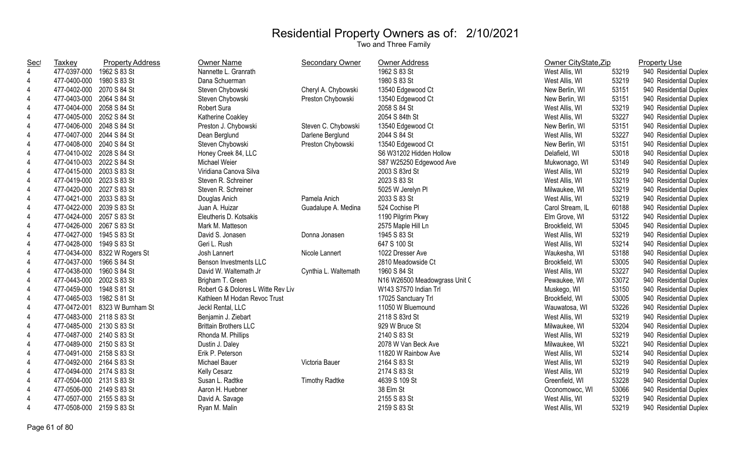# Residential Property Owners as of: 2/10/2021

Two and Three Family

| Sect | Taxkey | Property Address | Owner Name | Secondary Owner | Owner Address | Owner CityState,Zip | | Property Use |
|---|---|---|---|---|---|---|---|---|
| 4 | 477-0397-000 | 1962 S 83 St | Nannette L. Granrath | | 1962 S 83 St | West Allis, WI | 53219 | 940 Residential Duplex |
| 4 | 477-0400-000 | 1980 S 83 St | Dana Schuerman | | 1980 S 83 St | West Allis, WI | 53219 | 940 Residential Duplex |
| 4 | 477-0402-000 | 2070 S 84 St | Steven Chybowski | Cheryl A. Chybowski | 13540 Edgewood Ct | New Berlin, WI | 53151 | 940 Residential Duplex |
| 4 | 477-0403-000 | 2064 S 84 St | Steven Chybowski | Preston Chybowski | 13540 Edgewood Ct | New Berlin, WI | 53151 | 940 Residential Duplex |
| 4 | 477-0404-000 | 2058 S 84 St | Robert Sura | | 2058 S 84 St | West Allis, WI | 53219 | 940 Residential Duplex |
| 4 | 477-0405-000 | 2052 S 84 St | Katherine Coakley | | 2054 S 84th St | West Allis, WI | 53227 | 940 Residential Duplex |
| 4 | 477-0406-000 | 2048 S 84 St | Preston J. Chybowski | Steven C. Chybowski | 13540 Edgewood Ct | New Berlin, WI | 53151 | 940 Residential Duplex |
| 4 | 477-0407-000 | 2044 S 84 St | Dean Berglund | Darlene Berglund | 2044 S 84 St | West Allis, WI | 53227 | 940 Residential Duplex |
| 4 | 477-0408-000 | 2040 S 84 St | Steven Chybowski | Preston Chybowski | 13540 Edgewood Ct | New Berlin, WI | 53151 | 940 Residential Duplex |
| 4 | 477-0410-002 | 2028 S 84 St | Honey Creek 84, LLC | | S6 W31202 Hidden Hollow | Delafield, WI | 53018 | 940 Residential Duplex |
| 4 | 477-0410-003 | 2022 S 84 St | Michael Weier | | S87 W25250 Edgewood Ave | Mukwonago, WI | 53149 | 940 Residential Duplex |
| 4 | 477-0415-000 | 2003 S 83 St | Viridiana Canova Silva | | 2003 S 83rd St | West Allis, WI | 53219 | 940 Residential Duplex |
| 4 | 477-0419-000 | 2023 S 83 St | Steven R. Schreiner | | 2023 S 83 St | West Allis, WI | 53219 | 940 Residential Duplex |
| 4 | 477-0420-000 | 2027 S 83 St | Steven R. Schreiner | | 5025 W Jerelyn Pl | Milwaukee, WI | 53219 | 940 Residential Duplex |
| 4 | 477-0421-000 | 2033 S 83 St | Douglas Anich | Pamela Anich | 2033 S 83 St | West Allis, WI | 53219 | 940 Residential Duplex |
| 4 | 477-0422-000 | 2039 S 83 St | Juan A. Huizar | Guadalupe A. Medina | 524 Cochise Pl | Carol Stream, IL | 60188 | 940 Residential Duplex |
| 4 | 477-0424-000 | 2057 S 83 St | Eleutheris D. Kotsakis | | 1190 Pilgrim Pkwy | Elm Grove, WI | 53122 | 940 Residential Duplex |
| 4 | 477-0426-000 | 2067 S 83 St | Mark M. Matteson | | 2575 Maple Hill Ln | Brookfield, WI | 53045 | 940 Residential Duplex |
| 4 | 477-0427-000 | 1945 S 83 St | David S. Jonasen | Donna Jonasen | 1945 S 83 St | West Allis, WI | 53219 | 940 Residential Duplex |
| 4 | 477-0428-000 | 1949 S 83 St | Geri L. Rush | | 647 S 100 St | West Allis, WI | 53214 | 940 Residential Duplex |
| 4 | 477-0434-000 | 8322 W Rogers St | Josh Lannert | Nicole Lannert | 1022 Dresser Ave | Waukesha, WI | 53188 | 940 Residential Duplex |
| 4 | 477-0437-000 | 1966 S 84 St | Benson Investments LLC | | 2810 Meadowside Ct | Brookfield, WI | 53005 | 940 Residential Duplex |
| 4 | 477-0438-000 | 1960 S 84 St | David W. Waltemath Jr | Cynthia L. Waltemath | 1960 S 84 St | West Allis, WI | 53227 | 940 Residential Duplex |
| 4 | 477-0443-000 | 2002 S 83 St | Brigham T. Green | | N16 W26500 Meadowgrass Unit C | Pewaukee, WI | 53072 | 940 Residential Duplex |
| 4 | 477-0459-000 | 1948 S 81 St | Robert G & Dolores L Witte Rev Liv | | W143 S7570 Indian Trl | Muskego, WI | 53150 | 940 Residential Duplex |
| 4 | 477-0465-003 | 1982 S 81 St | Kathleen M Hodan Revoc Trust | | 17025 Sanctuary Trl | Brookfield, WI | 53005 | 940 Residential Duplex |
| 4 | 477-0472-001 | 8323 W Burnham St | Jeckl Rental, LLC | | 11050 W Bluemound | Wauwatosa, WI | 53226 | 940 Residential Duplex |
| 4 | 477-0483-000 | 2118 S 83 St | Benjamin J. Ziebart | | 2118 S 83rd St | West Allis, WI | 53219 | 940 Residential Duplex |
| 4 | 477-0485-000 | 2130 S 83 St | Brittain Brothers LLC | | 929 W Bruce St | Milwaukee, WI | 53204 | 940 Residential Duplex |
| 4 | 477-0487-000 | 2140 S 83 St | Rhonda M. Phillips | | 2140 S 83 St | West Allis, WI | 53219 | 940 Residential Duplex |
| 4 | 477-0489-000 | 2150 S 83 St | Dustin J. Daley | | 2078 W Van Beck Ave | Milwaukee, WI | 53221 | 940 Residential Duplex |
| 4 | 477-0491-000 | 2158 S 83 St | Erik P. Peterson | | 11820 W Rainbow Ave | West Allis, WI | 53214 | 940 Residential Duplex |
| 4 | 477-0492-000 | 2164 S 83 St | Michael Bauer | Victoria Bauer | 2164 S 83 St | West Allis, WI | 53219 | 940 Residential Duplex |
| 4 | 477-0494-000 | 2174 S 83 St | Kelly Cesarz | | 2174 S 83 St | West Allis, WI | 53219 | 940 Residential Duplex |
| 4 | 477-0504-000 | 2131 S 83 St | Susan L. Radtke | Timothy Radtke | 4639 S 109 St | Greenfield, WI | 53228 | 940 Residential Duplex |
| 4 | 477-0506-000 | 2149 S 83 St | Aaron H. Huebner | | 38 Elm St | Oconomowoc, WI | 53066 | 940 Residential Duplex |
| 4 | 477-0507-000 | 2155 S 83 St | David A. Savage | | 2155 S 83 St | West Allis, WI | 53219 | 940 Residential Duplex |
| 4 | 477-0508-000 | 2159 S 83 St | Ryan M. Malin | | 2159 S 83 St | West Allis, WI | 53219 | 940 Residential Duplex |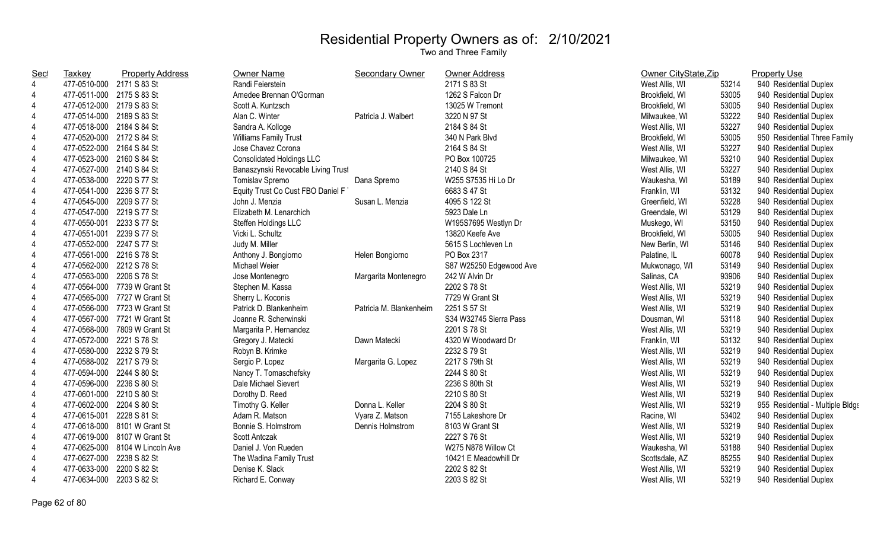# Residential Property Owners as of: 2/10/2021

Two and Three Family

| Sect | Taxkey | Property Address | Owner Name | Secondary Owner | Owner Address | Owner CityState,Zip | | Property Use |
|---|---|---|---|---|---|---|---|---|
| 4 | 477-0510-000 | 2171 S 83 St | Randi Feierstein | | 2171 S 83 St | West Allis, WI | 53214 | 940 Residential Duplex |
| 4 | 477-0511-000 | 2175 S 83 St | Amedee Brennan O'Gorman | | 1262 S Falcon Dr | Brookfield, WI | 53005 | 940 Residential Duplex |
| 4 | 477-0512-000 | 2179 S 83 St | Scott A. Kuntzsch | | 13025 W Tremont | Brookfield, WI | 53005 | 940 Residential Duplex |
| 4 | 477-0514-000 | 2189 S 83 St | Alan C. Winter | Patricia J. Walbert | 3220 N 97 St | Milwaukee, WI | 53222 | 940 Residential Duplex |
| 4 | 477-0518-000 | 2184 S 84 St | Sandra A. Kolloge | | 2184 S 84 St | West Allis, WI | 53227 | 940 Residential Duplex |
| 4 | 477-0520-000 | 2172 S 84 St | Williams Family Trust | | 340 N Park Blvd | Brookfield, WI | 53005 | 950 Residential Three Family |
| 4 | 477-0522-000 | 2164 S 84 St | Jose Chavez Corona | | 2164 S 84 St | West Allis, WI | 53227 | 940 Residential Duplex |
| 4 | 477-0523-000 | 2160 S 84 St | Consolidated Holdings LLC | | PO Box 100725 | Milwaukee, WI | 53210 | 940 Residential Duplex |
| 4 | 477-0527-000 | 2140 S 84 St | Banaszynski Revocable Living Trust | | 2140 S 84 St | West Allis, WI | 53227 | 940 Residential Duplex |
| 4 | 477-0538-000 | 2220 S 77 St | Tomislav Spremo | Dana Spremo | W255 S7535 Hi Lo Dr | Waukesha, WI | 53189 | 940 Residential Duplex |
| 4 | 477-0541-000 | 2236 S 77 St | Equity Trust Co Cust FBO Daniel F | | 6683 S 47 St | Franklin, WI | 53132 | 940 Residential Duplex |
| 4 | 477-0545-000 | 2209 S 77 St | John J. Menzia | Susan L. Menzia | 4095 S 122 St | Greenfield, WI | 53228 | 940 Residential Duplex |
| 4 | 477-0547-000 | 2219 S 77 St | Elizabeth M. Lenarchich | | 5923 Dale Ln | Greendale, WI | 53129 | 940 Residential Duplex |
| 4 | 477-0550-001 | 2233 S 77 St | Steffen Holdings LLC | | W195S7695 Westlyn Dr | Muskego, WI | 53150 | 940 Residential Duplex |
| 4 | 477-0551-001 | 2239 S 77 St | Vicki L. Schultz | | 13820 Keefe Ave | Brookfield, WI | 53005 | 940 Residential Duplex |
| 4 | 477-0552-000 | 2247 S 77 St | Judy M. Miller | | 5615 S Lochleven Ln | New Berlin, WI | 53146 | 940 Residential Duplex |
| 4 | 477-0561-000 | 2216 S 78 St | Anthony J. Bongiorno | Helen Bongiorno | PO Box 2317 | Palatine, IL | 60078 | 940 Residential Duplex |
| 4 | 477-0562-000 | 2212 S 78 St | Michael Weier | | S87 W25250 Edgewood Ave | Mukwonago, WI | 53149 | 940 Residential Duplex |
| 4 | 477-0563-000 | 2206 S 78 St | Jose Montenegro | Margarita Montenegro | 242 W Alvin Dr | Salinas, CA | 93906 | 940 Residential Duplex |
| 4 | 477-0564-000 | 7739 W Grant St | Stephen M. Kassa | | 2202 S 78 St | West Allis, WI | 53219 | 940 Residential Duplex |
| 4 | 477-0565-000 | 7727 W Grant St | Sherry L. Koconis | | 7729 W Grant St | West Allis, WI | 53219 | 940 Residential Duplex |
| 4 | 477-0566-000 | 7723 W Grant St | Patrick D. Blankenheim | Patricia M. Blankenheim | 2251 S 57 St | West Allis, WI | 53219 | 940 Residential Duplex |
| 4 | 477-0567-000 | 7721 W Grant St | Joanne R. Scherwinski | | S34 W32745 Sierra Pass | Dousman, WI | 53118 | 940 Residential Duplex |
| 4 | 477-0568-000 | 7809 W Grant St | Margarita P. Hernandez | | 2201 S 78 St | West Allis, WI | 53219 | 940 Residential Duplex |
| 4 | 477-0572-000 | 2221 S 78 St | Gregory J. Matecki | Dawn Matecki | 4320 W Woodward Dr | Franklin, WI | 53132 | 940 Residential Duplex |
| 4 | 477-0580-000 | 2232 S 79 St | Robyn B. Krimke | | 2232 S 79 St | West Allis, WI | 53219 | 940 Residential Duplex |
| 4 | 477-0588-002 | 2217 S 79 St | Sergio P. Lopez | Margarita G. Lopez | 2217 S 79th St | West Allis, WI | 53219 | 940 Residential Duplex |
| 4 | 477-0594-000 | 2244 S 80 St | Nancy T. Tomaschefsky | | 2244 S 80 St | West Allis, WI | 53219 | 940 Residential Duplex |
| 4 | 477-0596-000 | 2236 S 80 St | Dale Michael Sievert | | 2236 S 80th St | West Allis, WI | 53219 | 940 Residential Duplex |
| 4 | 477-0601-000 | 2210 S 80 St | Dorothy D. Reed | | 2210 S 80 St | West Allis, WI | 53219 | 940 Residential Duplex |
| 4 | 477-0602-000 | 2204 S 80 St | Timothy G. Keller | Donna L. Keller | 2204 S 80 St | West Allis, WI | 53219 | 955 Residential - Multiple Bldgs |
| 4 | 477-0615-001 | 2228 S 81 St | Adam R. Matson | Vyara Z. Matson | 7155 Lakeshore Dr | Racine, WI | 53402 | 940 Residential Duplex |
| 4 | 477-0618-000 | 8101 W Grant St | Bonnie S. Holmstrom | Dennis Holmstrom | 8103 W Grant St | West Allis, WI | 53219 | 940 Residential Duplex |
| 4 | 477-0619-000 | 8107 W Grant St | Scott Antczak | | 2227 S 76 St | West Allis, WI | 53219 | 940 Residential Duplex |
| 4 | 477-0625-000 | 8104 W Lincoln Ave | Daniel J. Von Rueden | | W275 N878 Willow Ct | Waukesha, WI | 53188 | 940 Residential Duplex |
| 4 | 477-0627-000 | 2238 S 82 St | The Wadina Family Trust | | 10421 E Meadowhill Dr | Scottsdale, AZ | 85255 | 940 Residential Duplex |
| 4 | 477-0633-000 | 2200 S 82 St | Denise K. Slack | | 2202 S 82 St | West Allis, WI | 53219 | 940 Residential Duplex |
| 4 | 477-0634-000 | 2203 S 82 St | Richard E. Conway | | 2203 S 82 St | West Allis, WI | 53219 | 940 Residential Duplex |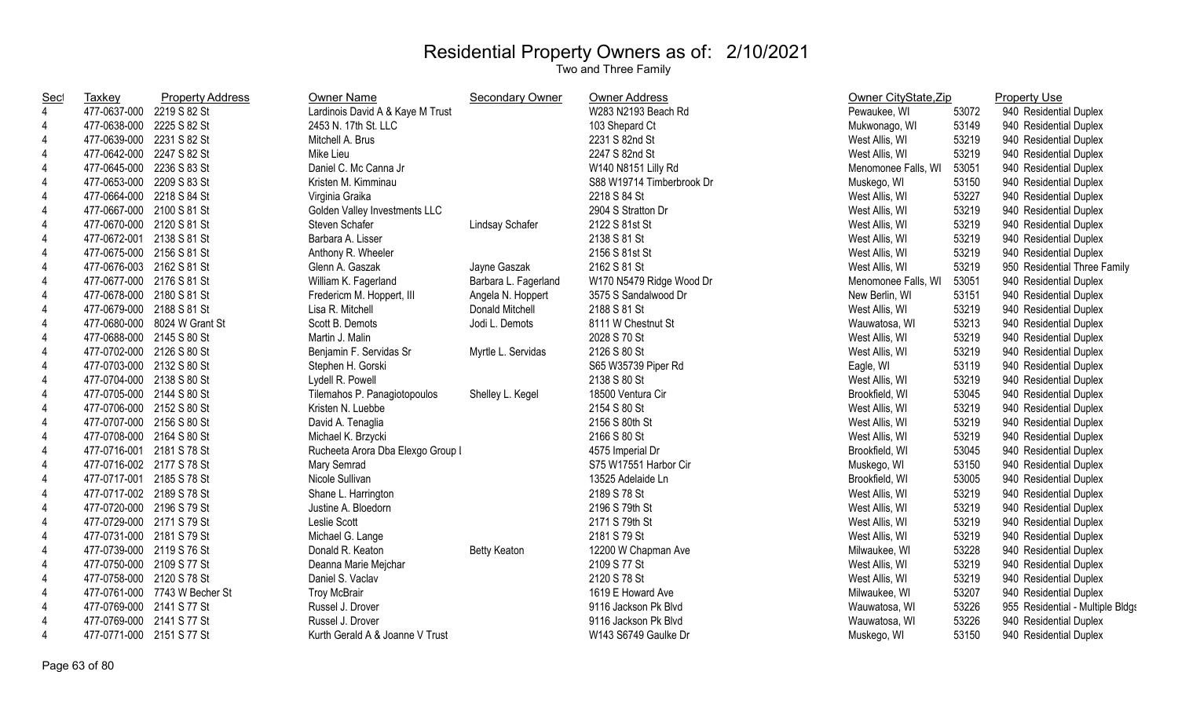# Residential Property Owners as of: 2/10/2021

Two and Three Family

| Sect | Taxkey | Property Address | Owner Name | Secondary Owner | Owner Address | Owner CityState,Zip | | Property Use |
|---|---|---|---|---|---|---|---|---|
| 4 | 477-0637-000 | 2219 S 82 St | Lardinois David A & Kaye M Trust | | W283 N2193 Beach Rd | Pewaukee, WI | 53072 | 940 Residential Duplex |
| 4 | 477-0638-000 | 2225 S 82 St | 2453 N. 17th St. LLC | | 103 Shepard Ct | Mukwonago, WI | 53149 | 940 Residential Duplex |
| 4 | 477-0639-000 | 2231 S 82 St | Mitchell A. Brus | | 2231 S 82nd St | West Allis, WI | 53219 | 940 Residential Duplex |
| 4 | 477-0642-000 | 2247 S 82 St | Mike Lieu | | 2247 S 82nd St | West Allis, WI | 53219 | 940 Residential Duplex |
| 4 | 477-0645-000 | 2236 S 83 St | Daniel C. Mc Canna Jr | | W140 N8151 Lilly Rd | Menomonee Falls, WI | 53051 | 940 Residential Duplex |
| 4 | 477-0653-000 | 2209 S 83 St | Kristen M. Kimminau | | S88 W19714 Timberbrook Dr | Muskego, WI | 53150 | 940 Residential Duplex |
| 4 | 477-0664-000 | 2218 S 84 St | Virginia Graika | | 2218 S 84 St | West Allis, WI | 53227 | 940 Residential Duplex |
| 4 | 477-0667-000 | 2100 S 81 St | Golden Valley Investments LLC | | 2904 S Stratton Dr | West Allis, WI | 53219 | 940 Residential Duplex |
| 4 | 477-0670-000 | 2120 S 81 St | Steven Schafer | Lindsay Schafer | 2122 S 81st St | West Allis, WI | 53219 | 940 Residential Duplex |
| 4 | 477-0672-001 | 2138 S 81 St | Barbara A. Lisser | | 2138 S 81 St | West Allis, WI | 53219 | 940 Residential Duplex |
| 4 | 477-0675-000 | 2156 S 81 St | Anthony R. Wheeler | | 2156 S 81st St | West Allis, WI | 53219 | 940 Residential Duplex |
| 4 | 477-0676-003 | 2162 S 81 St | Glenn A. Gaszak | Jayne Gaszak | 2162 S 81 St | West Allis, WI | 53219 | 950 Residential Three Family |
| 4 | 477-0677-000 | 2176 S 81 St | William K. Fagerland | Barbara L. Fagerland | W170 N5479 Ridge Wood Dr | Menomonee Falls, WI | 53051 | 940 Residential Duplex |
| 4 | 477-0678-000 | 2180 S 81 St | Fredericm M. Hoppert, III | Angela N. Hoppert | 3575 S Sandalwood Dr | New Berlin, WI | 53151 | 940 Residential Duplex |
| 4 | 477-0679-000 | 2188 S 81 St | Lisa R. Mitchell | Donald Mitchell | 2188 S 81 St | West Allis, WI | 53219 | 940 Residential Duplex |
| 4 | 477-0680-000 | 8024 W Grant St | Scott B. Demots | Jodi L. Demots | 8111 W Chestnut St | Wauwatosa, WI | 53213 | 940 Residential Duplex |
| 4 | 477-0688-000 | 2145 S 80 St | Martin J. Malin | | 2028 S 70 St | West Allis, WI | 53219 | 940 Residential Duplex |
| 4 | 477-0702-000 | 2126 S 80 St | Benjamin F. Servidas Sr | Myrtle L. Servidas | 2126 S 80 St | West Allis, WI | 53219 | 940 Residential Duplex |
| 4 | 477-0703-000 | 2132 S 80 St | Stephen H. Gorski | | S65 W35739 Piper Rd | Eagle, WI | 53119 | 940 Residential Duplex |
| 4 | 477-0704-000 | 2138 S 80 St | Lydell R. Powell | | 2138 S 80 St | West Allis, WI | 53219 | 940 Residential Duplex |
| 4 | 477-0705-000 | 2144 S 80 St | Tilemahos P. Panagiotopoulos | Shelley L. Kegel | 18500 Ventura Cir | Brookfield, WI | 53045 | 940 Residential Duplex |
| 4 | 477-0706-000 | 2152 S 80 St | Kristen N. Luebbe | | 2154 S 80 St | West Allis, WI | 53219 | 940 Residential Duplex |
| 4 | 477-0707-000 | 2156 S 80 St | David A. Tenaglia | | 2156 S 80th St | West Allis, WI | 53219 | 940 Residential Duplex |
| 4 | 477-0708-000 | 2164 S 80 St | Michael K. Brzycki | | 2166 S 80 St | West Allis, WI | 53219 | 940 Residential Duplex |
| 4 | 477-0716-001 | 2181 S 78 St | Rucheeta Arora Dba Elexgo Group I | | 4575 Imperial Dr | Brookfield, WI | 53045 | 940 Residential Duplex |
| 4 | 477-0716-002 | 2177 S 78 St | Mary Semrad | | S75 W17551 Harbor Cir | Muskego, WI | 53150 | 940 Residential Duplex |
| 4 | 477-0717-001 | 2185 S 78 St | Nicole Sullivan | | 13525 Adelaide Ln | Brookfield, WI | 53005 | 940 Residential Duplex |
| 4 | 477-0717-002 | 2189 S 78 St | Shane L. Harrington | | 2189 S 78 St | West Allis, WI | 53219 | 940 Residential Duplex |
| 4 | 477-0720-000 | 2196 S 79 St | Justine A. Bloedorn | | 2196 S 79th St | West Allis, WI | 53219 | 940 Residential Duplex |
| 4 | 477-0729-000 | 2171 S 79 St | Leslie Scott | | 2171 S 79th St | West Allis, WI | 53219 | 940 Residential Duplex |
| 4 | 477-0731-000 | 2181 S 79 St | Michael G. Lange | | 2181 S 79 St | West Allis, WI | 53219 | 940 Residential Duplex |
| 4 | 477-0739-000 | 2119 S 76 St | Donald R. Keaton | Betty Keaton | 12200 W Chapman Ave | Milwaukee, WI | 53228 | 940 Residential Duplex |
| 4 | 477-0750-000 | 2109 S 77 St | Deanna Marie Mejchar | | 2109 S 77 St | West Allis, WI | 53219 | 940 Residential Duplex |
| 4 | 477-0758-000 | 2120 S 78 St | Daniel S. Vaclav | | 2120 S 78 St | West Allis, WI | 53219 | 940 Residential Duplex |
| 4 | 477-0761-000 | 7743 W Becher St | Troy McBrair | | 1619 E Howard Ave | Milwaukee, WI | 53207 | 940 Residential Duplex |
| 4 | 477-0769-000 | 2141 S 77 St | Russel J. Drover | | 9116 Jackson Pk Blvd | Wauwatosa, WI | 53226 | 955 Residential - Multiple Bldgs |
| 4 | 477-0769-000 | 2141 S 77 St | Russel J. Drover | | 9116 Jackson Pk Blvd | Wauwatosa, WI | 53226 | 940 Residential Duplex |
| 4 | 477-0771-000 | 2151 S 77 St | Kurth Gerald A & Joanne V Trust | | W143 S6749 Gaulke Dr | Muskego, WI | 53150 | 940 Residential Duplex |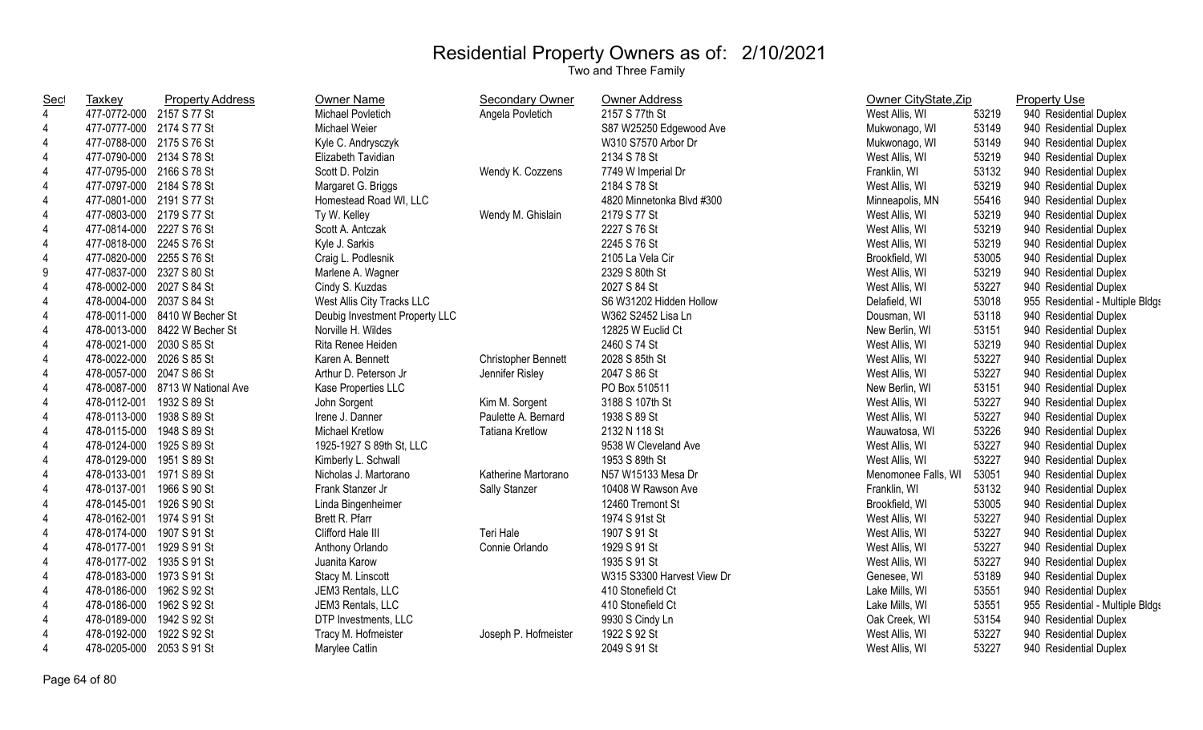# Residential Property Owners as of: 2/10/2021

Two and Three Family

| Sect | Taxkey | Property Address | Owner Name | Secondary Owner | Owner Address | Owner CityState,Zip | | Property Use |
|---|---|---|---|---|---|---|---|---|
| 4 | 477-0772-000 | 2157 S 77 St | Michael Povletich | Angela Povletich | 2157 S 77th St | West Allis, WI | 53219 | 940 Residential Duplex |
| 4 | 477-0777-000 | 2174 S 77 St | Michael Weier | | S87 W25250 Edgewood Ave | Mukwonago, WI | 53149 | 940 Residential Duplex |
| 4 | 477-0788-000 | 2175 S 76 St | Kyle C. Andrysczyk | | W310 S7570 Arbor Dr | Mukwonago, WI | 53149 | 940 Residential Duplex |
| 4 | 477-0790-000 | 2134 S 78 St | Elizabeth Tavidian | | 2134 S 78 St | West Allis, WI | 53219 | 940 Residential Duplex |
| 4 | 477-0795-000 | 2166 S 78 St | Scott D. Polzin | Wendy K. Cozzens | 7749 W Imperial Dr | Franklin, WI | 53132 | 940 Residential Duplex |
| 4 | 477-0797-000 | 2184 S 78 St | Margaret G. Briggs | | 2184 S 78 St | West Allis, WI | 53219 | 940 Residential Duplex |
| 4 | 477-0801-000 | 2191 S 77 St | Homestead Road WI, LLC | | 4820 Minnetonka Blvd #300 | Minneapolis, MN | 55416 | 940 Residential Duplex |
| 4 | 477-0803-000 | 2179 S 77 St | Ty W. Kelley | Wendy M. Ghislain | 2179 S 77 St | West Allis, WI | 53219 | 940 Residential Duplex |
| 4 | 477-0814-000 | 2227 S 76 St | Scott A. Antczak | | 2227 S 76 St | West Allis, WI | 53219 | 940 Residential Duplex |
| 4 | 477-0818-000 | 2245 S 76 St | Kyle J. Sarkis | | 2245 S 76 St | West Allis, WI | 53219 | 940 Residential Duplex |
| 4 | 477-0820-000 | 2255 S 76 St | Craig L. Podlesnik | | 2105 La Vela Cir | Brookfield, WI | 53005 | 940 Residential Duplex |
| 9 | 477-0837-000 | 2327 S 80 St | Marlene A. Wagner | | 2329 S 80th St | West Allis, WI | 53219 | 940 Residential Duplex |
| 4 | 478-0002-000 | 2027 S 84 St | Cindy S. Kuzdas | | 2027 S 84 St | West Allis, WI | 53227 | 940 Residential Duplex |
| 4 | 478-0004-000 | 2037 S 84 St | West Allis City Tracks LLC | | S6 W31202 Hidden Hollow | Delafield, WI | 53018 | 955 Residential - Multiple Bldgs |
| 4 | 478-0011-000 | 8410 W Becher St | Deubig Investment Property LLC | | W362 S2452 Lisa Ln | Dousman, WI | 53118 | 940 Residential Duplex |
| 4 | 478-0013-000 | 8422 W Becher St | Norville H. Wildes | | 12825 W Euclid Ct | New Berlin, WI | 53151 | 940 Residential Duplex |
| 4 | 478-0021-000 | 2030 S 85 St | Rita Renee Heiden | | 2460 S 74 St | West Allis, WI | 53219 | 940 Residential Duplex |
| 4 | 478-0022-000 | 2026 S 85 St | Karen A. Bennett | Christopher Bennett | 2028 S 85th St | West Allis, WI | 53227 | 940 Residential Duplex |
| 4 | 478-0057-000 | 2047 S 86 St | Arthur D. Peterson Jr | Jennifer Risley | 2047 S 86 St | West Allis, WI | 53227 | 940 Residential Duplex |
| 4 | 478-0087-000 | 8713 W National Ave | Kase Properties LLC | | PO Box 510511 | New Berlin, WI | 53151 | 940 Residential Duplex |
| 4 | 478-0112-001 | 1932 S 89 St | John Sorgent | Kim M. Sorgent | 3188 S 107th St | West Allis, WI | 53227 | 940 Residential Duplex |
| 4 | 478-0113-000 | 1938 S 89 St | Irene J. Danner | Paulette A. Bernard | 1938 S 89 St | West Allis, WI | 53227 | 940 Residential Duplex |
| 4 | 478-0115-000 | 1948 S 89 St | Michael Kretlow | Tatiana Kretlow | 2132 N 118 St | Wauwatosa, WI | 53226 | 940 Residential Duplex |
| 4 | 478-0124-000 | 1925 S 89 St | 1925-1927 S 89th St, LLC | | 9538 W Cleveland Ave | West Allis, WI | 53227 | 940 Residential Duplex |
| 4 | 478-0129-000 | 1951 S 89 St | Kimberly L. Schwall | | 1953 S 89th St | West Allis, WI | 53227 | 940 Residential Duplex |
| 4 | 478-0133-001 | 1971 S 89 St | Nicholas J. Martorano | Katherine Martorano | N57 W15133 Mesa Dr | Menomonee Falls, WI | 53051 | 940 Residential Duplex |
| 4 | 478-0137-001 | 1966 S 90 St | Frank Stanzer Jr | Sally Stanzer | 10408 W Rawson Ave | Franklin, WI | 53132 | 940 Residential Duplex |
| 4 | 478-0145-001 | 1926 S 90 St | Linda Bingenheimer | | 12460 Tremont St | Brookfield, WI | 53005 | 940 Residential Duplex |
| 4 | 478-0162-001 | 1974 S 91 St | Brett R. Pfarr | | 1974 S 91st St | West Allis, WI | 53227 | 940 Residential Duplex |
| 4 | 478-0174-000 | 1907 S 91 St | Clifford Hale III | Teri Hale | 1907 S 91 St | West Allis, WI | 53227 | 940 Residential Duplex |
| 4 | 478-0177-001 | 1929 S 91 St | Anthony Orlando | Connie Orlando | 1929 S 91 St | West Allis, WI | 53227 | 940 Residential Duplex |
| 4 | 478-0177-002 | 1935 S 91 St | Juanita Karow | | 1935 S 91 St | West Allis, WI | 53227 | 940 Residential Duplex |
| 4 | 478-0183-000 | 1973 S 91 St | Stacy M. Linscott | | W315 S3300 Harvest View Dr | Genesee, WI | 53189 | 940 Residential Duplex |
| 4 | 478-0186-000 | 1962 S 92 St | JEM3 Rentals, LLC | | 410 Stonefield Ct | Lake Mills, WI | 53551 | 940 Residential Duplex |
| 4 | 478-0186-000 | 1962 S 92 St | JEM3 Rentals, LLC | | 410 Stonefield Ct | Lake Mills, WI | 53551 | 955 Residential - Multiple Bldgs |
| 4 | 478-0189-000 | 1942 S 92 St | DTP Investments, LLC | | 9930 S Cindy Ln | Oak Creek, WI | 53154 | 940 Residential Duplex |
| 4 | 478-0192-000 | 1922 S 92 St | Tracy M. Hofmeister | Joseph P. Hofmeister | 1922 S 92 St | West Allis, WI | 53227 | 940 Residential Duplex |
| 4 | 478-0205-000 | 2053 S 91 St | Marylee Catlin | | 2049 S 91 St | West Allis, WI | 53227 | 940 Residential Duplex |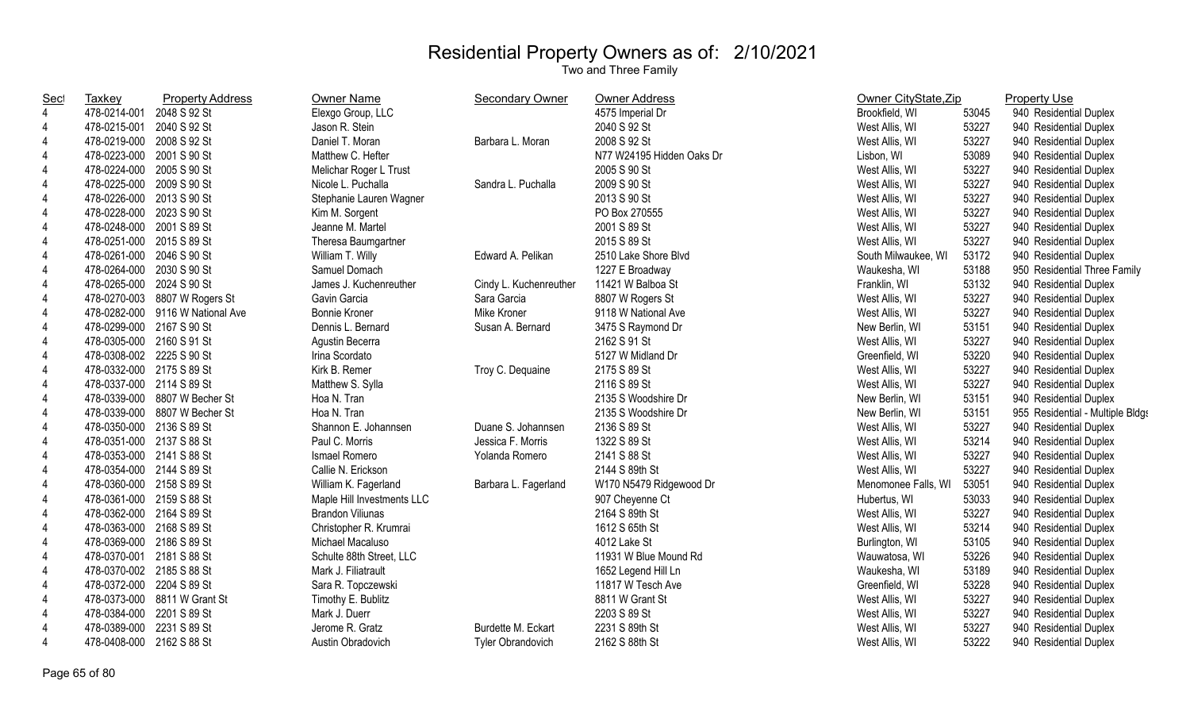# Residential Property Owners as of: 2/10/2021

Two and Three Family

| Sect | Taxkey | Property Address | Owner Name | Secondary Owner | Owner Address | Owner CityState,Zip | | Property Use |
|---|---|---|---|---|---|---|---|---|
| 4 | 478-0214-001 | 2048 S 92 St | Elexgo Group, LLC | | 4575 Imperial Dr | Brookfield, WI | 53045 | 940 Residential Duplex |
| 4 | 478-0215-001 | 2040 S 92 St | Jason R. Stein | | 2040 S 92 St | West Allis, WI | 53227 | 940 Residential Duplex |
| 4 | 478-0219-000 | 2008 S 92 St | Daniel T. Moran | Barbara L. Moran | 2008 S 92 St | West Allis, WI | 53227 | 940 Residential Duplex |
| 4 | 478-0223-000 | 2001 S 90 St | Matthew C. Hefter | | N77 W24195 Hidden Oaks Dr | Lisbon, WI | 53089 | 940 Residential Duplex |
| 4 | 478-0224-000 | 2005 S 90 St | Melichar Roger L Trust | | 2005 S 90 St | West Allis, WI | 53227 | 940 Residential Duplex |
| 4 | 478-0225-000 | 2009 S 90 St | Nicole L. Puchalla | Sandra L. Puchalla | 2009 S 90 St | West Allis, WI | 53227 | 940 Residential Duplex |
| 4 | 478-0226-000 | 2013 S 90 St | Stephanie Lauren Wagner | | 2013 S 90 St | West Allis, WI | 53227 | 940 Residential Duplex |
| 4 | 478-0228-000 | 2023 S 90 St | Kim M. Sorgent | | PO Box 270555 | West Allis, WI | 53227 | 940 Residential Duplex |
| 4 | 478-0248-000 | 2001 S 89 St | Jeanne M. Martel | | 2001 S 89 St | West Allis, WI | 53227 | 940 Residential Duplex |
| 4 | 478-0251-000 | 2015 S 89 St | Theresa Baumgartner | | 2015 S 89 St | West Allis, WI | 53227 | 940 Residential Duplex |
| 4 | 478-0261-000 | 2046 S 90 St | William T. Willy | Edward A. Pelikan | 2510 Lake Shore Blvd | South Milwaukee, WI | 53172 | 940 Residential Duplex |
| 4 | 478-0264-000 | 2030 S 90 St | Samuel Domach | | 1227 E Broadway | Waukesha, WI | 53188 | 950 Residential Three Family |
| 4 | 478-0265-000 | 2024 S 90 St | James J. Kuchenreuther | Cindy L. Kuchenreuther | 11421 W Balboa St | Franklin, WI | 53132 | 940 Residential Duplex |
| 4 | 478-0270-003 | 8807 W Rogers St | Gavin Garcia | Sara Garcia | 8807 W Rogers St | West Allis, WI | 53227 | 940 Residential Duplex |
| 4 | 478-0282-000 | 9116 W National Ave | Bonnie Kroner | Mike Kroner | 9118 W National Ave | West Allis, WI | 53227 | 940 Residential Duplex |
| 4 | 478-0299-000 | 2167 S 90 St | Dennis L. Bernard | Susan A. Bernard | 3475 S Raymond Dr | New Berlin, WI | 53151 | 940 Residential Duplex |
| 4 | 478-0305-000 | 2160 S 91 St | Agustin Becerra | | 2162 S 91 St | West Allis, WI | 53227 | 940 Residential Duplex |
| 4 | 478-0308-002 | 2225 S 90 St | Irina Scordato | | 5127 W Midland Dr | Greenfield, WI | 53220 | 940 Residential Duplex |
| 4 | 478-0332-000 | 2175 S 89 St | Kirk B. Remer | Troy C. Dequaine | 2175 S 89 St | West Allis, WI | 53227 | 940 Residential Duplex |
| 4 | 478-0337-000 | 2114 S 89 St | Matthew S. Sylla | | 2116 S 89 St | West Allis, WI | 53227 | 940 Residential Duplex |
| 4 | 478-0339-000 | 8807 W Becher St | Hoa N. Tran | | 2135 S Woodshire Dr | New Berlin, WI | 53151 | 940 Residential Duplex |
| 4 | 478-0339-000 | 8807 W Becher St | Hoa N. Tran | | 2135 S Woodshire Dr | New Berlin, WI | 53151 | 955 Residential - Multiple Bldgs |
| 4 | 478-0350-000 | 2136 S 89 St | Shannon E. Johannsen | Duane S. Johannsen | 2136 S 89 St | West Allis, WI | 53227 | 940 Residential Duplex |
| 4 | 478-0351-000 | 2137 S 88 St | Paul C. Morris | Jessica F. Morris | 1322 S 89 St | West Allis, WI | 53214 | 940 Residential Duplex |
| 4 | 478-0353-000 | 2141 S 88 St | Ismael Romero | Yolanda Romero | 2141 S 88 St | West Allis, WI | 53227 | 940 Residential Duplex |
| 4 | 478-0354-000 | 2144 S 89 St | Callie N. Erickson | | 2144 S 89th St | West Allis, WI | 53227 | 940 Residential Duplex |
| 4 | 478-0360-000 | 2158 S 89 St | William K. Fagerland | Barbara L. Fagerland | W170 N5479 Ridgewood Dr | Menomonee Falls, WI | 53051 | 940 Residential Duplex |
| 4 | 478-0361-000 | 2159 S 88 St | Maple Hill Investments LLC | | 907 Cheyenne Ct | Hubertus, WI | 53033 | 940 Residential Duplex |
| 4 | 478-0362-000 | 2164 S 89 St | Brandon Viliunas | | 2164 S 89th St | West Allis, WI | 53227 | 940 Residential Duplex |
| 4 | 478-0363-000 | 2168 S 89 St | Christopher R. Krumrai | | 1612 S 65th St | West Allis, WI | 53214 | 940 Residential Duplex |
| 4 | 478-0369-000 | 2186 S 89 St | Michael Macaluso | | 4012 Lake St | Burlington, WI | 53105 | 940 Residential Duplex |
| 4 | 478-0370-001 | 2181 S 88 St | Schulte 88th Street, LLC | | 11931 W Blue Mound Rd | Wauwatosa, WI | 53226 | 940 Residential Duplex |
| 4 | 478-0370-002 | 2185 S 88 St | Mark J. Filiatrault | | 1652 Legend Hill Ln | Waukesha, WI | 53189 | 940 Residential Duplex |
| 4 | 478-0372-000 | 2204 S 89 St | Sara R. Topczewski | | 11817 W Tesch Ave | Greenfield, WI | 53228 | 940 Residential Duplex |
| 4 | 478-0373-000 | 8811 W Grant St | Timothy E. Bublitz | | 8811 W Grant St | West Allis, WI | 53227 | 940 Residential Duplex |
| 4 | 478-0384-000 | 2201 S 89 St | Mark J. Duerr | | 2203 S 89 St | West Allis, WI | 53227 | 940 Residential Duplex |
| 4 | 478-0389-000 | 2231 S 89 St | Jerome R. Gratz | Burdette M. Eckart | 2231 S 89th St | West Allis, WI | 53227 | 940 Residential Duplex |
| 4 | 478-0408-000 | 2162 S 88 St | Austin Obradovich | Tyler Obrandovich | 2162 S 88th St | West Allis, WI | 53222 | 940 Residential Duplex |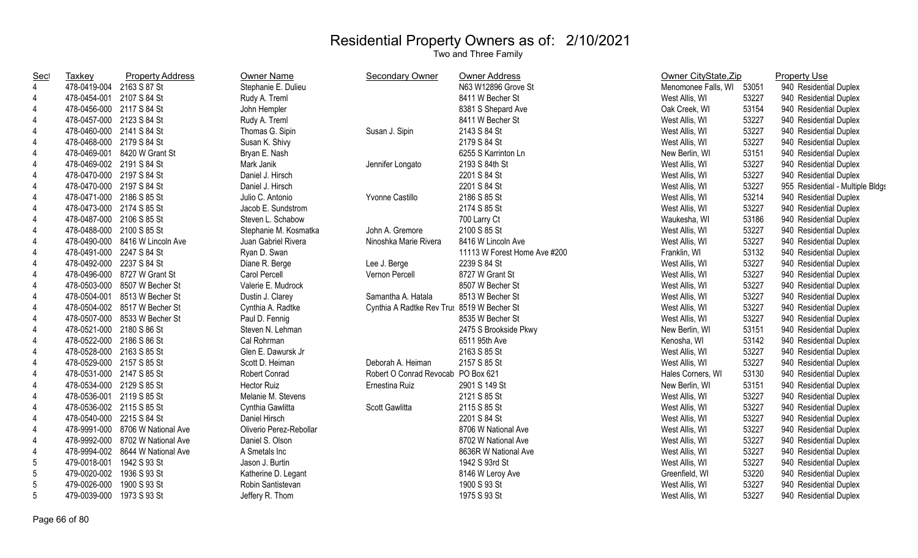# Residential Property Owners as of: 2/10/2021

Two and Three Family

| Sect | Taxkey | Property Address | Owner Name | Secondary Owner | Owner Address | Owner CityState,Zip | | Property Use |
|---|---|---|---|---|---|---|---|---|
| 4 | 478-0419-004 | 2163 S 87 St | Stephanie E. Dulieu | | N63 W12896 Grove St | Menomonee Falls, WI | 53051 | 940 Residential Duplex |
| 4 | 478-0454-001 | 2107 S 84 St | Rudy A. Treml | | 8411 W Becher St | West Allis, WI | 53227 | 940 Residential Duplex |
| 4 | 478-0456-000 | 2117 S 84 St | John Hempler | | 8381 S Shepard Ave | Oak Creek, WI | 53154 | 940 Residential Duplex |
| 4 | 478-0457-000 | 2123 S 84 St | Rudy A. Treml | | 8411 W Becher St | West Allis, WI | 53227 | 940 Residential Duplex |
| 4 | 478-0460-000 | 2141 S 84 St | Thomas G. Sipin | Susan J. Sipin | 2143 S 84 St | West Allis, WI | 53227 | 940 Residential Duplex |
| 4 | 478-0468-000 | 2179 S 84 St | Susan K. Shivy | | 2179 S 84 St | West Allis, WI | 53227 | 940 Residential Duplex |
| 4 | 478-0469-001 | 8420 W Grant St | Bryan E. Nash | | 6255 S Karrinton Ln | New Berlin, WI | 53151 | 940 Residential Duplex |
| 4 | 478-0469-002 | 2191 S 84 St | Mark Janik | Jennifer Longato | 2193 S 84th St | West Allis, WI | 53227 | 940 Residential Duplex |
| 4 | 478-0470-000 | 2197 S 84 St | Daniel J. Hirsch | | 2201 S 84 St | West Allis, WI | 53227 | 940 Residential Duplex |
| 4 | 478-0470-000 | 2197 S 84 St | Daniel J. Hirsch | | 2201 S 84 St | West Allis, WI | 53227 | 955 Residential - Multiple Bldgs |
| 4 | 478-0471-000 | 2186 S 85 St | Julio C. Antonio | Yvonne Castillo | 2186 S 85 St | West Allis, WI | 53214 | 940 Residential Duplex |
| 4 | 478-0473-000 | 2174 S 85 St | Jacob E. Sundstrom | | 2174 S 85 St | West Allis, WI | 53227 | 940 Residential Duplex |
| 4 | 478-0487-000 | 2106 S 85 St | Steven L. Schabow | | 700 Larry Ct | Waukesha, WI | 53186 | 940 Residential Duplex |
| 4 | 478-0488-000 | 2100 S 85 St | Stephanie M. Kosmatka | John A. Gremore | 2100 S 85 St | West Allis, WI | 53227 | 940 Residential Duplex |
| 4 | 478-0490-000 | 8416 W Lincoln Ave | Juan Gabriel Rivera | Ninoshka Marie Rivera | 8416 W Lincoln Ave | West Allis, WI | 53227 | 940 Residential Duplex |
| 4 | 478-0491-000 | 2247 S 84 St | Ryan D. Swan | | 11113 W Forest Home Ave #200 | Franklin, WI | 53132 | 940 Residential Duplex |
| 4 | 478-0492-000 | 2237 S 84 St | Diane R. Berge | Lee J. Berge | 2239 S 84 St | West Allis, WI | 53227 | 940 Residential Duplex |
| 4 | 478-0496-000 | 8727 W Grant St | Carol Percell | Vernon Percell | 8727 W Grant St | West Allis, WI | 53227 | 940 Residential Duplex |
| 4 | 478-0503-000 | 8507 W Becher St | Valerie E. Mudrock | | 8507 W Becher St | West Allis, WI | 53227 | 940 Residential Duplex |
| 4 | 478-0504-001 | 8513 W Becher St | Dustin J. Clarey | Samantha A. Hatala | 8513 W Becher St | West Allis, WI | 53227 | 940 Residential Duplex |
| 4 | 478-0504-002 | 8517 W Becher St | Cynthia A. Radtke | Cynthia A Radtke Rev Trus | 8519 W Becher St | West Allis, WI | 53227 | 940 Residential Duplex |
| 4 | 478-0507-000 | 8533 W Becher St | Paul D. Fennig | | 8535 W Becher St | West Allis, WI | 53227 | 940 Residential Duplex |
| 4 | 478-0521-000 | 2180 S 86 St | Steven N. Lehman | | 2475 S Brookside Pkwy | New Berlin, WI | 53151 | 940 Residential Duplex |
| 4 | 478-0522-000 | 2186 S 86 St | Cal Rohrman | | 6511 95th Ave | Kenosha, WI | 53142 | 940 Residential Duplex |
| 4 | 478-0528-000 | 2163 S 85 St | Glen E. Dawursk Jr | | 2163 S 85 St | West Allis, WI | 53227 | 940 Residential Duplex |
| 4 | 478-0529-000 | 2157 S 85 St | Scott D. Heiman | Deborah A. Heiman | 2157 S 85 St | West Allis, WI | 53227 | 940 Residential Duplex |
| 4 | 478-0531-000 | 2147 S 85 St | Robert Conrad | Robert O Conrad Revocab | PO Box 621 | Hales Corners, WI | 53130 | 940 Residential Duplex |
| 4 | 478-0534-000 | 2129 S 85 St | Hector Ruiz | Ernestina Ruiz | 2901 S 149 St | New Berlin, WI | 53151 | 940 Residential Duplex |
| 4 | 478-0536-001 | 2119 S 85 St | Melanie M. Stevens | | 2121 S 85 St | West Allis, WI | 53227 | 940 Residential Duplex |
| 4 | 478-0536-002 | 2115 S 85 St | Cynthia Gawlitta | Scott Gawlitta | 2115 S 85 St | West Allis, WI | 53227 | 940 Residential Duplex |
| 4 | 478-0540-000 | 2215 S 84 St | Daniel Hirsch | | 2201 S 84 St | West Allis, WI | 53227 | 940 Residential Duplex |
| 4 | 478-9991-000 | 8706 W National Ave | Oliverio Perez-Rebollar | | 8706 W National Ave | West Allis, WI | 53227 | 940 Residential Duplex |
| 4 | 478-9992-000 | 8702 W National Ave | Daniel S. Olson | | 8702 W National Ave | West Allis, WI | 53227 | 940 Residential Duplex |
| 4 | 478-9994-002 | 8644 W National Ave | A Smetals Inc | | 8636R W National Ave | West Allis, WI | 53227 | 940 Residential Duplex |
| 5 | 479-0018-001 | 1942 S 93 St | Jason J. Burtin | | 1942 S 93rd St | West Allis, WI | 53227 | 940 Residential Duplex |
| 5 | 479-0020-002 | 1936 S 93 St | Katherine D. Legant | | 8146 W Leroy Ave | Greenfield, WI | 53220 | 940 Residential Duplex |
| 5 | 479-0026-000 | 1900 S 93 St | Robin Santistevan | | 1900 S 93 St | West Allis, WI | 53227 | 940 Residential Duplex |
| 5 | 479-0039-000 | 1973 S 93 St | Jeffery R. Thom | | 1975 S 93 St | West Allis, WI | 53227 | 940 Residential Duplex |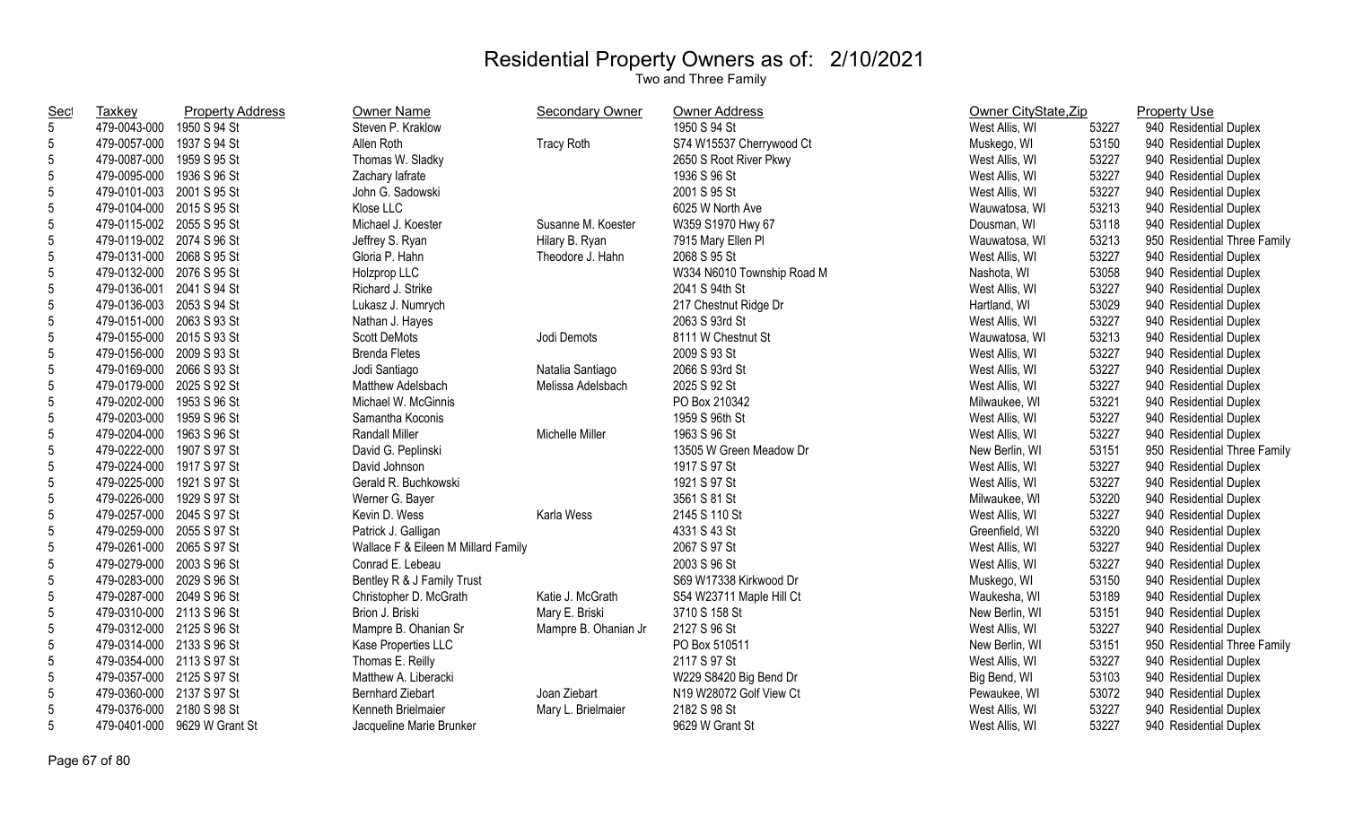# Residential Property Owners as of: 2/10/2021

Two and Three Family

| Sect | Taxkey | Property Address | Owner Name | Secondary Owner | Owner Address | Owner CityState,Zip | | Property Use |
|---|---|---|---|---|---|---|---|---|
| 5 | 479-0043-000 | 1950 S 94 St | Steven P. Kraklow | | 1950 S 94 St | West Allis, WI | 53227 | 940 Residential Duplex |
| 5 | 479-0057-000 | 1937 S 94 St | Allen Roth | Tracy Roth | S74 W15537 Cherrywood Ct | Muskego, WI | 53150 | 940 Residential Duplex |
| 5 | 479-0087-000 | 1959 S 95 St | Thomas W. Sladky | | 2650 S Root River Pkwy | West Allis, WI | 53227 | 940 Residential Duplex |
| 5 | 479-0095-000 | 1936 S 96 St | Zachary Iafrate | | 1936 S 96 St | West Allis, WI | 53227 | 940 Residential Duplex |
| 5 | 479-0101-003 | 2001 S 95 St | John G. Sadowski | | 2001 S 95 St | West Allis, WI | 53227 | 940 Residential Duplex |
| 5 | 479-0104-000 | 2015 S 95 St | Klose LLC | | 6025 W North Ave | Wauwatosa, WI | 53213 | 940 Residential Duplex |
| 5 | 479-0115-002 | 2055 S 95 St | Michael J. Koester | Susanne M. Koester | W359 S1970 Hwy 67 | Dousman, WI | 53118 | 940 Residential Duplex |
| 5 | 479-0119-002 | 2074 S 96 St | Jeffrey S. Ryan | Hilary B. Ryan | 7915 Mary Ellen Pl | Wauwatosa, WI | 53213 | 950 Residential Three Family |
| 5 | 479-0131-000 | 2068 S 95 St | Gloria P. Hahn | Theodore J. Hahn | 2068 S 95 St | West Allis, WI | 53227 | 940 Residential Duplex |
| 5 | 479-0132-000 | 2076 S 95 St | Holzprop LLC | | W334 N6010 Township Road M | Nashota, WI | 53058 | 940 Residential Duplex |
| 5 | 479-0136-001 | 2041 S 94 St | Richard J. Strike | | 2041 S 94th St | West Allis, WI | 53227 | 940 Residential Duplex |
| 5 | 479-0136-003 | 2053 S 94 St | Lukasz J. Numrych | | 217 Chestnut Ridge Dr | Hartland, WI | 53029 | 940 Residential Duplex |
| 5 | 479-0151-000 | 2063 S 93 St | Nathan J. Hayes | | 2063 S 93rd St | West Allis, WI | 53227 | 940 Residential Duplex |
| 5 | 479-0155-000 | 2015 S 93 St | Scott DeMots | Jodi Demots | 8111 W Chestnut St | Wauwatosa, WI | 53213 | 940 Residential Duplex |
| 5 | 479-0156-000 | 2009 S 93 St | Brenda Fletes | | 2009 S 93 St | West Allis, WI | 53227 | 940 Residential Duplex |
| 5 | 479-0169-000 | 2066 S 93 St | Jodi Santiago | Natalia Santiago | 2066 S 93rd St | West Allis, WI | 53227 | 940 Residential Duplex |
| 5 | 479-0179-000 | 2025 S 92 St | Matthew Adelsbach | Melissa Adelsbach | 2025 S 92 St | West Allis, WI | 53227 | 940 Residential Duplex |
| 5 | 479-0202-000 | 1953 S 96 St | Michael W. McGinnis | | PO Box 210342 | Milwaukee, WI | 53221 | 940 Residential Duplex |
| 5 | 479-0203-000 | 1959 S 96 St | Samantha Koconis | | 1959 S 96th St | West Allis, WI | 53227 | 940 Residential Duplex |
| 5 | 479-0204-000 | 1963 S 96 St | Randall Miller | Michelle Miller | 1963 S 96 St | West Allis, WI | 53227 | 940 Residential Duplex |
| 5 | 479-0222-000 | 1907 S 97 St | David G. Peplinski | | 13505 W Green Meadow Dr | New Berlin, WI | 53151 | 950 Residential Three Family |
| 5 | 479-0224-000 | 1917 S 97 St | David Johnson | | 1917 S 97 St | West Allis, WI | 53227 | 940 Residential Duplex |
| 5 | 479-0225-000 | 1921 S 97 St | Gerald R. Buchkowski | | 1921 S 97 St | West Allis, WI | 53227 | 940 Residential Duplex |
| 5 | 479-0226-000 | 1929 S 97 St | Werner G. Bayer | | 3561 S 81 St | Milwaukee, WI | 53220 | 940 Residential Duplex |
| 5 | 479-0257-000 | 2045 S 97 St | Kevin D. Wess | Karla Wess | 2145 S 110 St | West Allis, WI | 53227 | 940 Residential Duplex |
| 5 | 479-0259-000 | 2055 S 97 St | Patrick J. Galligan | | 4331 S 43 St | Greenfield, WI | 53220 | 940 Residential Duplex |
| 5 | 479-0261-000 | 2065 S 97 St | Wallace F & Eileen M Millard Family | | 2067 S 97 St | West Allis, WI | 53227 | 940 Residential Duplex |
| 5 | 479-0279-000 | 2003 S 96 St | Conrad E. Lebeau | | 2003 S 96 St | West Allis, WI | 53227 | 940 Residential Duplex |
| 5 | 479-0283-000 | 2029 S 96 St | Bentley R & J Family Trust | | S69 W17338 Kirkwood Dr | Muskego, WI | 53150 | 940 Residential Duplex |
| 5 | 479-0287-000 | 2049 S 96 St | Christopher D. McGrath | Katie J. McGrath | S54 W23711 Maple Hill Ct | Waukesha, WI | 53189 | 940 Residential Duplex |
| 5 | 479-0310-000 | 2113 S 96 St | Brion J. Briski | Mary E. Briski | 3710 S 158 St | New Berlin, WI | 53151 | 940 Residential Duplex |
| 5 | 479-0312-000 | 2125 S 96 St | Mampre B. Ohanian Sr | Mampre B. Ohanian Jr | 2127 S 96 St | West Allis, WI | 53227 | 940 Residential Duplex |
| 5 | 479-0314-000 | 2133 S 96 St | Kase Properties LLC | | PO Box 510511 | New Berlin, WI | 53151 | 950 Residential Three Family |
| 5 | 479-0354-000 | 2113 S 97 St | Thomas E. Reilly | | 2117 S 97 St | West Allis, WI | 53227 | 940 Residential Duplex |
| 5 | 479-0357-000 | 2125 S 97 St | Matthew A. Liberacki | | W229 S8420 Big Bend Dr | Big Bend, WI | 53103 | 940 Residential Duplex |
| 5 | 479-0360-000 | 2137 S 97 St | Bernhard Ziebart | Joan Ziebart | N19 W28072 Golf View Ct | Pewaukee, WI | 53072 | 940 Residential Duplex |
| 5 | 479-0376-000 | 2180 S 98 St | Kenneth Brielmaier | Mary L. Brielmaier | 2182 S 98 St | West Allis, WI | 53227 | 940 Residential Duplex |
| 5 | 479-0401-000 | 9629 W Grant St | Jacqueline Marie Brunker | | 9629 W Grant St | West Allis, WI | 53227 | 940 Residential Duplex |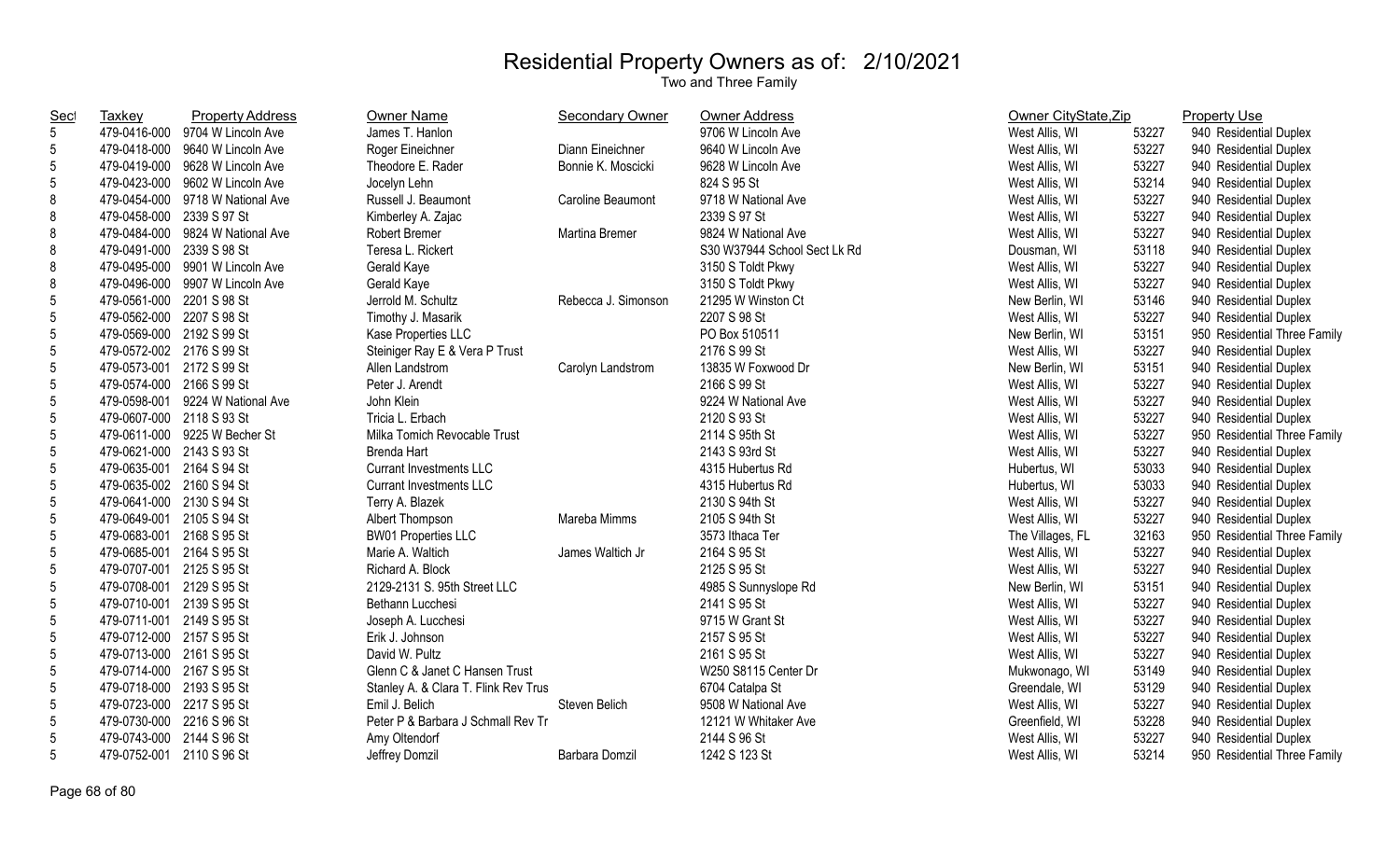# Residential Property Owners as of: 2/10/2021

Two and Three Family

| Sect | Taxkey | Property Address | Owner Name | Secondary Owner | Owner Address | Owner CityState,Zip | | Property Use |
|---|---|---|---|---|---|---|---|---|
| 5 | 479-0416-000 | 9704 W Lincoln Ave | James T. Hanlon | | 9706 W Lincoln Ave | West Allis, WI | 53227 | 940 Residential Duplex |
| 5 | 479-0418-000 | 9640 W Lincoln Ave | Roger Eineichner | Diann Eineichner | 9640 W Lincoln Ave | West Allis, WI | 53227 | 940 Residential Duplex |
| 5 | 479-0419-000 | 9628 W Lincoln Ave | Theodore E. Rader | Bonnie K. Moscicki | 9628 W Lincoln Ave | West Allis, WI | 53227 | 940 Residential Duplex |
| 5 | 479-0423-000 | 9602 W Lincoln Ave | Jocelyn Lehn | | 824 S 95 St | West Allis, WI | 53214 | 940 Residential Duplex |
| 8 | 479-0454-000 | 9718 W National Ave | Russell J. Beaumont | Caroline Beaumont | 9718 W National Ave | West Allis, WI | 53227 | 940 Residential Duplex |
| 8 | 479-0458-000 | 2339 S 97 St | Kimberley A. Zajac | | 2339 S 97 St | West Allis, WI | 53227 | 940 Residential Duplex |
| 8 | 479-0484-000 | 9824 W National Ave | Robert Bremer | Martina Bremer | 9824 W National Ave | West Allis, WI | 53227 | 940 Residential Duplex |
| 8 | 479-0491-000 | 2339 S 98 St | Teresa L. Rickert | | S30 W37944 School Sect Lk Rd | Dousman, WI | 53118 | 940 Residential Duplex |
| 8 | 479-0495-000 | 9901 W Lincoln Ave | Gerald Kaye | | 3150 S Toldt Pkwy | West Allis, WI | 53227 | 940 Residential Duplex |
| 8 | 479-0496-000 | 9907 W Lincoln Ave | Gerald Kaye | | 3150 S Toldt Pkwy | West Allis, WI | 53227 | 940 Residential Duplex |
| 5 | 479-0561-000 | 2201 S 98 St | Jerrold M. Schultz | Rebecca J. Simonson | 21295 W Winston Ct | New Berlin, WI | 53146 | 940 Residential Duplex |
| 5 | 479-0562-000 | 2207 S 98 St | Timothy J. Masarik | | 2207 S 98 St | West Allis, WI | 53227 | 940 Residential Duplex |
| 5 | 479-0569-000 | 2192 S 99 St | Kase Properties LLC | | PO Box 510511 | New Berlin, WI | 53151 | 950 Residential Three Family |
| 5 | 479-0572-002 | 2176 S 99 St | Steiniger Ray E & Vera P Trust | | 2176 S 99 St | West Allis, WI | 53227 | 940 Residential Duplex |
| 5 | 479-0573-001 | 2172 S 99 St | Allen Landstrom | Carolyn Landstrom | 13835 W Foxwood Dr | New Berlin, WI | 53151 | 940 Residential Duplex |
| 5 | 479-0574-000 | 2166 S 99 St | Peter J. Arendt | | 2166 S 99 St | West Allis, WI | 53227 | 940 Residential Duplex |
| 5 | 479-0598-001 | 9224 W National Ave | John Klein | | 9224 W National Ave | West Allis, WI | 53227 | 940 Residential Duplex |
| 5 | 479-0607-000 | 2118 S 93 St | Tricia L. Erbach | | 2120 S 93 St | West Allis, WI | 53227 | 940 Residential Duplex |
| 5 | 479-0611-000 | 9225 W Becher St | Milka Tomich Revocable Trust | | 2114 S 95th St | West Allis, WI | 53227 | 950 Residential Three Family |
| 5 | 479-0621-000 | 2143 S 93 St | Brenda Hart | | 2143 S 93rd St | West Allis, WI | 53227 | 940 Residential Duplex |
| 5 | 479-0635-001 | 2164 S 94 St | Currant Investments LLC | | 4315 Hubertus Rd | Hubertus, WI | 53033 | 940 Residential Duplex |
| 5 | 479-0635-002 | 2160 S 94 St | Currant Investments LLC | | 4315 Hubertus Rd | Hubertus, WI | 53033 | 940 Residential Duplex |
| 5 | 479-0641-000 | 2130 S 94 St | Terry A. Blazek | | 2130 S 94th St | West Allis, WI | 53227 | 940 Residential Duplex |
| 5 | 479-0649-001 | 2105 S 94 St | Albert Thompson | Mareba Mimms | 2105 S 94th St | West Allis, WI | 53227 | 940 Residential Duplex |
| 5 | 479-0683-001 | 2168 S 95 St | BW01 Properties LLC | | 3573 Ithaca Ter | The Villages, FL | 32163 | 950 Residential Three Family |
| 5 | 479-0685-001 | 2164 S 95 St | Marie A. Waltich | James Waltich Jr | 2164 S 95 St | West Allis, WI | 53227 | 940 Residential Duplex |
| 5 | 479-0707-001 | 2125 S 95 St | Richard A. Block | | 2125 S 95 St | West Allis, WI | 53227 | 940 Residential Duplex |
| 5 | 479-0708-001 | 2129 S 95 St | 2129-2131 S. 95th Street LLC | | 4985 S Sunnyslope Rd | New Berlin, WI | 53151 | 940 Residential Duplex |
| 5 | 479-0710-001 | 2139 S 95 St | Bethann Lucchesi | | 2141 S 95 St | West Allis, WI | 53227 | 940 Residential Duplex |
| 5 | 479-0711-001 | 2149 S 95 St | Joseph A. Lucchesi | | 9715 W Grant St | West Allis, WI | 53227 | 940 Residential Duplex |
| 5 | 479-0712-000 | 2157 S 95 St | Erik J. Johnson | | 2157 S 95 St | West Allis, WI | 53227 | 940 Residential Duplex |
| 5 | 479-0713-000 | 2161 S 95 St | David W. Pultz | | 2161 S 95 St | West Allis, WI | 53227 | 940 Residential Duplex |
| 5 | 479-0714-000 | 2167 S 95 St | Glenn C & Janet C Hansen Trust | | W250 S8115 Center Dr | Mukwonago, WI | 53149 | 940 Residential Duplex |
| 5 | 479-0718-000 | 2193 S 95 St | Stanley A. & Clara T. Flink Rev Trus | | 6704 Catalpa St | Greendale, WI | 53129 | 940 Residential Duplex |
| 5 | 479-0723-000 | 2217 S 95 St | Emil J. Belich | Steven Belich | 9508 W National Ave | West Allis, WI | 53227 | 940 Residential Duplex |
| 5 | 479-0730-000 | 2216 S 96 St | Peter P & Barbara J Schmall Rev Tr | | 12121 W Whitaker Ave | Greenfield, WI | 53228 | 940 Residential Duplex |
| 5 | 479-0743-000 | 2144 S 96 St | Amy Oltendorf | | 2144 S 96 St | West Allis, WI | 53227 | 940 Residential Duplex |
| 5 | 479-0752-001 | 2110 S 96 St | Jeffrey Domzil | Barbara Domzil | 1242 S 123 St | West Allis, WI | 53214 | 950 Residential Three Family |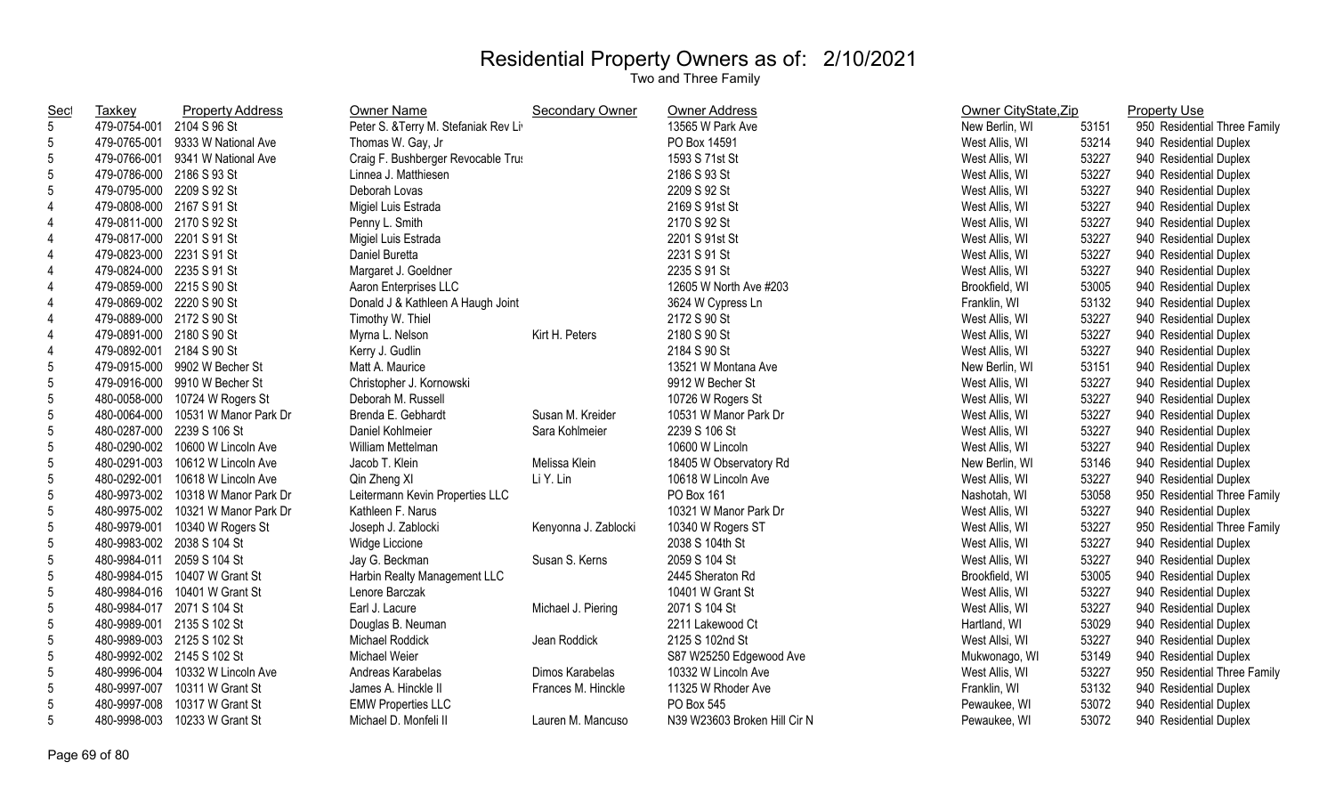# Residential Property Owners as of: 2/10/2021

Two and Three Family

| Sect | Taxkey | Property Address | Owner Name | Secondary Owner | Owner Address | Owner CityState,Zip | | Property Use |
|---|---|---|---|---|---|---|---|---|
| 5 | 479-0754-001 | 2104 S 96 St | Peter S. &Terry M. Stefaniak Rev Li | | 13565 W Park Ave | New Berlin, WI | 53151 | 950 Residential Three Family |
| 5 | 479-0765-001 | 9333 W National Ave | Thomas W. Gay, Jr | | PO Box 14591 | West Allis, WI | 53214 | 940 Residential Duplex |
| 5 | 479-0766-001 | 9341 W National Ave | Craig F. Bushberger Revocable Trus | | 1593 S 71st St | West Allis, WI | 53227 | 940 Residential Duplex |
| 5 | 479-0786-000 | 2186 S 93 St | Linnea J. Matthiesen | | 2186 S 93 St | West Allis, WI | 53227 | 940 Residential Duplex |
| 5 | 479-0795-000 | 2209 S 92 St | Deborah Lovas | | 2209 S 92 St | West Allis, WI | 53227 | 940 Residential Duplex |
| 4 | 479-0808-000 | 2167 S 91 St | Migiel Luis Estrada | | 2169 S 91st St | West Allis, WI | 53227 | 940 Residential Duplex |
| 4 | 479-0811-000 | 2170 S 92 St | Penny L. Smith | | 2170 S 92 St | West Allis, WI | 53227 | 940 Residential Duplex |
| 4 | 479-0817-000 | 2201 S 91 St | Migiel Luis Estrada | | 2201 S 91st St | West Allis, WI | 53227 | 940 Residential Duplex |
| 4 | 479-0823-000 | 2231 S 91 St | Daniel Buretta | | 2231 S 91 St | West Allis, WI | 53227 | 940 Residential Duplex |
| 4 | 479-0824-000 | 2235 S 91 St | Margaret J. Goeldner | | 2235 S 91 St | West Allis, WI | 53227 | 940 Residential Duplex |
| 4 | 479-0859-000 | 2215 S 90 St | Aaron Enterprises LLC | | 12605 W North Ave #203 | Brookfield, WI | 53005 | 940 Residential Duplex |
| 4 | 479-0869-002 | 2220 S 90 St | Donald J & Kathleen A Haugh Joint | | 3624 W Cypress Ln | Franklin, WI | 53132 | 940 Residential Duplex |
| 4 | 479-0889-000 | 2172 S 90 St | Timothy W. Thiel | | 2172 S 90 St | West Allis, WI | 53227 | 940 Residential Duplex |
| 4 | 479-0891-000 | 2180 S 90 St | Myrna L. Nelson | Kirt H. Peters | 2180 S 90 St | West Allis, WI | 53227 | 940 Residential Duplex |
| 4 | 479-0892-001 | 2184 S 90 St | Kerry J. Gudlin | | 2184 S 90 St | West Allis, WI | 53227 | 940 Residential Duplex |
| 5 | 479-0915-000 | 9902 W Becher St | Matt A. Maurice | | 13521 W Montana Ave | New Berlin, WI | 53151 | 940 Residential Duplex |
| 5 | 479-0916-000 | 9910 W Becher St | Christopher J. Kornowski | | 9912 W Becher St | West Allis, WI | 53227 | 940 Residential Duplex |
| 5 | 480-0058-000 | 10724 W Rogers St | Deborah M. Russell | | 10726 W Rogers St | West Allis, WI | 53227 | 940 Residential Duplex |
| 5 | 480-0064-000 | 10531 W Manor Park Dr | Brenda E. Gebhardt | Susan M. Kreider | 10531 W Manor Park Dr | West Allis, WI | 53227 | 940 Residential Duplex |
| 5 | 480-0287-000 | 2239 S 106 St | Daniel Kohlmeier | Sara Kohlmeier | 2239 S 106 St | West Allis, WI | 53227 | 940 Residential Duplex |
| 5 | 480-0290-002 | 10600 W Lincoln Ave | William Mettelman | | 10600 W Lincoln | West Allis, WI | 53227 | 940 Residential Duplex |
| 5 | 480-0291-003 | 10612 W Lincoln Ave | Jacob T. Klein | Melissa Klein | 18405 W Observatory Rd | New Berlin, WI | 53146 | 940 Residential Duplex |
| 5 | 480-0292-001 | 10618 W Lincoln Ave | Qin Zheng XI | Li Y. Lin | 10618 W Lincoln Ave | West Allis, WI | 53227 | 940 Residential Duplex |
| 5 | 480-9973-002 | 10318 W Manor Park Dr | Leitermann Kevin Properties LLC | | PO Box 161 | Nashotah, WI | 53058 | 950 Residential Three Family |
| 5 | 480-9975-002 | 10321 W Manor Park Dr | Kathleen F. Narus | | 10321 W Manor Park Dr | West Allis, WI | 53227 | 940 Residential Duplex |
| 5 | 480-9979-001 | 10340 W Rogers St | Joseph J. Zablocki | Kenyonna J. Zablocki | 10340 W Rogers ST | West Allis, WI | 53227 | 950 Residential Three Family |
| 5 | 480-9983-002 | 2038 S 104 St | Widge Liccione | | 2038 S 104th St | West Allis, WI | 53227 | 940 Residential Duplex |
| 5 | 480-9984-011 | 2059 S 104 St | Jay G. Beckman | Susan S. Kerns | 2059 S 104 St | West Allis, WI | 53227 | 940 Residential Duplex |
| 5 | 480-9984-015 | 10407 W Grant St | Harbin Realty Management LLC | | 2445 Sheraton Rd | Brookfield, WI | 53005 | 940 Residential Duplex |
| 5 | 480-9984-016 | 10401 W Grant St | Lenore Barczak | | 10401 W Grant St | West Allis, WI | 53227 | 940 Residential Duplex |
| 5 | 480-9984-017 | 2071 S 104 St | Earl J. Lacure | Michael J. Piering | 2071 S 104 St | West Allis, WI | 53227 | 940 Residential Duplex |
| 5 | 480-9989-001 | 2135 S 102 St | Douglas B. Neuman | | 2211 Lakewood Ct | Hartland, WI | 53029 | 940 Residential Duplex |
| 5 | 480-9989-003 | 2125 S 102 St | Michael Roddick | Jean Roddick | 2125 S 102nd St | West Allsi, WI | 53227 | 940 Residential Duplex |
| 5 | 480-9992-002 | 2145 S 102 St | Michael Weier | | S87 W25250 Edgewood Ave | Mukwonago, WI | 53149 | 940 Residential Duplex |
| 5 | 480-9996-004 | 10332 W Lincoln Ave | Andreas Karabelas | Dimos Karabelas | 10332 W Lincoln Ave | West Allis, WI | 53227 | 950 Residential Three Family |
| 5 | 480-9997-007 | 10311 W Grant St | James A. Hinckle II | Frances M. Hinckle | 11325 W Rhoder Ave | Franklin, WI | 53132 | 940 Residential Duplex |
| 5 | 480-9997-008 | 10317 W Grant St | EMW Properties LLC | | PO Box 545 | Pewaukee, WI | 53072 | 940 Residential Duplex |
| 5 | 480-9998-003 | 10233 W Grant St | Michael D. Monfeli II | Lauren M. Mancuso | N39 W23603 Broken Hill Cir N | Pewaukee, WI | 53072 | 940 Residential Duplex |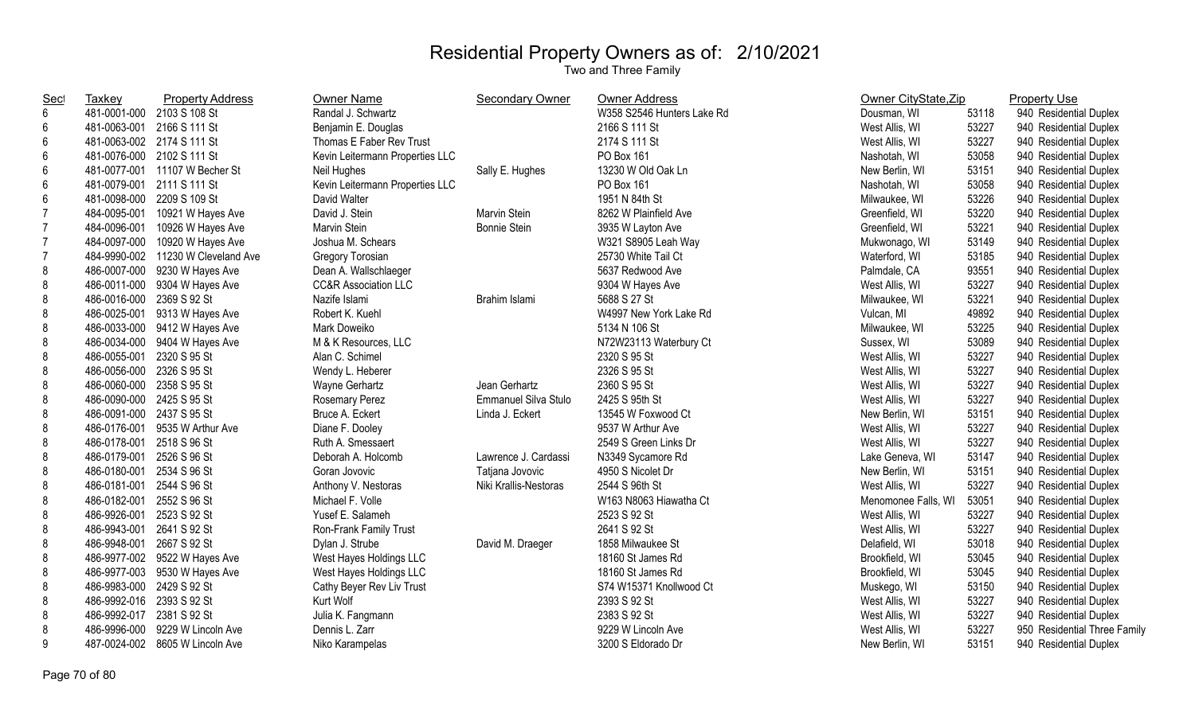# Residential Property Owners as of: 2/10/2021

## Two and Three Family

| Sect | Taxkey | Property Address | Owner Name | Secondary Owner | Owner Address | Owner CityState,Zip | | Property Use |
|---|---|---|---|---|---|---|---|---|
| 6 | 481-0001-000 | 2103 S 108 St | Randal J. Schwartz | | W358 S2546 Hunters Lake Rd | Dousman, WI | 53118 | 940 Residential Duplex |
| 6 | 481-0063-001 | 2166 S 111 St | Benjamin E. Douglas | | 2166 S 111 St | West Allis, WI | 53227 | 940 Residential Duplex |
| 6 | 481-0063-002 | 2174 S 111 St | Thomas E Faber Rev Trust | | 2174 S 111 St | West Allis, WI | 53227 | 940 Residential Duplex |
| 6 | 481-0076-000 | 2102 S 111 St | Kevin Leitermann Properties LLC | | PO Box 161 | Nashotah, WI | 53058 | 940 Residential Duplex |
| 6 | 481-0077-001 | 11107 W Becher St | Neil Hughes | Sally E. Hughes | 13230 W Old Oak Ln | New Berlin, WI | 53151 | 940 Residential Duplex |
| 6 | 481-0079-001 | 2111 S 111 St | Kevin Leitermann Properties LLC | | PO Box 161 | Nashotah, WI | 53058 | 940 Residential Duplex |
| 6 | 481-0098-000 | 2209 S 109 St | David Walter | | 1951 N 84th St | Milwaukee, WI | 53226 | 940 Residential Duplex |
| 7 | 484-0095-001 | 10921 W Hayes Ave | David J. Stein | Marvin Stein | 8262 W Plainfield Ave | Greenfield, WI | 53220 | 940 Residential Duplex |
| 7 | 484-0096-001 | 10926 W Hayes Ave | Marvin Stein | Bonnie Stein | 3935 W Layton Ave | Greenfield, WI | 53221 | 940 Residential Duplex |
| 7 | 484-0097-000 | 10920 W Hayes Ave | Joshua M. Schears | | W321 S8905 Leah Way | Mukwonago, WI | 53149 | 940 Residential Duplex |
| 7 | 484-9990-002 | 11230 W Cleveland Ave | Gregory Torosian | | 25730 White Tail Ct | Waterford, WI | 53185 | 940 Residential Duplex |
| 8 | 486-0007-000 | 9230 W Hayes Ave | Dean A. Wallschlaeger | | 5637 Redwood Ave | Palmdale, CA | 93551 | 940 Residential Duplex |
| 8 | 486-0011-000 | 9304 W Hayes Ave | CC&R Association LLC | | 9304 W Hayes Ave | West Allis, WI | 53227 | 940 Residential Duplex |
| 8 | 486-0016-000 | 2369 S 92 St | Nazife Islami | Brahim Islami | 5688 S 27 St | Milwaukee, WI | 53221 | 940 Residential Duplex |
| 8 | 486-0025-001 | 9313 W Hayes Ave | Robert K. Kuehl | | W4997 New York Lake Rd | Vulcan, MI | 49892 | 940 Residential Duplex |
| 8 | 486-0033-000 | 9412 W Hayes Ave | Mark Doweiko | | 5134 N 106 St | Milwaukee, WI | 53225 | 940 Residential Duplex |
| 8 | 486-0034-000 | 9404 W Hayes Ave | M & K Resources, LLC | | N72W23113 Waterbury Ct | Sussex, WI | 53089 | 940 Residential Duplex |
| 8 | 486-0055-001 | 2320 S 95 St | Alan C. Schimel | | 2320 S 95 St | West Allis, WI | 53227 | 940 Residential Duplex |
| 8 | 486-0056-000 | 2326 S 95 St | Wendy L. Heberer | | 2326 S 95 St | West Allis, WI | 53227 | 940 Residential Duplex |
| 8 | 486-0060-000 | 2358 S 95 St | Wayne Gerhartz | Jean Gerhartz | 2360 S 95 St | West Allis, WI | 53227 | 940 Residential Duplex |
| 8 | 486-0090-000 | 2425 S 95 St | Rosemary Perez | Emmanuel Silva Stulo | 2425 S 95th St | West Allis, WI | 53227 | 940 Residential Duplex |
| 8 | 486-0091-000 | 2437 S 95 St | Bruce A. Eckert | Linda J. Eckert | 13545 W Foxwood Ct | New Berlin, WI | 53151 | 940 Residential Duplex |
| 8 | 486-0176-001 | 9535 W Arthur Ave | Diane F. Dooley | | 9537 W Arthur Ave | West Allis, WI | 53227 | 940 Residential Duplex |
| 8 | 486-0178-001 | 2518 S 96 St | Ruth A. Smessaert | | 2549 S Green Links Dr | West Allis, WI | 53227 | 940 Residential Duplex |
| 8 | 486-0179-001 | 2526 S 96 St | Deborah A. Holcomb | Lawrence J. Cardassi | N3349 Sycamore Rd | Lake Geneva, WI | 53147 | 940 Residential Duplex |
| 8 | 486-0180-001 | 2534 S 96 St | Goran Jovovic | Tatjana Jovovic | 4950 S Nicolet Dr | New Berlin, WI | 53151 | 940 Residential Duplex |
| 8 | 486-0181-001 | 2544 S 96 St | Anthony V. Nestoras | Niki Krallis-Nestoras | 2544 S 96th St | West Allis, WI | 53227 | 940 Residential Duplex |
| 8 | 486-0182-001 | 2552 S 96 St | Michael F. Volle | | W163 N8063 Hiawatha Ct | Menomonee Falls, WI | 53051 | 940 Residential Duplex |
| 8 | 486-9926-001 | 2523 S 92 St | Yusef E. Salameh | | 2523 S 92 St | West Allis, WI | 53227 | 940 Residential Duplex |
| 8 | 486-9943-001 | 2641 S 92 St | Ron-Frank Family Trust | | 2641 S 92 St | West Allis, WI | 53227 | 940 Residential Duplex |
| 8 | 486-9948-001 | 2667 S 92 St | Dylan J. Strube | David M. Draeger | 1858 Milwaukee St | Delafield, WI | 53018 | 940 Residential Duplex |
| 8 | 486-9977-002 | 9522 W Hayes Ave | West Hayes Holdings LLC | | 18160 St James Rd | Brookfield, WI | 53045 | 940 Residential Duplex |
| 8 | 486-9977-003 | 9530 W Hayes Ave | West Hayes Holdings LLC | | 18160 St James Rd | Brookfield, WI | 53045 | 940 Residential Duplex |
| 8 | 486-9983-000 | 2429 S 92 St | Cathy Beyer Rev Liv Trust | | S74 W15371 Knollwood Ct | Muskego, WI | 53150 | 940 Residential Duplex |
| 8 | 486-9992-016 | 2393 S 92 St | Kurt Wolf | | 2393 S 92 St | West Allis, WI | 53227 | 940 Residential Duplex |
| 8 | 486-9992-017 | 2381 S 92 St | Julia K. Fangmann | | 2383 S 92 St | West Allis, WI | 53227 | 940 Residential Duplex |
| 8 | 486-9996-000 | 9229 W Lincoln Ave | Dennis L. Zarr | | 9229 W Lincoln Ave | West Allis, WI | 53227 | 950 Residential Three Family |
| 9 | 487-0024-002 | 8605 W Lincoln Ave | Niko Karampelas | | 3200 S Eldorado Dr | New Berlin, WI | 53151 | 940 Residential Duplex |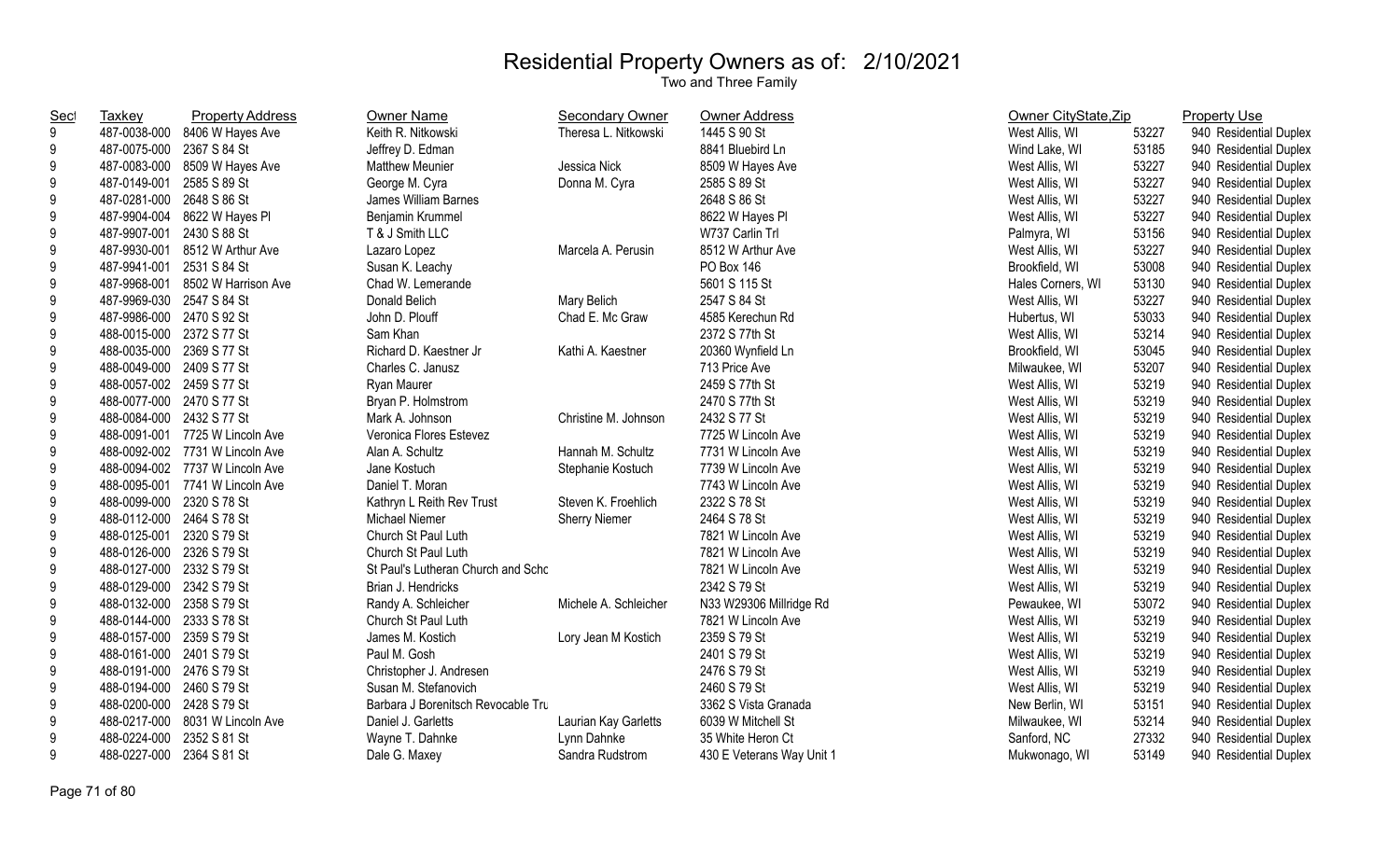# Residential Property Owners as of: 2/10/2021

Two and Three Family

| Sect | Taxkey | Property Address | Owner Name | Secondary Owner | Owner Address | Owner CityState,Zip | | Property Use |
|---|---|---|---|---|---|---|---|---|
| 9 | 487-0038-000 | 8406 W Hayes Ave | Keith R. Nitkowski | Theresa L. Nitkowski | 1445 S 90 St | West Allis, WI | 53227 | 940 Residential Duplex |
| 9 | 487-0075-000 | 2367 S 84 St | Jeffrey D. Edman | | 8841 Bluebird Ln | Wind Lake, WI | 53185 | 940 Residential Duplex |
| 9 | 487-0083-000 | 8509 W Hayes Ave | Matthew Meunier | Jessica Nick | 8509 W Hayes Ave | West Allis, WI | 53227 | 940 Residential Duplex |
| 9 | 487-0149-001 | 2585 S 89 St | George M. Cyra | Donna M. Cyra | 2585 S 89 St | West Allis, WI | 53227 | 940 Residential Duplex |
| 9 | 487-0281-000 | 2648 S 86 St | James William Barnes | | 2648 S 86 St | West Allis, WI | 53227 | 940 Residential Duplex |
| 9 | 487-9904-004 | 8622 W Hayes Pl | Benjamin Krummel | | 8622 W Hayes Pl | West Allis, WI | 53227 | 940 Residential Duplex |
| 9 | 487-9907-001 | 2430 S 88 St | T & J Smith LLC | | W737 Carlin Trl | Palmyra, WI | 53156 | 940 Residential Duplex |
| 9 | 487-9930-001 | 8512 W Arthur Ave | Lazaro Lopez | Marcela A. Perusin | 8512 W Arthur Ave | West Allis, WI | 53227 | 940 Residential Duplex |
| 9 | 487-9941-001 | 2531 S 84 St | Susan K. Leachy | | PO Box 146 | Brookfield, WI | 53008 | 940 Residential Duplex |
| 9 | 487-9968-001 | 8502 W Harrison Ave | Chad W. Lemerande | | 5601 S 115 St | Hales Corners, WI | 53130 | 940 Residential Duplex |
| 9 | 487-9969-030 | 2547 S 84 St | Donald Belich | Mary Belich | 2547 S 84 St | West Allis, WI | 53227 | 940 Residential Duplex |
| 9 | 487-9986-000 | 2470 S 92 St | John D. Plouff | Chad E. Mc Graw | 4585 Kerechun Rd | Hubertus, WI | 53033 | 940 Residential Duplex |
| 9 | 488-0015-000 | 2372 S 77 St | Sam Khan | | 2372 S 77th St | West Allis, WI | 53214 | 940 Residential Duplex |
| 9 | 488-0035-000 | 2369 S 77 St | Richard D. Kaestner Jr | Kathi A. Kaestner | 20360 Wynfield Ln | Brookfield, WI | 53045 | 940 Residential Duplex |
| 9 | 488-0049-000 | 2409 S 77 St | Charles C. Janusz | | 713 Price Ave | Milwaukee, WI | 53207 | 940 Residential Duplex |
| 9 | 488-0057-002 | 2459 S 77 St | Ryan Maurer | | 2459 S 77th St | West Allis, WI | 53219 | 940 Residential Duplex |
| 9 | 488-0077-000 | 2470 S 77 St | Bryan P. Holmstrom | | 2470 S 77th St | West Allis, WI | 53219 | 940 Residential Duplex |
| 9 | 488-0084-000 | 2432 S 77 St | Mark A. Johnson | Christine M. Johnson | 2432 S 77 St | West Allis, WI | 53219 | 940 Residential Duplex |
| 9 | 488-0091-001 | 7725 W Lincoln Ave | Veronica Flores Estevez | | 7725 W Lincoln Ave | West Allis, WI | 53219 | 940 Residential Duplex |
| 9 | 488-0092-002 | 7731 W Lincoln Ave | Alan A. Schultz | Hannah M. Schultz | 7731 W Lincoln Ave | West Allis, WI | 53219 | 940 Residential Duplex |
| 9 | 488-0094-002 | 7737 W Lincoln Ave | Jane Kostuch | Stephanie Kostuch | 7739 W Lincoln Ave | West Allis, WI | 53219 | 940 Residential Duplex |
| 9 | 488-0095-001 | 7741 W Lincoln Ave | Daniel T. Moran | | 7743 W Lincoln Ave | West Allis, WI | 53219 | 940 Residential Duplex |
| 9 | 488-0099-000 | 2320 S 78 St | Kathryn L Reith Rev Trust | Steven K. Froehlich | 2322 S 78 St | West Allis, WI | 53219 | 940 Residential Duplex |
| 9 | 488-0112-000 | 2464 S 78 St | Michael Niemer | Sherry Niemer | 2464 S 78 St | West Allis, WI | 53219 | 940 Residential Duplex |
| 9 | 488-0125-001 | 2320 S 79 St | Church St Paul Luth | | 7821 W Lincoln Ave | West Allis, WI | 53219 | 940 Residential Duplex |
| 9 | 488-0126-000 | 2326 S 79 St | Church St Paul Luth | | 7821 W Lincoln Ave | West Allis, WI | 53219 | 940 Residential Duplex |
| 9 | 488-0127-000 | 2332 S 79 St | St Paul's Lutheran Church and Schc | | 7821 W Lincoln Ave | West Allis, WI | 53219 | 940 Residential Duplex |
| 9 | 488-0129-000 | 2342 S 79 St | Brian J. Hendricks | | 2342 S 79 St | West Allis, WI | 53219 | 940 Residential Duplex |
| 9 | 488-0132-000 | 2358 S 79 St | Randy A. Schleicher | Michele A. Schleicher | N33 W29306 Millridge Rd | Pewaukee, WI | 53072 | 940 Residential Duplex |
| 9 | 488-0144-000 | 2333 S 78 St | Church St Paul Luth | | 7821 W Lincoln Ave | West Allis, WI | 53219 | 940 Residential Duplex |
| 9 | 488-0157-000 | 2359 S 79 St | James M. Kostich | Lory Jean M Kostich | 2359 S 79 St | West Allis, WI | 53219 | 940 Residential Duplex |
| 9 | 488-0161-000 | 2401 S 79 St | Paul M. Gosh | | 2401 S 79 St | West Allis, WI | 53219 | 940 Residential Duplex |
| 9 | 488-0191-000 | 2476 S 79 St | Christopher J. Andresen | | 2476 S 79 St | West Allis, WI | 53219 | 940 Residential Duplex |
| 9 | 488-0194-000 | 2460 S 79 St | Susan M. Stefanovich | | 2460 S 79 St | West Allis, WI | 53219 | 940 Residential Duplex |
| 9 | 488-0200-000 | 2428 S 79 St | Barbara J Borenitsch Revocable Tru | | 3362 S Vista Granada | New Berlin, WI | 53151 | 940 Residential Duplex |
| 9 | 488-0217-000 | 8031 W Lincoln Ave | Daniel J. Garletts | Laurian Kay Garletts | 6039 W Mitchell St | Milwaukee, WI | 53214 | 940 Residential Duplex |
| 9 | 488-0224-000 | 2352 S 81 St | Wayne T. Dahnke | Lynn Dahnke | 35 White Heron Ct | Sanford, NC | 27332 | 940 Residential Duplex |
| 9 | 488-0227-000 | 2364 S 81 St | Dale G. Maxey | Sandra Rudstrom | 430 E Veterans Way Unit 1 | Mukwonago, WI | 53149 | 940 Residential Duplex |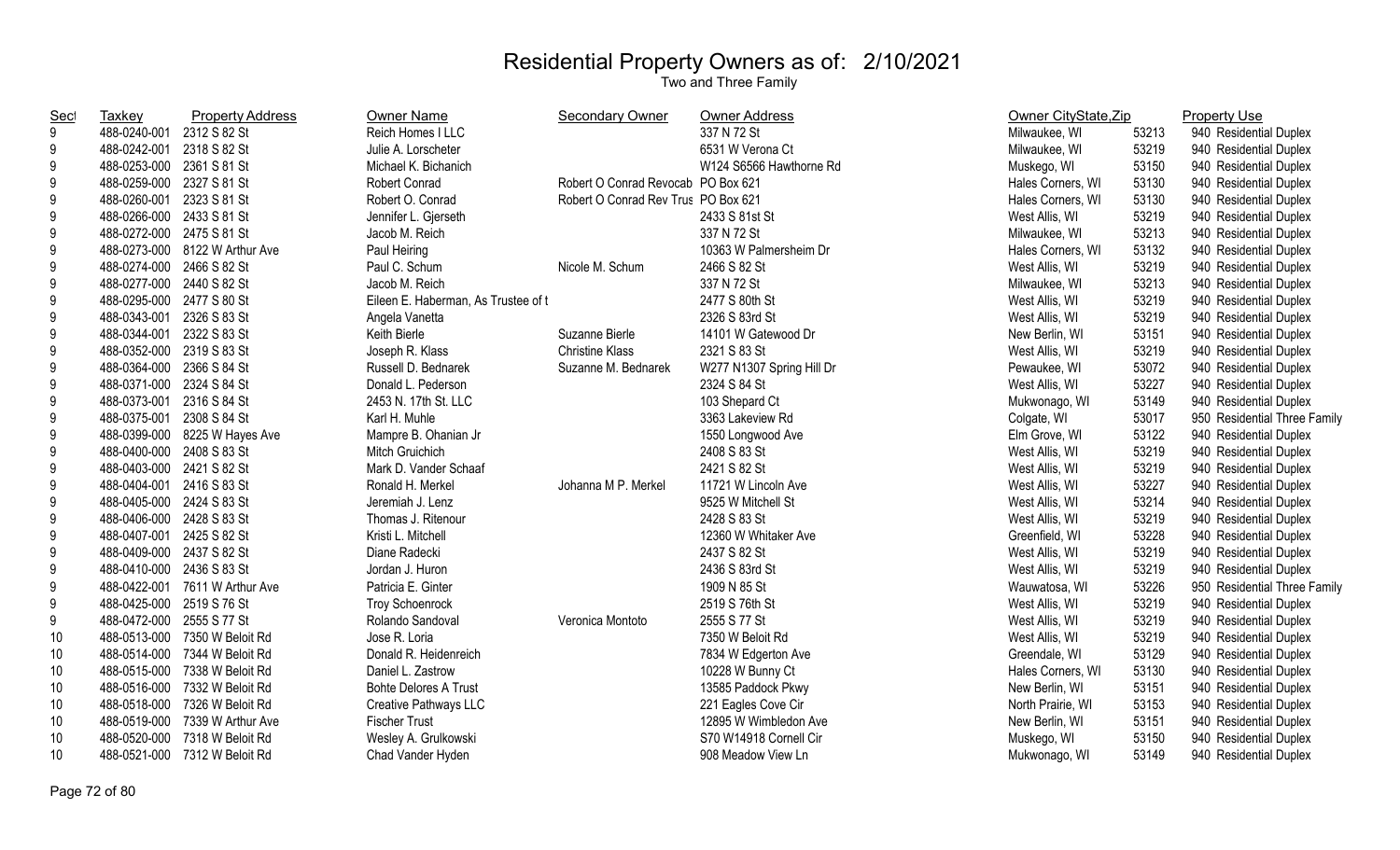# Residential Property Owners as of: 2/10/2021

Two and Three Family

| Sect | Taxkey | Property Address | Owner Name | Secondary Owner | Owner Address | Owner CityState,Zip | | Property Use |
|---|---|---|---|---|---|---|---|---|
| 9 | 488-0240-001 | 2312 S 82 St | Reich Homes I LLC | | 337 N 72 St | Milwaukee, WI | 53213 | 940 Residential Duplex |
| 9 | 488-0242-001 | 2318 S 82 St | Julie A. Lorscheter | | 6531 W Verona Ct | Milwaukee, WI | 53219 | 940 Residential Duplex |
| 9 | 488-0253-000 | 2361 S 81 St | Michael K. Bichanich | | W124 S6566 Hawthorne Rd | Muskego, WI | 53150 | 940 Residential Duplex |
| 9 | 488-0259-000 | 2327 S 81 St | Robert Conrad | Robert O Conrad Revocab | PO Box 621 | Hales Corners, WI | 53130 | 940 Residential Duplex |
| 9 | 488-0260-001 | 2323 S 81 St | Robert O. Conrad | Robert O Conrad Rev Trus | PO Box 621 | Hales Corners, WI | 53130 | 940 Residential Duplex |
| 9 | 488-0266-000 | 2433 S 81 St | Jennifer L. Gjerseth | | 2433 S 81st St | West Allis, WI | 53219 | 940 Residential Duplex |
| 9 | 488-0272-000 | 2475 S 81 St | Jacob M. Reich | | 337 N 72 St | Milwaukee, WI | 53213 | 940 Residential Duplex |
| 9 | 488-0273-000 | 8122 W Arthur Ave | Paul Heiring | | 10363 W Palmersheim Dr | Hales Corners, WI | 53132 | 940 Residential Duplex |
| 9 | 488-0274-000 | 2466 S 82 St | Paul C. Schum | Nicole M. Schum | 2466 S 82 St | West Allis, WI | 53219 | 940 Residential Duplex |
| 9 | 488-0277-000 | 2440 S 82 St | Jacob M. Reich | | 337 N 72 St | Milwaukee, WI | 53213 | 940 Residential Duplex |
| 9 | 488-0295-000 | 2477 S 80 St | Eileen E. Haberman, As Trustee of t | | 2477 S 80th St | West Allis, WI | 53219 | 940 Residential Duplex |
| 9 | 488-0343-001 | 2326 S 83 St | Angela Vanetta | | 2326 S 83rd St | West Allis, WI | 53219 | 940 Residential Duplex |
| 9 | 488-0344-001 | 2322 S 83 St | Keith Bierle | Suzanne Bierle | 14101 W Gatewood Dr | New Berlin, WI | 53151 | 940 Residential Duplex |
| 9 | 488-0352-000 | 2319 S 83 St | Joseph R. Klass | Christine Klass | 2321 S 83 St | West Allis, WI | 53219 | 940 Residential Duplex |
| 9 | 488-0364-000 | 2366 S 84 St | Russell D. Bednarek | Suzanne M. Bednarek | W277 N1307 Spring Hill Dr | Pewaukee, WI | 53072 | 940 Residential Duplex |
| 9 | 488-0371-000 | 2324 S 84 St | Donald L. Pederson | | 2324 S 84 St | West Allis, WI | 53227 | 940 Residential Duplex |
| 9 | 488-0373-001 | 2316 S 84 St | 2453 N. 17th St. LLC | | 103 Shepard Ct | Mukwonago, WI | 53149 | 940 Residential Duplex |
| 9 | 488-0375-001 | 2308 S 84 St | Karl H. Muhle | | 3363 Lakeview Rd | Colgate, WI | 53017 | 950 Residential Three Family |
| 9 | 488-0399-000 | 8225 W Hayes Ave | Mampre B. Ohanian Jr | | 1550 Longwood Ave | Elm Grove, WI | 53122 | 940 Residential Duplex |
| 9 | 488-0400-000 | 2408 S 83 St | Mitch Gruichich | | 2408 S 83 St | West Allis, WI | 53219 | 940 Residential Duplex |
| 9 | 488-0403-000 | 2421 S 82 St | Mark D. Vander Schaaf | | 2421 S 82 St | West Allis, WI | 53219 | 940 Residential Duplex |
| 9 | 488-0404-001 | 2416 S 83 St | Ronald H. Merkel | Johanna M P. Merkel | 11721 W Lincoln Ave | West Allis, WI | 53227 | 940 Residential Duplex |
| 9 | 488-0405-000 | 2424 S 83 St | Jeremiah J. Lenz | | 9525 W Mitchell St | West Allis, WI | 53214 | 940 Residential Duplex |
| 9 | 488-0406-000 | 2428 S 83 St | Thomas J. Ritenour | | 2428 S 83 St | West Allis, WI | 53219 | 940 Residential Duplex |
| 9 | 488-0407-001 | 2425 S 82 St | Kristi L. Mitchell | | 12360 W Whitaker Ave | Greenfield, WI | 53228 | 940 Residential Duplex |
| 9 | 488-0409-000 | 2437 S 82 St | Diane Radecki | | 2437 S 82 St | West Allis, WI | 53219 | 940 Residential Duplex |
| 9 | 488-0410-000 | 2436 S 83 St | Jordan J. Huron | | 2436 S 83rd St | West Allis, WI | 53219 | 940 Residential Duplex |
| 9 | 488-0422-001 | 7611 W Arthur Ave | Patricia E. Ginter | | 1909 N 85 St | Wauwatosa, WI | 53226 | 950 Residential Three Family |
| 9 | 488-0425-000 | 2519 S 76 St | Troy Schoenrock | | 2519 S 76th St | West Allis, WI | 53219 | 940 Residential Duplex |
| 9 | 488-0472-000 | 2555 S 77 St | Rolando Sandoval | Veronica Montoto | 2555 S 77 St | West Allis, WI | 53219 | 940 Residential Duplex |
| 10 | 488-0513-000 | 7350 W Beloit Rd | Jose R. Loria | | 7350 W Beloit Rd | West Allis, WI | 53219 | 940 Residential Duplex |
| 10 | 488-0514-000 | 7344 W Beloit Rd | Donald R. Heidenreich | | 7834 W Edgerton Ave | Greendale, WI | 53129 | 940 Residential Duplex |
| 10 | 488-0515-000 | 7338 W Beloit Rd | Daniel L. Zastrow | | 10228 W Bunny Ct | Hales Corners, WI | 53130 | 940 Residential Duplex |
| 10 | 488-0516-000 | 7332 W Beloit Rd | Bohte Delores A Trust | | 13585 Paddock Pkwy | New Berlin, WI | 53151 | 940 Residential Duplex |
| 10 | 488-0518-000 | 7326 W Beloit Rd | Creative Pathways LLC | | 221 Eagles Cove Cir | North Prairie, WI | 53153 | 940 Residential Duplex |
| 10 | 488-0519-000 | 7339 W Arthur Ave | Fischer Trust | | 12895 W Wimbledon Ave | New Berlin, WI | 53151 | 940 Residential Duplex |
| 10 | 488-0520-000 | 7318 W Beloit Rd | Wesley A. Grulkowski | | S70 W14918 Cornell Cir | Muskego, WI | 53150 | 940 Residential Duplex |
| 10 | 488-0521-000 | 7312 W Beloit Rd | Chad Vander Hyden | | 908 Meadow View Ln | Mukwonago, WI | 53149 | 940 Residential Duplex |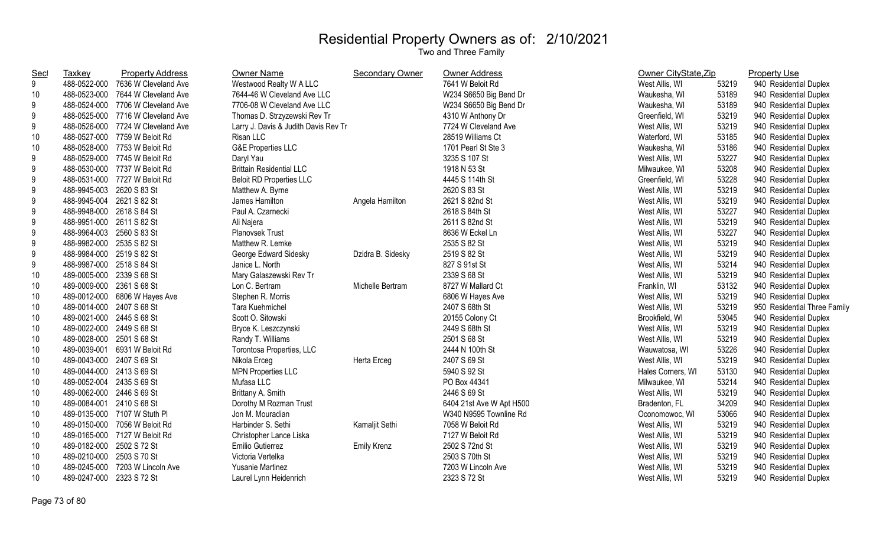# Residential Property Owners as of: 2/10/2021

Two and Three Family

| Sect | Taxkey | Property Address | Owner Name | Secondary Owner | Owner Address | Owner CityState,Zip | | Property Use |
|---|---|---|---|---|---|---|---|---|
| 9 | 488-0522-000 | 7636 W Cleveland Ave | Westwood Realty W A LLC | | 7641 W Beloit Rd | West Allis, WI | 53219 | 940 Residential Duplex |
| 10 | 488-0523-000 | 7644 W Cleveland Ave | 7644-46 W Cleveland Ave LLC | | W234 S6650 Big Bend Dr | Waukesha, WI | 53189 | 940 Residential Duplex |
| 9 | 488-0524-000 | 7706 W Cleveland Ave | 7706-08 W Cleveland Ave LLC | | W234 S6650 Big Bend Dr | Waukesha, WI | 53189 | 940 Residential Duplex |
| 9 | 488-0525-000 | 7716 W Cleveland Ave | Thomas D. Strzyzewski Rev Tr | | 4310 W Anthony Dr | Greenfield, WI | 53219 | 940 Residential Duplex |
| 9 | 488-0526-000 | 7724 W Cleveland Ave | Larry J. Davis & Judith Davis Rev Tr | | 7724 W Cleveland Ave | West Allis, WI | 53219 | 940 Residential Duplex |
| 10 | 488-0527-000 | 7759 W Beloit Rd | Risan LLC | | 28519 Williams Ct | Waterford, WI | 53185 | 940 Residential Duplex |
| 10 | 488-0528-000 | 7753 W Beloit Rd | G&E Properties LLC | | 1701 Pearl St Ste 3 | Waukesha, WI | 53186 | 940 Residential Duplex |
| 9 | 488-0529-000 | 7745 W Beloit Rd | Daryl Yau | | 3235 S 107 St | West Allis, WI | 53227 | 940 Residential Duplex |
| 9 | 488-0530-000 | 7737 W Beloit Rd | Brittain Residential LLC | | 1918 N 53 St | Milwaukee, WI | 53208 | 940 Residential Duplex |
| 9 | 488-0531-000 | 7727 W Beloit Rd | Beloit RD Properties LLC | | 4445 S 114th St | Greenfield, WI | 53228 | 940 Residential Duplex |
| 9 | 488-9945-003 | 2620 S 83 St | Matthew A. Byrne | | 2620 S 83 St | West Allis, WI | 53219 | 940 Residential Duplex |
| 9 | 488-9945-004 | 2621 S 82 St | James Hamilton | Angela Hamilton | 2621 S 82nd St | West Allis, WI | 53219 | 940 Residential Duplex |
| 9 | 488-9948-000 | 2618 S 84 St | Paul A. Czarnecki | | 2618 S 84th St | West Allis, WI | 53227 | 940 Residential Duplex |
| 9 | 488-9951-000 | 2611 S 82 St | Ali Najera | | 2611 S 82nd St | West Allis, WI | 53219 | 940 Residential Duplex |
| 9 | 488-9964-003 | 2560 S 83 St | Planovsek Trust | | 8636 W Eckel Ln | West Allis, WI | 53227 | 940 Residential Duplex |
| 9 | 488-9982-000 | 2535 S 82 St | Matthew R. Lemke | | 2535 S 82 St | West Allis, WI | 53219 | 940 Residential Duplex |
| 9 | 488-9984-000 | 2519 S 82 St | George Edward Sidesky | Dzidra B. Sidesky | 2519 S 82 St | West Allis, WI | 53219 | 940 Residential Duplex |
| 9 | 488-9987-000 | 2518 S 84 St | Janice L. North | | 827 S 91st St | West Allis, WI | 53214 | 940 Residential Duplex |
| 10 | 489-0005-000 | 2339 S 68 St | Mary Galaszewski Rev Tr | | 2339 S 68 St | West Allis, WI | 53219 | 940 Residential Duplex |
| 10 | 489-0009-000 | 2361 S 68 St | Lon C. Bertram | Michelle Bertram | 8727 W Mallard Ct | Franklin, WI | 53132 | 940 Residential Duplex |
| 10 | 489-0012-000 | 6806 W Hayes Ave | Stephen R. Morris | | 6806 W Hayes Ave | West Allis, WI | 53219 | 940 Residential Duplex |
| 10 | 489-0014-000 | 2407 S 68 St | Tara Kuehmichel | | 2407 S 68th St | West Allis, WI | 53219 | 950 Residential Three Family |
| 10 | 489-0021-000 | 2445 S 68 St | Scott O. Sitowski | | 20155 Colony Ct | Brookfield, WI | 53045 | 940 Residential Duplex |
| 10 | 489-0022-000 | 2449 S 68 St | Bryce K. Leszczynski | | 2449 S 68th St | West Allis, WI | 53219 | 940 Residential Duplex |
| 10 | 489-0028-000 | 2501 S 68 St | Randy T. Williams | | 2501 S 68 St | West Allis, WI | 53219 | 940 Residential Duplex |
| 10 | 489-0039-001 | 6931 W Beloit Rd | Torontosa Properties, LLC | | 2444 N 100th St | Wauwatosa, WI | 53226 | 940 Residential Duplex |
| 10 | 489-0043-000 | 2407 S 69 St | Nikola Erceg | Herta Erceg | 2407 S 69 St | West Allis, WI | 53219 | 940 Residential Duplex |
| 10 | 489-0044-000 | 2413 S 69 St | MPN Properties LLC | | 5940 S 92 St | Hales Corners, WI | 53130 | 940 Residential Duplex |
| 10 | 489-0052-004 | 2435 S 69 St | Mufasa LLC | | PO Box 44341 | Milwaukee, WI | 53214 | 940 Residential Duplex |
| 10 | 489-0062-000 | 2446 S 69 St | Brittany A. Smith | | 2446 S 69 St | West Allis, WI | 53219 | 940 Residential Duplex |
| 10 | 489-0084-001 | 2410 S 68 St | Dorothy M Rozman Trust | | 6404 21st Ave W Apt H500 | Bradenton, FL | 34209 | 940 Residential Duplex |
| 10 | 489-0135-000 | 7107 W Stuth Pl | Jon M. Mouradian | | W340 N9595 Townline Rd | Oconomowoc, WI | 53066 | 940 Residential Duplex |
| 10 | 489-0150-000 | 7056 W Beloit Rd | Harbinder S. Sethi | Kamaljit Sethi | 7058 W Beloit Rd | West Allis, WI | 53219 | 940 Residential Duplex |
| 10 | 489-0165-000 | 7127 W Beloit Rd | Christopher Lance Liska | | 7127 W Beloit Rd | West Allis, WI | 53219 | 940 Residential Duplex |
| 10 | 489-0182-000 | 2502 S 72 St | Emilio Gutierrez | Emily Krenz | 2502 S 72nd St | West Allis, WI | 53219 | 940 Residential Duplex |
| 10 | 489-0210-000 | 2503 S 70 St | Victoria Vertelka | | 2503 S 70th St | West Allis, WI | 53219 | 940 Residential Duplex |
| 10 | 489-0245-000 | 7203 W Lincoln Ave | Yusanie Martinez | | 7203 W Lincoln Ave | West Allis, WI | 53219 | 940 Residential Duplex |
| 10 | 489-0247-000 | 2323 S 72 St | Laurel Lynn Heidenrich | | 2323 S 72 St | West Allis, WI | 53219 | 940 Residential Duplex |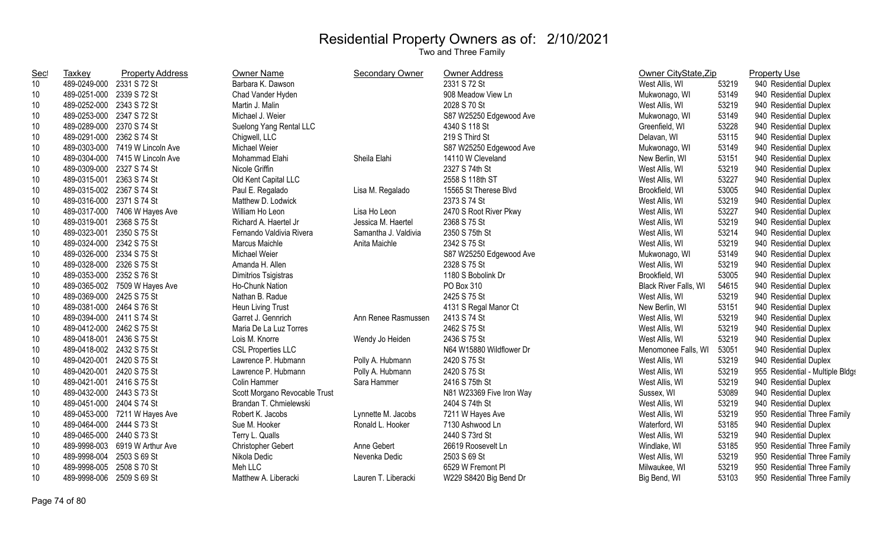# Residential Property Owners as of: 2/10/2021

Two and Three Family

| Sect | Taxkey | Property Address | Owner Name | Secondary Owner | Owner Address | Owner CityState,Zip | | Property Use |
|---|---|---|---|---|---|---|---|---|
| 10 | 489-0249-000 | 2331 S 72 St | Barbara K. Dawson | | 2331 S 72 St | West Allis, WI | 53219 | 940 Residential Duplex |
| 10 | 489-0251-000 | 2339 S 72 St | Chad Vander Hyden | | 908 Meadow View Ln | Mukwonago, WI | 53149 | 940 Residential Duplex |
| 10 | 489-0252-000 | 2343 S 72 St | Martin J. Malin | | 2028 S 70 St | West Allis, WI | 53219 | 940 Residential Duplex |
| 10 | 489-0253-000 | 2347 S 72 St | Michael J. Weier | | S87 W25250 Edgewood Ave | Mukwonago, WI | 53149 | 940 Residential Duplex |
| 10 | 489-0289-000 | 2370 S 74 St | Suelong Yang Rental LLC | | 4340 S 118 St | Greenfield, WI | 53228 | 940 Residential Duplex |
| 10 | 489-0291-000 | 2362 S 74 St | Chigwell, LLC | | 219 S Third St | Delavan, WI | 53115 | 940 Residential Duplex |
| 10 | 489-0303-000 | 7419 W Lincoln Ave | Michael Weier | | S87 W25250 Edgewood Ave | Mukwonago, WI | 53149 | 940 Residential Duplex |
| 10 | 489-0304-000 | 7415 W Lincoln Ave | Mohammad Elahi | Sheila Elahi | 14110 W Cleveland | New Berlin, WI | 53151 | 940 Residential Duplex |
| 10 | 489-0309-000 | 2327 S 74 St | Nicole Griffin | | 2327 S 74th St | West Allis, WI | 53219 | 940 Residential Duplex |
| 10 | 489-0315-001 | 2363 S 74 St | Old Kent Capital LLC | | 2558 S 118th ST | West Allis, WI | 53227 | 940 Residential Duplex |
| 10 | 489-0315-002 | 2367 S 74 St | Paul E. Regalado | Lisa M. Regalado | 15565 St Therese Blvd | Brookfield, WI | 53005 | 940 Residential Duplex |
| 10 | 489-0316-000 | 2371 S 74 St | Matthew D. Lodwick | | 2373 S 74 St | West Allis, WI | 53219 | 940 Residential Duplex |
| 10 | 489-0317-000 | 7406 W Hayes Ave | William Ho Leon | Lisa Ho Leon | 2470 S Root River Pkwy | West Allis, WI | 53227 | 940 Residential Duplex |
| 10 | 489-0319-001 | 2368 S 75 St | Richard A. Haertel Jr | Jessica M. Haertel | 2368 S 75 St | West Allis, WI | 53219 | 940 Residential Duplex |
| 10 | 489-0323-001 | 2350 S 75 St | Fernando Valdivia Rivera | Samantha J. Valdivia | 2350 S 75th St | West Allis, WI | 53214 | 940 Residential Duplex |
| 10 | 489-0324-000 | 2342 S 75 St | Marcus Maichle | Anita Maichle | 2342 S 75 St | West Allis, WI | 53219 | 940 Residential Duplex |
| 10 | 489-0326-000 | 2334 S 75 St | Michael Weier | | S87 W25250 Edgewood Ave | Mukwonago, WI | 53149 | 940 Residential Duplex |
| 10 | 489-0328-000 | 2326 S 75 St | Amanda H. Allen | | 2328 S 75 St | West Allis, WI | 53219 | 940 Residential Duplex |
| 10 | 489-0353-000 | 2352 S 76 St | Dimitrios Tsigistras | | 1180 S Bobolink Dr | Brookfield, WI | 53005 | 940 Residential Duplex |
| 10 | 489-0365-002 | 7509 W Hayes Ave | Ho-Chunk Nation | | PO Box 310 | Black River Falls, WI | 54615 | 940 Residential Duplex |
| 10 | 489-0369-000 | 2425 S 75 St | Nathan B. Radue | | 2425 S 75 St | West Allis, WI | 53219 | 940 Residential Duplex |
| 10 | 489-0381-000 | 2464 S 76 St | Heun Living Trust | | 4131 S Regal Manor Ct | New Berlin, WI | 53151 | 940 Residential Duplex |
| 10 | 489-0394-000 | 2411 S 74 St | Garret J. Gennrich | Ann Renee Rasmussen | 2413 S 74 St | West Allis, WI | 53219 | 940 Residential Duplex |
| 10 | 489-0412-000 | 2462 S 75 St | Maria De La Luz Torres | | 2462 S 75 St | West Allis, WI | 53219 | 940 Residential Duplex |
| 10 | 489-0418-001 | 2436 S 75 St | Lois M. Knorre | Wendy Jo Heiden | 2436 S 75 St | West Allis, WI | 53219 | 940 Residential Duplex |
| 10 | 489-0418-002 | 2432 S 75 St | CSL Properties LLC | | N64 W15880 Wildflower Dr | Menomonee Falls, WI | 53051 | 940 Residential Duplex |
| 10 | 489-0420-001 | 2420 S 75 St | Lawrence P. Hubmann | Polly A. Hubmann | 2420 S 75 St | West Allis, WI | 53219 | 940 Residential Duplex |
| 10 | 489-0420-001 | 2420 S 75 St | Lawrence P. Hubmann | Polly A. Hubmann | 2420 S 75 St | West Allis, WI | 53219 | 955 Residential - Multiple Bldgs |
| 10 | 489-0421-001 | 2416 S 75 St | Colin Hammer | Sara Hammer | 2416 S 75th St | West Allis, WI | 53219 | 940 Residential Duplex |
| 10 | 489-0432-000 | 2443 S 73 St | Scott Morgano Revocable Trust | | N81 W23369 Five Iron Way | Sussex, WI | 53089 | 940 Residential Duplex |
| 10 | 489-0451-000 | 2404 S 74 St | Brandan T. Chmielewski | | 2404 S 74th St | West Allis, WI | 53219 | 940 Residential Duplex |
| 10 | 489-0453-000 | 7211 W Hayes Ave | Robert K. Jacobs | Lynnette M. Jacobs | 7211 W Hayes Ave | West Allis, WI | 53219 | 950 Residential Three Family |
| 10 | 489-0464-000 | 2444 S 73 St | Sue M. Hooker | Ronald L. Hooker | 7130 Ashwood Ln | Waterford, WI | 53185 | 940 Residential Duplex |
| 10 | 489-0465-000 | 2440 S 73 St | Terry L. Qualls | | 2440 S 73rd St | West Allis, WI | 53219 | 940 Residential Duplex |
| 10 | 489-9998-003 | 6919 W Arthur Ave | Christopher Gebert | Anne Gebert | 26619 Roosevelt Ln | Windlake, WI | 53185 | 950 Residential Three Family |
| 10 | 489-9998-004 | 2503 S 69 St | Nikola Dedic | Nevenka Dedic | 2503 S 69 St | West Allis, WI | 53219 | 950 Residential Three Family |
| 10 | 489-9998-005 | 2508 S 70 St | Meh LLC | | 6529 W Fremont Pl | Milwaukee, WI | 53219 | 950 Residential Three Family |
| 10 | 489-9998-006 | 2509 S 69 St | Matthew A. Liberacki | Lauren T. Liberacki | W229 S8420 Big Bend Dr | Big Bend, WI | 53103 | 950 Residential Three Family |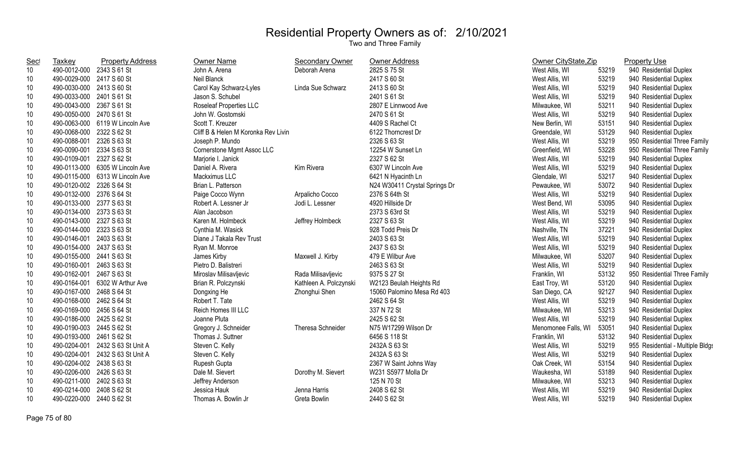# Residential Property Owners as of: 2/10/2021

Two and Three Family

| Sect | Taxkey | Property Address | Owner Name | Secondary Owner | Owner Address | Owner CityState,Zip | | Property Use |
|---|---|---|---|---|---|---|---|---|
| 10 | 490-0012-000 | 2343 S 61 St | John A. Arena | Deborah Arena | 2825 S 75 St | West Allis, WI | 53219 | 940 Residential Duplex |
| 10 | 490-0029-000 | 2417 S 60 St | Neil Blanck | | 2417 S 60 St | West Allis, WI | 53219 | 940 Residential Duplex |
| 10 | 490-0030-000 | 2413 S 60 St | Carol Kay Schwarz-Lyles | Linda Sue Schwarz | 2413 S 60 St | West Allis, WI | 53219 | 940 Residential Duplex |
| 10 | 490-0033-000 | 2401 S 61 St | Jason S. Schubel | | 2401 S 61 St | West Allis, WI | 53219 | 940 Residential Duplex |
| 10 | 490-0043-000 | 2367 S 61 St | Roseleaf Properties LLC | | 2807 E Linnwood Ave | Milwaukee, WI | 53211 | 940 Residential Duplex |
| 10 | 490-0050-000 | 2470 S 61 St | John W. Gostomski | | 2470 S 61 St | West Allis, WI | 53219 | 940 Residential Duplex |
| 10 | 490-0063-000 | 6119 W Lincoln Ave | Scott T. Kreuzer | | 4409 S Rachel Ct | New Berlin, WI | 53151 | 940 Residential Duplex |
| 10 | 490-0068-000 | 2322 S 62 St | Cliff B & Helen M Koronka Rev Livin | | 6122 Thorncrest Dr | Greendale, WI | 53129 | 940 Residential Duplex |
| 10 | 490-0088-001 | 2326 S 63 St | Joseph P. Mundo | | 2326 S 63 St | West Allis, WI | 53219 | 950 Residential Three Family |
| 10 | 490-0090-001 | 2334 S 63 St | Cornerstone Mgmt Assoc LLC | | 12254 W Sunset Ln | Greenfield, WI | 53228 | 950 Residential Three Family |
| 10 | 490-0109-001 | 2327 S 62 St | Marjorie I. Janick | | 2327 S 62 St | West Allis, WI | 53219 | 940 Residential Duplex |
| 10 | 490-0113-000 | 6305 W Lincoln Ave | Daniel A. Rivera | Kim Rivera | 6307 W Lincoln Ave | West Allis, WI | 53219 | 940 Residential Duplex |
| 10 | 490-0115-000 | 6313 W Lincoln Ave | Mackximus LLC | | 6421 N Hyacinth Ln | Glendale, WI | 53217 | 940 Residential Duplex |
| 10 | 490-0120-002 | 2326 S 64 St | Brian L. Patterson | | N24 W30411 Crystal Springs Dr | Pewaukee, WI | 53072 | 940 Residential Duplex |
| 10 | 490-0132-000 | 2376 S 64 St | Paige Cocco Wynn | Arpalicho Cocco | 2376 S 64th St | West Allis, WI | 53219 | 940 Residential Duplex |
| 10 | 490-0133-000 | 2377 S 63 St | Robert A. Lessner Jr | Jodi L. Lessner | 4920 Hillside Dr | West Bend, WI | 53095 | 940 Residential Duplex |
| 10 | 490-0134-000 | 2373 S 63 St | Alan Jacobson | | 2373 S 63rd St | West Allis, WI | 53219 | 940 Residential Duplex |
| 10 | 490-0143-000 | 2327 S 63 St | Karen M. Holmbeck | Jeffrey Holmbeck | 2327 S 63 St | West Allis, WI | 53219 | 940 Residential Duplex |
| 10 | 490-0144-000 | 2323 S 63 St | Cynthia M. Wasick | | 928 Todd Preis Dr | Nashville, TN | 37221 | 940 Residential Duplex |
| 10 | 490-0146-001 | 2403 S 63 St | Diane J Takala Rev Trust | | 2403 S 63 St | West Allis, WI | 53219 | 940 Residential Duplex |
| 10 | 490-0154-000 | 2437 S 63 St | Ryan M. Monroe | | 2437 S 63 St | West Allis, WI | 53219 | 940 Residential Duplex |
| 10 | 490-0155-000 | 2441 S 63 St | James Kirby | Maxwell J. Kirby | 479 E Wilbur Ave | Milwaukee, WI | 53207 | 940 Residential Duplex |
| 10 | 490-0160-001 | 2463 S 63 St | Pietro D. Balistreri | | 2463 S 63 St | West Allis, WI | 53219 | 940 Residential Duplex |
| 10 | 490-0162-001 | 2467 S 63 St | Miroslav Milisavljevic | Rada Milisavljevic | 9375 S 27 St | Franklin, WI | 53132 | 950 Residential Three Family |
| 10 | 490-0164-001 | 6302 W Arthur Ave | Brian R. Polczynski | Kathleen A. Polczynski | W2123 Beulah Heights Rd | East Troy, WI | 53120 | 940 Residential Duplex |
| 10 | 490-0167-000 | 2468 S 64 St | Dongxing He | Zhonghui Shen | 15060 Palomino Mesa Rd 403 | San Diego, CA | 92127 | 940 Residential Duplex |
| 10 | 490-0168-000 | 2462 S 64 St | Robert T. Tate | | 2462 S 64 St | West Allis, WI | 53219 | 940 Residential Duplex |
| 10 | 490-0169-000 | 2456 S 64 St | Reich Homes III LLC | | 337 N 72 St | Milwaukee, WI | 53213 | 940 Residential Duplex |
| 10 | 490-0186-000 | 2425 S 62 St | Joanne Pluta | | 2425 S 62 St | West Allis, WI | 53219 | 940 Residential Duplex |
| 10 | 490-0190-003 | 2445 S 62 St | Gregory J. Schneider | Theresa Schneider | N75 W17299 Wilson Dr | Menomonee Falls, WI | 53051 | 940 Residential Duplex |
| 10 | 490-0193-000 | 2461 S 62 St | Thomas J. Suttner | | 6456 S 118 St | Franklin, WI | 53132 | 940 Residential Duplex |
| 10 | 490-0204-001 | 2432 S 63 St Unit A | Steven C. Kelly | | 2432A S 63 St | West Allis, WI | 53219 | 955 Residential - Multiple Bldgs |
| 10 | 490-0204-001 | 2432 S 63 St Unit A | Steven C. Kelly | | 2432A S 63 St | West Allis, WI | 53219 | 940 Residential Duplex |
| 10 | 490-0204-002 | 2438 S 63 St | Rupesh Gupta | | 2367 W Saint Johns Way | Oak Creek, WI | 53154 | 940 Residential Duplex |
| 10 | 490-0206-000 | 2426 S 63 St | Dale M. Sievert | Dorothy M. Sievert | W231 S5977 Molla Dr | Waukesha, WI | 53189 | 940 Residential Duplex |
| 10 | 490-0211-000 | 2402 S 63 St | Jeffrey Anderson | | 125 N 70 St | Milwaukee, WI | 53213 | 940 Residential Duplex |
| 10 | 490-0214-000 | 2408 S 62 St | Jessica Hauk | Jenna Harris | 2408 S 62 St | West Allis, WI | 53219 | 940 Residential Duplex |
| 10 | 490-0220-000 | 2440 S 62 St | Thomas A. Bowlin Jr | Greta Bowlin | 2440 S 62 St | West Allis, WI | 53219 | 940 Residential Duplex |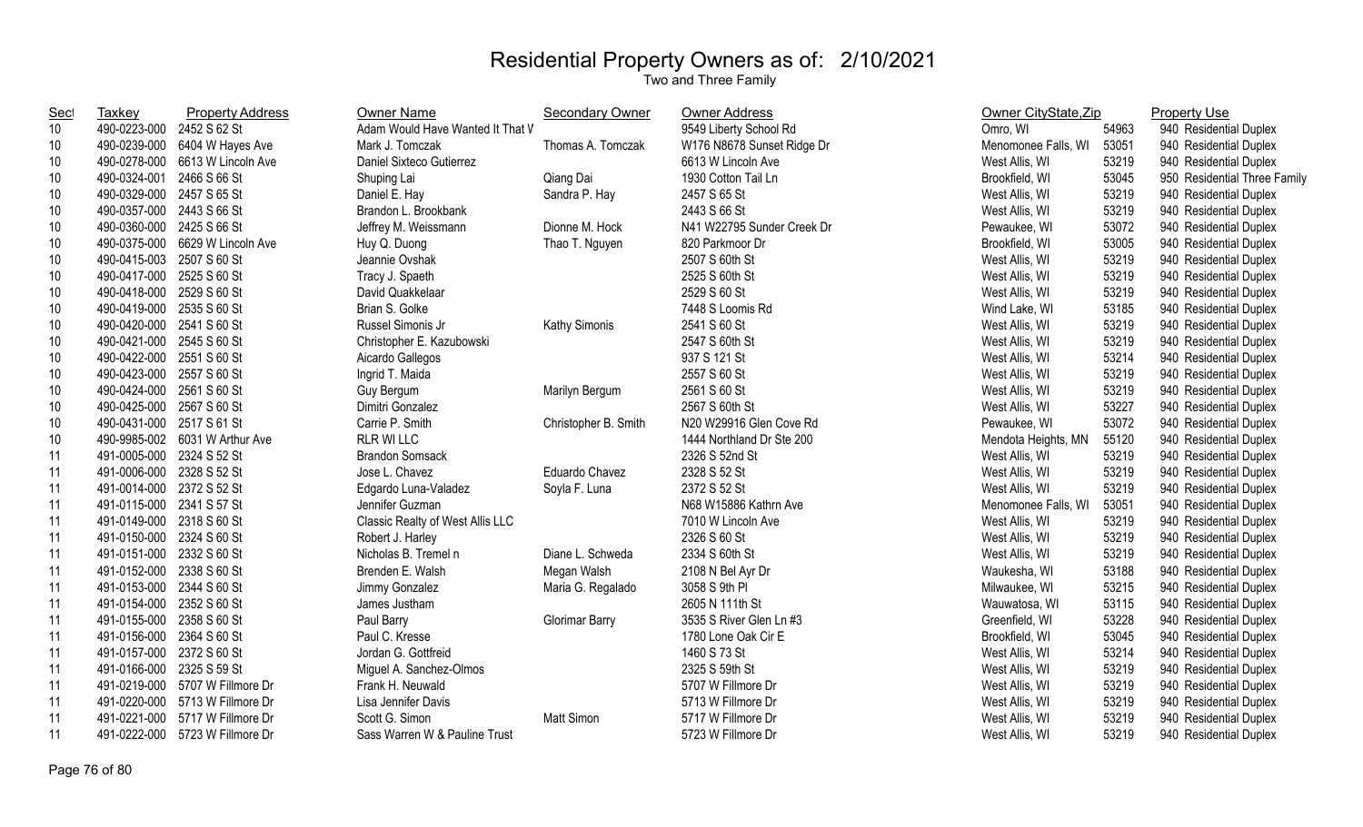# Residential Property Owners as of: 2/10/2021

Two and Three Family

| Sect | Taxkey | Property Address | Owner Name | Secondary Owner | Owner Address | Owner CityState,Zip | | Property Use |
|---|---|---|---|---|---|---|---|---|
| 10 | 490-0223-000 | 2452 S 62 St | Adam Would Have Wanted It That V | | 9549 Liberty School Rd | Omro, WI | 54963 | 940 Residential Duplex |
| 10 | 490-0239-000 | 6404 W Hayes Ave | Mark J. Tomczak | Thomas A. Tomczak | W176 N8678 Sunset Ridge Dr | Menomonee Falls, WI | 53051 | 940 Residential Duplex |
| 10 | 490-0278-000 | 6613 W Lincoln Ave | Daniel Sixteco Gutierrez | | 6613 W Lincoln Ave | West Allis, WI | 53219 | 940 Residential Duplex |
| 10 | 490-0324-001 | 2466 S 66 St | Shuping Lai | Qiang Dai | 1930 Cotton Tail Ln | Brookfield, WI | 53045 | 950 Residential Three Family |
| 10 | 490-0329-000 | 2457 S 65 St | Daniel E. Hay | Sandra P. Hay | 2457 S 65 St | West Allis, WI | 53219 | 940 Residential Duplex |
| 10 | 490-0357-000 | 2443 S 66 St | Brandon L. Brookbank | | 2443 S 66 St | West Allis, WI | 53219 | 940 Residential Duplex |
| 10 | 490-0360-000 | 2425 S 66 St | Jeffrey M. Weissmann | Dionne M. Hock | N41 W22795 Sunder Creek Dr | Pewaukee, WI | 53072 | 940 Residential Duplex |
| 10 | 490-0375-000 | 6629 W Lincoln Ave | Huy Q. Duong | Thao T. Nguyen | 820 Parkmoor Dr | Brookfield, WI | 53005 | 940 Residential Duplex |
| 10 | 490-0415-003 | 2507 S 60 St | Jeannie Ovshak | | 2507 S 60th St | West Allis, WI | 53219 | 940 Residential Duplex |
| 10 | 490-0417-000 | 2525 S 60 St | Tracy J. Spaeth | | 2525 S 60th St | West Allis, WI | 53219 | 940 Residential Duplex |
| 10 | 490-0418-000 | 2529 S 60 St | David Quakkelaar | | 2529 S 60 St | West Allis, WI | 53219 | 940 Residential Duplex |
| 10 | 490-0419-000 | 2535 S 60 St | Brian S. Golke | | 7448 S Loomis Rd | Wind Lake, WI | 53185 | 940 Residential Duplex |
| 10 | 490-0420-000 | 2541 S 60 St | Russel Simonis Jr | Kathy Simonis | 2541 S 60 St | West Allis, WI | 53219 | 940 Residential Duplex |
| 10 | 490-0421-000 | 2545 S 60 St | Christopher E. Kazubowski | | 2547 S 60th St | West Allis, WI | 53219 | 940 Residential Duplex |
| 10 | 490-0422-000 | 2551 S 60 St | Aicardo Gallegos | | 937 S 121 St | West Allis, WI | 53214 | 940 Residential Duplex |
| 10 | 490-0423-000 | 2557 S 60 St | Ingrid T. Maida | | 2557 S 60 St | West Allis, WI | 53219 | 940 Residential Duplex |
| 10 | 490-0424-000 | 2561 S 60 St | Guy Bergum | Marilyn Bergum | 2561 S 60 St | West Allis, WI | 53219 | 940 Residential Duplex |
| 10 | 490-0425-000 | 2567 S 60 St | Dimitri Gonzalez | | 2567 S 60th St | West Allis, WI | 53227 | 940 Residential Duplex |
| 10 | 490-0431-000 | 2517 S 61 St | Carrie P. Smith | Christopher B. Smith | N20 W29916 Glen Cove Rd | Pewaukee, WI | 53072 | 940 Residential Duplex |
| 10 | 490-9985-002 | 6031 W Arthur Ave | RLR WI LLC | | 1444 Northland Dr Ste 200 | Mendota Heights, MN | 55120 | 940 Residential Duplex |
| 11 | 491-0005-000 | 2324 S 52 St | Brandon Somsack | | 2326 S 52nd St | West Allis, WI | 53219 | 940 Residential Duplex |
| 11 | 491-0006-000 | 2328 S 52 St | Jose L. Chavez | Eduardo Chavez | 2328 S 52 St | West Allis, WI | 53219 | 940 Residential Duplex |
| 11 | 491-0014-000 | 2372 S 52 St | Edgardo Luna-Valadez | Soyla F. Luna | 2372 S 52 St | West Allis, WI | 53219 | 940 Residential Duplex |
| 11 | 491-0115-000 | 2341 S 57 St | Jennifer Guzman | | N68 W15886 Kathrn Ave | Menomonee Falls, WI | 53051 | 940 Residential Duplex |
| 11 | 491-0149-000 | 2318 S 60 St | Classic Realty of West Allis LLC | | 7010 W Lincoln Ave | West Allis, WI | 53219 | 940 Residential Duplex |
| 11 | 491-0150-000 | 2324 S 60 St | Robert J. Harley | | 2326 S 60 St | West Allis, WI | 53219 | 940 Residential Duplex |
| 11 | 491-0151-000 | 2332 S 60 St | Nicholas B. Tremel n | Diane L. Schweda | 2334 S 60th St | West Allis, WI | 53219 | 940 Residential Duplex |
| 11 | 491-0152-000 | 2338 S 60 St | Brenden E. Walsh | Megan Walsh | 2108 N Bel Ayr Dr | Waukesha, WI | 53188 | 940 Residential Duplex |
| 11 | 491-0153-000 | 2344 S 60 St | Jimmy Gonzalez | Maria G. Regalado | 3058 S 9th Pl | Milwaukee, WI | 53215 | 940 Residential Duplex |
| 11 | 491-0154-000 | 2352 S 60 St | James Justham | | 2605 N 111th St | Wauwatosa, WI | 53115 | 940 Residential Duplex |
| 11 | 491-0155-000 | 2358 S 60 St | Paul Barry | Glorimar Barry | 3535 S River Glen Ln #3 | Greenfield, WI | 53228 | 940 Residential Duplex |
| 11 | 491-0156-000 | 2364 S 60 St | Paul C. Kresse | | 1780 Lone Oak Cir E | Brookfield, WI | 53045 | 940 Residential Duplex |
| 11 | 491-0157-000 | 2372 S 60 St | Jordan G. Gottfreid | | 1460 S 73 St | West Allis, WI | 53214 | 940 Residential Duplex |
| 11 | 491-0166-000 | 2325 S 59 St | Miguel A. Sanchez-Olmos | | 2325 S 59th St | West Allis, WI | 53219 | 940 Residential Duplex |
| 11 | 491-0219-000 | 5707 W Fillmore Dr | Frank H. Neuwald | | 5707 W Fillmore Dr | West Allis, WI | 53219 | 940 Residential Duplex |
| 11 | 491-0220-000 | 5713 W Fillmore Dr | Lisa Jennifer Davis | | 5713 W Fillmore Dr | West Allis, WI | 53219 | 940 Residential Duplex |
| 11 | 491-0221-000 | 5717 W Fillmore Dr | Scott G. Simon | Matt Simon | 5717 W Fillmore Dr | West Allis, WI | 53219 | 940 Residential Duplex |
| 11 | 491-0222-000 | 5723 W Fillmore Dr | Sass Warren W & Pauline Trust | | 5723 W Fillmore Dr | West Allis, WI | 53219 | 940 Residential Duplex |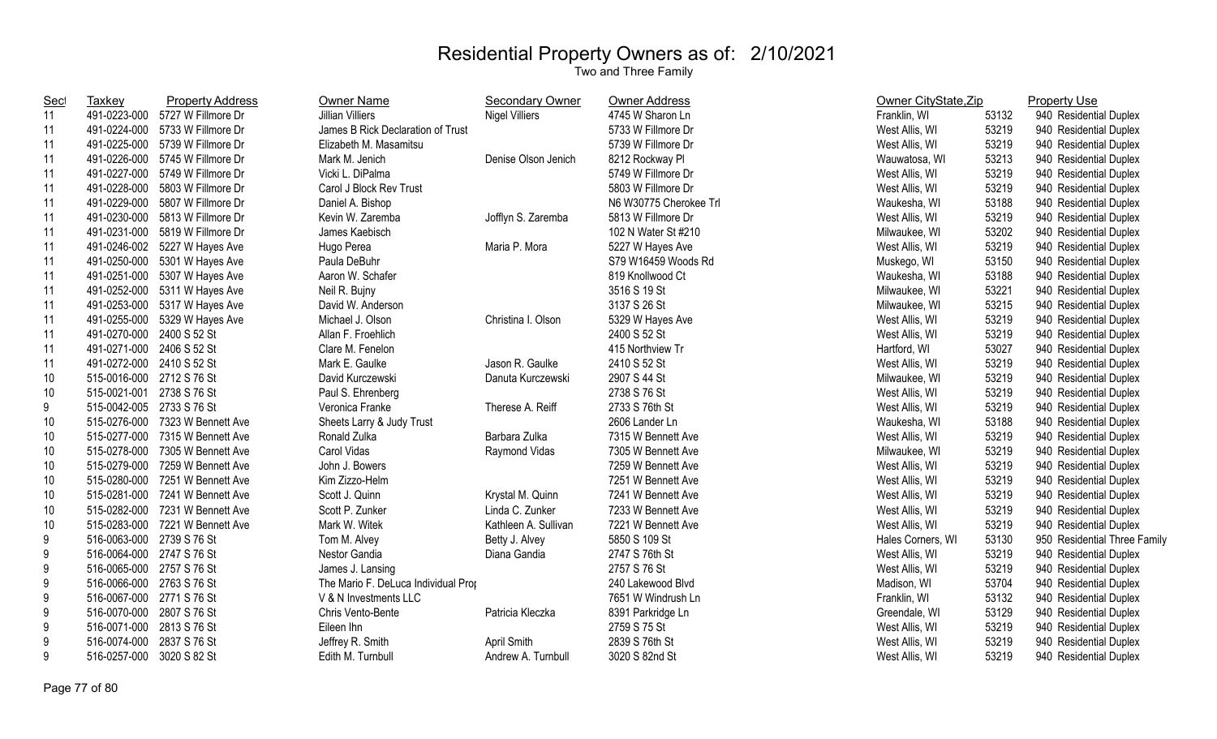# Residential Property Owners as of: 2/10/2021

Two and Three Family

| Sect | Taxkey | Property Address | Owner Name | Secondary Owner | Owner Address | Owner CityState,Zip | | Property Use |
|---|---|---|---|---|---|---|---|---|
| 11 | 491-0223-000 | 5727 W Fillmore Dr | Jillian Villiers | Nigel Villiers | 4745 W Sharon Ln | Franklin, WI | 53132 | 940 Residential Duplex |
| 11 | 491-0224-000 | 5733 W Fillmore Dr | James B Rick Declaration of Trust | | 5733 W Fillmore Dr | West Allis, WI | 53219 | 940 Residential Duplex |
| 11 | 491-0225-000 | 5739 W Fillmore Dr | Elizabeth M. Masamitsu | | 5739 W Fillmore Dr | West Allis, WI | 53219 | 940 Residential Duplex |
| 11 | 491-0226-000 | 5745 W Fillmore Dr | Mark M. Jenich | Denise Olson Jenich | 8212 Rockway Pl | Wauwatosa, WI | 53213 | 940 Residential Duplex |
| 11 | 491-0227-000 | 5749 W Fillmore Dr | Vicki L. DiPalma | | 5749 W Fillmore Dr | West Allis, WI | 53219 | 940 Residential Duplex |
| 11 | 491-0228-000 | 5803 W Fillmore Dr | Carol J Block Rev Trust | | 5803 W Fillmore Dr | West Allis, WI | 53219 | 940 Residential Duplex |
| 11 | 491-0229-000 | 5807 W Fillmore Dr | Daniel A. Bishop | | N6 W30775 Cherokee Trl | Waukesha, WI | 53188 | 940 Residential Duplex |
| 11 | 491-0230-000 | 5813 W Fillmore Dr | Kevin W. Zaremba | Jofflyn S. Zaremba | 5813 W Fillmore Dr | West Allis, WI | 53219 | 940 Residential Duplex |
| 11 | 491-0231-000 | 5819 W Fillmore Dr | James Kaebisch | | 102 N Water St #210 | Milwaukee, WI | 53202 | 940 Residential Duplex |
| 11 | 491-0246-002 | 5227 W Hayes Ave | Hugo Perea | Maria P. Mora | 5227 W Hayes Ave | West Allis, WI | 53219 | 940 Residential Duplex |
| 11 | 491-0250-000 | 5301 W Hayes Ave | Paula DeBuhr | | S79 W16459 Woods Rd | Muskego, WI | 53150 | 940 Residential Duplex |
| 11 | 491-0251-000 | 5307 W Hayes Ave | Aaron W. Schafer | | 819 Knollwood Ct | Waukesha, WI | 53188 | 940 Residential Duplex |
| 11 | 491-0252-000 | 5311 W Hayes Ave | Neil R. Bujny | | 3516 S 19 St | Milwaukee, WI | 53221 | 940 Residential Duplex |
| 11 | 491-0253-000 | 5317 W Hayes Ave | David W. Anderson | | 3137 S 26 St | Milwaukee, WI | 53215 | 940 Residential Duplex |
| 11 | 491-0255-000 | 5329 W Hayes Ave | Michael J. Olson | Christina I. Olson | 5329 W Hayes Ave | West Allis, WI | 53219 | 940 Residential Duplex |
| 11 | 491-0270-000 | 2400 S 52 St | Allan F. Froehlich | | 2400 S 52 St | West Allis, WI | 53219 | 940 Residential Duplex |
| 11 | 491-0271-000 | 2406 S 52 St | Clare M. Fenelon | | 415 Northview Tr | Hartford, WI | 53027 | 940 Residential Duplex |
| 11 | 491-0272-000 | 2410 S 52 St | Mark E. Gaulke | Jason R. Gaulke | 2410 S 52 St | West Allis, WI | 53219 | 940 Residential Duplex |
| 10 | 515-0016-000 | 2712 S 76 St | David Kurczewski | Danuta Kurczewski | 2907 S 44 St | Milwaukee, WI | 53219 | 940 Residential Duplex |
| 10 | 515-0021-001 | 2738 S 76 St | Paul S. Ehrenberg | | 2738 S 76 St | West Allis, WI | 53219 | 940 Residential Duplex |
| 9 | 515-0042-005 | 2733 S 76 St | Veronica Franke | Therese A. Reiff | 2733 S 76th St | West Allis, WI | 53219 | 940 Residential Duplex |
| 10 | 515-0276-000 | 7323 W Bennett Ave | Sheets Larry & Judy Trust | | 2606 Lander Ln | Waukesha, WI | 53188 | 940 Residential Duplex |
| 10 | 515-0277-000 | 7315 W Bennett Ave | Ronald Zulka | Barbara Zulka | 7315 W Bennett Ave | West Allis, WI | 53219 | 940 Residential Duplex |
| 10 | 515-0278-000 | 7305 W Bennett Ave | Carol Vidas | Raymond Vidas | 7305 W Bennett Ave | Milwaukee, WI | 53219 | 940 Residential Duplex |
| 10 | 515-0279-000 | 7259 W Bennett Ave | John J. Bowers | | 7259 W Bennett Ave | West Allis, WI | 53219 | 940 Residential Duplex |
| 10 | 515-0280-000 | 7251 W Bennett Ave | Kim Zizzo-Helm | | 7251 W Bennett Ave | West Allis, WI | 53219 | 940 Residential Duplex |
| 10 | 515-0281-000 | 7241 W Bennett Ave | Scott J. Quinn | Krystal M. Quinn | 7241 W Bennett Ave | West Allis, WI | 53219 | 940 Residential Duplex |
| 10 | 515-0282-000 | 7231 W Bennett Ave | Scott P. Zunker | Linda C. Zunker | 7233 W Bennett Ave | West Allis, WI | 53219 | 940 Residential Duplex |
| 10 | 515-0283-000 | 7221 W Bennett Ave | Mark W. Witek | Kathleen A. Sullivan | 7221 W Bennett Ave | West Allis, WI | 53219 | 940 Residential Duplex |
| 9 | 516-0063-000 | 2739 S 76 St | Tom M. Alvey | Betty J. Alvey | 5850 S 109 St | Hales Corners, WI | 53130 | 950 Residential Three Family |
| 9 | 516-0064-000 | 2747 S 76 St | Nestor Gandia | Diana Gandia | 2747 S 76th St | West Allis, WI | 53219 | 940 Residential Duplex |
| 9 | 516-0065-000 | 2757 S 76 St | James J. Lansing | | 2757 S 76 St | West Allis, WI | 53219 | 940 Residential Duplex |
| 9 | 516-0066-000 | 2763 S 76 St | The Mario F. DeLuca Individual Prop | | 240 Lakewood Blvd | Madison, WI | 53704 | 940 Residential Duplex |
| 9 | 516-0067-000 | 2771 S 76 St | V & N Investments LLC | | 7651 W Windrush Ln | Franklin, WI | 53132 | 940 Residential Duplex |
| 9 | 516-0070-000 | 2807 S 76 St | Chris Vento-Bente | Patricia Kleczka | 8391 Parkridge Ln | Greendale, WI | 53129 | 940 Residential Duplex |
| 9 | 516-0071-000 | 2813 S 76 St | Eileen Ihn | | 2759 S 75 St | West Allis, WI | 53219 | 940 Residential Duplex |
| 9 | 516-0074-000 | 2837 S 76 St | Jeffrey R. Smith | April Smith | 2839 S 76th St | West Allis, WI | 53219 | 940 Residential Duplex |
| 9 | 516-0257-000 | 3020 S 82 St | Edith M. Turnbull | Andrew A. Turnbull | 3020 S 82nd St | West Allis, WI | 53219 | 940 Residential Duplex |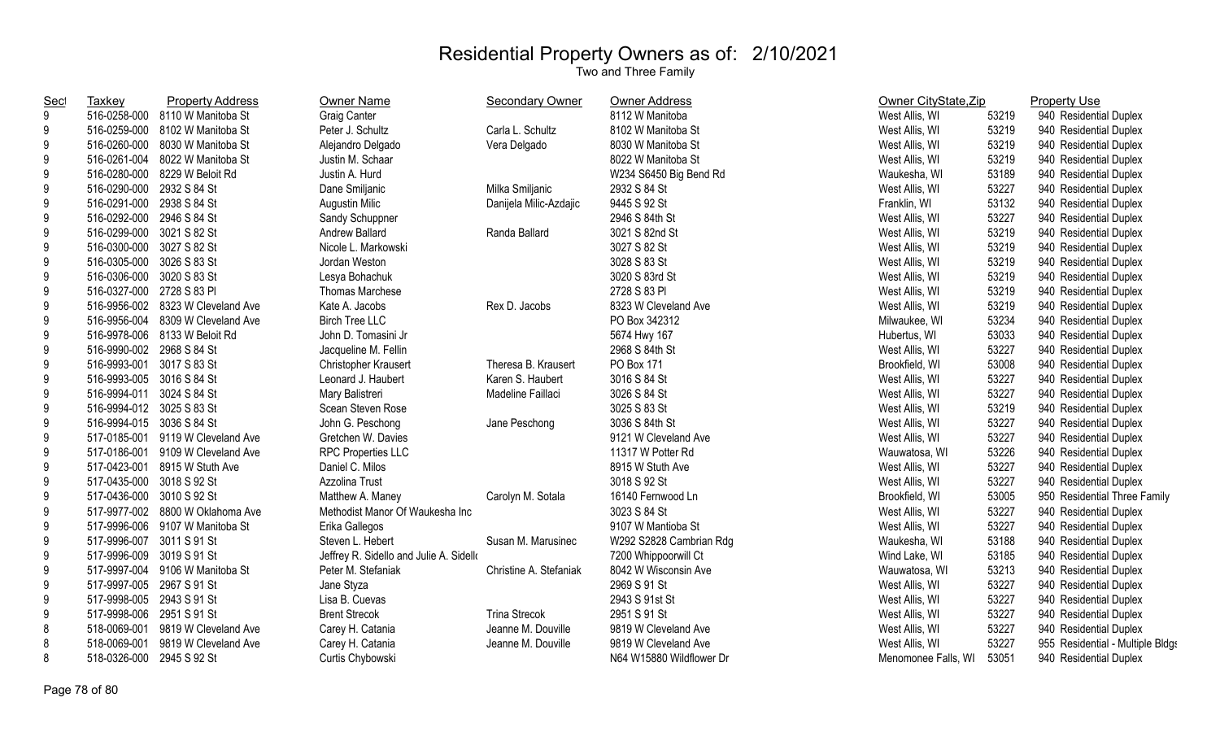# Residential Property Owners as of: 2/10/2021

Two and Three Family

| Sect | Taxkey | Property Address | Owner Name | Secondary Owner | Owner Address | Owner CityState,Zip | | Property Use |
|---|---|---|---|---|---|---|---|---|
| 9 | 516-0258-000 | 8110 W Manitoba St | Graig Canter | | 8112 W Manitoba | West Allis, WI | 53219 | 940 Residential Duplex |
| 9 | 516-0259-000 | 8102 W Manitoba St | Peter J. Schultz | Carla L. Schultz | 8102 W Manitoba St | West Allis, WI | 53219 | 940 Residential Duplex |
| 9 | 516-0260-000 | 8030 W Manitoba St | Alejandro Delgado | Vera Delgado | 8030 W Manitoba St | West Allis, WI | 53219 | 940 Residential Duplex |
| 9 | 516-0261-004 | 8022 W Manitoba St | Justin M. Schaar | | 8022 W Manitoba St | West Allis, WI | 53219 | 940 Residential Duplex |
| 9 | 516-0280-000 | 8229 W Beloit Rd | Justin A. Hurd | | W234 S6450 Big Bend Rd | Waukesha, WI | 53189 | 940 Residential Duplex |
| 9 | 516-0290-000 | 2932 S 84 St | Dane Smiljanic | Milka Smiljanic | 2932 S 84 St | West Allis, WI | 53227 | 940 Residential Duplex |
| 9 | 516-0291-000 | 2938 S 84 St | Augustin Milic | Danijela Milic-Azdajic | 9445 S 92 St | Franklin, WI | 53132 | 940 Residential Duplex |
| 9 | 516-0292-000 | 2946 S 84 St | Sandy Schuppner | | 2946 S 84th St | West Allis, WI | 53227 | 940 Residential Duplex |
| 9 | 516-0299-000 | 3021 S 82 St | Andrew Ballard | Randa Ballard | 3021 S 82nd St | West Allis, WI | 53219 | 940 Residential Duplex |
| 9 | 516-0300-000 | 3027 S 82 St | Nicole L. Markowski | | 3027 S 82 St | West Allis, WI | 53219 | 940 Residential Duplex |
| 9 | 516-0305-000 | 3026 S 83 St | Jordan Weston | | 3028 S 83 St | West Allis, WI | 53219 | 940 Residential Duplex |
| 9 | 516-0306-000 | 3020 S 83 St | Lesya Bohachuk | | 3020 S 83rd St | West Allis, WI | 53219 | 940 Residential Duplex |
| 9 | 516-0327-000 | 2728 S 83 Pl | Thomas Marchese | | 2728 S 83 Pl | West Allis, WI | 53219 | 940 Residential Duplex |
| 9 | 516-9956-002 | 8323 W Cleveland Ave | Kate A. Jacobs | Rex D. Jacobs | 8323 W Cleveland Ave | West Allis, WI | 53219 | 940 Residential Duplex |
| 9 | 516-9956-004 | 8309 W Cleveland Ave | Birch Tree LLC | | PO Box 342312 | Milwaukee, WI | 53234 | 940 Residential Duplex |
| 9 | 516-9978-006 | 8133 W Beloit Rd | John D. Tomasini Jr | | 5674 Hwy 167 | Hubertus, WI | 53033 | 940 Residential Duplex |
| 9 | 516-9990-002 | 2968 S 84 St | Jacqueline M. Fellin | | 2968 S 84th St | West Allis, WI | 53227 | 940 Residential Duplex |
| 9 | 516-9993-001 | 3017 S 83 St | Christopher Krausert | Theresa B. Krausert | PO Box 171 | Brookfield, WI | 53008 | 940 Residential Duplex |
| 9 | 516-9993-005 | 3016 S 84 St | Leonard J. Haubert | Karen S. Haubert | 3016 S 84 St | West Allis, WI | 53227 | 940 Residential Duplex |
| 9 | 516-9994-011 | 3024 S 84 St | Mary Balistreri | Madeline Faillaci | 3026 S 84 St | West Allis, WI | 53227 | 940 Residential Duplex |
| 9 | 516-9994-012 | 3025 S 83 St | Scean Steven Rose | | 3025 S 83 St | West Allis, WI | 53219 | 940 Residential Duplex |
| 9 | 516-9994-015 | 3036 S 84 St | John G. Peschong | Jane Peschong | 3036 S 84th St | West Allis, WI | 53227 | 940 Residential Duplex |
| 9 | 517-0185-001 | 9119 W Cleveland Ave | Gretchen W. Davies | | 9121 W Cleveland Ave | West Allis, WI | 53227 | 940 Residential Duplex |
| 9 | 517-0186-001 | 9109 W Cleveland Ave | RPC Properties LLC | | 11317 W Potter Rd | Wauwatosa, WI | 53226 | 940 Residential Duplex |
| 9 | 517-0423-001 | 8915 W Stuth Ave | Daniel C. Milos | | 8915 W Stuth Ave | West Allis, WI | 53227 | 940 Residential Duplex |
| 9 | 517-0435-000 | 3018 S 92 St | Azzolina Trust | | 3018 S 92 St | West Allis, WI | 53227 | 940 Residential Duplex |
| 9 | 517-0436-000 | 3010 S 92 St | Matthew A. Maney | Carolyn M. Sotala | 16140 Fernwood Ln | Brookfield, WI | 53005 | 950 Residential Three Family |
| 9 | 517-9977-002 | 8800 W Oklahoma Ave | Methodist Manor Of Waukesha Inc | | 3023 S 84 St | West Allis, WI | 53227 | 940 Residential Duplex |
| 9 | 517-9996-006 | 9107 W Manitoba St | Erika Gallegos | | 9107 W Mantioba St | West Allis, WI | 53227 | 940 Residential Duplex |
| 9 | 517-9996-007 | 3011 S 91 St | Steven L. Hebert | Susan M. Marusinec | W292 S2828 Cambrian Rdg | Waukesha, WI | 53188 | 940 Residential Duplex |
| 9 | 517-9996-009 | 3019 S 91 St | Jeffrey R. Sidello and Julie A. Sidello | | 7200 Whippoorwill Ct | Wind Lake, WI | 53185 | 940 Residential Duplex |
| 9 | 517-9997-004 | 9106 W Manitoba St | Peter M. Stefaniak | Christine A. Stefaniak | 8042 W Wisconsin Ave | Wauwatosa, WI | 53213 | 940 Residential Duplex |
| 9 | 517-9997-005 | 2967 S 91 St | Jane Styza | | 2969 S 91 St | West Allis, WI | 53227 | 940 Residential Duplex |
| 9 | 517-9998-005 | 2943 S 91 St | Lisa B. Cuevas | | 2943 S 91st St | West Allis, WI | 53227 | 940 Residential Duplex |
| 9 | 517-9998-006 | 2951 S 91 St | Brent Strecok | Trina Strecok | 2951 S 91 St | West Allis, WI | 53227 | 940 Residential Duplex |
| 8 | 518-0069-001 | 9819 W Cleveland Ave | Carey H. Catania | Jeanne M. Douville | 9819 W Cleveland Ave | West Allis, WI | 53227 | 940 Residential Duplex |
| 8 | 518-0069-001 | 9819 W Cleveland Ave | Carey H. Catania | Jeanne M. Douville | 9819 W Cleveland Ave | West Allis, WI | 53227 | 955 Residential - Multiple Bldgs |
| 8 | 518-0326-000 | 2945 S 92 St | Curtis Chybowski | | N64 W15880 Wildflower Dr | Menomonee Falls, WI | 53051 | 940 Residential Duplex |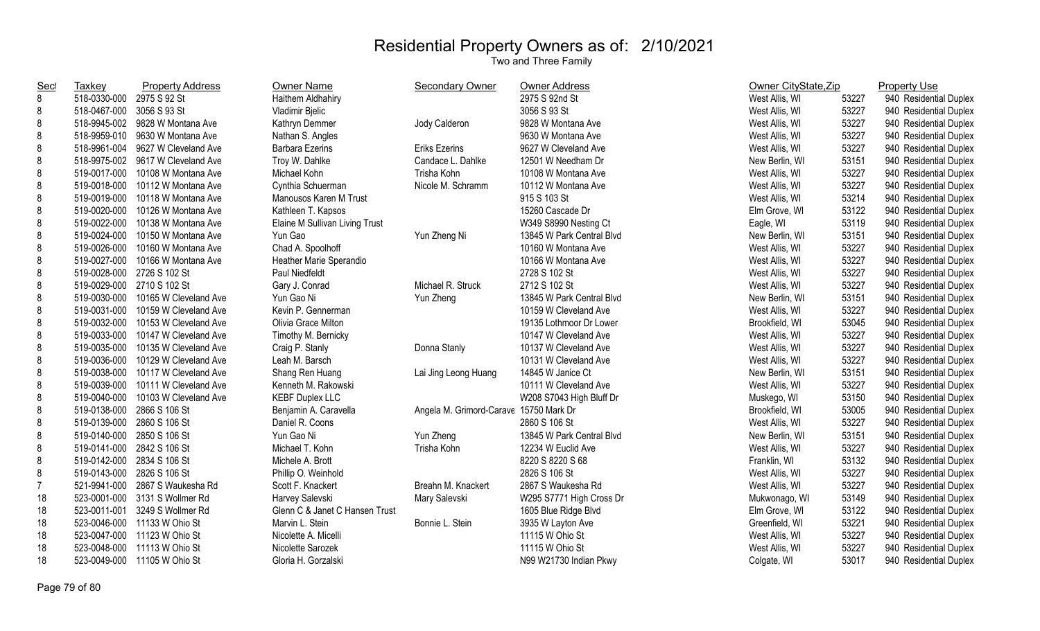# Residential Property Owners as of: 2/10/2021

Two and Three Family

| Sect | Taxkey | Property Address | Owner Name | Secondary Owner | Owner Address | Owner CityState,Zip | | Property Use |
|---|---|---|---|---|---|---|---|---|
| 8 | 518-0330-000 | 2975 S 92 St | Haithem Aldhahiry | | 2975 S 92nd St | West Allis, WI | 53227 | 940 Residential Duplex |
| 8 | 518-0467-000 | 3056 S 93 St | Vladimir Bjelic | | 3056 S 93 St | West Allis, WI | 53227 | 940 Residential Duplex |
| 8 | 518-9945-002 | 9828 W Montana Ave | Kathryn Demmer | Jody Calderon | 9828 W Montana Ave | West Allis, WI | 53227 | 940 Residential Duplex |
| 8 | 518-9959-010 | 9630 W Montana Ave | Nathan S. Angles | | 9630 W Montana Ave | West Allis, WI | 53227 | 940 Residential Duplex |
| 8 | 518-9961-004 | 9627 W Cleveland Ave | Barbara Ezerins | Eriks Ezerins | 9627 W Cleveland Ave | West Allis, WI | 53227 | 940 Residential Duplex |
| 8 | 518-9975-002 | 9617 W Cleveland Ave | Troy W. Dahlke | Candace L. Dahlke | 12501 W Needham Dr | New Berlin, WI | 53151 | 940 Residential Duplex |
| 8 | 519-0017-000 | 10108 W Montana Ave | Michael Kohn | Trisha Kohn | 10108 W Montana Ave | West Allis, WI | 53227 | 940 Residential Duplex |
| 8 | 519-0018-000 | 10112 W Montana Ave | Cynthia Schuerman | Nicole M. Schramm | 10112 W Montana Ave | West Allis, WI | 53227 | 940 Residential Duplex |
| 8 | 519-0019-000 | 10118 W Montana Ave | Manousos Karen M Trust | | 915 S 103 St | West Allis, WI | 53214 | 940 Residential Duplex |
| 8 | 519-0020-000 | 10126 W Montana Ave | Kathleen T. Kapsos | | 15260 Cascade Dr | Elm Grove, WI | 53122 | 940 Residential Duplex |
| 8 | 519-0022-000 | 10138 W Montana Ave | Elaine M Sullivan Living Trust | | W349 S8990 Nesting Ct | Eagle, WI | 53119 | 940 Residential Duplex |
| 8 | 519-0024-000 | 10150 W Montana Ave | Yun Gao | Yun Zheng Ni | 13845 W Park Central Blvd | New Berlin, WI | 53151 | 940 Residential Duplex |
| 8 | 519-0026-000 | 10160 W Montana Ave | Chad A. Spoolhoff | | 10160 W Montana Ave | West Allis, WI | 53227 | 940 Residential Duplex |
| 8 | 519-0027-000 | 10166 W Montana Ave | Heather Marie Sperandio | | 10166 W Montana Ave | West Allis, WI | 53227 | 940 Residential Duplex |
| 8 | 519-0028-000 | 2726 S 102 St | Paul Niedfeldt | | 2728 S 102 St | West Allis, WI | 53227 | 940 Residential Duplex |
| 8 | 519-0029-000 | 2710 S 102 St | Gary J. Conrad | Michael R. Struck | 2712 S 102 St | West Allis, WI | 53227 | 940 Residential Duplex |
| 8 | 519-0030-000 | 10165 W Cleveland Ave | Yun Gao Ni | Yun Zheng | 13845 W Park Central Blvd | New Berlin, WI | 53151 | 940 Residential Duplex |
| 8 | 519-0031-000 | 10159 W Cleveland Ave | Kevin P. Gennerman | | 10159 W Cleveland Ave | West Allis, WI | 53227 | 940 Residential Duplex |
| 8 | 519-0032-000 | 10153 W Cleveland Ave | Olivia Grace Milton | | 19135 Lothmoor Dr Lower | Brookfield, WI | 53045 | 940 Residential Duplex |
| 8 | 519-0033-000 | 10147 W Cleveland Ave | Timothy M. Bernicky | | 10147 W Cleveland Ave | West Allis, WI | 53227 | 940 Residential Duplex |
| 8 | 519-0035-000 | 10135 W Cleveland Ave | Craig P. Stanly | Donna Stanly | 10137 W Cleveland Ave | West Allis, WI | 53227 | 940 Residential Duplex |
| 8 | 519-0036-000 | 10129 W Cleveland Ave | Leah M. Barsch | | 10131 W Cleveland Ave | West Allis, WI | 53227 | 940 Residential Duplex |
| 8 | 519-0038-000 | 10117 W Cleveland Ave | Shang Ren Huang | Lai Jing Leong Huang | 14845 W Janice Ct | New Berlin, WI | 53151 | 940 Residential Duplex |
| 8 | 519-0039-000 | 10111 W Cleveland Ave | Kenneth M. Rakowski | | 10111 W Cleveland Ave | West Allis, WI | 53227 | 940 Residential Duplex |
| 8 | 519-0040-000 | 10103 W Cleveland Ave | KEBF Duplex LLC | | W208 S7043 High Bluff Dr | Muskego, WI | 53150 | 940 Residential Duplex |
| 8 | 519-0138-000 | 2866 S 106 St | Benjamin A. Caravella | Angela M. Grimord-Carave | 15750 Mark Dr | Brookfield, WI | 53005 | 940 Residential Duplex |
| 8 | 519-0139-000 | 2860 S 106 St | Daniel R. Coons | | 2860 S 106 St | West Allis, WI | 53227 | 940 Residential Duplex |
| 8 | 519-0140-000 | 2850 S 106 St | Yun Gao Ni | Yun Zheng | 13845 W Park Central Blvd | New Berlin, WI | 53151 | 940 Residential Duplex |
| 8 | 519-0141-000 | 2842 S 106 St | Michael T. Kohn | Trisha Kohn | 12234 W Euclid Ave | West Allis, WI | 53227 | 940 Residential Duplex |
| 8 | 519-0142-000 | 2834 S 106 St | Michele A. Brott | | 8220 S 8220 S 68 | Franklin, WI | 53132 | 940 Residential Duplex |
| 8 | 519-0143-000 | 2826 S 106 St | Phillip O. Weinhold | | 2826 S 106 St | West Allis, WI | 53227 | 940 Residential Duplex |
| 7 | 521-9941-000 | 2867 S Waukesha Rd | Scott F. Knackert | Breahn M. Knackert | 2867 S Waukesha Rd | West Allis, WI | 53227 | 940 Residential Duplex |
| 18 | 523-0001-000 | 3131 S Wollmer Rd | Harvey Salevski | Mary Salevski | W295 S7771 High Cross Dr | Mukwonago, WI | 53149 | 940 Residential Duplex |
| 18 | 523-0011-001 | 3249 S Wollmer Rd | Glenn C & Janet C Hansen Trust | | 1605 Blue Ridge Blvd | Elm Grove, WI | 53122 | 940 Residential Duplex |
| 18 | 523-0046-000 | 11133 W Ohio St | Marvin L. Stein | Bonnie L. Stein | 3935 W Layton Ave | Greenfield, WI | 53221 | 940 Residential Duplex |
| 18 | 523-0047-000 | 11123 W Ohio St | Nicolette A. Micelli | | 11115 W Ohio St | West Allis, WI | 53227 | 940 Residential Duplex |
| 18 | 523-0048-000 | 11113 W Ohio St | Nicolette Sarozek | | 11115 W Ohio St | West Allis, WI | 53227 | 940 Residential Duplex |
| 18 | 523-0049-000 | 11105 W Ohio St | Gloria H. Gorzalski | | N99 W21730 Indian Pkwy | Colgate, WI | 53017 | 940 Residential Duplex |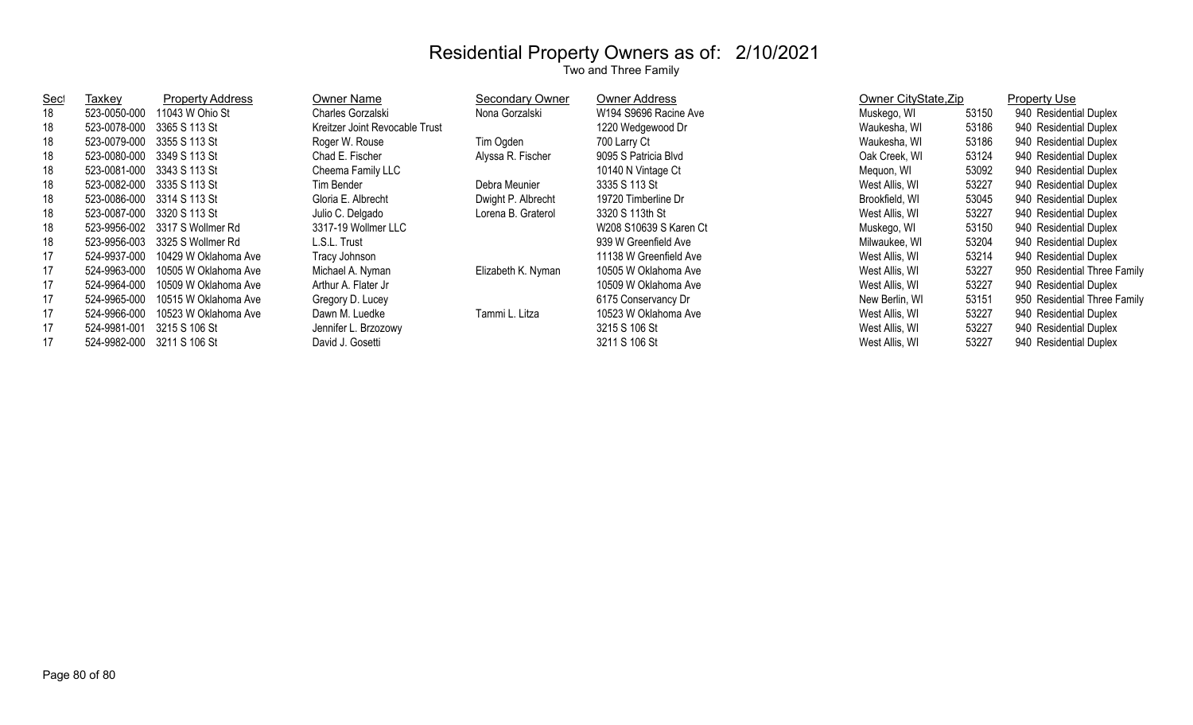# Residential Property Owners as of: 2/10/2021

Two and Three Family

| Sect | Taxkey | Property Address | Owner Name | Secondary Owner | Owner Address | Owner CityState,Zip | | Property Use |
|---|---|---|---|---|---|---|---|---|
| 18 | 523-0050-000 | 11043 W Ohio St | Charles Gorzalski | Nona Gorzalski | W194 S9696 Racine Ave | Muskego, WI | 53150 | 940 Residential Duplex |
| 18 | 523-0078-000 | 3365 S 113 St | Kreitzer Joint Revocable Trust | | 1220 Wedgewood Dr | Waukesha, WI | 53186 | 940 Residential Duplex |
| 18 | 523-0079-000 | 3355 S 113 St | Roger W. Rouse | Tim Ogden | 700 Larry Ct | Waukesha, WI | 53186 | 940 Residential Duplex |
| 18 | 523-0080-000 | 3349 S 113 St | Chad E. Fischer | Alyssa R. Fischer | 9095 S Patricia Blvd | Oak Creek, WI | 53124 | 940 Residential Duplex |
| 18 | 523-0081-000 | 3343 S 113 St | Cheema Family LLC | | 10140 N Vintage Ct | Mequon, WI | 53092 | 940 Residential Duplex |
| 18 | 523-0082-000 | 3335 S 113 St | Tim Bender | Debra Meunier | 3335 S 113 St | West Allis, WI | 53227 | 940 Residential Duplex |
| 18 | 523-0086-000 | 3314 S 113 St | Gloria E. Albrecht | Dwight P. Albrecht | 19720 Timberline Dr | Brookfield, WI | 53045 | 940 Residential Duplex |
| 18 | 523-0087-000 | 3320 S 113 St | Julio C. Delgado | Lorena B. Graterol | 3320 S 113th St | West Allis, WI | 53227 | 940 Residential Duplex |
| 18 | 523-9956-002 | 3317 S Wollmer Rd | 3317-19 Wollmer LLC | | W208 S10639 S Karen Ct | Muskego, WI | 53150 | 940 Residential Duplex |
| 18 | 523-9956-003 | 3325 S Wollmer Rd | L.S.L. Trust | | 939 W Greenfield Ave | Milwaukee, WI | 53204 | 940 Residential Duplex |
| 17 | 524-9937-000 | 10429 W Oklahoma Ave | Tracy Johnson | | 11138 W Greenfield Ave | West Allis, WI | 53214 | 940 Residential Duplex |
| 17 | 524-9963-000 | 10505 W Oklahoma Ave | Michael A. Nyman | Elizabeth K. Nyman | 10505 W Oklahoma Ave | West Allis, WI | 53227 | 950 Residential Three Family |
| 17 | 524-9964-000 | 10509 W Oklahoma Ave | Arthur A. Flater Jr | | 10509 W Oklahoma Ave | West Allis, WI | 53227 | 940 Residential Duplex |
| 17 | 524-9965-000 | 10515 W Oklahoma Ave | Gregory D. Lucey | | 6175 Conservancy Dr | New Berlin, WI | 53151 | 950 Residential Three Family |
| 17 | 524-9966-000 | 10523 W Oklahoma Ave | Dawn M. Luedke | Tammi L. Litza | 10523 W Oklahoma Ave | West Allis, WI | 53227 | 940 Residential Duplex |
| 17 | 524-9981-001 | 3215 S 106 St | Jennifer L. Brzozowy | | 3215 S 106 St | West Allis, WI | 53227 | 940 Residential Duplex |
| 17 | 524-9982-000 | 3211 S 106 St | David J. Gosetti | | 3211 S 106 St | West Allis, WI | 53227 | 940 Residential Duplex |